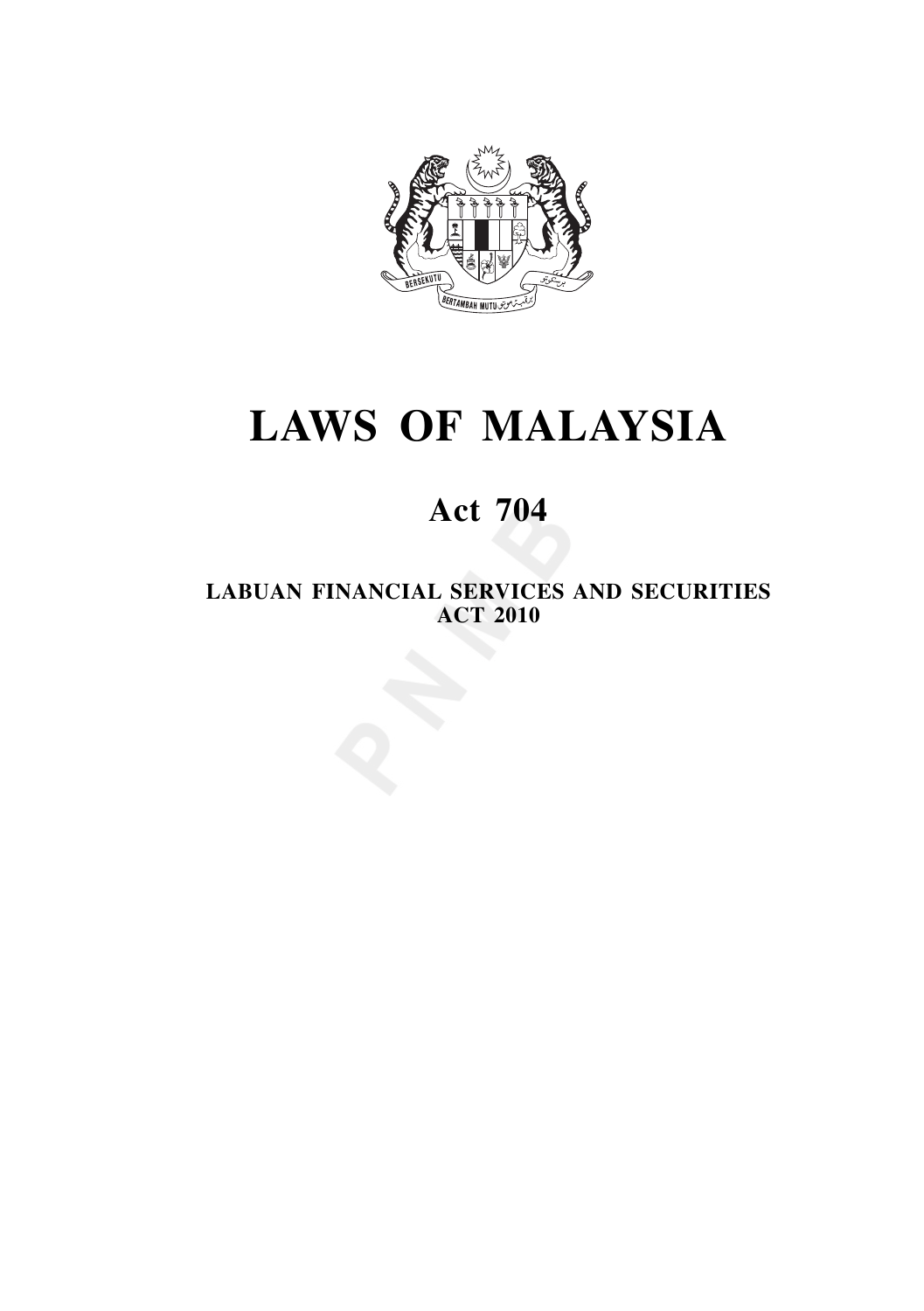# LAWS OF MALAYSIA

## Act 704

### LABUAN FINANCIAL SERVICES AND SECURITIES ACT 2010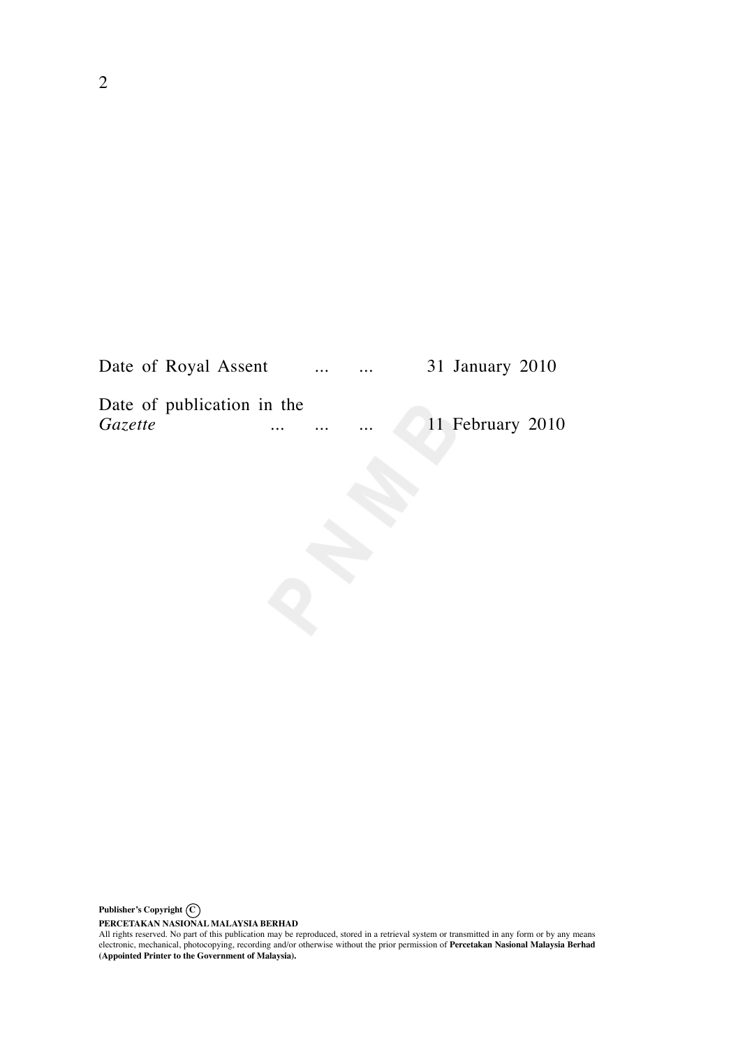Date of Royal Assent ... ... 31 January 2010

Date of publication in the *Gazette* ... ... ... 11 February 2010

**Publisher's Copyright** ©

**PERCETAKAN NASIONAL MALAYSIA BERHAD**

All rights reserved. No part of this publication may be reproduced, stored in a retrieval system or transmitted in any form or by any means electronic, mechanical, photocopying, recording and/or otherwise without the prior permission of **Percetakan Nasional Malaysia Berhad (Appointed Printer to the Government of Malaysia).**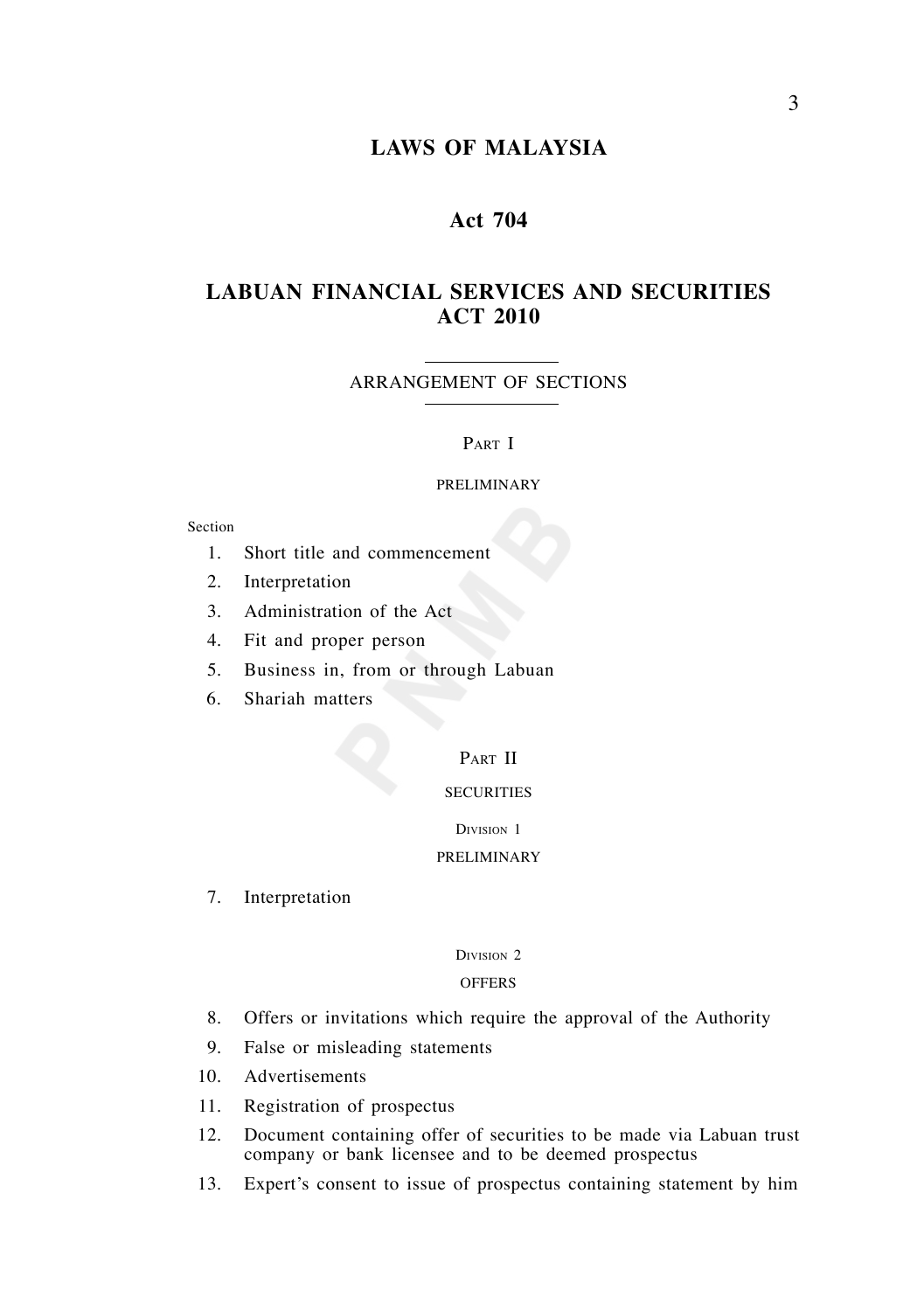# LAWS OF MALAYSIA

## Act 704

## LABUAN FINANCIAL SERVICES AND SECURITIES ACT 2010

ARRANGEMENT OF SECTIONS

Part I

PRELIMINARY

Section

1. Short title and commencement
2. Interpretation
3. Administration of the Act
4. Fit and proper person
5. Business in, from or through Labuan
6. Shariah matters

Part II

SECURITIES

Division 1

PRELIMINARY

7. Interpretation

Division 2

OFFERS

8. Offers or invitations which require the approval of the Authority
9. False or misleading statements
10. Advertisements
11. Registration of prospectus
12. Document containing offer of securities to be made via Labuan trust company or bank licensee and to be deemed prospectus
13. Expert's consent to issue of prospectus containing statement by him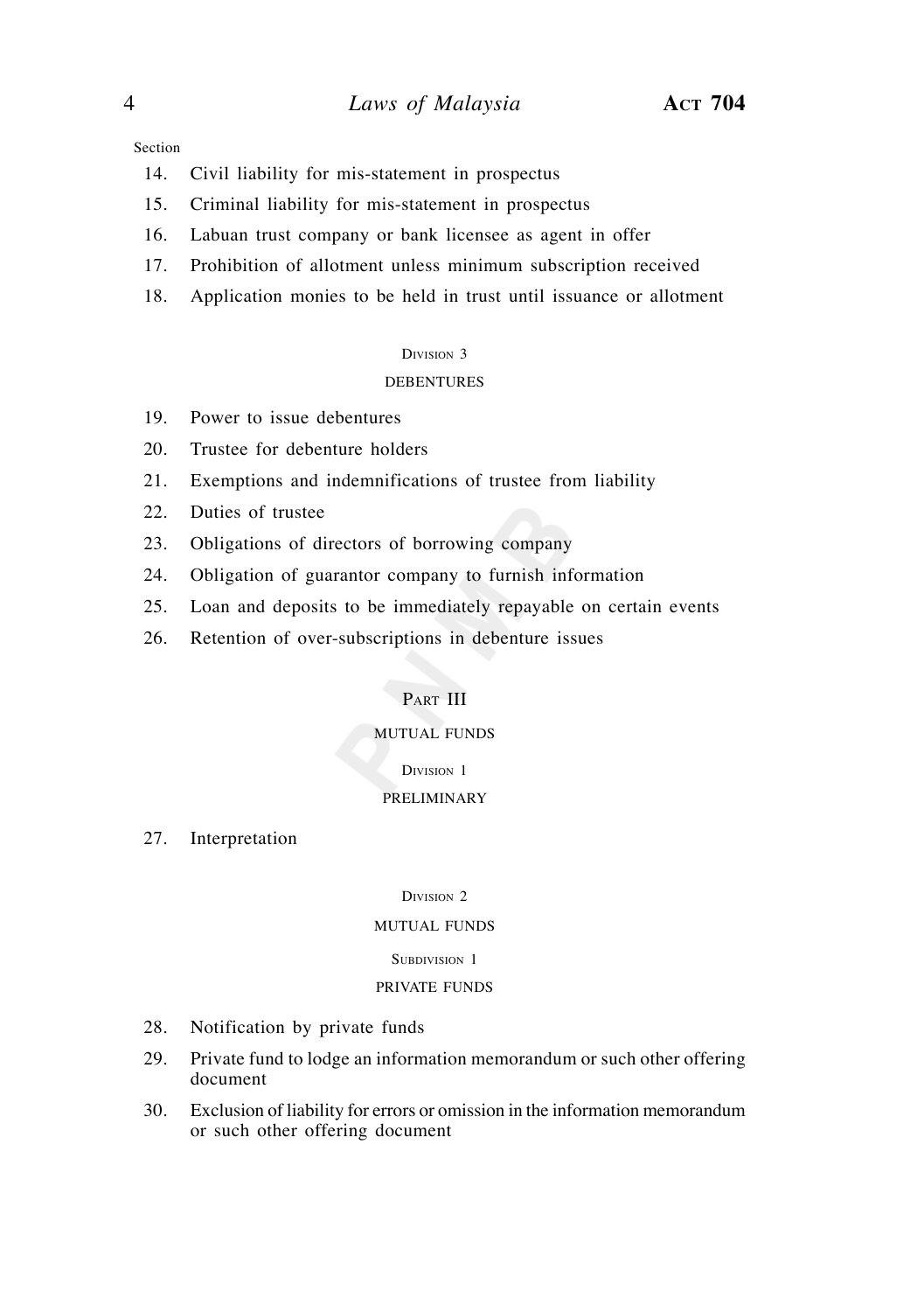Section

14. Civil liability for mis-statement in prospectus
15. Criminal liability for mis-statement in prospectus
16. Labuan trust company or bank licensee as agent in offer
17. Prohibition of allotment unless minimum subscription received
18. Application monies to be held in trust until issuance or allotment

Division 3

DEBENTURES

19. Power to issue debentures
20. Trustee for debenture holders
21. Exemptions and indemnifications of trustee from liability
22. Duties of trustee
23. Obligations of directors of borrowing company
24. Obligation of guarantor company to furnish information
25. Loan and deposits to be immediately repayable on certain events
26. Retention of over-subscriptions in debenture issues

Part III

MUTUAL FUNDS

Division 1

PRELIMINARY

27. Interpretation

Division 2

MUTUAL FUNDS

Subdivision 1

PRIVATE FUNDS

28. Notification by private funds
29. Private fund to lodge an information memorandum or such other offering document
30. Exclusion of liability for errors or omission in the information memorandum or such other offering document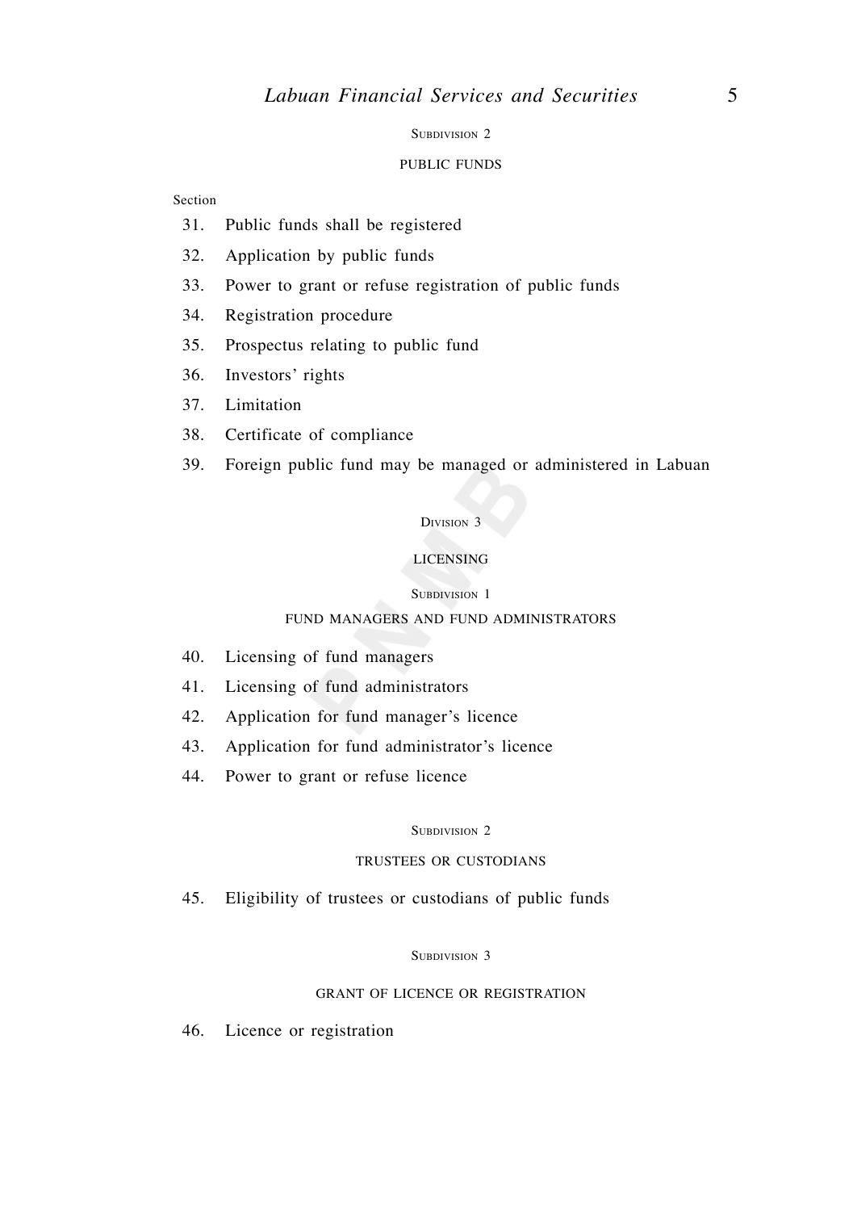Subdivision 2

PUBLIC FUNDS

Section

31. Public funds shall be registered
32. Application by public funds
33. Power to grant or refuse registration of public funds
34. Registration procedure
35. Prospectus relating to public fund
36. Investors' rights
37. Limitation
38. Certificate of compliance
39. Foreign public fund may be managed or administered in Labuan

Division 3

LICENSING

Subdivision 1

FUND MANAGERS AND FUND ADMINISTRATORS

40. Licensing of fund managers
41. Licensing of fund administrators
42. Application for fund manager's licence
43. Application for fund administrator's licence
44. Power to grant or refuse licence

Subdivision 2

TRUSTEES OR CUSTODIANS

45. Eligibility of trustees or custodians of public funds

Subdivision 3

GRANT OF LICENCE OR REGISTRATION

46. Licence or registration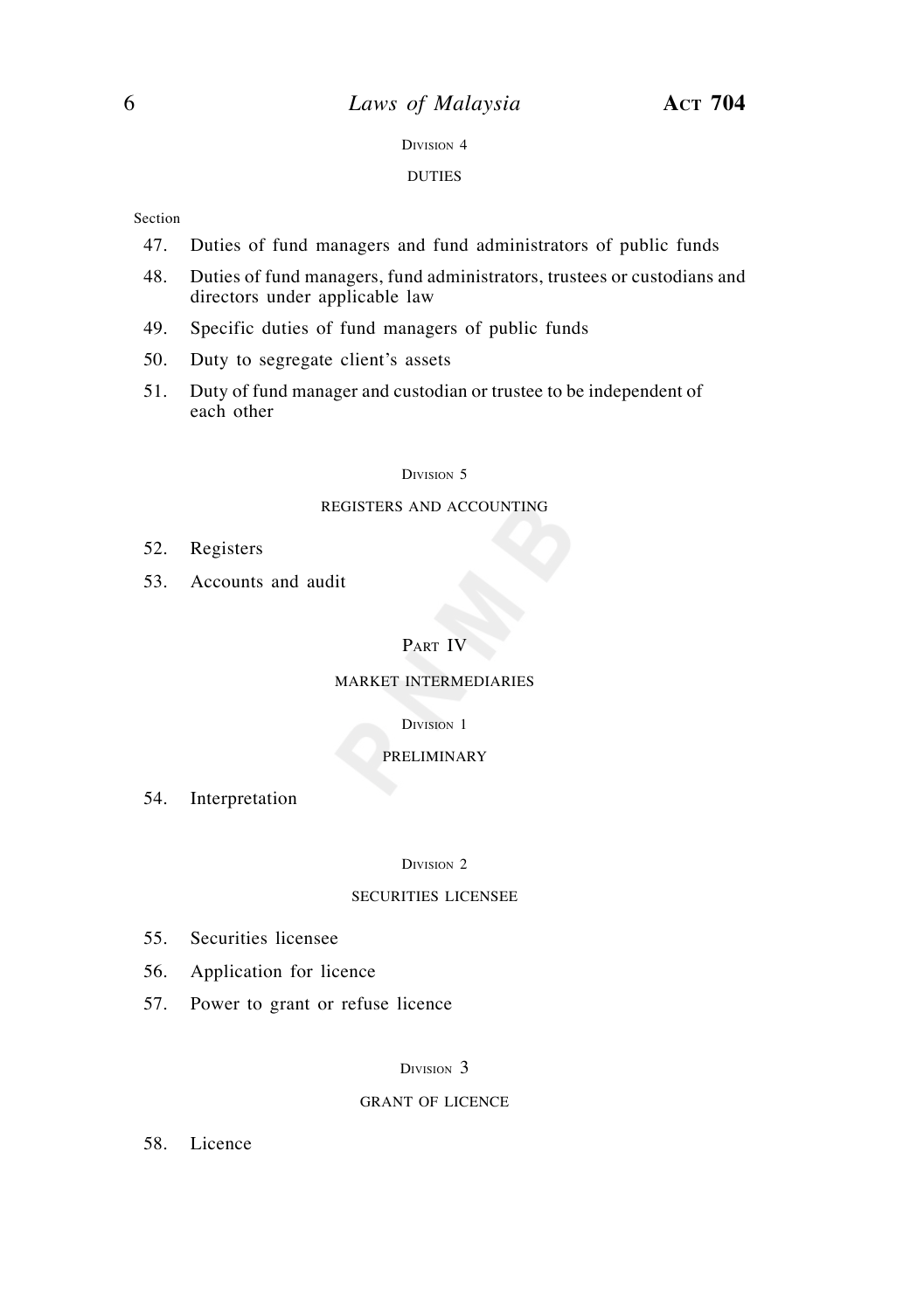Division 4

DUTIES

Section

47. Duties of fund managers and fund administrators of public funds
48. Duties of fund managers, fund administrators, trustees or custodians and directors under applicable law
49. Specific duties of fund managers of public funds
50. Duty to segregate client's assets
51. Duty of fund manager and custodian or trustee to be independent of each other

Division 5

REGISTERS AND ACCOUNTING

52. Registers
53. Accounts and audit

Part IV

MARKET INTERMEDIARIES

Division 1

PRELIMINARY

54. Interpretation

Division 2

SECURITIES LICENSEE

55. Securities licensee
56. Application for licence
57. Power to grant or refuse licence

Division 3

GRANT OF LICENCE

58. Licence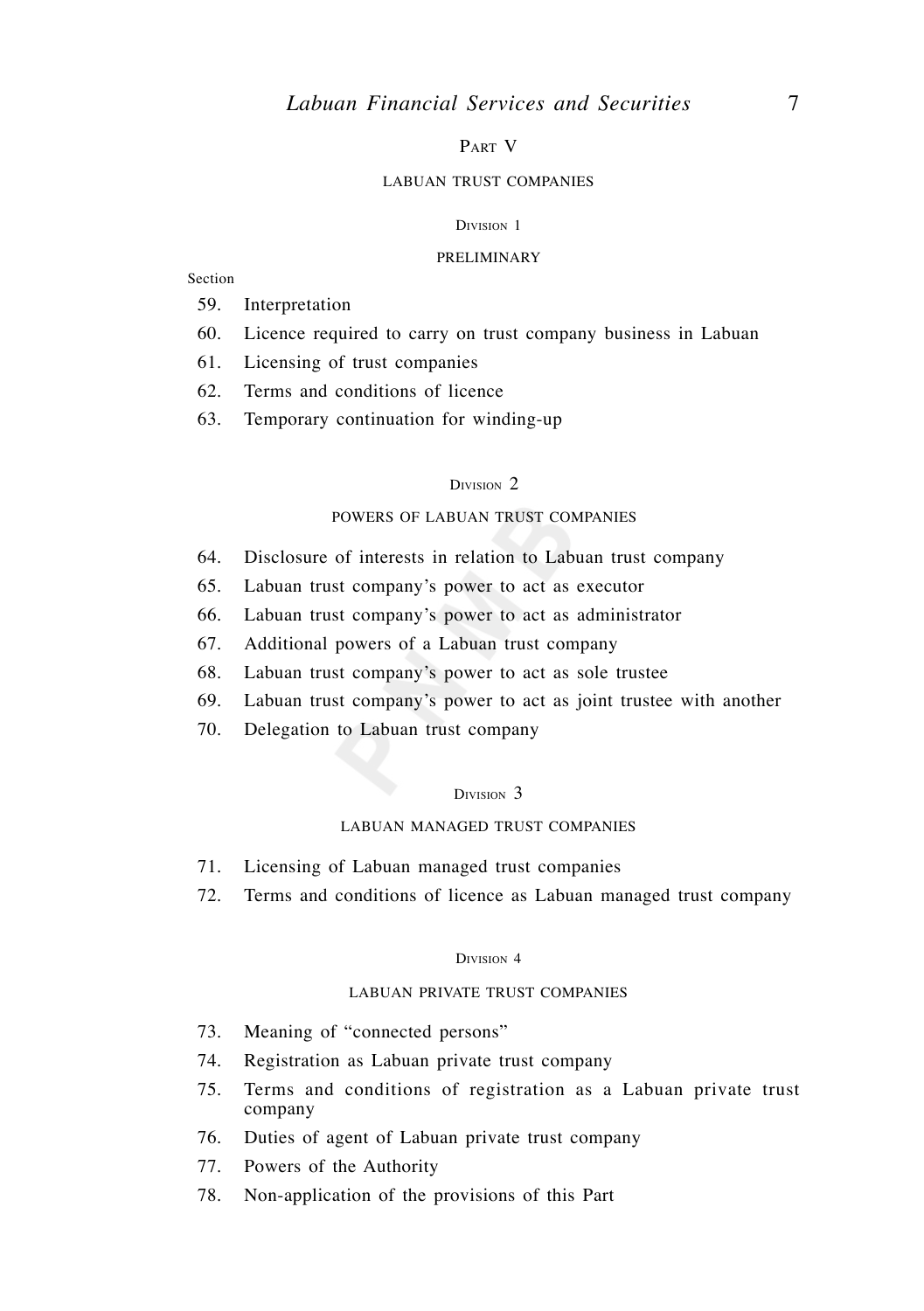## PART V

### LABUAN TRUST COMPANIES

#### DIVISION 1

#### PRELIMINARY

Section

59. Interpretation
60. Licence required to carry on trust company business in Labuan
61. Licensing of trust companies
62. Terms and conditions of licence
63. Temporary continuation for winding-up

#### DIVISION 2

#### POWERS OF LABUAN TRUST COMPANIES

64. Disclosure of interests in relation to Labuan trust company
65. Labuan trust company's power to act as executor
66. Labuan trust company's power to act as administrator
67. Additional powers of a Labuan trust company
68. Labuan trust company's power to act as sole trustee
69. Labuan trust company's power to act as joint trustee with another
70. Delegation to Labuan trust company

#### DIVISION 3

#### LABUAN MANAGED TRUST COMPANIES

71. Licensing of Labuan managed trust companies
72. Terms and conditions of licence as Labuan managed trust company

#### DIVISION 4

#### LABUAN PRIVATE TRUST COMPANIES

73. Meaning of "connected persons"
74. Registration as Labuan private trust company
75. Terms and conditions of registration as a Labuan private trust company
76. Duties of agent of Labuan private trust company
77. Powers of the Authority
78. Non-application of the provisions of this Part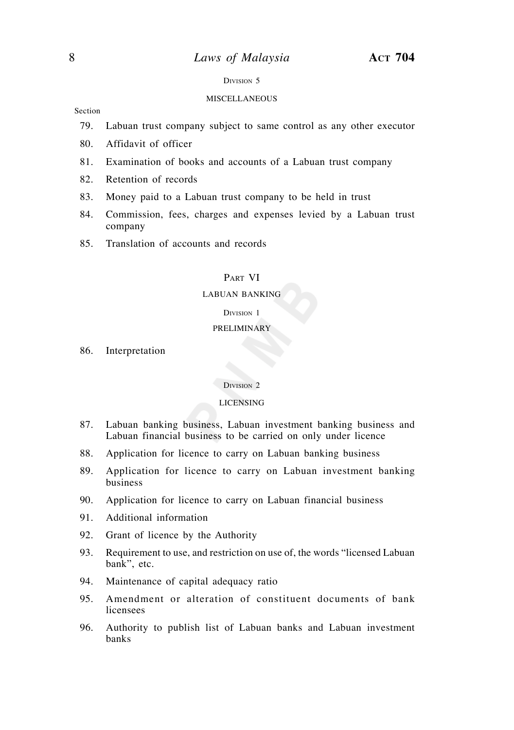DIVISION 5

MISCELLANEOUS

Section

79. Labuan trust company subject to same control as any other executor
80. Affidavit of officer
81. Examination of books and accounts of a Labuan trust company
82. Retention of records
83. Money paid to a Labuan trust company to be held in trust
84. Commission, fees, charges and expenses levied by a Labuan trust company
85. Translation of accounts and records

PART VI

LABUAN BANKING

DIVISION 1

PRELIMINARY

86. Interpretation

DIVISION 2

LICENSING

87. Labuan banking business, Labuan investment banking business and Labuan financial business to be carried on only under licence
88. Application for licence to carry on Labuan banking business
89. Application for licence to carry on Labuan investment banking business
90. Application for licence to carry on Labuan financial business
91. Additional information
92. Grant of licence by the Authority
93. Requirement to use, and restriction on use of, the words "licensed Labuan bank", etc.
94. Maintenance of capital adequacy ratio
95. Amendment or alteration of constituent documents of bank licensees
96. Authority to publish list of Labuan banks and Labuan investment banks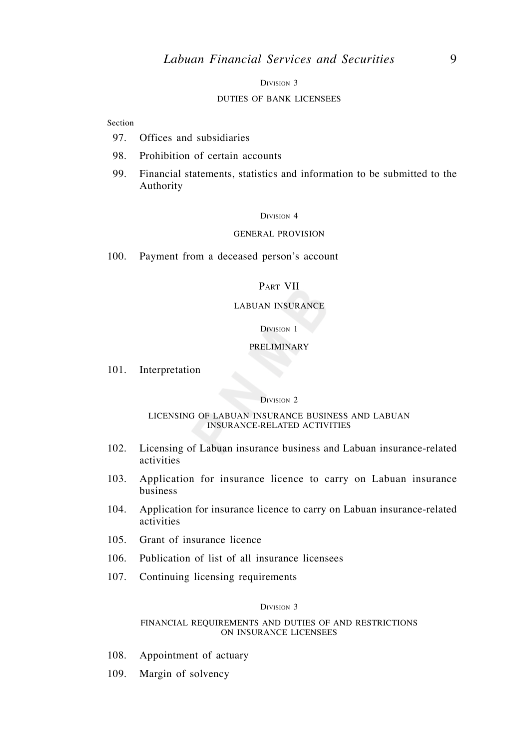Division 3

DUTIES OF BANK LICENSEES

Section

97. Offices and subsidiaries
98. Prohibition of certain accounts
99. Financial statements, statistics and information to be submitted to the Authority

Division 4

GENERAL PROVISION

100. Payment from a deceased person's account

Part VII

LABUAN INSURANCE

Division 1

PRELIMINARY

101. Interpretation

Division 2

LICENSING OF LABUAN INSURANCE BUSINESS AND LABUAN INSURANCE-RELATED ACTIVITIES

102. Licensing of Labuan insurance business and Labuan insurance-related activities
103. Application for insurance licence to carry on Labuan insurance business
104. Application for insurance licence to carry on Labuan insurance-related activities
105. Grant of insurance licence
106. Publication of list of all insurance licensees
107. Continuing licensing requirements

Division 3

FINANCIAL REQUIREMENTS AND DUTIES OF AND RESTRICTIONS ON INSURANCE LICENSEES

108. Appointment of actuary
109. Margin of solvency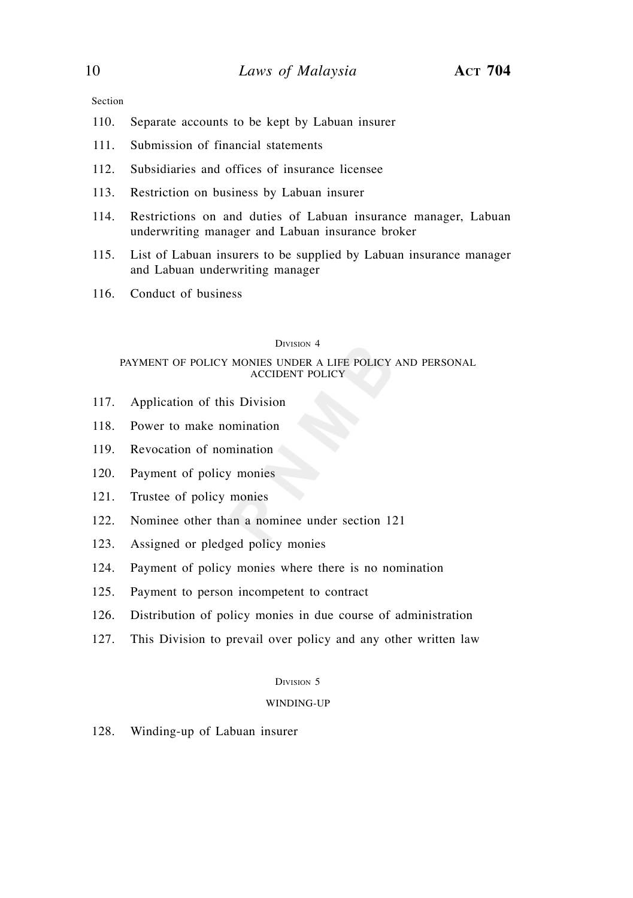Section

110. Separate accounts to be kept by Labuan insurer

111. Submission of financial statements

112. Subsidiaries and offices of insurance licensee

113. Restriction on business by Labuan insurer

114. Restrictions on and duties of Labuan insurance manager, Labuan underwriting manager and Labuan insurance broker

115. List of Labuan insurers to be supplied by Labuan insurance manager and Labuan underwriting manager

116. Conduct of business

### Division 4

### PAYMENT OF POLICY MONIES UNDER A LIFE POLICY AND PERSONAL ACCIDENT POLICY

117. Application of this Division

118. Power to make nomination

119. Revocation of nomination

120. Payment of policy monies

121. Trustee of policy monies

122. Nominee other than a nominee under section 121

123. Assigned or pledged policy monies

124. Payment of policy monies where there is no nomination

125. Payment to person incompetent to contract

126. Distribution of policy monies in due course of administration

127. This Division to prevail over policy and any other written law

### Division 5

### WINDING-UP

128. Winding-up of Labuan insurer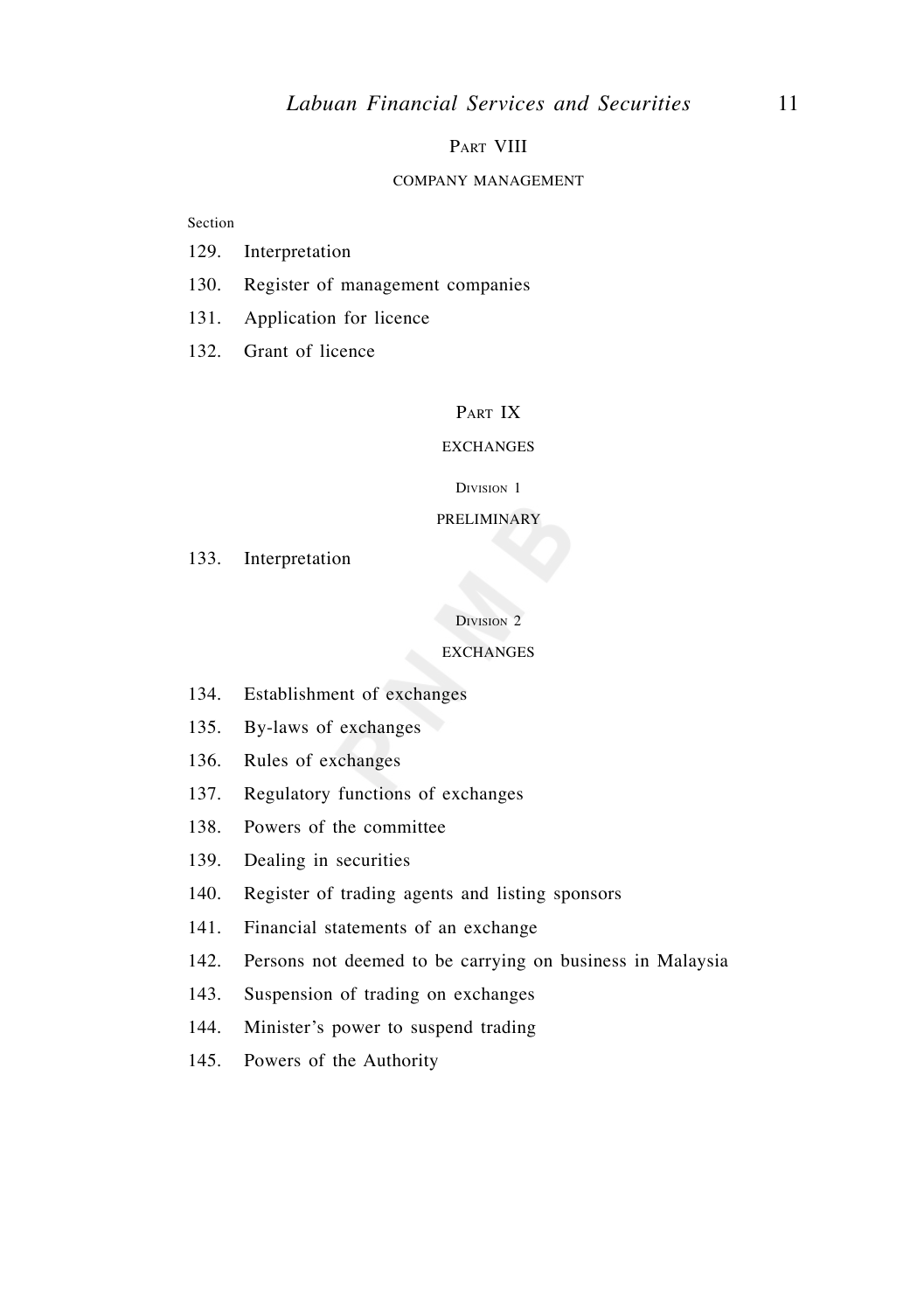## Part VIII

### COMPANY MANAGEMENT

Section

129. Interpretation
130. Register of management companies
131. Application for licence
132. Grant of licence

## Part IX

### EXCHANGES

#### Division 1

#### PRELIMINARY

133. Interpretation

#### Division 2

#### EXCHANGES

134. Establishment of exchanges
135. By-laws of exchanges
136. Rules of exchanges
137. Regulatory functions of exchanges
138. Powers of the committee
139. Dealing in securities
140. Register of trading agents and listing sponsors
141. Financial statements of an exchange
142. Persons not deemed to be carrying on business in Malaysia
143. Suspension of trading on exchanges
144. Minister's power to suspend trading
145. Powers of the Authority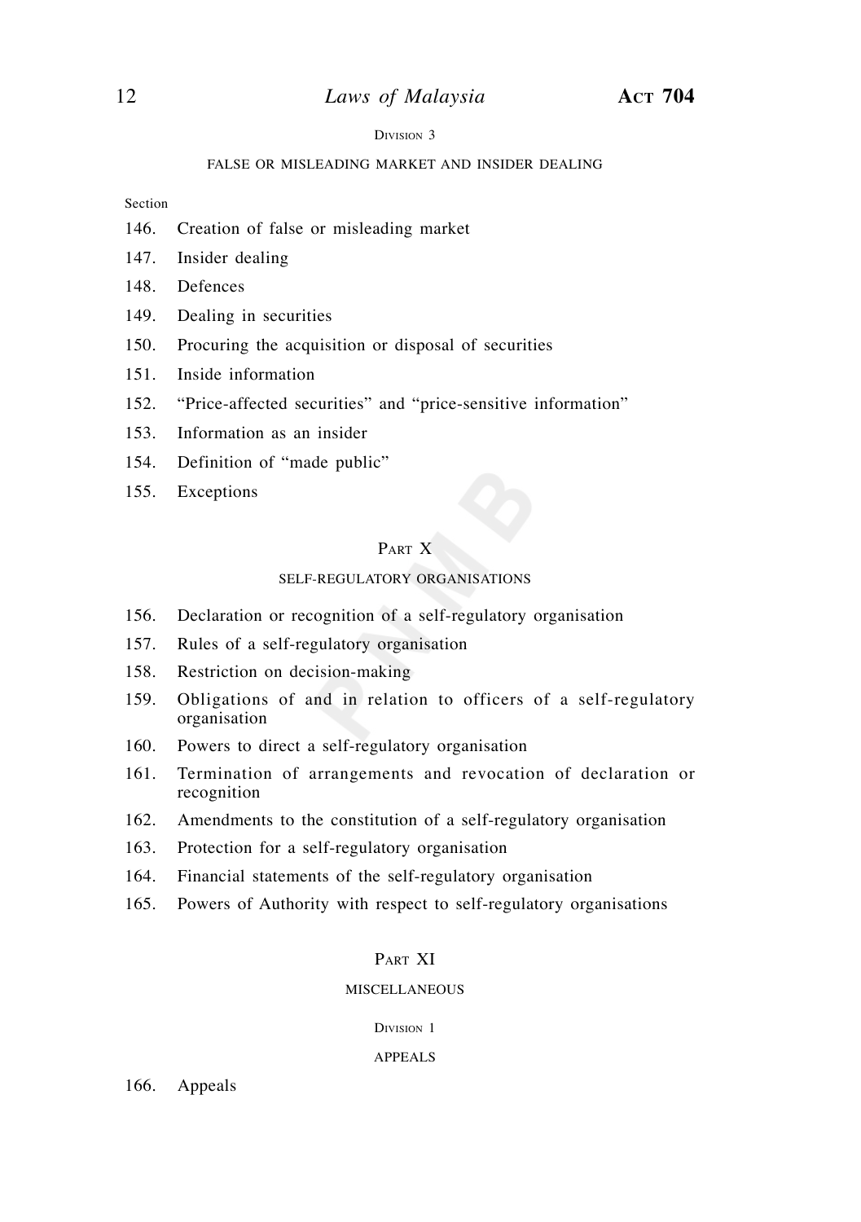Division 3

FALSE OR MISLEADING MARKET AND INSIDER DEALING

Section

146. Creation of false or misleading market
147. Insider dealing
148. Defences
149. Dealing in securities
150. Procuring the acquisition or disposal of securities
151. Inside information
152. "Price-affected securities" and "price-sensitive information"
153. Information as an insider
154. Definition of "made public"
155. Exceptions

## Part X

### SELF-REGULATORY ORGANISATIONS

156. Declaration or recognition of a self-regulatory organisation
157. Rules of a self-regulatory organisation
158. Restriction on decision-making
159. Obligations of and in relation to officers of a self-regulatory organisation
160. Powers to direct a self-regulatory organisation
161. Termination of arrangements and revocation of declaration or recognition
162. Amendments to the constitution of a self-regulatory organisation
163. Protection for a self-regulatory organisation
164. Financial statements of the self-regulatory organisation
165. Powers of Authority with respect to self-regulatory organisations

## Part XI

### MISCELLANEOUS

Division 1

APPEALS

166. Appeals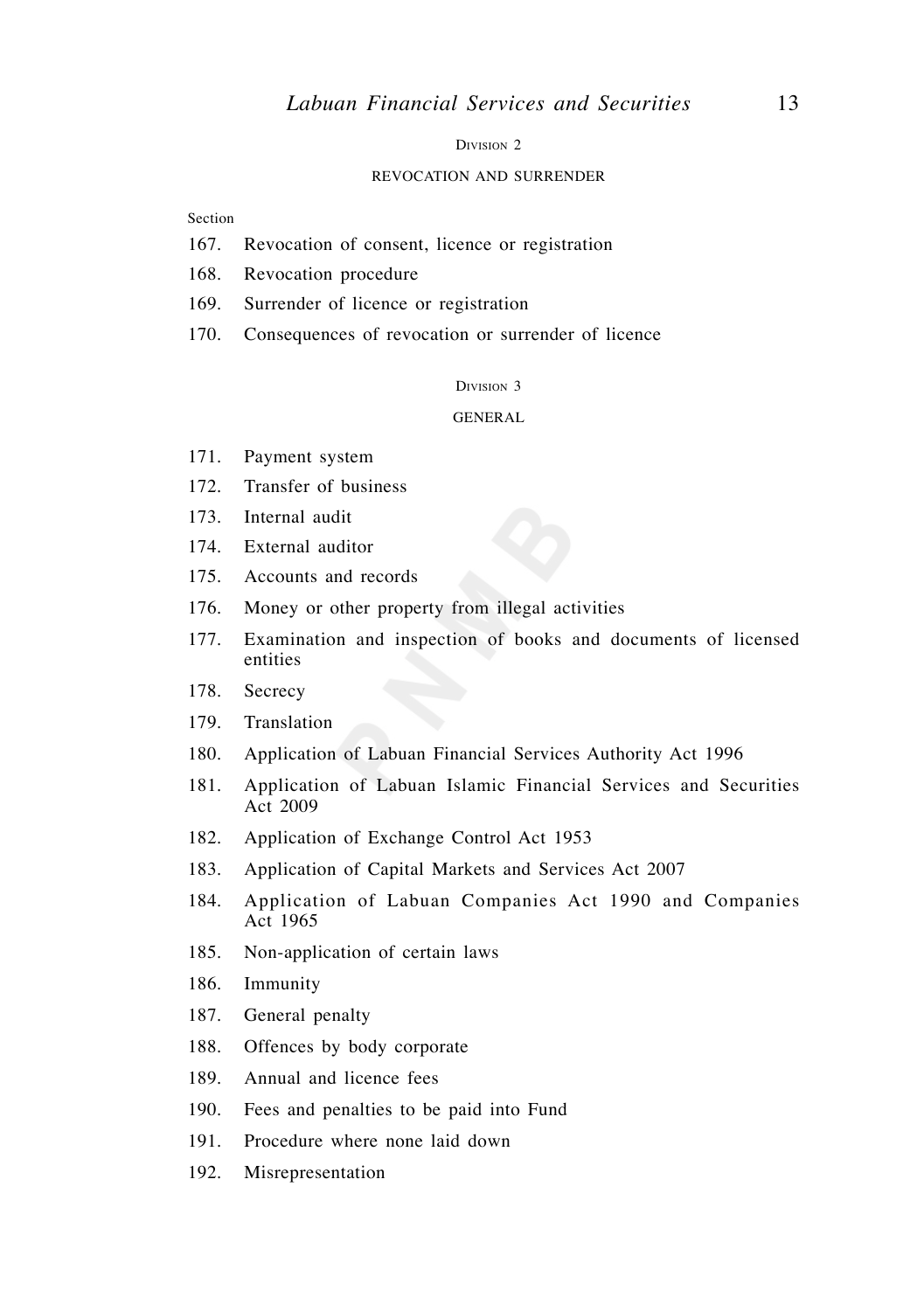Division 2

REVOCATION AND SURRENDER

Section

167. Revocation of consent, licence or registration
168. Revocation procedure
169. Surrender of licence or registration
170. Consequences of revocation or surrender of licence

Division 3

GENERAL

171. Payment system
172. Transfer of business
173. Internal audit
174. External auditor
175. Accounts and records
176. Money or other property from illegal activities
177. Examination and inspection of books and documents of licensed entities
178. Secrecy
179. Translation
180. Application of Labuan Financial Services Authority Act 1996
181. Application of Labuan Islamic Financial Services and Securities Act 2009
182. Application of Exchange Control Act 1953
183. Application of Capital Markets and Services Act 2007
184. Application of Labuan Companies Act 1990 and Companies Act 1965
185. Non-application of certain laws
186. Immunity
187. General penalty
188. Offences by body corporate
189. Annual and licence fees
190. Fees and penalties to be paid into Fund
191. Procedure where none laid down
192. Misrepresentation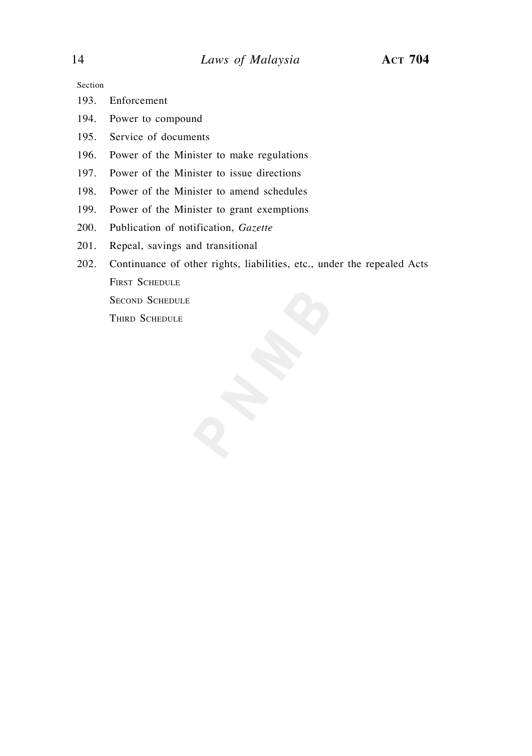Section

193. Enforcement
194. Power to compound
195. Service of documents
196. Power of the Minister to make regulations
197. Power of the Minister to issue directions
198. Power of the Minister to amend schedules
199. Power of the Minister to grant exemptions
200. Publication of notification, *Gazette*
201. Repeal, savings and transitional
202. Continuance of other rights, liabilities, etc., under the repealed Acts

First Schedule

Second Schedule

Third Schedule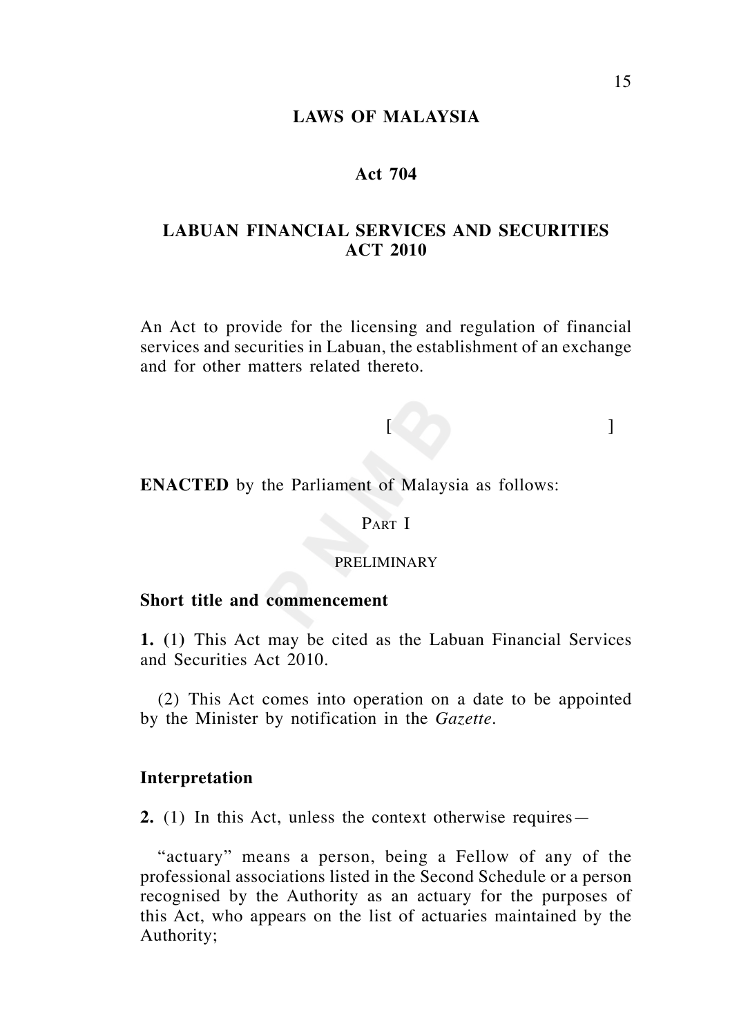# LAWS OF MALAYSIA

## Act 704

## LABUAN FINANCIAL SERVICES AND SECURITIES ACT 2010

An Act to provide for the licensing and regulation of financial services and securities in Labuan, the establishment of an exchange and for other matters related thereto.

[ ]

**ENACTED** by the Parliament of Malaysia as follows:

PART I

PRELIMINARY

### Short title and commencement

**1.** (1) This Act may be cited as the Labuan Financial Services and Securities Act 2010.

(2) This Act comes into operation on a date to be appointed by the Minister by notification in the *Gazette*.

### Interpretation

**2.** (1) In this Act, unless the context otherwise requires—

"actuary" means a person, being a Fellow of any of the professional associations listed in the Second Schedule or a person recognised by the Authority as an actuary for the purposes of this Act, who appears on the list of actuaries maintained by the Authority;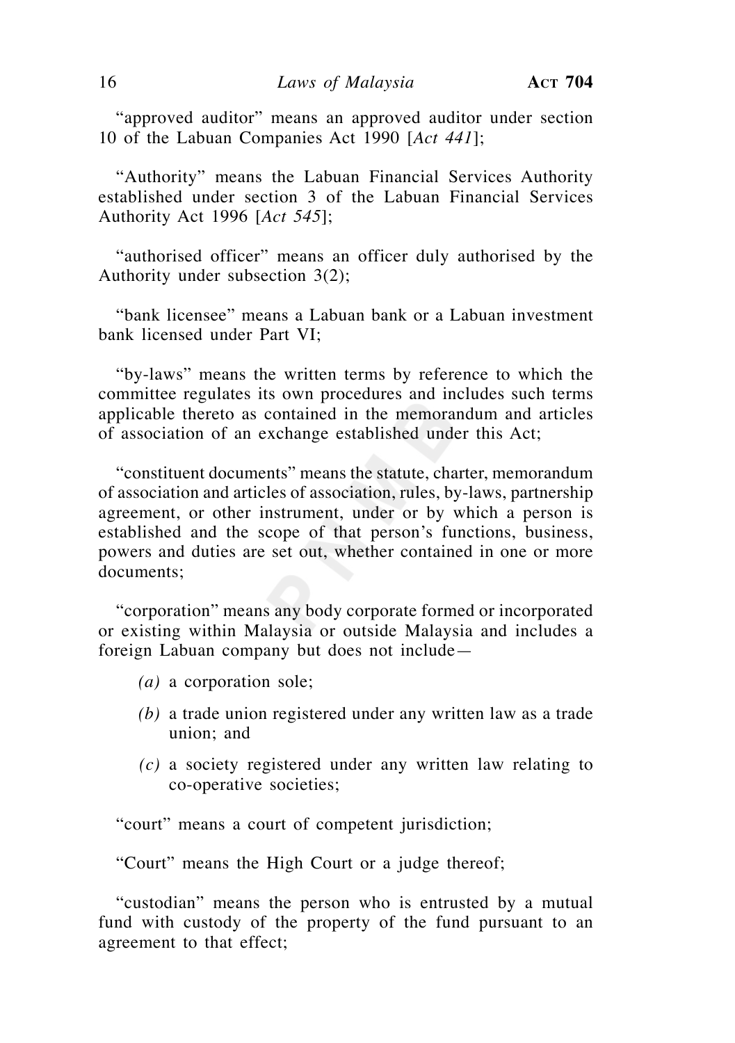"approved auditor" means an approved auditor under section 10 of the Labuan Companies Act 1990 [*Act 441*];

"Authority" means the Labuan Financial Services Authority established under section 3 of the Labuan Financial Services Authority Act 1996 [*Act 545*];

"authorised officer" means an officer duly authorised by the Authority under subsection 3(2);

"bank licensee" means a Labuan bank or a Labuan investment bank licensed under Part VI;

"by-laws" means the written terms by reference to which the committee regulates its own procedures and includes such terms applicable thereto as contained in the memorandum and articles of association of an exchange established under this Act;

"constituent documents" means the statute, charter, memorandum of association and articles of association, rules, by-laws, partnership agreement, or other instrument, under or by which a person is established and the scope of that person's functions, business, powers and duties are set out, whether contained in one or more documents;

"corporation" means any body corporate formed or incorporated or existing within Malaysia or outside Malaysia and includes a foreign Labuan company but does not include—

*(a)* a corporation sole;

*(b)* a trade union registered under any written law as a trade union; and

*(c)* a society registered under any written law relating to co-operative societies;

"court" means a court of competent jurisdiction;

"Court" means the High Court or a judge thereof;

"custodian" means the person who is entrusted by a mutual fund with custody of the property of the fund pursuant to an agreement to that effect;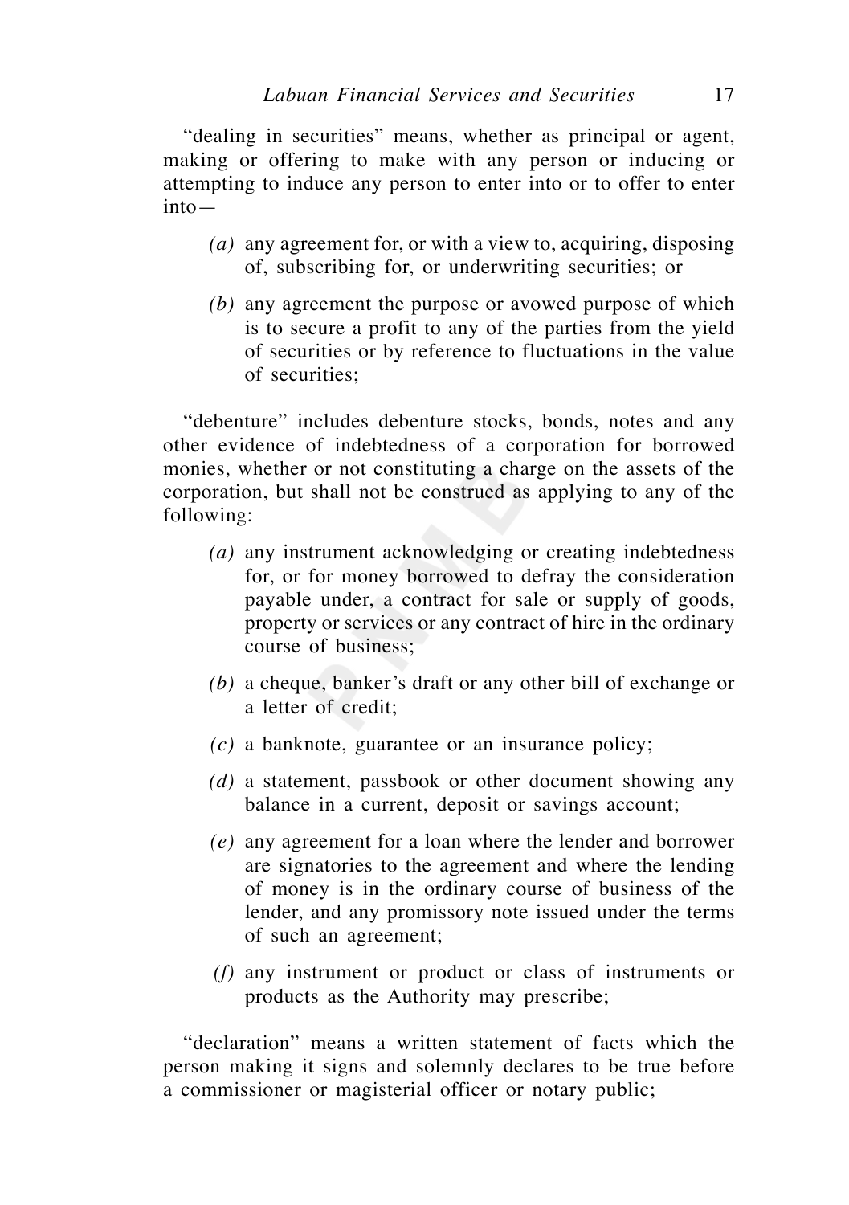"dealing in securities" means, whether as principal or agent, making or offering to make with any person or inducing or attempting to induce any person to enter into or to offer to enter into—

*(a)* any agreement for, or with a view to, acquiring, disposing of, subscribing for, or underwriting securities; or

*(b)* any agreement the purpose or avowed purpose of which is to secure a profit to any of the parties from the yield of securities or by reference to fluctuations in the value of securities;

"debenture" includes debenture stocks, bonds, notes and any other evidence of indebtedness of a corporation for borrowed monies, whether or not constituting a charge on the assets of the corporation, but shall not be construed as applying to any of the following:

*(a)* any instrument acknowledging or creating indebtedness for, or for money borrowed to defray the consideration payable under, a contract for sale or supply of goods, property or services or any contract of hire in the ordinary course of business;

*(b)* a cheque, banker's draft or any other bill of exchange or a letter of credit;

*(c)* a banknote, guarantee or an insurance policy;

*(d)* a statement, passbook or other document showing any balance in a current, deposit or savings account;

*(e)* any agreement for a loan where the lender and borrower are signatories to the agreement and where the lending of money is in the ordinary course of business of the lender, and any promissory note issued under the terms of such an agreement;

*(f)* any instrument or product or class of instruments or products as the Authority may prescribe;

"declaration" means a written statement of facts which the person making it signs and solemnly declares to be true before a commissioner or magisterial officer or notary public;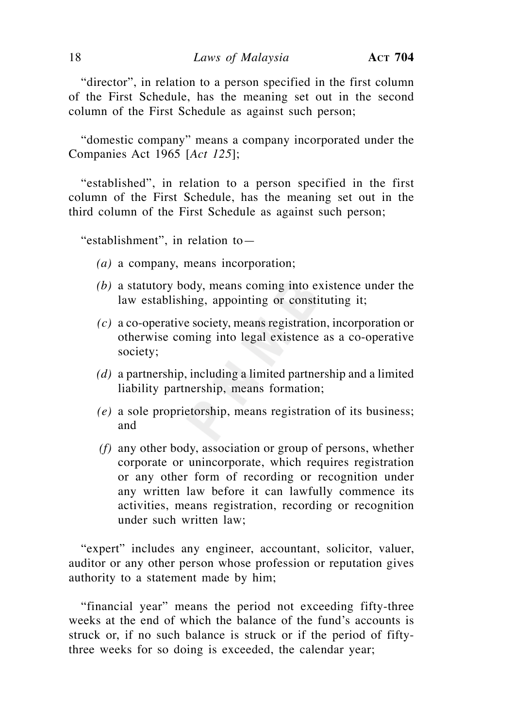"director", in relation to a person specified in the first column of the First Schedule, has the meaning set out in the second column of the First Schedule as against such person;

"domestic company" means a company incorporated under the Companies Act 1965 [*Act 125*];

"established", in relation to a person specified in the first column of the First Schedule, has the meaning set out in the third column of the First Schedule as against such person;

"establishment", in relation to—

*(a)* a company, means incorporation;

*(b)* a statutory body, means coming into existence under the law establishing, appointing or constituting it;

*(c)* a co-operative society, means registration, incorporation or otherwise coming into legal existence as a co-operative society;

*(d)* a partnership, including a limited partnership and a limited liability partnership, means formation;

*(e)* a sole proprietorship, means registration of its business; and

*(f)* any other body, association or group of persons, whether corporate or unincorporate, which requires registration or any other form of recording or recognition under any written law before it can lawfully commence its activities, means registration, recording or recognition under such written law;

"expert" includes any engineer, accountant, solicitor, valuer, auditor or any other person whose profession or reputation gives authority to a statement made by him;

"financial year" means the period not exceeding fifty-three weeks at the end of which the balance of the fund's accounts is struck or, if no such balance is struck or if the period of fifty-three weeks for so doing is exceeded, the calendar year;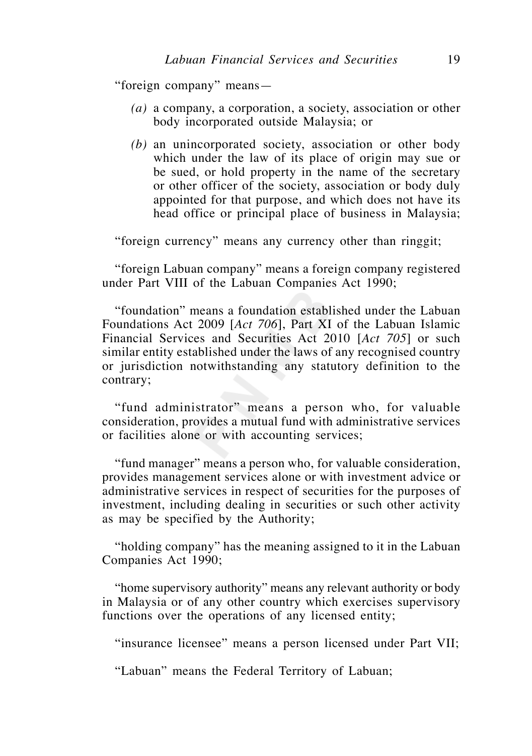"foreign company" means—

*(a)* a company, a corporation, a society, association or other body incorporated outside Malaysia; or

*(b)* an unincorporated society, association or other body which under the law of its place of origin may sue or be sued, or hold property in the name of the secretary or other officer of the society, association or body duly appointed for that purpose, and which does not have its head office or principal place of business in Malaysia;

"foreign currency" means any currency other than ringgit;

"foreign Labuan company" means a foreign company registered under Part VIII of the Labuan Companies Act 1990;

"foundation" means a foundation established under the Labuan Foundations Act 2009 [*Act 706*], Part XI of the Labuan Islamic Financial Services and Securities Act 2010 [*Act 705*] or such similar entity established under the laws of any recognised country or jurisdiction notwithstanding any statutory definition to the contrary;

"fund administrator" means a person who, for valuable consideration, provides a mutual fund with administrative services or facilities alone or with accounting services;

"fund manager" means a person who, for valuable consideration, provides management services alone or with investment advice or administrative services in respect of securities for the purposes of investment, including dealing in securities or such other activity as may be specified by the Authority;

"holding company" has the meaning assigned to it in the Labuan Companies Act 1990;

"home supervisory authority" means any relevant authority or body in Malaysia or of any other country which exercises supervisory functions over the operations of any licensed entity;

"insurance licensee" means a person licensed under Part VII;

"Labuan" means the Federal Territory of Labuan;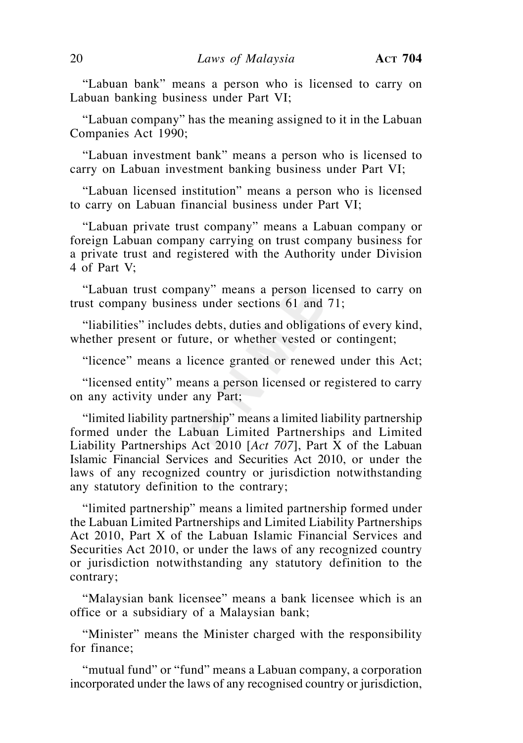"Labuan bank" means a person who is licensed to carry on Labuan banking business under Part VI;

"Labuan company" has the meaning assigned to it in the Labuan Companies Act 1990;

"Labuan investment bank" means a person who is licensed to carry on Labuan investment banking business under Part VI;

"Labuan licensed institution" means a person who is licensed to carry on Labuan financial business under Part VI;

"Labuan private trust company" means a Labuan company or foreign Labuan company carrying on trust company business for a private trust and registered with the Authority under Division 4 of Part V;

"Labuan trust company" means a person licensed to carry on trust company business under sections 61 and 71;

"liabilities" includes debts, duties and obligations of every kind, whether present or future, or whether vested or contingent;

"licence" means a licence granted or renewed under this Act;

"licensed entity" means a person licensed or registered to carry on any activity under any Part;

"limited liability partnership" means a limited liability partnership formed under the Labuan Limited Partnerships and Limited Liability Partnerships Act 2010 [*Act 707*], Part X of the Labuan Islamic Financial Services and Securities Act 2010, or under the laws of any recognized country or jurisdiction notwithstanding any statutory definition to the contrary;

"limited partnership" means a limited partnership formed under the Labuan Limited Partnerships and Limited Liability Partnerships Act 2010, Part X of the Labuan Islamic Financial Services and Securities Act 2010, or under the laws of any recognized country or jurisdiction notwithstanding any statutory definition to the contrary;

"Malaysian bank licensee" means a bank licensee which is an office or a subsidiary of a Malaysian bank;

"Minister" means the Minister charged with the responsibility for finance;

"mutual fund" or "fund" means a Labuan company, a corporation incorporated under the laws of any recognised country or jurisdiction,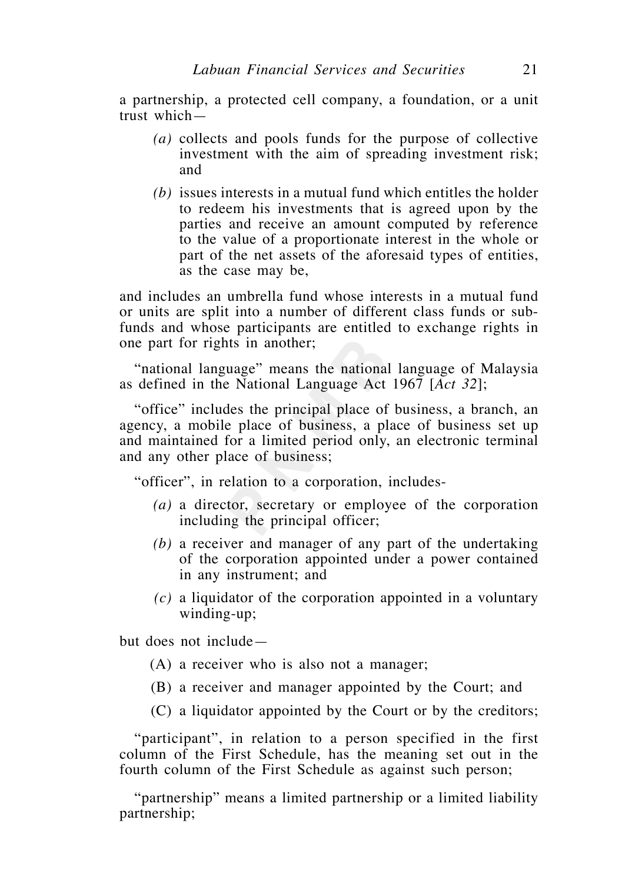a partnership, a protected cell company, a foundation, or a unit trust which—

- *(a)* collects and pools funds for the purpose of collective investment with the aim of spreading investment risk; and
- *(b)* issues interests in a mutual fund which entitles the holder to redeem his investments that is agreed upon by the parties and receive an amount computed by reference to the value of a proportionate interest in the whole or part of the net assets of the aforesaid types of entities, as the case may be,

and includes an umbrella fund whose interests in a mutual fund or units are split into a number of different class funds or sub-funds and whose participants are entitled to exchange rights in one part for rights in another;

"national language" means the national language of Malaysia as defined in the National Language Act 1967 [*Act 32*];

"office" includes the principal place of business, a branch, an agency, a mobile place of business, a place of business set up and maintained for a limited period only, an electronic terminal and any other place of business;

"officer", in relation to a corporation, includes-

- *(a)* a director, secretary or employee of the corporation including the principal officer;
- *(b)* a receiver and manager of any part of the undertaking of the corporation appointed under a power contained in any instrument; and
- *(c)* a liquidator of the corporation appointed in a voluntary winding-up;

but does not include—

- (A) a receiver who is also not a manager;
- (B) a receiver and manager appointed by the Court; and
- (C) a liquidator appointed by the Court or by the creditors;

"participant", in relation to a person specified in the first column of the First Schedule, has the meaning set out in the fourth column of the First Schedule as against such person;

"partnership" means a limited partnership or a limited liability partnership;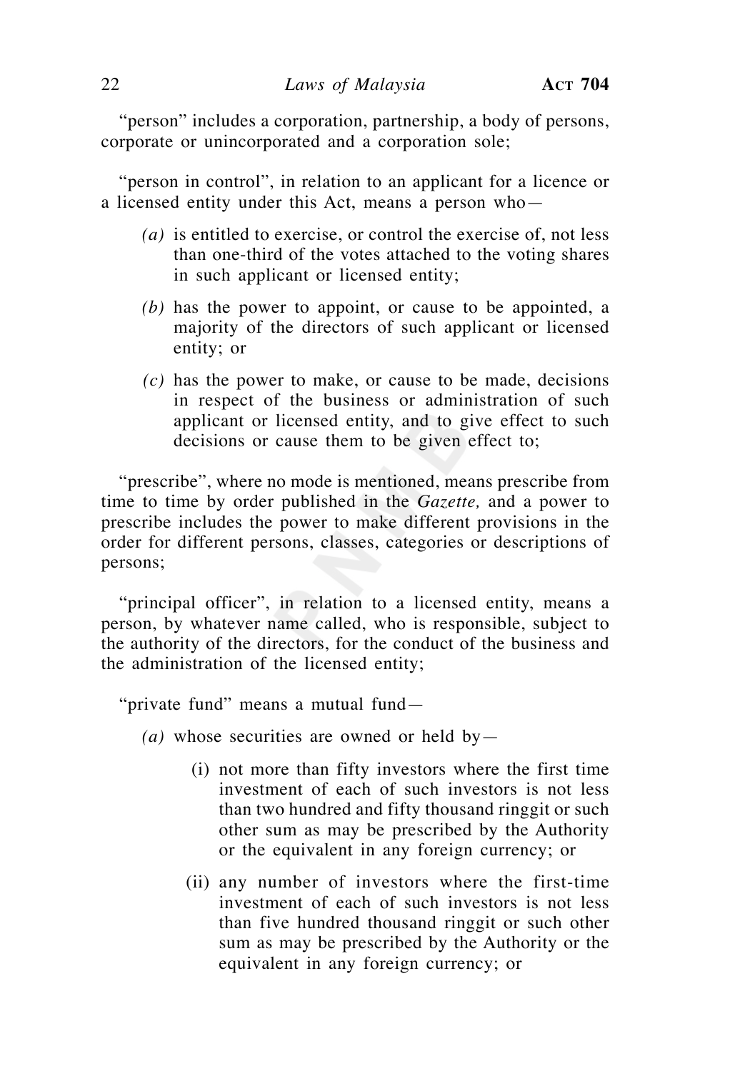"person" includes a corporation, partnership, a body of persons, corporate or unincorporated and a corporation sole;

"person in control", in relation to an applicant for a licence or a licensed entity under this Act, means a person who—

*(a)* is entitled to exercise, or control the exercise of, not less than one-third of the votes attached to the voting shares in such applicant or licensed entity;

*(b)* has the power to appoint, or cause to be appointed, a majority of the directors of such applicant or licensed entity; or

*(c)* has the power to make, or cause to be made, decisions in respect of the business or administration of such applicant or licensed entity, and to give effect to such decisions or cause them to be given effect to;

"prescribe", where no mode is mentioned, means prescribe from time to time by order published in the *Gazette,* and a power to prescribe includes the power to make different provisions in the order for different persons, classes, categories or descriptions of persons;

"principal officer", in relation to a licensed entity, means a person, by whatever name called, who is responsible, subject to the authority of the directors, for the conduct of the business and the administration of the licensed entity;

"private fund" means a mutual fund—

*(a)* whose securities are owned or held by—

(i) not more than fifty investors where the first time investment of each of such investors is not less than two hundred and fifty thousand ringgit or such other sum as may be prescribed by the Authority or the equivalent in any foreign currency; or

(ii) any number of investors where the first-time investment of each of such investors is not less than five hundred thousand ringgit or such other sum as may be prescribed by the Authority or the equivalent in any foreign currency; or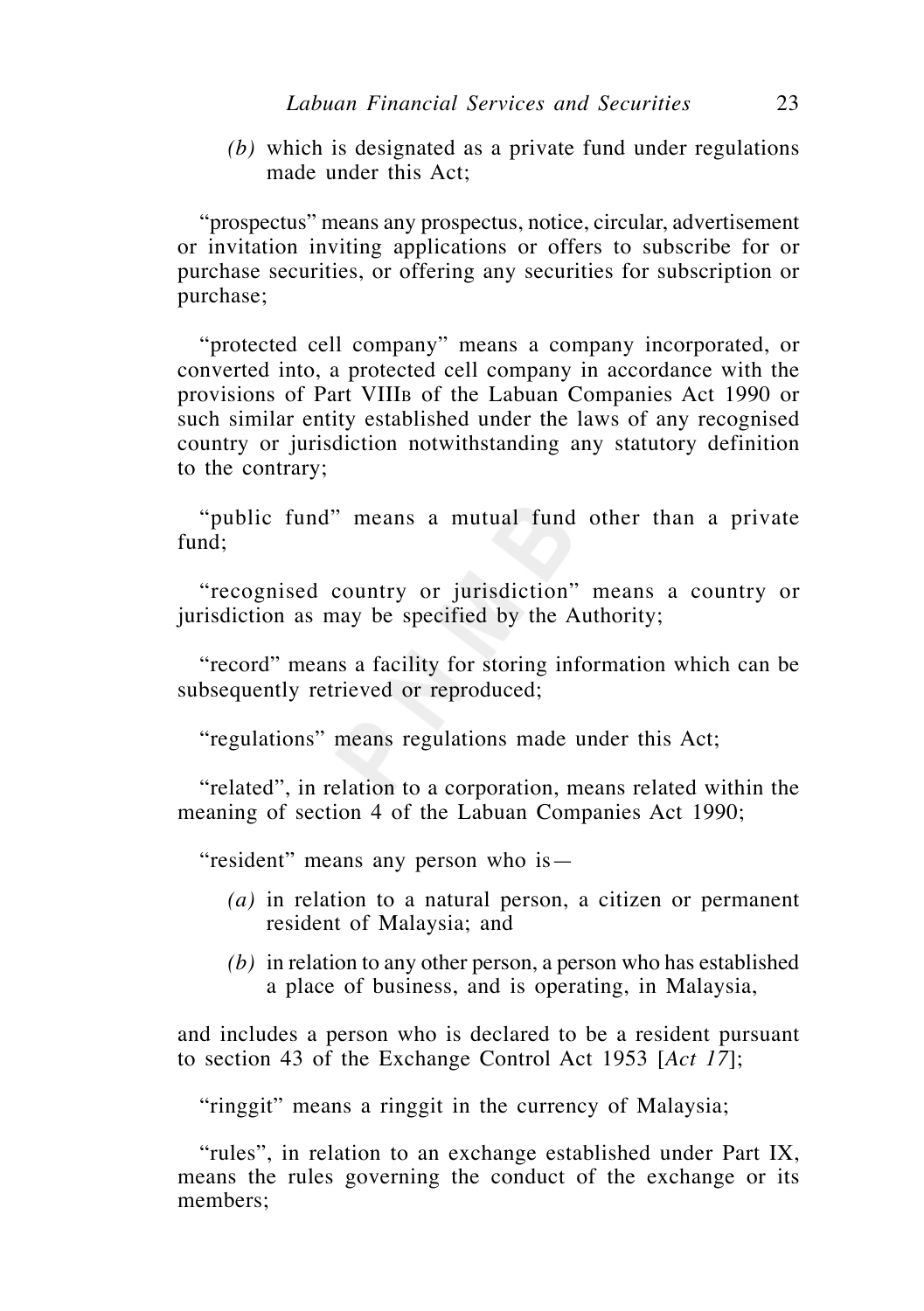*(b)* which is designated as a private fund under regulations made under this Act;

"prospectus" means any prospectus, notice, circular, advertisement or invitation inviting applications or offers to subscribe for or purchase securities, or offering any securities for subscription or purchase;

"protected cell company" means a company incorporated, or converted into, a protected cell company in accordance with the provisions of Part VIIIB of the Labuan Companies Act 1990 or such similar entity established under the laws of any recognised country or jurisdiction notwithstanding any statutory definition to the contrary;

"public fund" means a mutual fund other than a private fund;

"recognised country or jurisdiction" means a country or jurisdiction as may be specified by the Authority;

"record" means a facility for storing information which can be subsequently retrieved or reproduced;

"regulations" means regulations made under this Act;

"related", in relation to a corporation, means related within the meaning of section 4 of the Labuan Companies Act 1990;

"resident" means any person who is—

*(a)* in relation to a natural person, a citizen or permanent resident of Malaysia; and

*(b)* in relation to any other person, a person who has established a place of business, and is operating, in Malaysia,

and includes a person who is declared to be a resident pursuant to section 43 of the Exchange Control Act 1953 [*Act 17*];

"ringgit" means a ringgit in the currency of Malaysia;

"rules", in relation to an exchange established under Part IX, means the rules governing the conduct of the exchange or its members;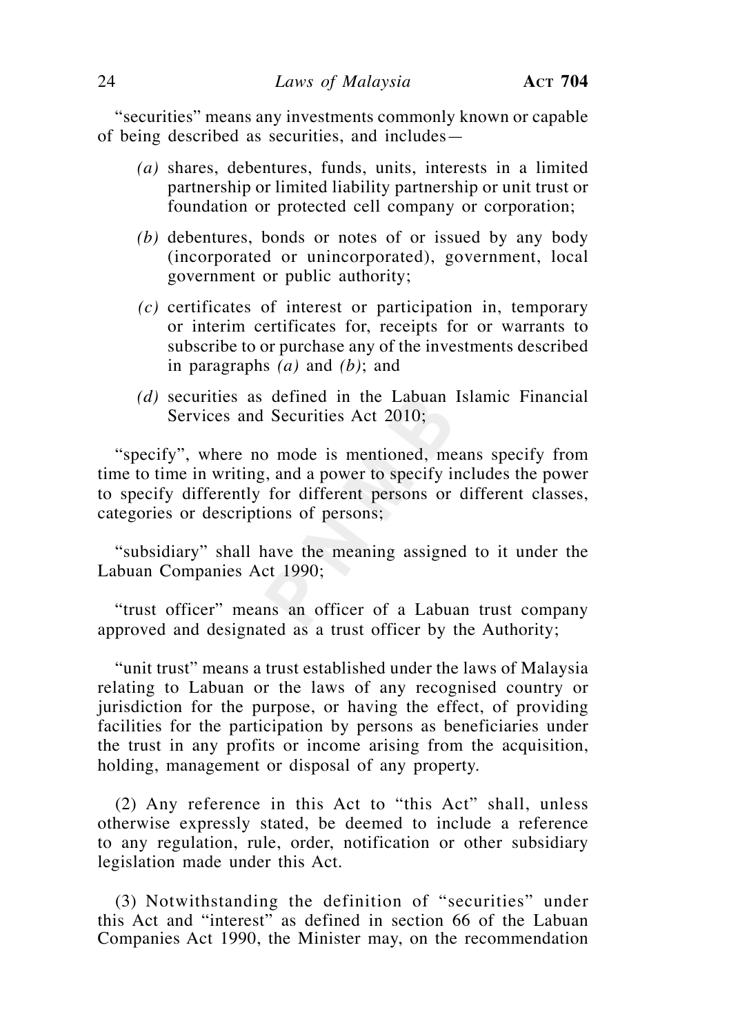"securities" means any investments commonly known or capable of being described as securities, and includes—

*(a)* shares, debentures, funds, units, interests in a limited partnership or limited liability partnership or unit trust or foundation or protected cell company or corporation;

*(b)* debentures, bonds or notes of or issued by any body (incorporated or unincorporated), government, local government or public authority;

*(c)* certificates of interest or participation in, temporary or interim certificates for, receipts for or warrants to subscribe to or purchase any of the investments described in paragraphs *(a)* and *(b)*; and

*(d)* securities as defined in the Labuan Islamic Financial Services and Securities Act 2010;

"specify", where no mode is mentioned, means specify from time to time in writing, and a power to specify includes the power to specify differently for different persons or different classes, categories or descriptions of persons;

"subsidiary" shall have the meaning assigned to it under the Labuan Companies Act 1990;

"trust officer" means an officer of a Labuan trust company approved and designated as a trust officer by the Authority;

"unit trust" means a trust established under the laws of Malaysia relating to Labuan or the laws of any recognised country or jurisdiction for the purpose, or having the effect, of providing facilities for the participation by persons as beneficiaries under the trust in any profits or income arising from the acquisition, holding, management or disposal of any property.

(2) Any reference in this Act to "this Act" shall, unless otherwise expressly stated, be deemed to include a reference to any regulation, rule, order, notification or other subsidiary legislation made under this Act.

(3) Notwithstanding the definition of "securities" under this Act and "interest" as defined in section 66 of the Labuan Companies Act 1990, the Minister may, on the recommendation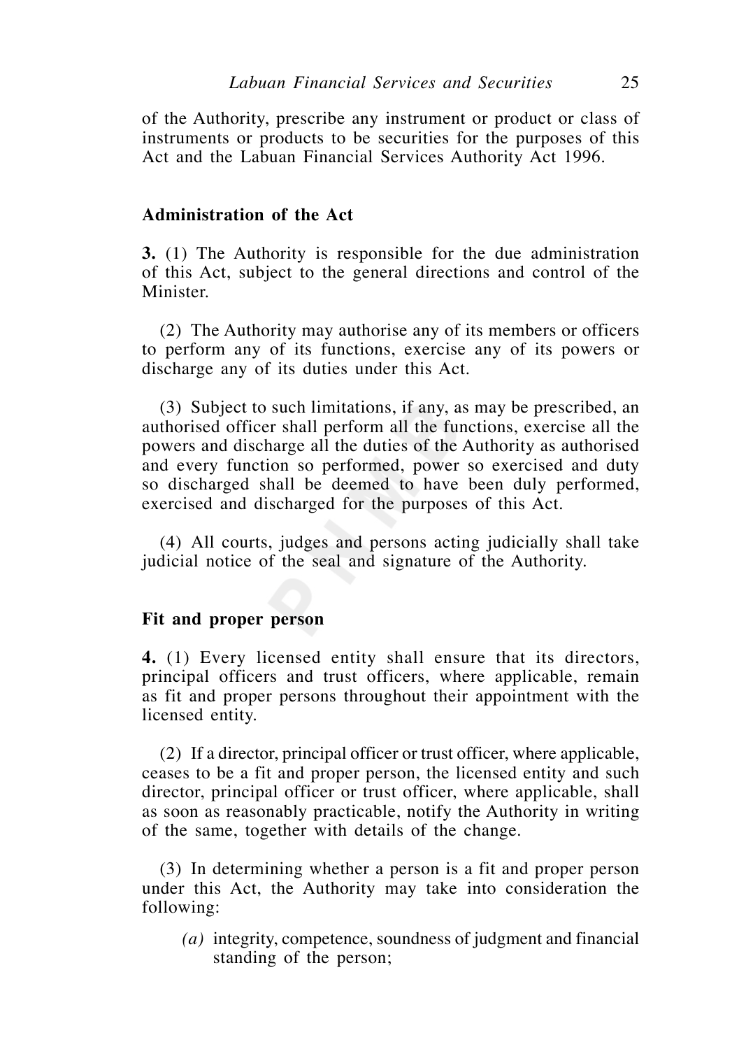of the Authority, prescribe any instrument or product or class of instruments or products to be securities for the purposes of this Act and the Labuan Financial Services Authority Act 1996.

**Administration of the Act**

**3.** (1) The Authority is responsible for the due administration of this Act, subject to the general directions and control of the Minister.

(2) The Authority may authorise any of its members or officers to perform any of its functions, exercise any of its powers or discharge any of its duties under this Act.

(3) Subject to such limitations, if any, as may be prescribed, an authorised officer shall perform all the functions, exercise all the powers and discharge all the duties of the Authority as authorised and every function so performed, power so exercised and duty so discharged shall be deemed to have been duly performed, exercised and discharged for the purposes of this Act.

(4) All courts, judges and persons acting judicially shall take judicial notice of the seal and signature of the Authority.

**Fit and proper person**

**4.** (1) Every licensed entity shall ensure that its directors, principal officers and trust officers, where applicable, remain as fit and proper persons throughout their appointment with the licensed entity.

(2) If a director, principal officer or trust officer, where applicable, ceases to be a fit and proper person, the licensed entity and such director, principal officer or trust officer, where applicable, shall as soon as reasonably practicable, notify the Authority in writing of the same, together with details of the change.

(3) In determining whether a person is a fit and proper person under this Act, the Authority may take into consideration the following:

*(a)* integrity, competence, soundness of judgment and financial standing of the person;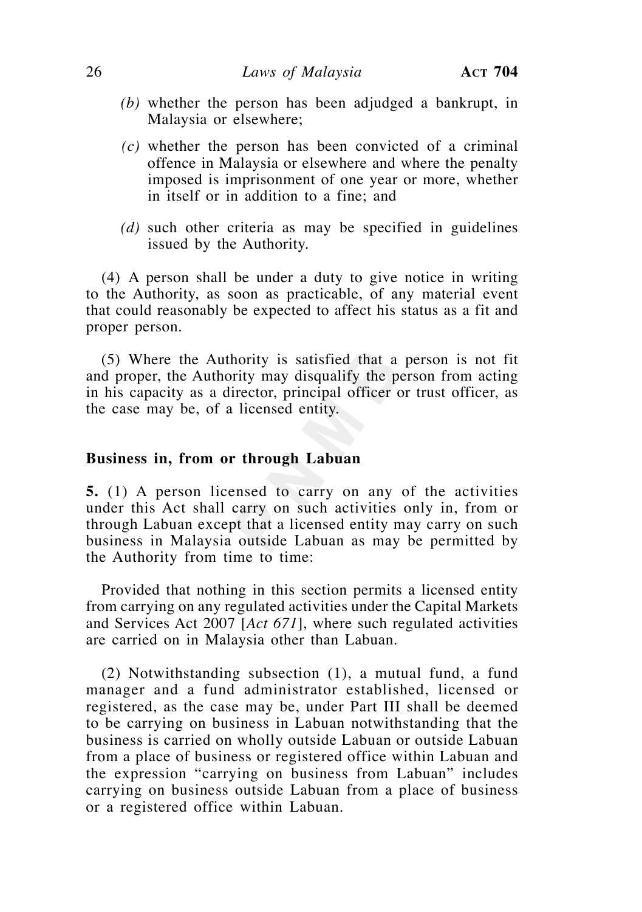*(b)* whether the person has been adjudged a bankrupt, in Malaysia or elsewhere;

*(c)* whether the person has been convicted of a criminal offence in Malaysia or elsewhere and where the penalty imposed is imprisonment of one year or more, whether in itself or in addition to a fine; and

*(d)* such other criteria as may be specified in guidelines issued by the Authority.

(4) A person shall be under a duty to give notice in writing to the Authority, as soon as practicable, of any material event that could reasonably be expected to affect his status as a fit and proper person.

(5) Where the Authority is satisfied that a person is not fit and proper, the Authority may disqualify the person from acting in his capacity as a director, principal officer or trust officer, as the case may be, of a licensed entity.

**Business in, from or through Labuan**

**5.** (1) A person licensed to carry on any of the activities under this Act shall carry on such activities only in, from or through Labuan except that a licensed entity may carry on such business in Malaysia outside Labuan as may be permitted by the Authority from time to time:

Provided that nothing in this section permits a licensed entity from carrying on any regulated activities under the Capital Markets and Services Act 2007 [*Act 671*], where such regulated activities are carried on in Malaysia other than Labuan.

(2) Notwithstanding subsection (1), a mutual fund, a fund manager and a fund administrator established, licensed or registered, as the case may be, under Part III shall be deemed to be carrying on business in Labuan notwithstanding that the business is carried on wholly outside Labuan or outside Labuan from a place of business or registered office within Labuan and the expression "carrying on business from Labuan" includes carrying on business outside Labuan from a place of business or a registered office within Labuan.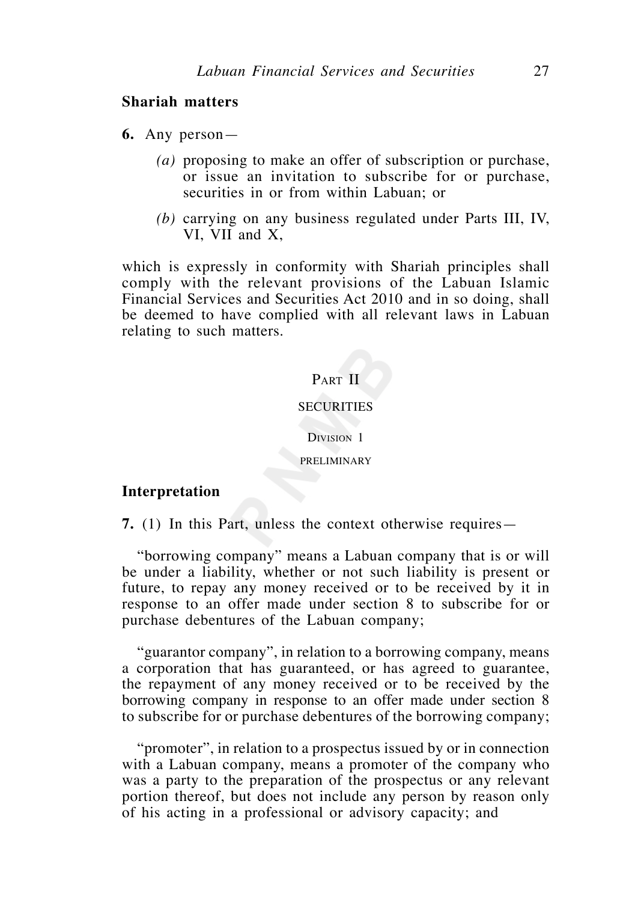**Shariah matters**

**6.** Any person—

*(a)* proposing to make an offer of subscription or purchase, or issue an invitation to subscribe for or purchase, securities in or from within Labuan; or

*(b)* carrying on any business regulated under Parts III, IV, VI, VII and X,

which is expressly in conformity with Shariah principles shall comply with the relevant provisions of the Labuan Islamic Financial Services and Securities Act 2010 and in so doing, shall be deemed to have complied with all relevant laws in Labuan relating to such matters.

## PART II

## SECURITIES

### DIVISION 1

### PRELIMINARY

**Interpretation**

**7.** (1) In this Part, unless the context otherwise requires—

"borrowing company" means a Labuan company that is or will be under a liability, whether or not such liability is present or future, to repay any money received or to be received by it in response to an offer made under section 8 to subscribe for or purchase debentures of the Labuan company;

"guarantor company", in relation to a borrowing company, means a corporation that has guaranteed, or has agreed to guarantee, the repayment of any money received or to be received by the borrowing company in response to an offer made under section 8 to subscribe for or purchase debentures of the borrowing company;

"promoter", in relation to a prospectus issued by or in connection with a Labuan company, means a promoter of the company who was a party to the preparation of the prospectus or any relevant portion thereof, but does not include any person by reason only of his acting in a professional or advisory capacity; and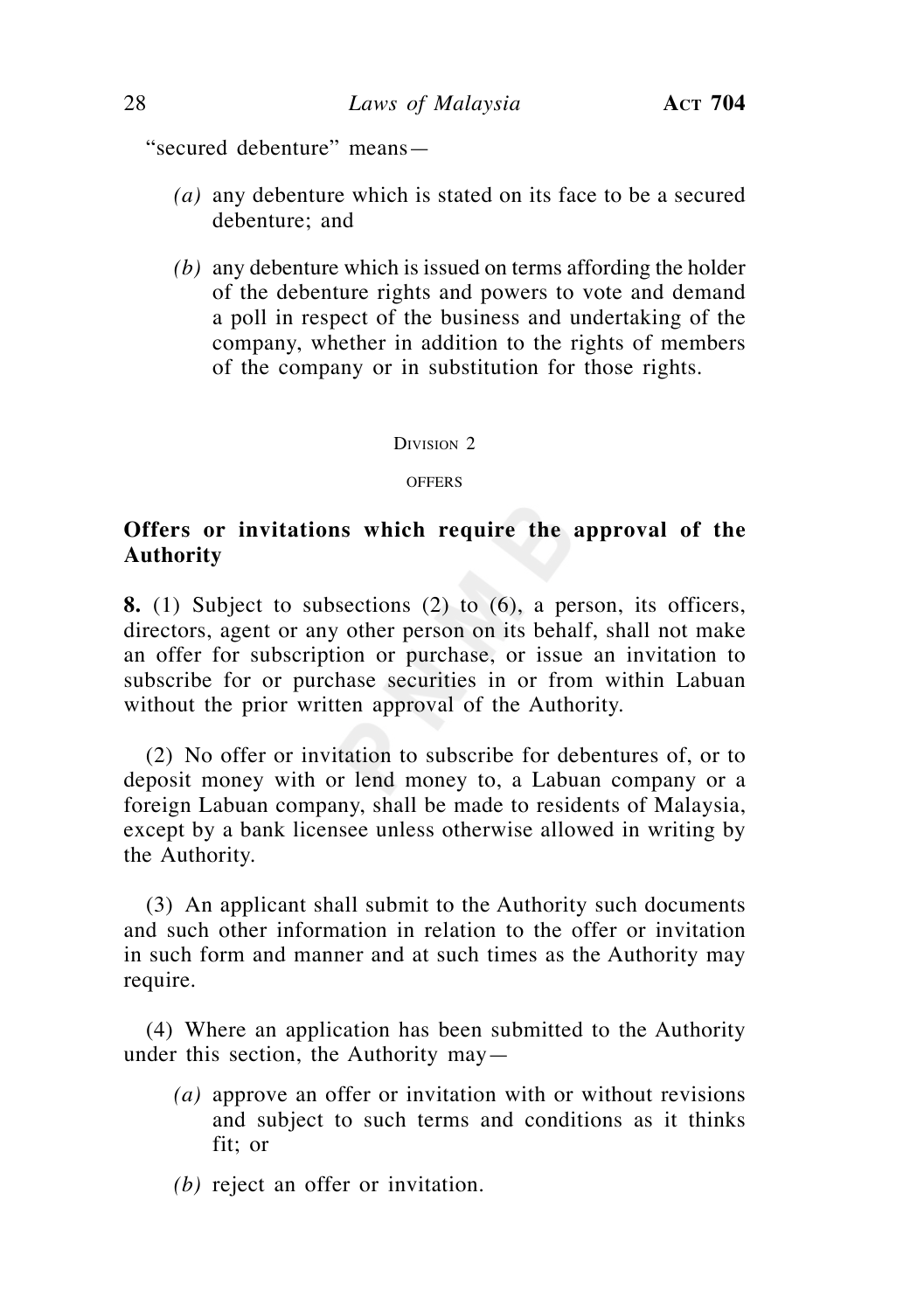"secured debenture" means—

*(a)* any debenture which is stated on its face to be a secured debenture; and

*(b)* any debenture which is issued on terms affording the holder of the debenture rights and powers to vote and demand a poll in respect of the business and undertaking of the company, whether in addition to the rights of members of the company or in substitution for those rights.

Division 2

OFFERS

**Offers or invitations which require the approval of the Authority**

**8.** (1) Subject to subsections (2) to (6), a person, its officers, directors, agent or any other person on its behalf, shall not make an offer for subscription or purchase, or issue an invitation to subscribe for or purchase securities in or from within Labuan without the prior written approval of the Authority.

(2) No offer or invitation to subscribe for debentures of, or to deposit money with or lend money to, a Labuan company or a foreign Labuan company, shall be made to residents of Malaysia, except by a bank licensee unless otherwise allowed in writing by the Authority.

(3) An applicant shall submit to the Authority such documents and such other information in relation to the offer or invitation in such form and manner and at such times as the Authority may require.

(4) Where an application has been submitted to the Authority under this section, the Authority may—

*(a)* approve an offer or invitation with or without revisions and subject to such terms and conditions as it thinks fit; or

*(b)* reject an offer or invitation.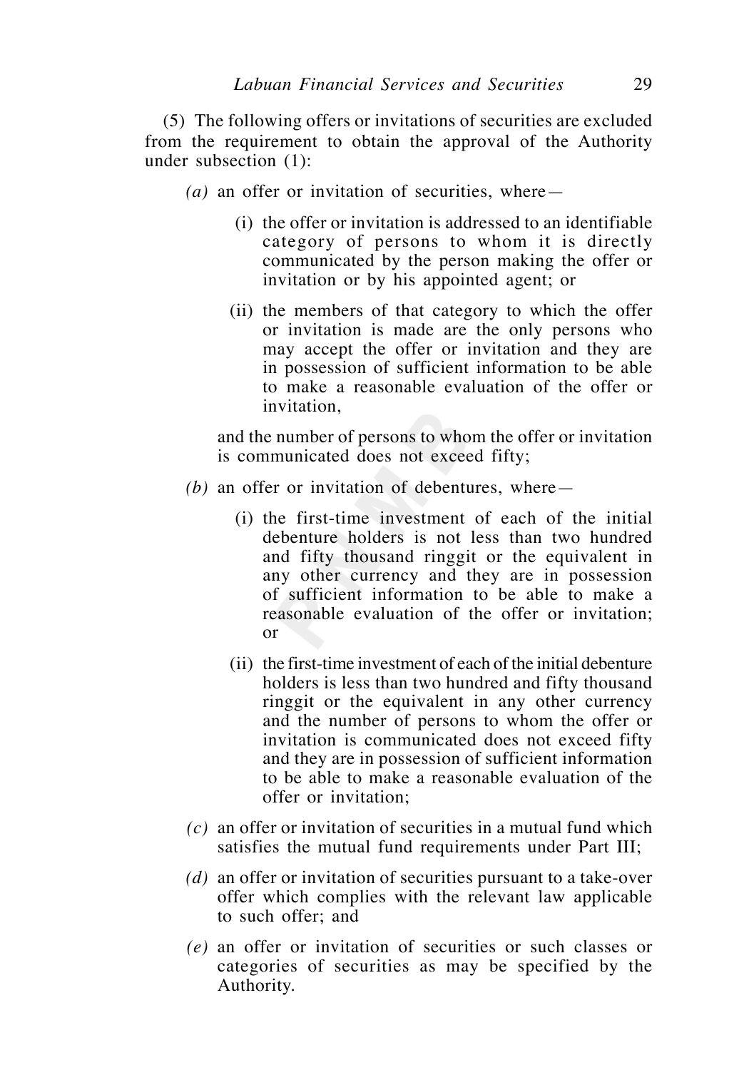(5) The following offers or invitations of securities are excluded from the requirement to obtain the approval of the Authority under subsection (1):

*(a)* an offer or invitation of securities, where—

(i) the offer or invitation is addressed to an identifiable category of persons to whom it is directly communicated by the person making the offer or invitation or by his appointed agent; or

(ii) the members of that category to which the offer or invitation is made are the only persons who may accept the offer or invitation and they are in possession of sufficient information to be able to make a reasonable evaluation of the offer or invitation,

and the number of persons to whom the offer or invitation is communicated does not exceed fifty;

*(b)* an offer or invitation of debentures, where—

(i) the first-time investment of each of the initial debenture holders is not less than two hundred and fifty thousand ringgit or the equivalent in any other currency and they are in possession of sufficient information to be able to make a reasonable evaluation of the offer or invitation; or

(ii) the first-time investment of each of the initial debenture holders is less than two hundred and fifty thousand ringgit or the equivalent in any other currency and the number of persons to whom the offer or invitation is communicated does not exceed fifty and they are in possession of sufficient information to be able to make a reasonable evaluation of the offer or invitation;

*(c)* an offer or invitation of securities in a mutual fund which satisfies the mutual fund requirements under Part III;

*(d)* an offer or invitation of securities pursuant to a take-over offer which complies with the relevant law applicable to such offer; and

*(e)* an offer or invitation of securities or such classes or categories of securities as may be specified by the Authority.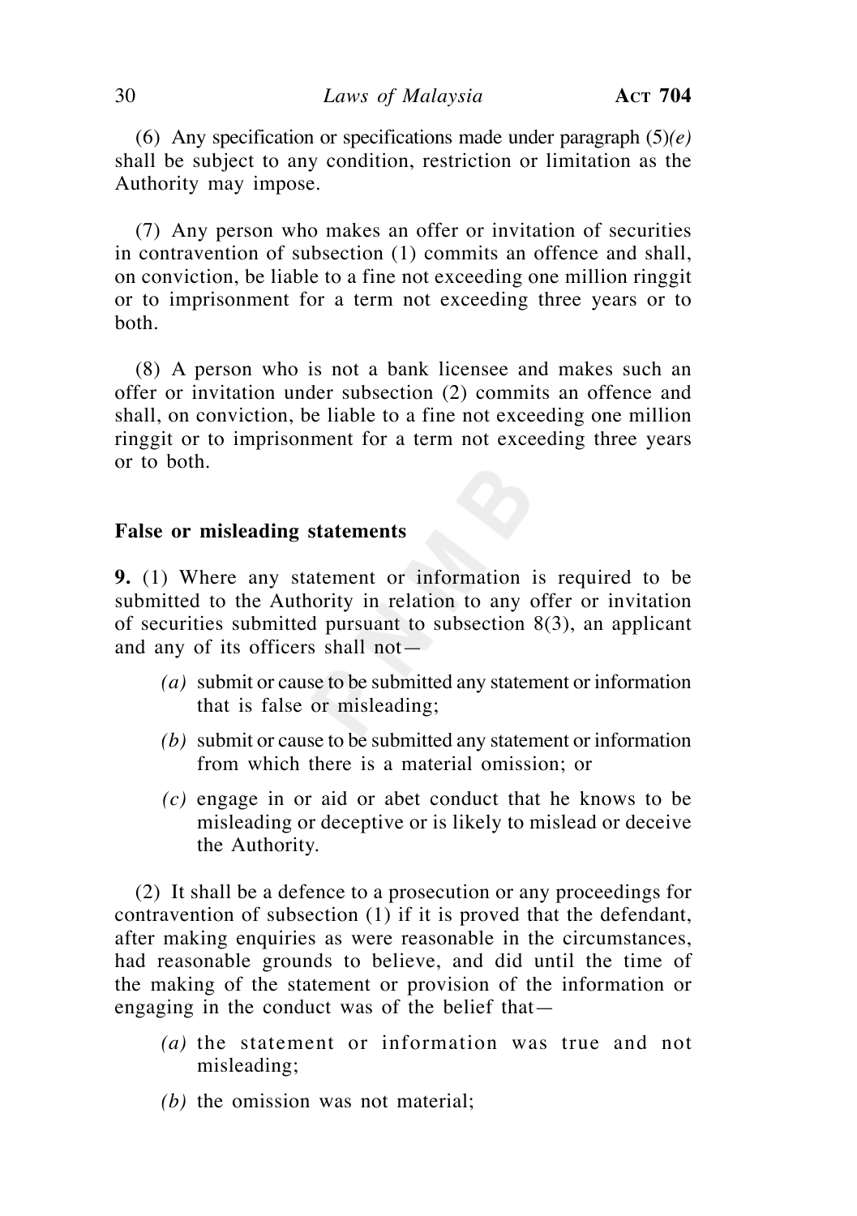(6) Any specification or specifications made under paragraph (5)*(e)* shall be subject to any condition, restriction or limitation as the Authority may impose.

(7) Any person who makes an offer or invitation of securities in contravention of subsection (1) commits an offence and shall, on conviction, be liable to a fine not exceeding one million ringgit or to imprisonment for a term not exceeding three years or to both.

(8) A person who is not a bank licensee and makes such an offer or invitation under subsection (2) commits an offence and shall, on conviction, be liable to a fine not exceeding one million ringgit or to imprisonment for a term not exceeding three years or to both.

**False or misleading statements**

**9.** (1) Where any statement or information is required to be submitted to the Authority in relation to any offer or invitation of securities submitted pursuant to subsection 8(3), an applicant and any of its officers shall not—

- *(a)* submit or cause to be submitted any statement or information that is false or misleading;
- *(b)* submit or cause to be submitted any statement or information from which there is a material omission; or
- *(c)* engage in or aid or abet conduct that he knows to be misleading or deceptive or is likely to mislead or deceive the Authority.

(2) It shall be a defence to a prosecution or any proceedings for contravention of subsection (1) if it is proved that the defendant, after making enquiries as were reasonable in the circumstances, had reasonable grounds to believe, and did until the time of the making of the statement or provision of the information or engaging in the conduct was of the belief that—

- *(a)* the statement or information was true and not misleading;
- *(b)* the omission was not material;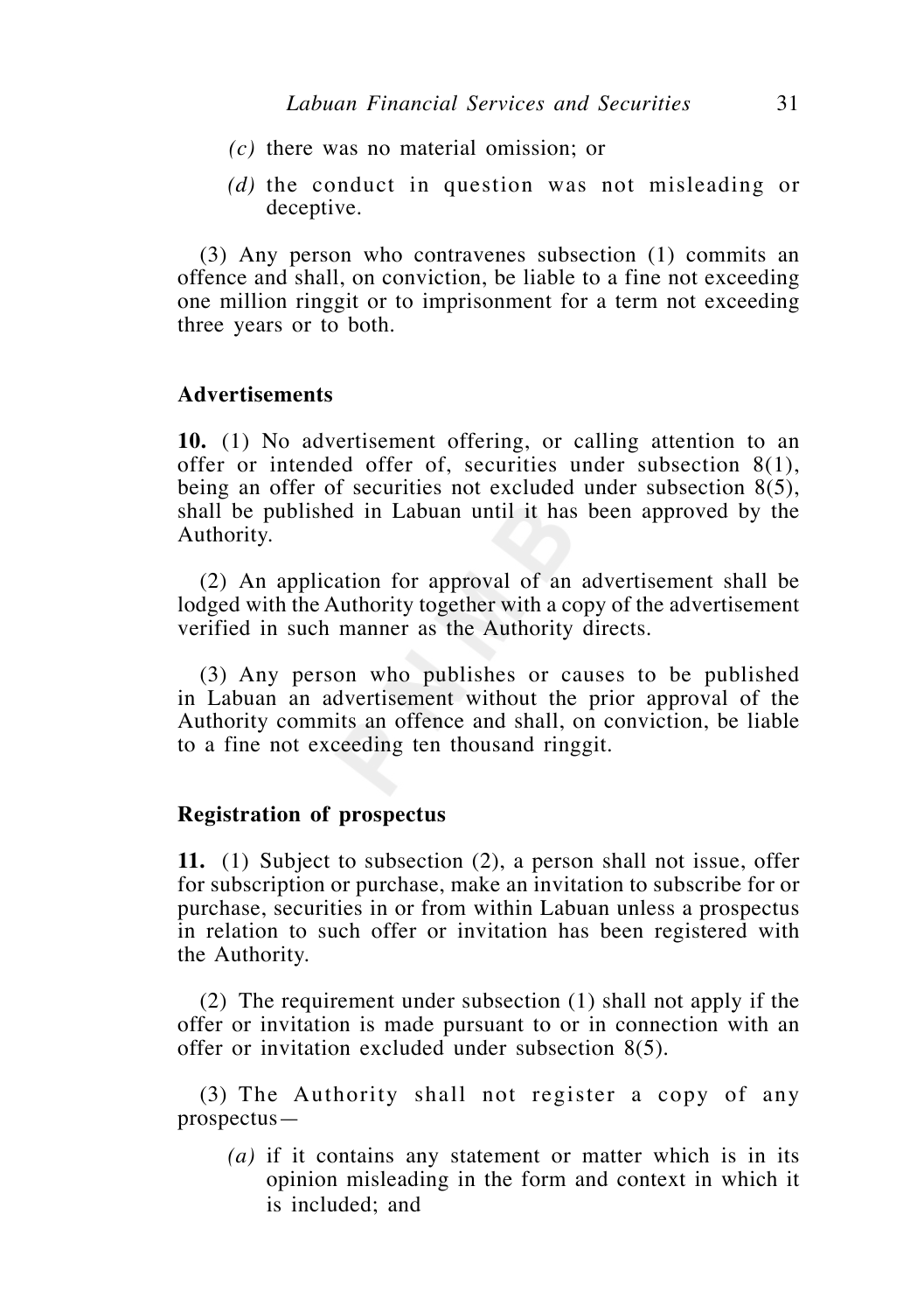*(c)* there was no material omission; or

*(d)* the conduct in question was not misleading or deceptive.

(3) Any person who contravenes subsection (1) commits an offence and shall, on conviction, be liable to a fine not exceeding one million ringgit or to imprisonment for a term not exceeding three years or to both.

**Advertisements**

**10.** (1) No advertisement offering, or calling attention to an offer or intended offer of, securities under subsection 8(1), being an offer of securities not excluded under subsection 8(5), shall be published in Labuan until it has been approved by the Authority.

(2) An application for approval of an advertisement shall be lodged with the Authority together with a copy of the advertisement verified in such manner as the Authority directs.

(3) Any person who publishes or causes to be published in Labuan an advertisement without the prior approval of the Authority commits an offence and shall, on conviction, be liable to a fine not exceeding ten thousand ringgit.

**Registration of prospectus**

**11.** (1) Subject to subsection (2), a person shall not issue, offer for subscription or purchase, make an invitation to subscribe for or purchase, securities in or from within Labuan unless a prospectus in relation to such offer or invitation has been registered with the Authority.

(2) The requirement under subsection (1) shall not apply if the offer or invitation is made pursuant to or in connection with an offer or invitation excluded under subsection 8(5).

(3) The Authority shall not register a copy of any prospectus—

*(a)* if it contains any statement or matter which is in its opinion misleading in the form and context in which it is included; and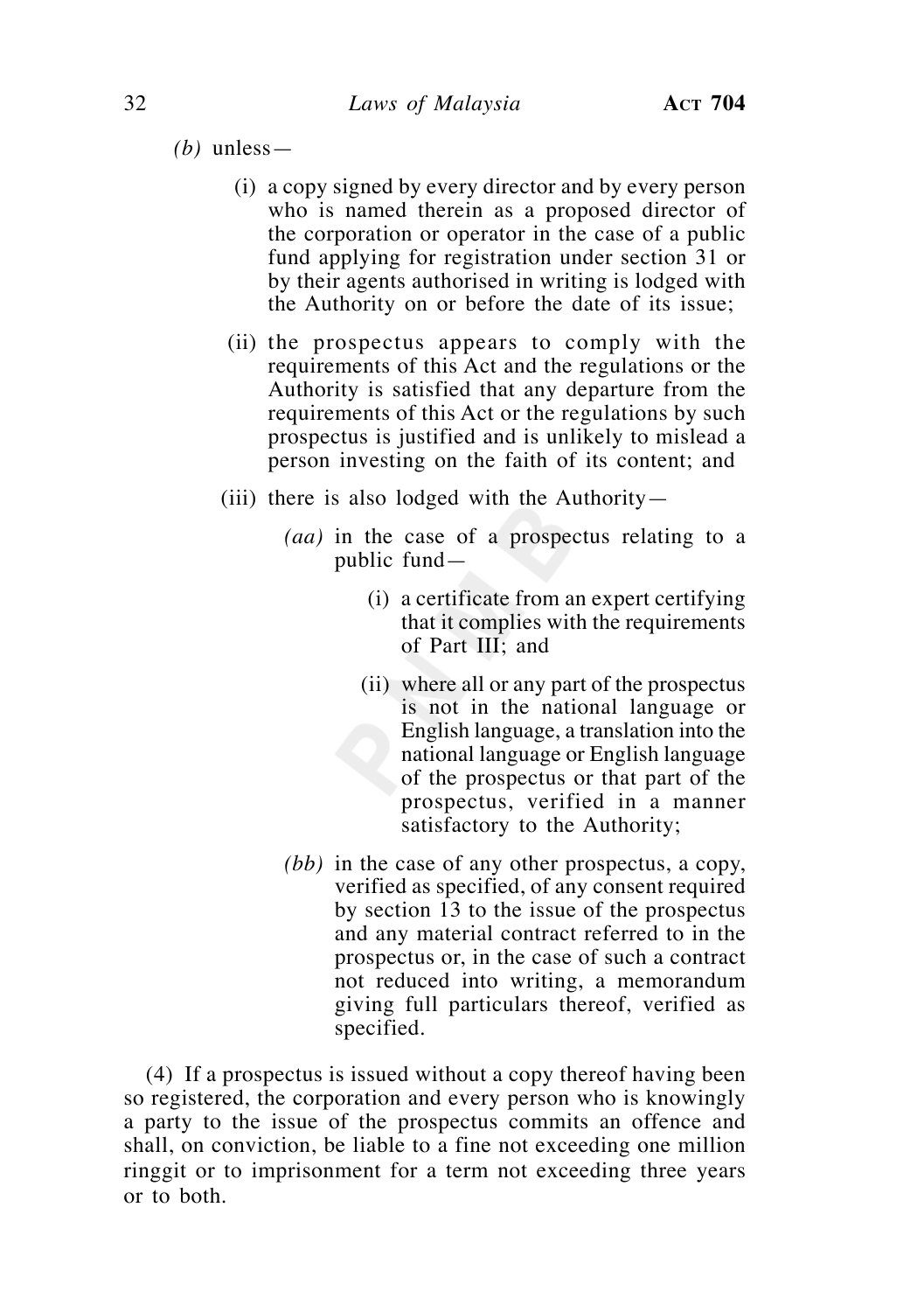*(b)* unless—

(i) a copy signed by every director and by every person who is named therein as a proposed director of the corporation or operator in the case of a public fund applying for registration under section 31 or by their agents authorised in writing is lodged with the Authority on or before the date of its issue;

(ii) the prospectus appears to comply with the requirements of this Act and the regulations or the Authority is satisfied that any departure from the requirements of this Act or the regulations by such prospectus is justified and is unlikely to mislead a person investing on the faith of its content; and

(iii) there is also lodged with the Authority—

*(aa)* in the case of a prospectus relating to a public fund—

(i) a certificate from an expert certifying that it complies with the requirements of Part III; and

(ii) where all or any part of the prospectus is not in the national language or English language, a translation into the national language or English language of the prospectus or that part of the prospectus, verified in a manner satisfactory to the Authority;

*(bb)* in the case of any other prospectus, a copy, verified as specified, of any consent required by section 13 to the issue of the prospectus and any material contract referred to in the prospectus or, in the case of such a contract not reduced into writing, a memorandum giving full particulars thereof, verified as specified.

(4) If a prospectus is issued without a copy thereof having been so registered, the corporation and every person who is knowingly a party to the issue of the prospectus commits an offence and shall, on conviction, be liable to a fine not exceeding one million ringgit or to imprisonment for a term not exceeding three years or to both.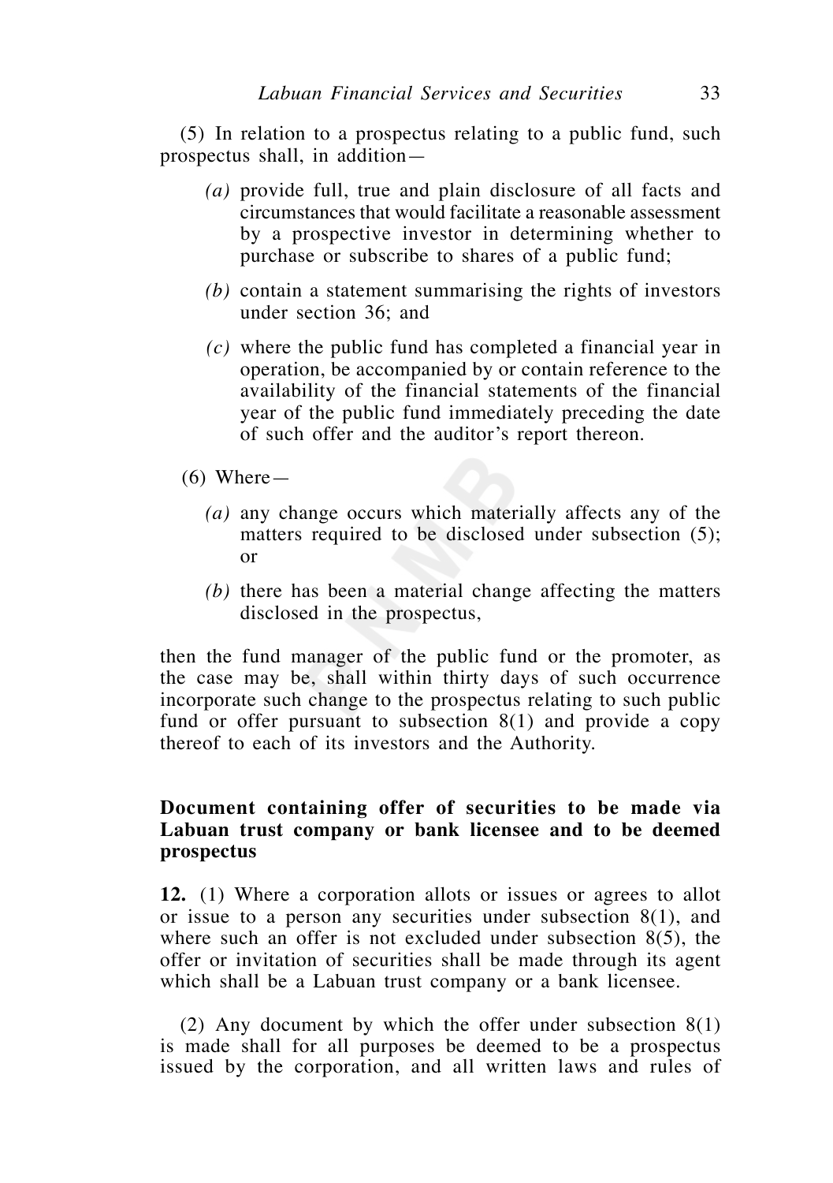(5) In relation to a prospectus relating to a public fund, such prospectus shall, in addition—

*(a)* provide full, true and plain disclosure of all facts and circumstances that would facilitate a reasonable assessment by a prospective investor in determining whether to purchase or subscribe to shares of a public fund;

*(b)* contain a statement summarising the rights of investors under section 36; and

*(c)* where the public fund has completed a financial year in operation, be accompanied by or contain reference to the availability of the financial statements of the financial year of the public fund immediately preceding the date of such offer and the auditor's report thereon.

(6) Where—

*(a)* any change occurs which materially affects any of the matters required to be disclosed under subsection (5); or

*(b)* there has been a material change affecting the matters disclosed in the prospectus,

then the fund manager of the public fund or the promoter, as the case may be, shall within thirty days of such occurrence incorporate such change to the prospectus relating to such public fund or offer pursuant to subsection 8(1) and provide a copy thereof to each of its investors and the Authority.

**Document containing offer of securities to be made via Labuan trust company or bank licensee and to be deemed prospectus**

**12.** (1) Where a corporation allots or issues or agrees to allot or issue to a person any securities under subsection 8(1), and where such an offer is not excluded under subsection 8(5), the offer or invitation of securities shall be made through its agent which shall be a Labuan trust company or a bank licensee.

(2) Any document by which the offer under subsection 8(1) is made shall for all purposes be deemed to be a prospectus issued by the corporation, and all written laws and rules of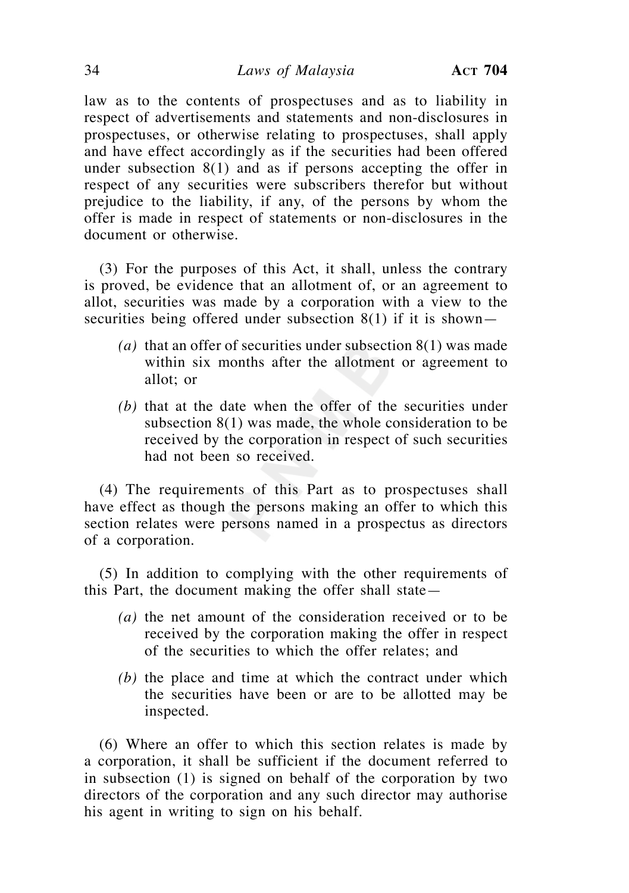law as to the contents of prospectuses and as to liability in respect of advertisements and statements and non-disclosures in prospectuses, or otherwise relating to prospectuses, shall apply and have effect accordingly as if the securities had been offered under subsection 8(1) and as if persons accepting the offer in respect of any securities were subscribers therefor but without prejudice to the liability, if any, of the persons by whom the offer is made in respect of statements or non-disclosures in the document or otherwise.

(3) For the purposes of this Act, it shall, unless the contrary is proved, be evidence that an allotment of, or an agreement to allot, securities was made by a corporation with a view to the securities being offered under subsection 8(1) if it is shown—

*(a)* that an offer of securities under subsection 8(1) was made within six months after the allotment or agreement to allot; or

*(b)* that at the date when the offer of the securities under subsection 8(1) was made, the whole consideration to be received by the corporation in respect of such securities had not been so received.

(4) The requirements of this Part as to prospectuses shall have effect as though the persons making an offer to which this section relates were persons named in a prospectus as directors of a corporation.

(5) In addition to complying with the other requirements of this Part, the document making the offer shall state—

*(a)* the net amount of the consideration received or to be received by the corporation making the offer in respect of the securities to which the offer relates; and

*(b)* the place and time at which the contract under which the securities have been or are to be allotted may be inspected.

(6) Where an offer to which this section relates is made by a corporation, it shall be sufficient if the document referred to in subsection (1) is signed on behalf of the corporation by two directors of the corporation and any such director may authorise his agent in writing to sign on his behalf.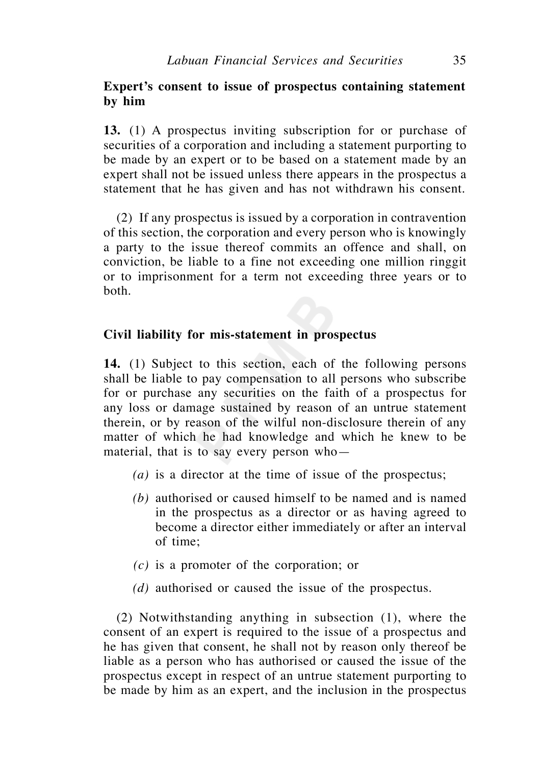**Expert's consent to issue of prospectus containing statement by him**

**13.** (1) A prospectus inviting subscription for or purchase of securities of a corporation and including a statement purporting to be made by an expert or to be based on a statement made by an expert shall not be issued unless there appears in the prospectus a statement that he has given and has not withdrawn his consent.

(2) If any prospectus is issued by a corporation in contravention of this section, the corporation and every person who is knowingly a party to the issue thereof commits an offence and shall, on conviction, be liable to a fine not exceeding one million ringgit or to imprisonment for a term not exceeding three years or to both.

**Civil liability for mis-statement in prospectus**

**14.** (1) Subject to this section, each of the following persons shall be liable to pay compensation to all persons who subscribe for or purchase any securities on the faith of a prospectus for any loss or damage sustained by reason of an untrue statement therein, or by reason of the wilful non-disclosure therein of any matter of which he had knowledge and which he knew to be material, that is to say every person who—

*(a)* is a director at the time of issue of the prospectus;

*(b)* authorised or caused himself to be named and is named in the prospectus as a director or as having agreed to become a director either immediately or after an interval of time;

*(c)* is a promoter of the corporation; or

*(d)* authorised or caused the issue of the prospectus.

(2) Notwithstanding anything in subsection (1), where the consent of an expert is required to the issue of a prospectus and he has given that consent, he shall not by reason only thereof be liable as a person who has authorised or caused the issue of the prospectus except in respect of an untrue statement purporting to be made by him as an expert, and the inclusion in the prospectus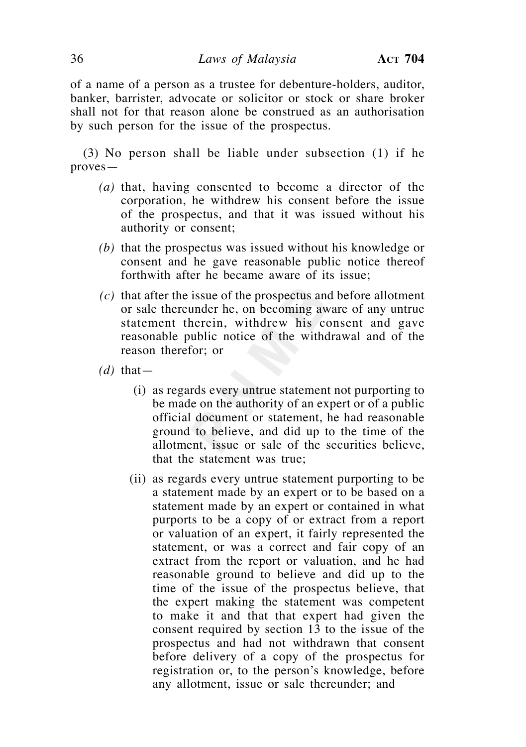of a name of a person as a trustee for debenture-holders, auditor, banker, barrister, advocate or solicitor or stock or share broker shall not for that reason alone be construed as an authorisation by such person for the issue of the prospectus.

(3) No person shall be liable under subsection (1) if he proves—

*(a)* that, having consented to become a director of the corporation, he withdrew his consent before the issue of the prospectus, and that it was issued without his authority or consent;

*(b)* that the prospectus was issued without his knowledge or consent and he gave reasonable public notice thereof forthwith after he became aware of its issue;

*(c)* that after the issue of the prospectus and before allotment or sale thereunder he, on becoming aware of any untrue statement therein, withdrew his consent and gave reasonable public notice of the withdrawal and of the reason therefor; or

*(d)* that—

(i) as regards every untrue statement not purporting to be made on the authority of an expert or of a public official document or statement, he had reasonable ground to believe, and did up to the time of the allotment, issue or sale of the securities believe, that the statement was true;

(ii) as regards every untrue statement purporting to be a statement made by an expert or to be based on a statement made by an expert or contained in what purports to be a copy of or extract from a report or valuation of an expert, it fairly represented the statement, or was a correct and fair copy of an extract from the report or valuation, and he had reasonable ground to believe and did up to the time of the issue of the prospectus believe, that the expert making the statement was competent to make it and that that expert had given the consent required by section 13 to the issue of the prospectus and had not withdrawn that consent before delivery of a copy of the prospectus for registration or, to the person's knowledge, before any allotment, issue or sale thereunder; and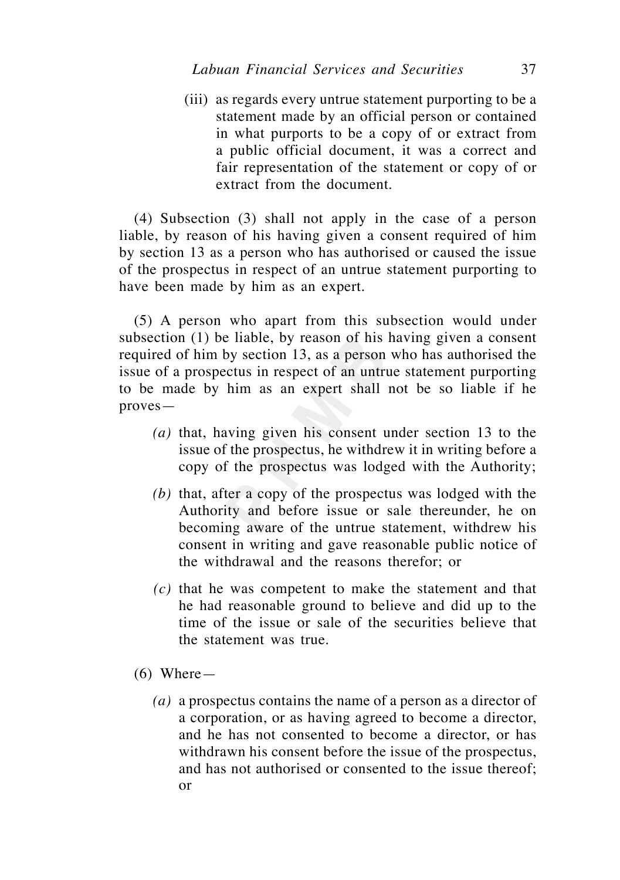(iii) as regards every untrue statement purporting to be a statement made by an official person or contained in what purports to be a copy of or extract from a public official document, it was a correct and fair representation of the statement or copy of or extract from the document.

(4) Subsection (3) shall not apply in the case of a person liable, by reason of his having given a consent required of him by section 13 as a person who has authorised or caused the issue of the prospectus in respect of an untrue statement purporting to have been made by him as an expert.

(5) A person who apart from this subsection would under subsection (1) be liable, by reason of his having given a consent required of him by section 13, as a person who has authorised the issue of a prospectus in respect of an untrue statement purporting to be made by him as an expert shall not be so liable if he proves—

*(a)* that, having given his consent under section 13 to the issue of the prospectus, he withdrew it in writing before a copy of the prospectus was lodged with the Authority;

*(b)* that, after a copy of the prospectus was lodged with the Authority and before issue or sale thereunder, he on becoming aware of the untrue statement, withdrew his consent in writing and gave reasonable public notice of the withdrawal and the reasons therefor; or

*(c)* that he was competent to make the statement and that he had reasonable ground to believe and did up to the time of the issue or sale of the securities believe that the statement was true.

(6) Where—

*(a)* a prospectus contains the name of a person as a director of a corporation, or as having agreed to become a director, and he has not consented to become a director, or has withdrawn his consent before the issue of the prospectus, and has not authorised or consented to the issue thereof; or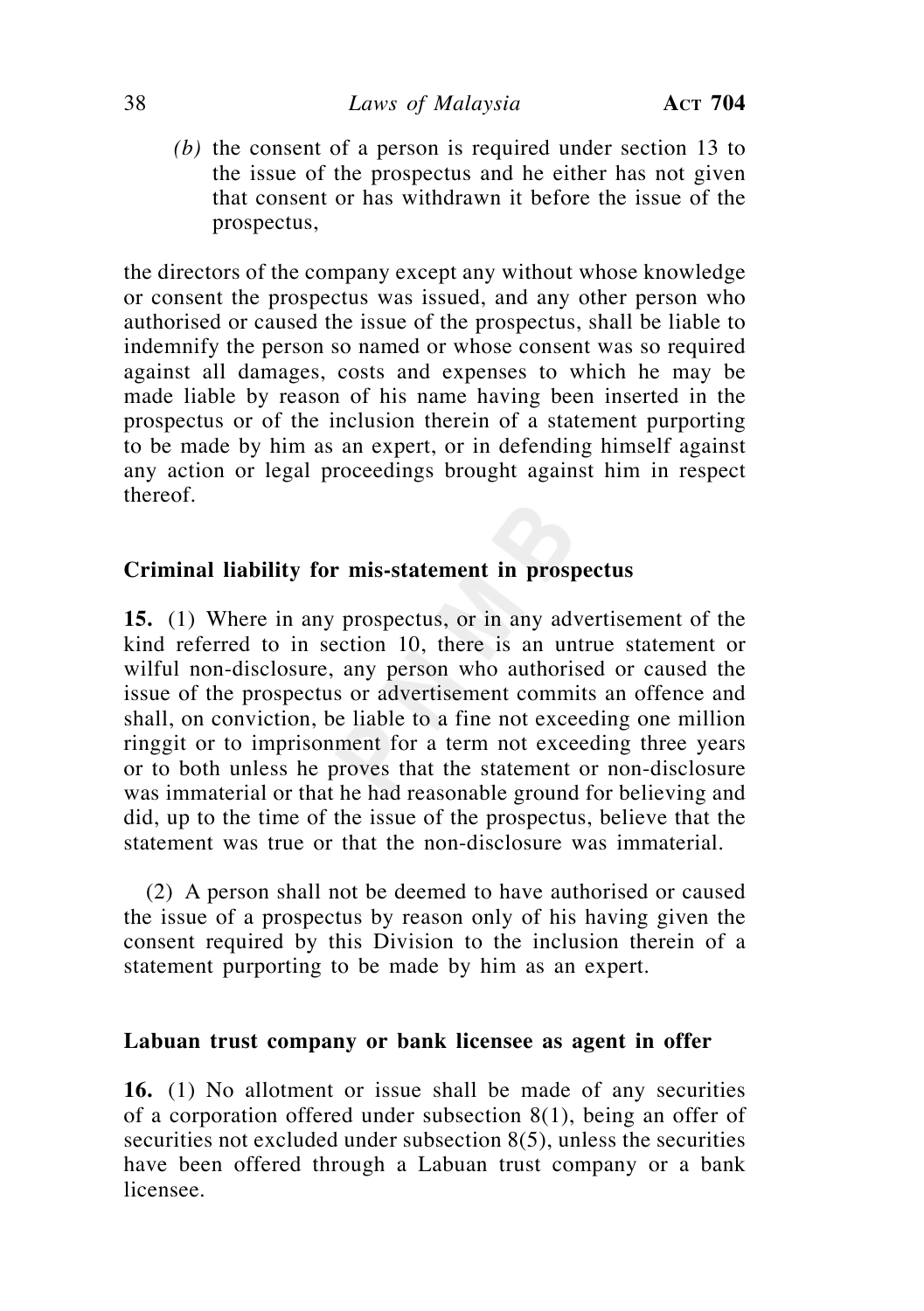(b) the consent of a person is required under section 13 to the issue of the prospectus and he either has not given that consent or has withdrawn it before the issue of the prospectus,

the directors of the company except any without whose knowledge or consent the prospectus was issued, and any other person who authorised or caused the issue of the prospectus, shall be liable to indemnify the person so named or whose consent was so required against all damages, costs and expenses to which he may be made liable by reason of his name having been inserted in the prospectus or of the inclusion therein of a statement purporting to be made by him as an expert, or in defending himself against any action or legal proceedings brought against him in respect thereof.

**Criminal liability for mis-statement in prospectus**

**15.** (1) Where in any prospectus, or in any advertisement of the kind referred to in section 10, there is an untrue statement or wilful non-disclosure, any person who authorised or caused the issue of the prospectus or advertisement commits an offence and shall, on conviction, be liable to a fine not exceeding one million ringgit or to imprisonment for a term not exceeding three years or to both unless he proves that the statement or non-disclosure was immaterial or that he had reasonable ground for believing and did, up to the time of the issue of the prospectus, believe that the statement was true or that the non-disclosure was immaterial.

(2) A person shall not be deemed to have authorised or caused the issue of a prospectus by reason only of his having given the consent required by this Division to the inclusion therein of a statement purporting to be made by him as an expert.

**Labuan trust company or bank licensee as agent in offer**

**16.** (1) No allotment or issue shall be made of any securities of a corporation offered under subsection 8(1), being an offer of securities not excluded under subsection 8(5), unless the securities have been offered through a Labuan trust company or a bank licensee.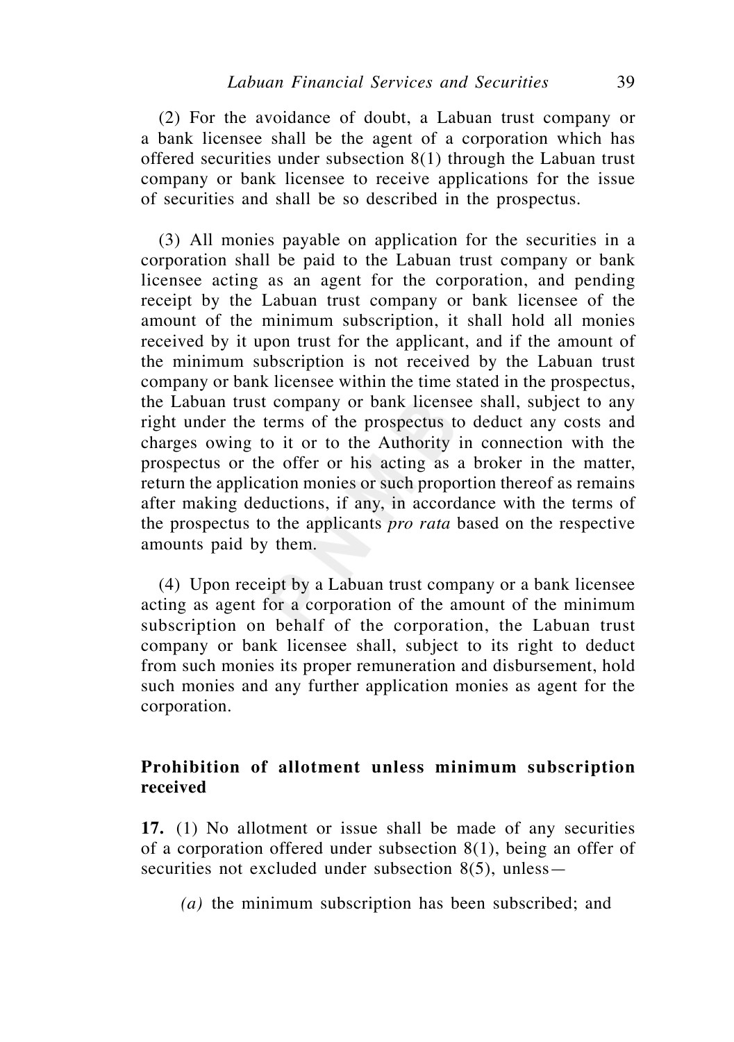(2) For the avoidance of doubt, a Labuan trust company or a bank licensee shall be the agent of a corporation which has offered securities under subsection 8(1) through the Labuan trust company or bank licensee to receive applications for the issue of securities and shall be so described in the prospectus.

(3) All monies payable on application for the securities in a corporation shall be paid to the Labuan trust company or bank licensee acting as an agent for the corporation, and pending receipt by the Labuan trust company or bank licensee of the amount of the minimum subscription, it shall hold all monies received by it upon trust for the applicant, and if the amount of the minimum subscription is not received by the Labuan trust company or bank licensee within the time stated in the prospectus, the Labuan trust company or bank licensee shall, subject to any right under the terms of the prospectus to deduct any costs and charges owing to it or to the Authority in connection with the prospectus or the offer or his acting as a broker in the matter, return the application monies or such proportion thereof as remains after making deductions, if any, in accordance with the terms of the prospectus to the applicants *pro rata* based on the respective amounts paid by them.

(4) Upon receipt by a Labuan trust company or a bank licensee acting as agent for a corporation of the amount of the minimum subscription on behalf of the corporation, the Labuan trust company or bank licensee shall, subject to its right to deduct from such monies its proper remuneration and disbursement, hold such monies and any further application monies as agent for the corporation.

**Prohibition of allotment unless minimum subscription received**

**17.** (1) No allotment or issue shall be made of any securities of a corporation offered under subsection 8(1), being an offer of securities not excluded under subsection 8(5), unless—

*(a)* the minimum subscription has been subscribed; and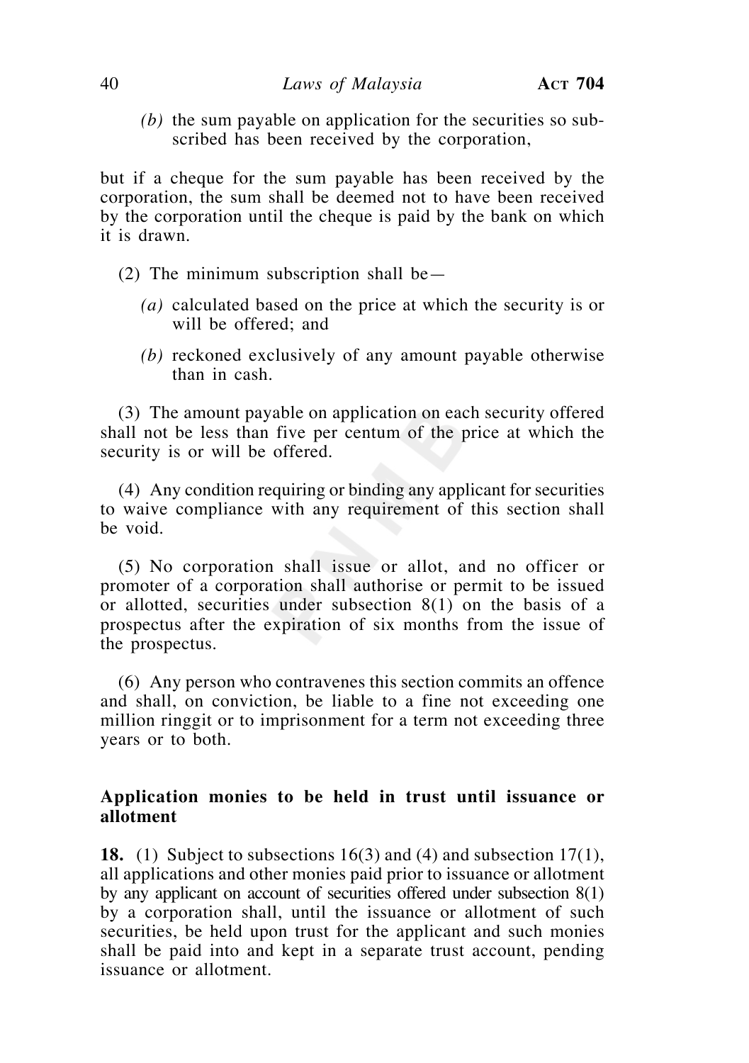*(b)* the sum payable on application for the securities so subscribed has been received by the corporation,

but if a cheque for the sum payable has been received by the corporation, the sum shall be deemed not to have been received by the corporation until the cheque is paid by the bank on which it is drawn.

(2) The minimum subscription shall be—

*(a)* calculated based on the price at which the security is or will be offered; and

*(b)* reckoned exclusively of any amount payable otherwise than in cash.

(3) The amount payable on application on each security offered shall not be less than five per centum of the price at which the security is or will be offered.

(4) Any condition requiring or binding any applicant for securities to waive compliance with any requirement of this section shall be void.

(5) No corporation shall issue or allot, and no officer or promoter of a corporation shall authorise or permit to be issued or allotted, securities under subsection 8(1) on the basis of a prospectus after the expiration of six months from the issue of the prospectus.

(6) Any person who contravenes this section commits an offence and shall, on conviction, be liable to a fine not exceeding one million ringgit or to imprisonment for a term not exceeding three years or to both.

**Application monies to be held in trust until issuance or allotment**

**18.** (1) Subject to subsections 16(3) and (4) and subsection 17(1), all applications and other monies paid prior to issuance or allotment by any applicant on account of securities offered under subsection 8(1) by a corporation shall, until the issuance or allotment of such securities, be held upon trust for the applicant and such monies shall be paid into and kept in a separate trust account, pending issuance or allotment.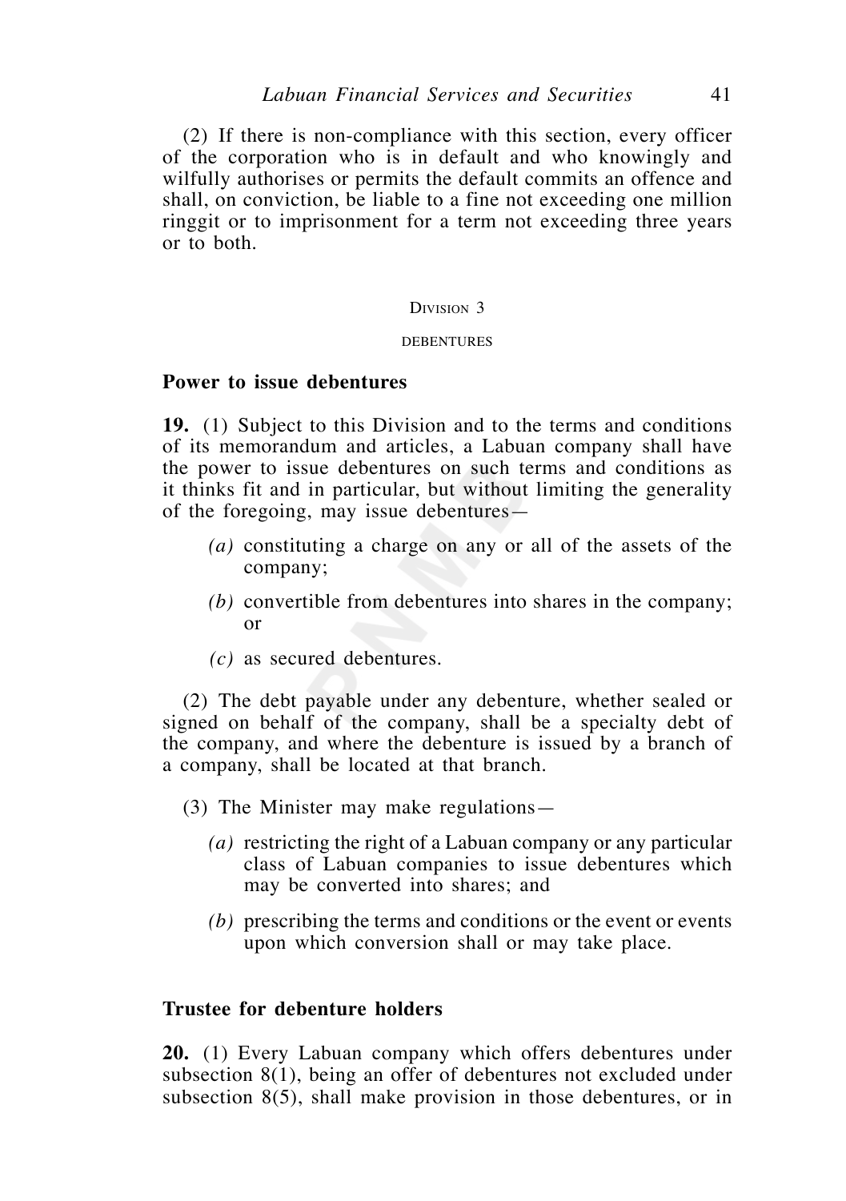(2) If there is non-compliance with this section, every officer of the corporation who is in default and who knowingly and wilfully authorises or permits the default commits an offence and shall, on conviction, be liable to a fine not exceeding one million ringgit or to imprisonment for a term not exceeding three years or to both.

## Division 3

## DEBENTURES

### Power to issue debentures

**19.** (1) Subject to this Division and to the terms and conditions of its memorandum and articles, a Labuan company shall have the power to issue debentures on such terms and conditions as it thinks fit and in particular, but without limiting the generality of the foregoing, may issue debentures—

*(a)* constituting a charge on any or all of the assets of the company;

*(b)* convertible from debentures into shares in the company; or

*(c)* as secured debentures.

(2) The debt payable under any debenture, whether sealed or signed on behalf of the company, shall be a specialty debt of the company, and where the debenture is issued by a branch of a company, shall be located at that branch.

(3) The Minister may make regulations—

*(a)* restricting the right of a Labuan company or any particular class of Labuan companies to issue debentures which may be converted into shares; and

*(b)* prescribing the terms and conditions or the event or events upon which conversion shall or may take place.

### Trustee for debenture holders

**20.** (1) Every Labuan company which offers debentures under subsection 8(1), being an offer of debentures not excluded under subsection 8(5), shall make provision in those debentures, or in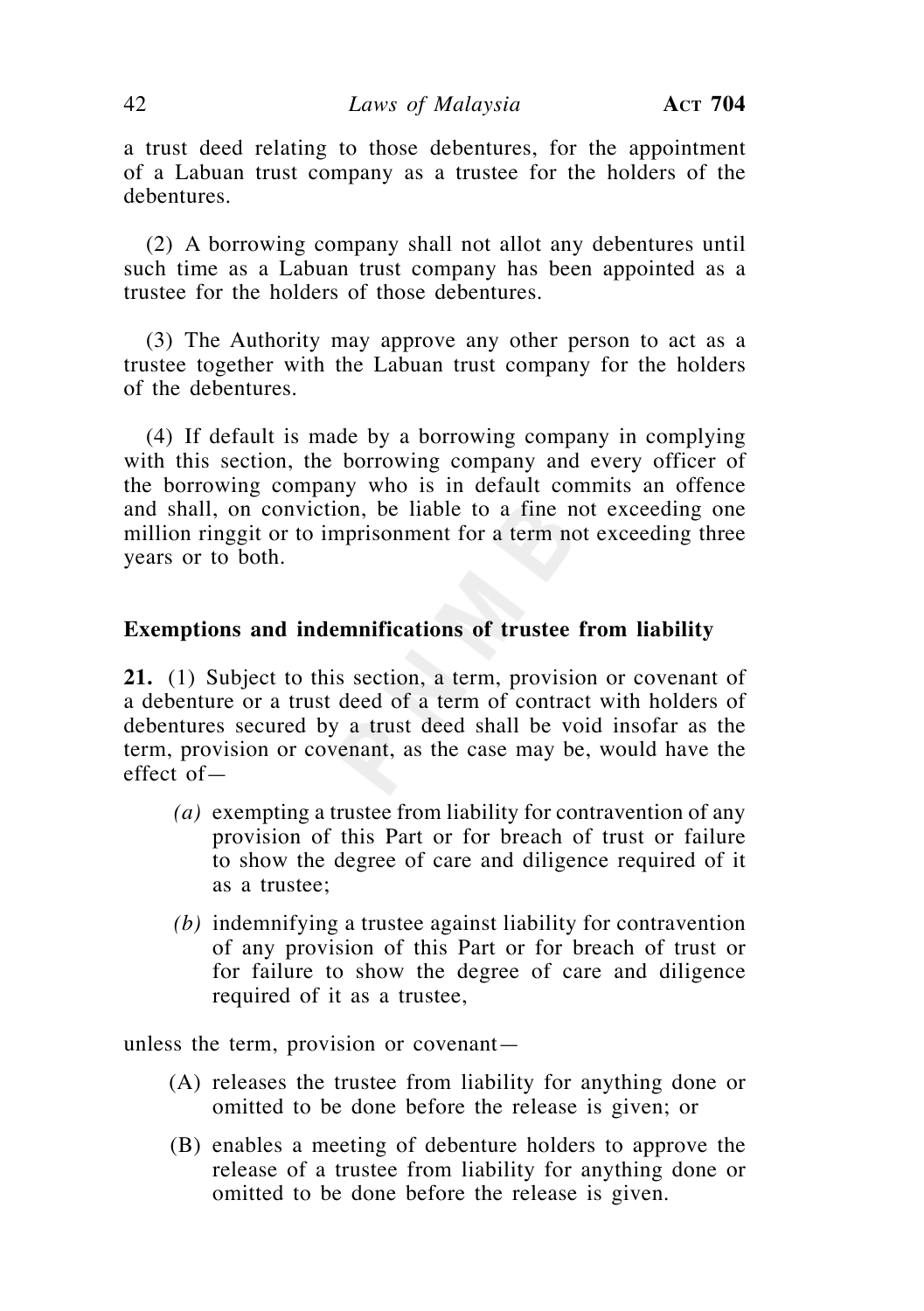a trust deed relating to those debentures, for the appointment of a Labuan trust company as a trustee for the holders of the debentures.

(2) A borrowing company shall not allot any debentures until such time as a Labuan trust company has been appointed as a trustee for the holders of those debentures.

(3) The Authority may approve any other person to act as a trustee together with the Labuan trust company for the holders of the debentures.

(4) If default is made by a borrowing company in complying with this section, the borrowing company and every officer of the borrowing company who is in default commits an offence and shall, on conviction, be liable to a fine not exceeding one million ringgit or to imprisonment for a term not exceeding three years or to both.

### Exemptions and indemnifications of trustee from liability

**21.** (1) Subject to this section, a term, provision or covenant of a debenture or a trust deed of a term of contract with holders of debentures secured by a trust deed shall be void insofar as the term, provision or covenant, as the case may be, would have the effect of—

- *(a)* exempting a trustee from liability for contravention of any provision of this Part or for breach of trust or failure to show the degree of care and diligence required of it as a trustee;
- *(b)* indemnifying a trustee against liability for contravention of any provision of this Part or for breach of trust or for failure to show the degree of care and diligence required of it as a trustee,

unless the term, provision or covenant—

- (A) releases the trustee from liability for anything done or omitted to be done before the release is given; or
- (B) enables a meeting of debenture holders to approve the release of a trustee from liability for anything done or omitted to be done before the release is given.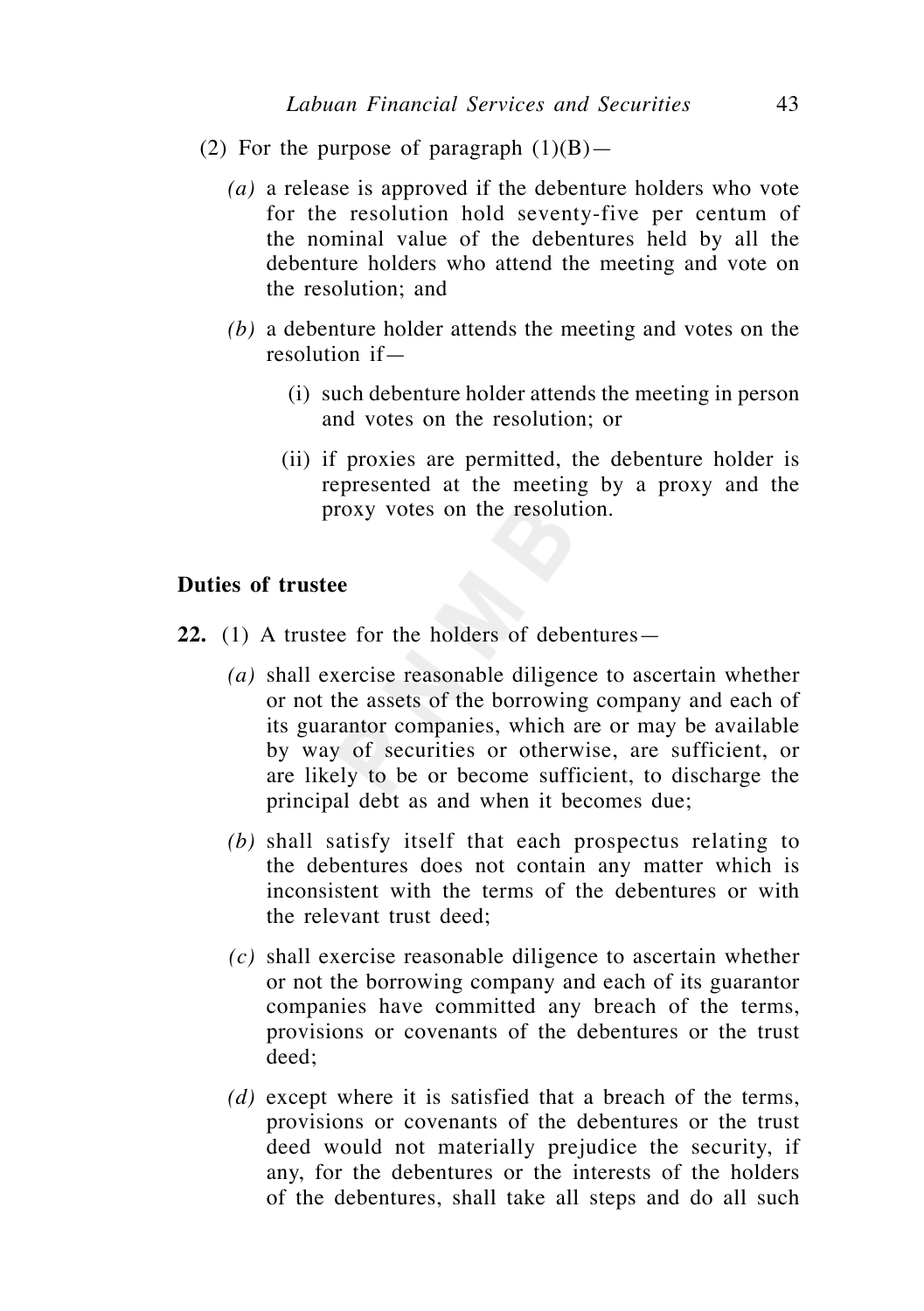(2) For the purpose of paragraph (1)(B)—

*(a)* a release is approved if the debenture holders who vote for the resolution hold seventy-five per centum of the nominal value of the debentures held by all the debenture holders who attend the meeting and vote on the resolution; and

*(b)* a debenture holder attends the meeting and votes on the resolution if—

(i) such debenture holder attends the meeting in person and votes on the resolution; or

(ii) if proxies are permitted, the debenture holder is represented at the meeting by a proxy and the proxy votes on the resolution.

**Duties of trustee**

**22.** (1) A trustee for the holders of debentures—

*(a)* shall exercise reasonable diligence to ascertain whether or not the assets of the borrowing company and each of its guarantor companies, which are or may be available by way of securities or otherwise, are sufficient, or are likely to be or become sufficient, to discharge the principal debt as and when it becomes due;

*(b)* shall satisfy itself that each prospectus relating to the debentures does not contain any matter which is inconsistent with the terms of the debentures or with the relevant trust deed;

*(c)* shall exercise reasonable diligence to ascertain whether or not the borrowing company and each of its guarantor companies have committed any breach of the terms, provisions or covenants of the debentures or the trust deed;

*(d)* except where it is satisfied that a breach of the terms, provisions or covenants of the debentures or the trust deed would not materially prejudice the security, if any, for the debentures or the interests of the holders of the debentures, shall take all steps and do all such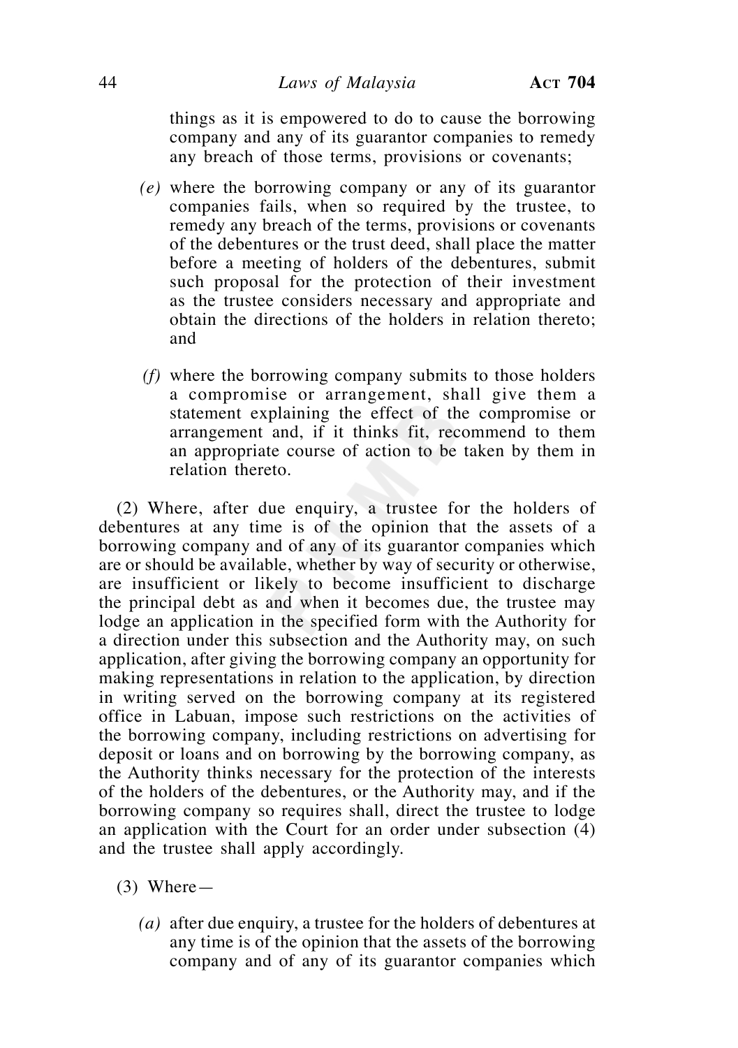things as it is empowered to do to cause the borrowing company and any of its guarantor companies to remedy any breach of those terms, provisions or covenants;

*(e)* where the borrowing company or any of its guarantor companies fails, when so required by the trustee, to remedy any breach of the terms, provisions or covenants of the debentures or the trust deed, shall place the matter before a meeting of holders of the debentures, submit such proposal for the protection of their investment as the trustee considers necessary and appropriate and obtain the directions of the holders in relation thereto; and

*(f)* where the borrowing company submits to those holders a compromise or arrangement, shall give them a statement explaining the effect of the compromise or arrangement and, if it thinks fit, recommend to them an appropriate course of action to be taken by them in relation thereto.

(2) Where, after due enquiry, a trustee for the holders of debentures at any time is of the opinion that the assets of a borrowing company and of any of its guarantor companies which are or should be available, whether by way of security or otherwise, are insufficient or likely to become insufficient to discharge the principal debt as and when it becomes due, the trustee may lodge an application in the specified form with the Authority for a direction under this subsection and the Authority may, on such application, after giving the borrowing company an opportunity for making representations in relation to the application, by direction in writing served on the borrowing company at its registered office in Labuan, impose such restrictions on the activities of the borrowing company, including restrictions on advertising for deposit or loans and on borrowing by the borrowing company, as the Authority thinks necessary for the protection of the interests of the holders of the debentures, or the Authority may, and if the borrowing company so requires shall, direct the trustee to lodge an application with the Court for an order under subsection (4) and the trustee shall apply accordingly.

(3) Where—

*(a)* after due enquiry, a trustee for the holders of debentures at any time is of the opinion that the assets of the borrowing company and of any of its guarantor companies which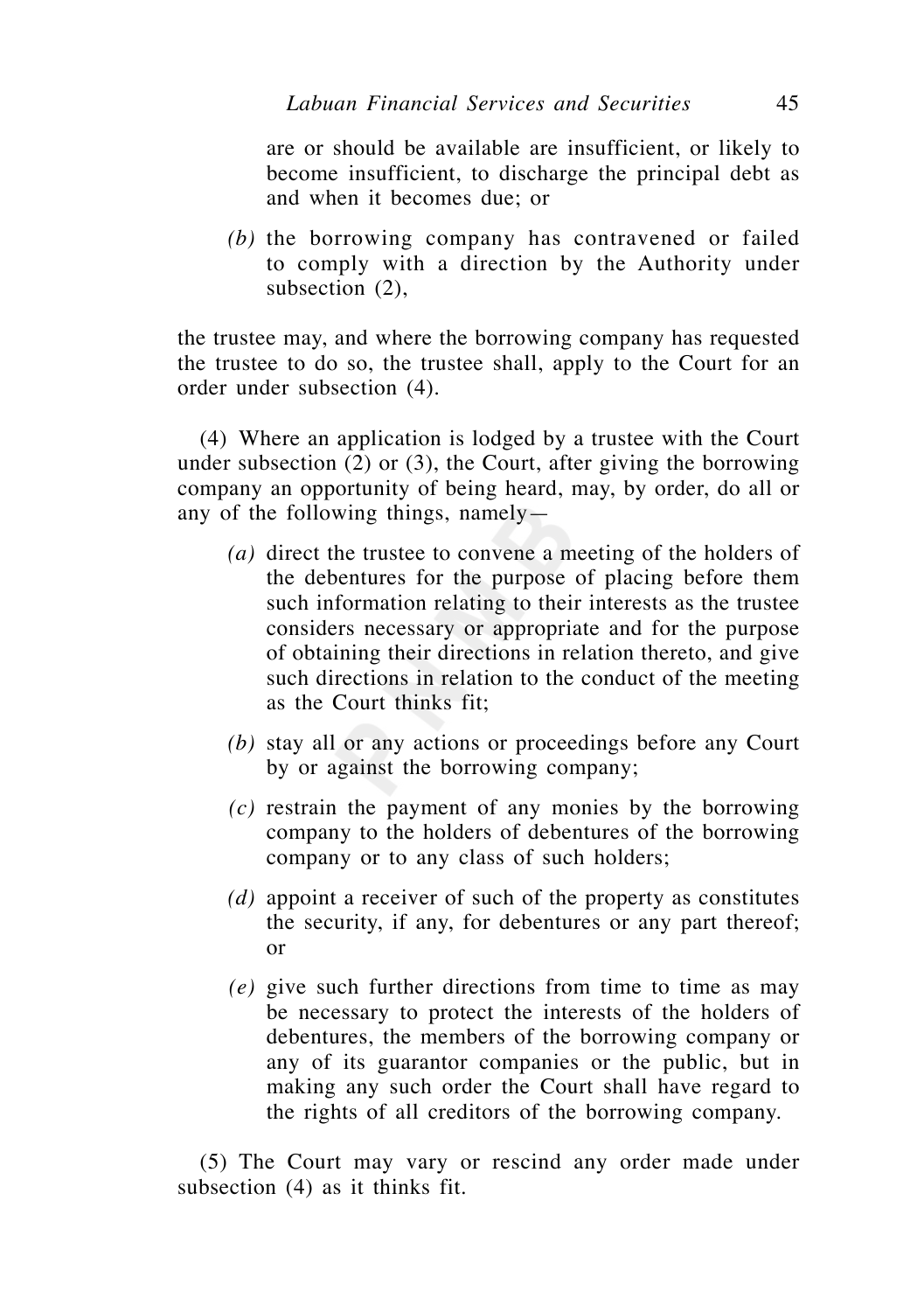are or should be available are insufficient, or likely to become insufficient, to discharge the principal debt as and when it becomes due; or

*(b)* the borrowing company has contravened or failed to comply with a direction by the Authority under subsection (2),

the trustee may, and where the borrowing company has requested the trustee to do so, the trustee shall, apply to the Court for an order under subsection (4).

(4) Where an application is lodged by a trustee with the Court under subsection (2) or (3), the Court, after giving the borrowing company an opportunity of being heard, may, by order, do all or any of the following things, namely—

*(a)* direct the trustee to convene a meeting of the holders of the debentures for the purpose of placing before them such information relating to their interests as the trustee considers necessary or appropriate and for the purpose of obtaining their directions in relation thereto, and give such directions in relation to the conduct of the meeting as the Court thinks fit;

*(b)* stay all or any actions or proceedings before any Court by or against the borrowing company;

*(c)* restrain the payment of any monies by the borrowing company to the holders of debentures of the borrowing company or to any class of such holders;

*(d)* appoint a receiver of such of the property as constitutes the security, if any, for debentures or any part thereof; or

*(e)* give such further directions from time to time as may be necessary to protect the interests of the holders of debentures, the members of the borrowing company or any of its guarantor companies or the public, but in making any such order the Court shall have regard to the rights of all creditors of the borrowing company.

(5) The Court may vary or rescind any order made under subsection (4) as it thinks fit.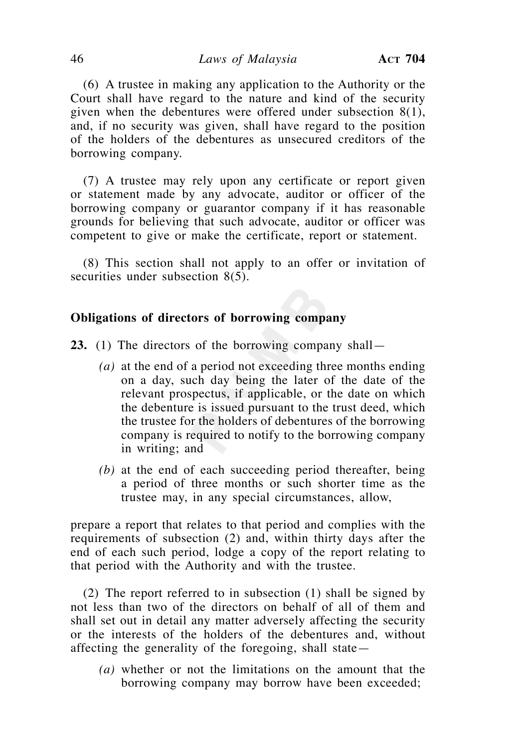(6) A trustee in making any application to the Authority or the Court shall have regard to the nature and kind of the security given when the debentures were offered under subsection 8(1), and, if no security was given, shall have regard to the position of the holders of the debentures as unsecured creditors of the borrowing company.

(7) A trustee may rely upon any certificate or report given or statement made by any advocate, auditor or officer of the borrowing company or guarantor company if it has reasonable grounds for believing that such advocate, auditor or officer was competent to give or make the certificate, report or statement.

(8) This section shall not apply to an offer or invitation of securities under subsection 8(5).

**Obligations of directors of borrowing company**

**23.** (1) The directors of the borrowing company shall—

*(a)* at the end of a period not exceeding three months ending on a day, such day being the later of the date of the relevant prospectus, if applicable, or the date on which the debenture is issued pursuant to the trust deed, which the trustee for the holders of debentures of the borrowing company is required to notify to the borrowing company in writing; and

*(b)* at the end of each succeeding period thereafter, being a period of three months or such shorter time as the trustee may, in any special circumstances, allow,

prepare a report that relates to that period and complies with the requirements of subsection (2) and, within thirty days after the end of each such period, lodge a copy of the report relating to that period with the Authority and with the trustee.

(2) The report referred to in subsection (1) shall be signed by not less than two of the directors on behalf of all of them and shall set out in detail any matter adversely affecting the security or the interests of the holders of the debentures and, without affecting the generality of the foregoing, shall state—

*(a)* whether or not the limitations on the amount that the borrowing company may borrow have been exceeded;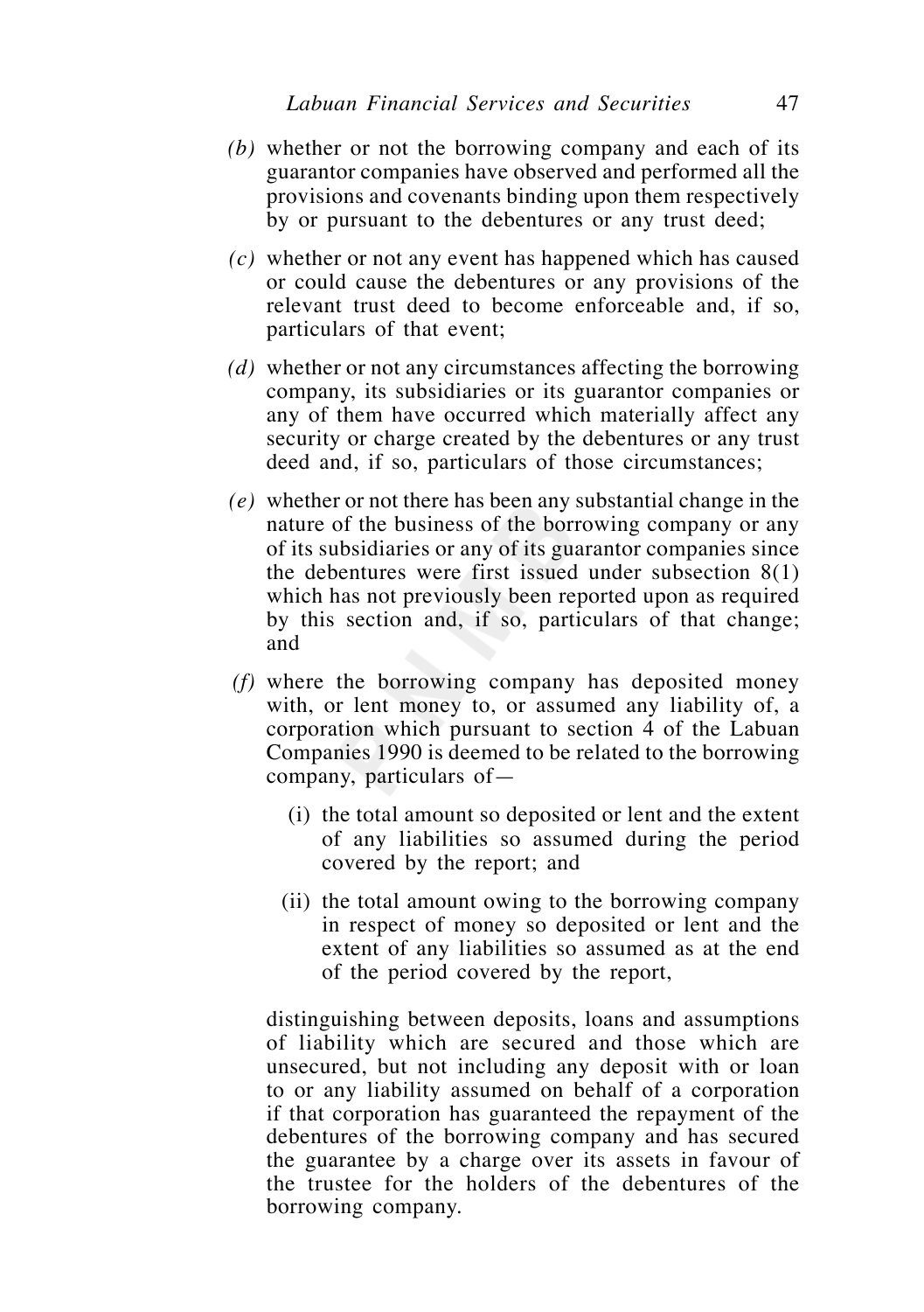*(b)* whether or not the borrowing company and each of its guarantor companies have observed and performed all the provisions and covenants binding upon them respectively by or pursuant to the debentures or any trust deed;

*(c)* whether or not any event has happened which has caused or could cause the debentures or any provisions of the relevant trust deed to become enforceable and, if so, particulars of that event;

*(d)* whether or not any circumstances affecting the borrowing company, its subsidiaries or its guarantor companies or any of them have occurred which materially affect any security or charge created by the debentures or any trust deed and, if so, particulars of those circumstances;

*(e)* whether or not there has been any substantial change in the nature of the business of the borrowing company or any of its subsidiaries or any of its guarantor companies since the debentures were first issued under subsection 8(1) which has not previously been reported upon as required by this section and, if so, particulars of that change; and

*(f)* where the borrowing company has deposited money with, or lent money to, or assumed any liability of, a corporation which pursuant to section 4 of the Labuan Companies 1990 is deemed to be related to the borrowing company, particulars of—

(i) the total amount so deposited or lent and the extent of any liabilities so assumed during the period covered by the report; and

(ii) the total amount owing to the borrowing company in respect of money so deposited or lent and the extent of any liabilities so assumed as at the end of the period covered by the report,

distinguishing between deposits, loans and assumptions of liability which are secured and those which are unsecured, but not including any deposit with or loan to or any liability assumed on behalf of a corporation if that corporation has guaranteed the repayment of the debentures of the borrowing company and has secured the guarantee by a charge over its assets in favour of the trustee for the holders of the debentures of the borrowing company.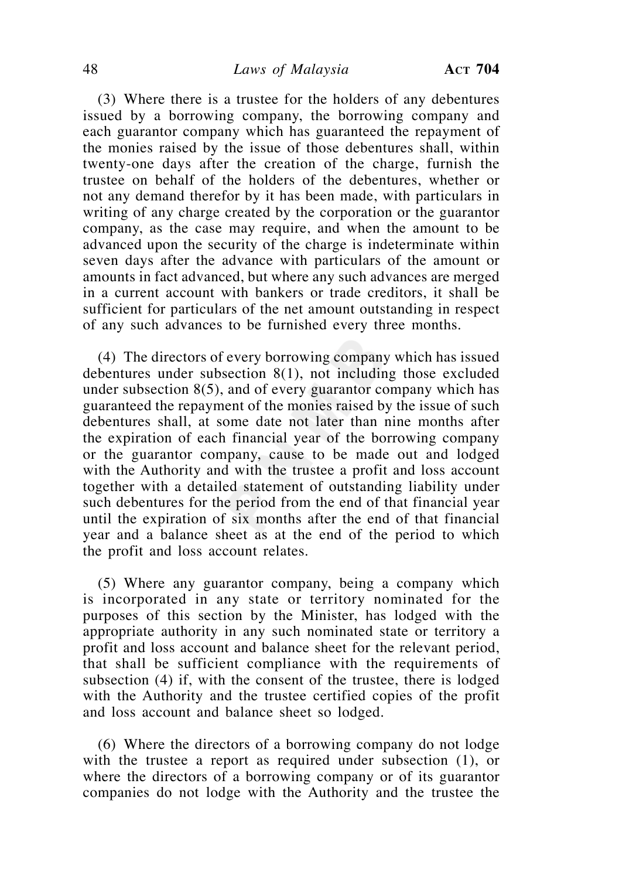(3) Where there is a trustee for the holders of any debentures issued by a borrowing company, the borrowing company and each guarantor company which has guaranteed the repayment of the monies raised by the issue of those debentures shall, within twenty-one days after the creation of the charge, furnish the trustee on behalf of the holders of the debentures, whether or not any demand therefor by it has been made, with particulars in writing of any charge created by the corporation or the guarantor company, as the case may require, and when the amount to be advanced upon the security of the charge is indeterminate within seven days after the advance with particulars of the amount or amounts in fact advanced, but where any such advances are merged in a current account with bankers or trade creditors, it shall be sufficient for particulars of the net amount outstanding in respect of any such advances to be furnished every three months.

(4) The directors of every borrowing company which has issued debentures under subsection 8(1), not including those excluded under subsection 8(5), and of every guarantor company which has guaranteed the repayment of the monies raised by the issue of such debentures shall, at some date not later than nine months after the expiration of each financial year of the borrowing company or the guarantor company, cause to be made out and lodged with the Authority and with the trustee a profit and loss account together with a detailed statement of outstanding liability under such debentures for the period from the end of that financial year until the expiration of six months after the end of that financial year and a balance sheet as at the end of the period to which the profit and loss account relates.

(5) Where any guarantor company, being a company which is incorporated in any state or territory nominated for the purposes of this section by the Minister, has lodged with the appropriate authority in any such nominated state or territory a profit and loss account and balance sheet for the relevant period, that shall be sufficient compliance with the requirements of subsection (4) if, with the consent of the trustee, there is lodged with the Authority and the trustee certified copies of the profit and loss account and balance sheet so lodged.

(6) Where the directors of a borrowing company do not lodge with the trustee a report as required under subsection (1), or where the directors of a borrowing company or of its guarantor companies do not lodge with the Authority and the trustee the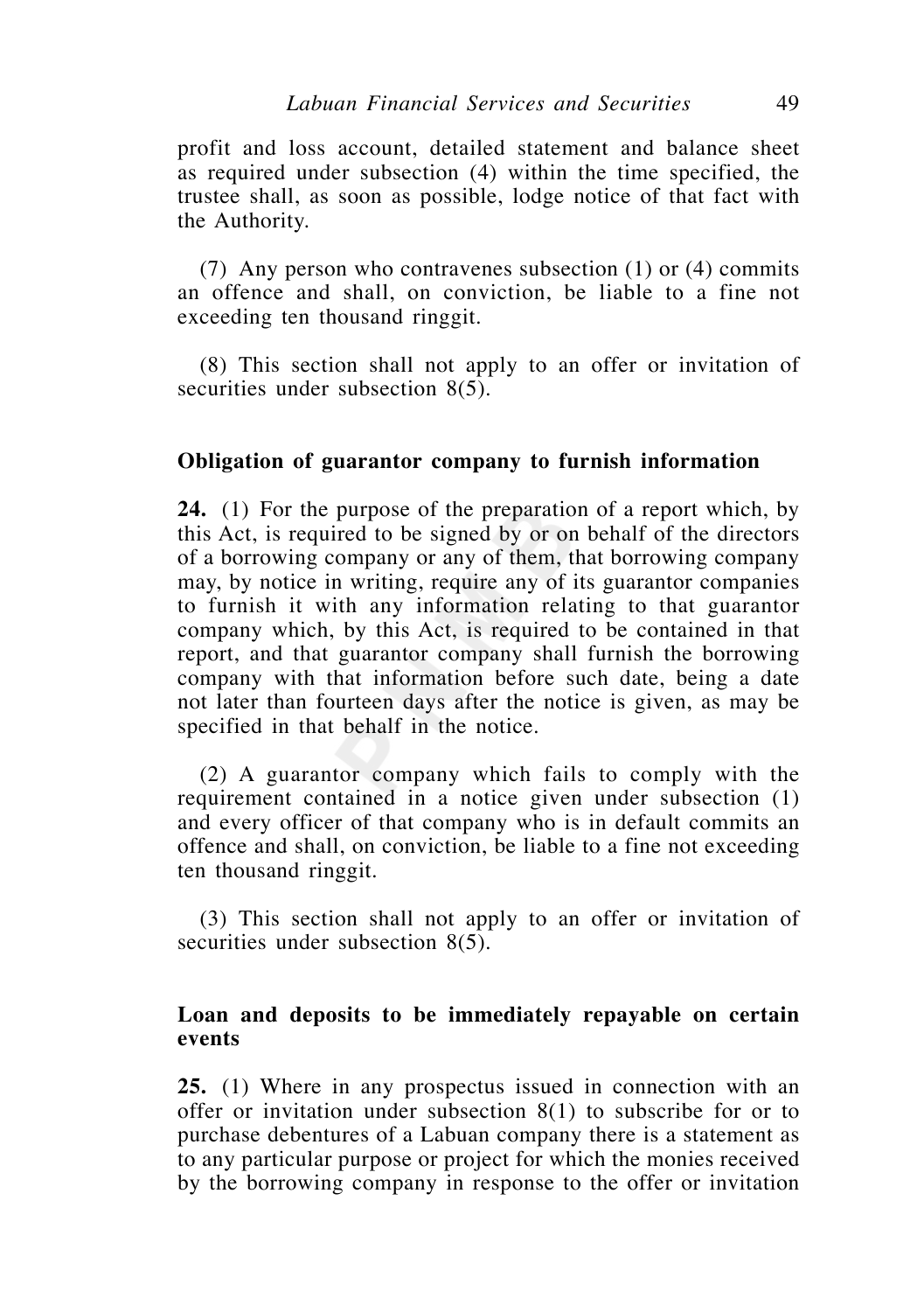profit and loss account, detailed statement and balance sheet as required under subsection (4) within the time specified, the trustee shall, as soon as possible, lodge notice of that fact with the Authority.

(7) Any person who contravenes subsection (1) or (4) commits an offence and shall, on conviction, be liable to a fine not exceeding ten thousand ringgit.

(8) This section shall not apply to an offer or invitation of securities under subsection 8(5).

### Obligation of guarantor company to furnish information

**24.** (1) For the purpose of the preparation of a report which, by this Act, is required to be signed by or on behalf of the directors of a borrowing company or any of them, that borrowing company may, by notice in writing, require any of its guarantor companies to furnish it with any information relating to that guarantor company which, by this Act, is required to be contained in that report, and that guarantor company shall furnish the borrowing company with that information before such date, being a date not later than fourteen days after the notice is given, as may be specified in that behalf in the notice.

(2) A guarantor company which fails to comply with the requirement contained in a notice given under subsection (1) and every officer of that company who is in default commits an offence and shall, on conviction, be liable to a fine not exceeding ten thousand ringgit.

(3) This section shall not apply to an offer or invitation of securities under subsection 8(5).

### Loan and deposits to be immediately repayable on certain events

**25.** (1) Where in any prospectus issued in connection with an offer or invitation under subsection 8(1) to subscribe for or to purchase debentures of a Labuan company there is a statement as to any particular purpose or project for which the monies received by the borrowing company in response to the offer or invitation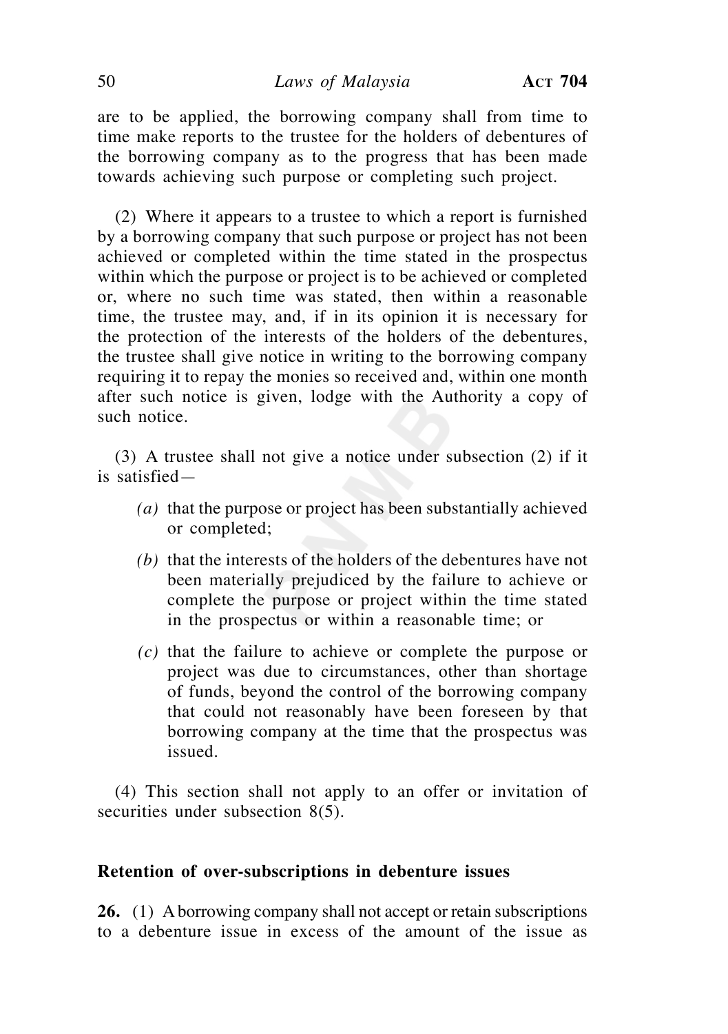are to be applied, the borrowing company shall from time to time make reports to the trustee for the holders of debentures of the borrowing company as to the progress that has been made towards achieving such purpose or completing such project.

(2) Where it appears to a trustee to which a report is furnished by a borrowing company that such purpose or project has not been achieved or completed within the time stated in the prospectus within which the purpose or project is to be achieved or completed or, where no such time was stated, then within a reasonable time, the trustee may, and, if in its opinion it is necessary for the protection of the interests of the holders of the debentures, the trustee shall give notice in writing to the borrowing company requiring it to repay the monies so received and, within one month after such notice is given, lodge with the Authority a copy of such notice.

(3) A trustee shall not give a notice under subsection (2) if it is satisfied—

*(a)* that the purpose or project has been substantially achieved or completed;

*(b)* that the interests of the holders of the debentures have not been materially prejudiced by the failure to achieve or complete the purpose or project within the time stated in the prospectus or within a reasonable time; or

*(c)* that the failure to achieve or complete the purpose or project was due to circumstances, other than shortage of funds, beyond the control of the borrowing company that could not reasonably have been foreseen by that borrowing company at the time that the prospectus was issued.

(4) This section shall not apply to an offer or invitation of securities under subsection 8(5).

**Retention of over-subscriptions in debenture issues**

**26.** (1) A borrowing company shall not accept or retain subscriptions to a debenture issue in excess of the amount of the issue as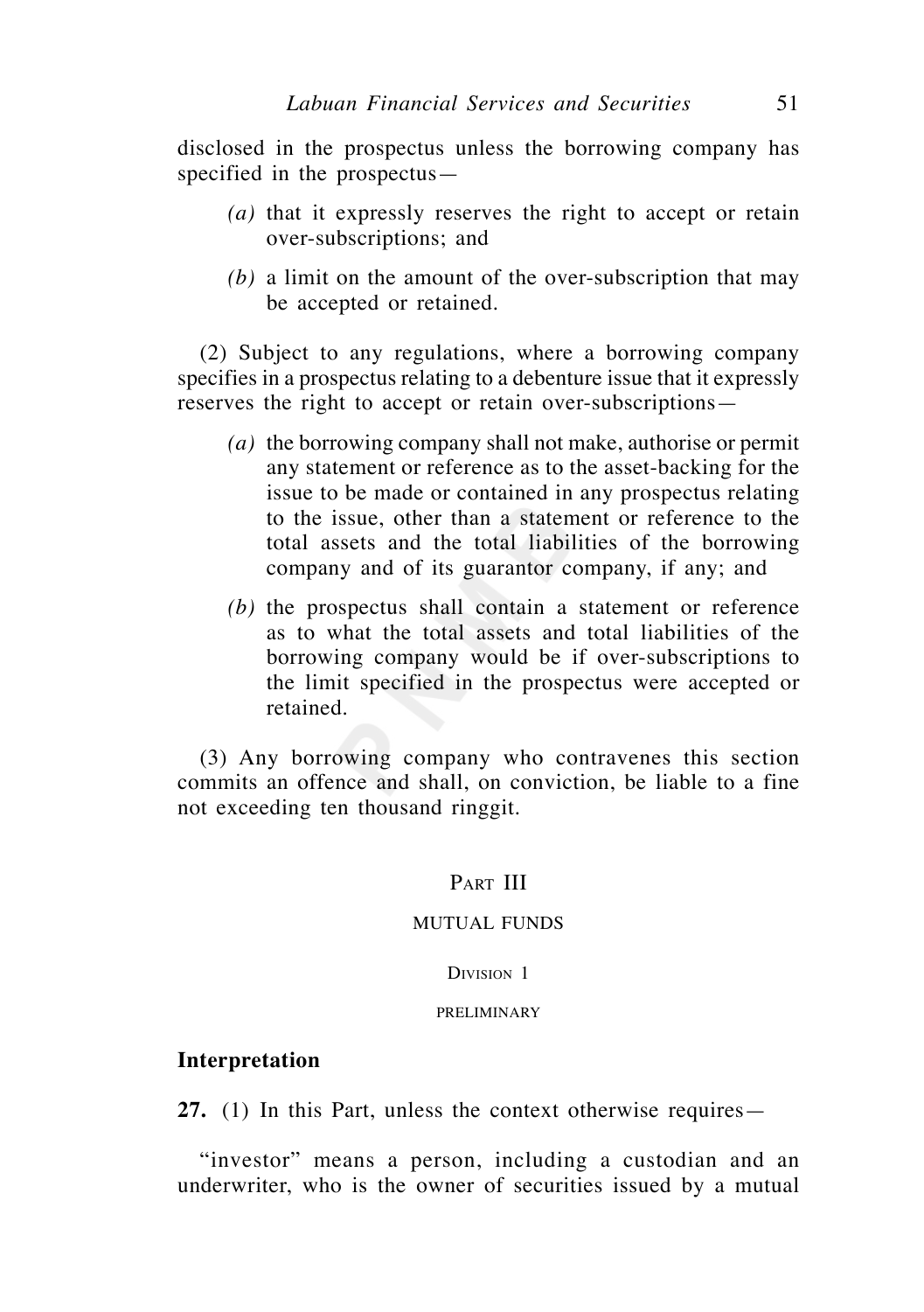disclosed in the prospectus unless the borrowing company has specified in the prospectus—

*(a)* that it expressly reserves the right to accept or retain over-subscriptions; and

*(b)* a limit on the amount of the over-subscription that may be accepted or retained.

(2) Subject to any regulations, where a borrowing company specifies in a prospectus relating to a debenture issue that it expressly reserves the right to accept or retain over-subscriptions—

*(a)* the borrowing company shall not make, authorise or permit any statement or reference as to the asset-backing for the issue to be made or contained in any prospectus relating to the issue, other than a statement or reference to the total assets and the total liabilities of the borrowing company and of its guarantor company, if any; and

*(b)* the prospectus shall contain a statement or reference as to what the total assets and total liabilities of the borrowing company would be if over-subscriptions to the limit specified in the prospectus were accepted or retained.

(3) Any borrowing company who contravenes this section commits an offence and shall, on conviction, be liable to a fine not exceeding ten thousand ringgit.

## Part III

## MUTUAL FUNDS

### Division 1

### PRELIMINARY

**Interpretation**

**27.** (1) In this Part, unless the context otherwise requires—

"investor" means a person, including a custodian and an underwriter, who is the owner of securities issued by a mutual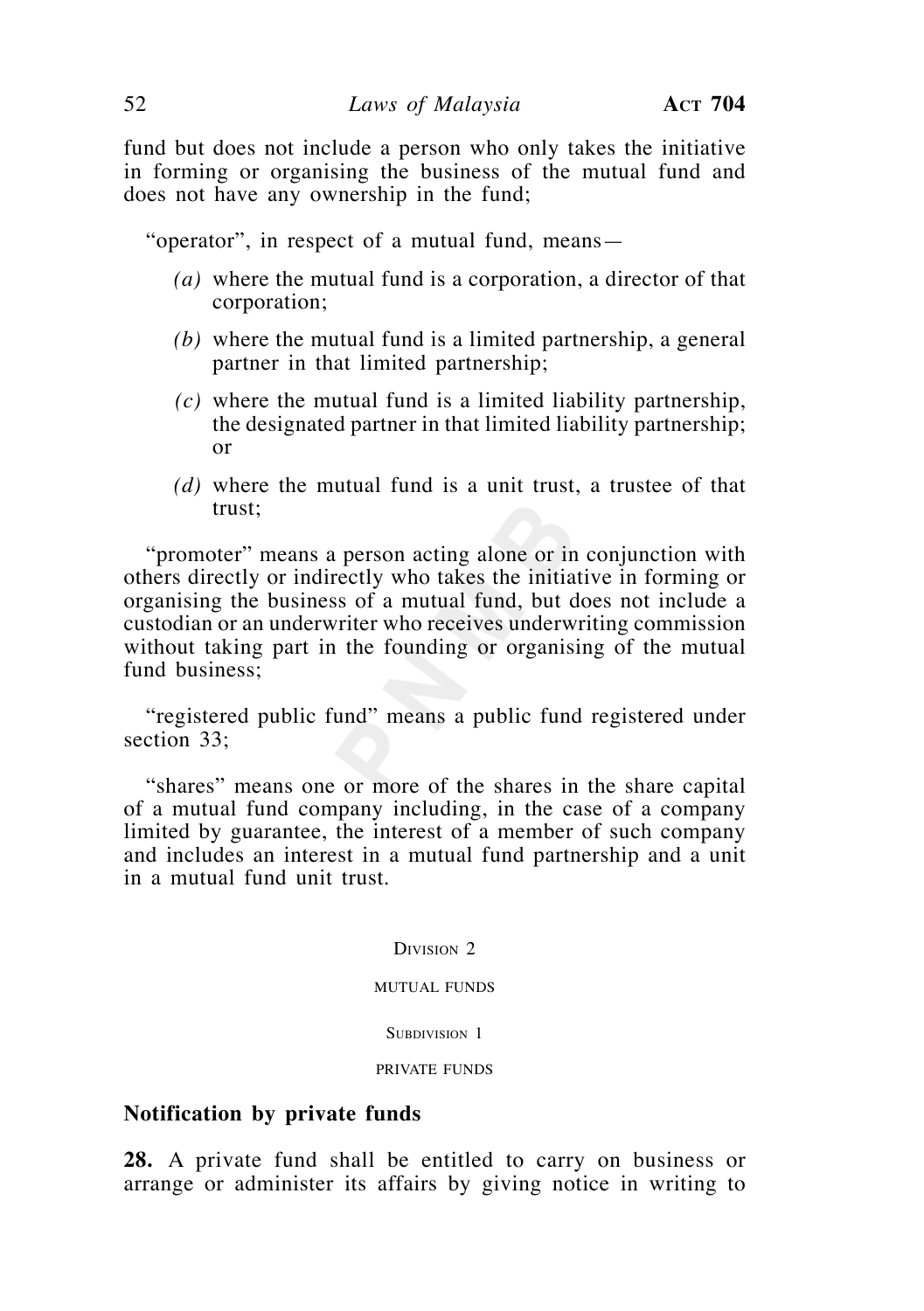fund but does not include a person who only takes the initiative in forming or organising the business of the mutual fund and does not have any ownership in the fund;

"operator", in respect of a mutual fund, means—

*(a)* where the mutual fund is a corporation, a director of that corporation;

*(b)* where the mutual fund is a limited partnership, a general partner in that limited partnership;

*(c)* where the mutual fund is a limited liability partnership, the designated partner in that limited liability partnership; or

*(d)* where the mutual fund is a unit trust, a trustee of that trust;

"promoter" means a person acting alone or in conjunction with others directly or indirectly who takes the initiative in forming or organising the business of a mutual fund, but does not include a custodian or an underwriter who receives underwriting commission without taking part in the founding or organising of the mutual fund business;

"registered public fund" means a public fund registered under section 33;

"shares" means one or more of the shares in the share capital of a mutual fund company including, in the case of a company limited by guarantee, the interest of a member of such company and includes an interest in a mutual fund partnership and a unit in a mutual fund unit trust.

Division 2

MUTUAL FUNDS

Subdivision 1

PRIVATE FUNDS

### Notification by private funds

**28.** A private fund shall be entitled to carry on business or arrange or administer its affairs by giving notice in writing to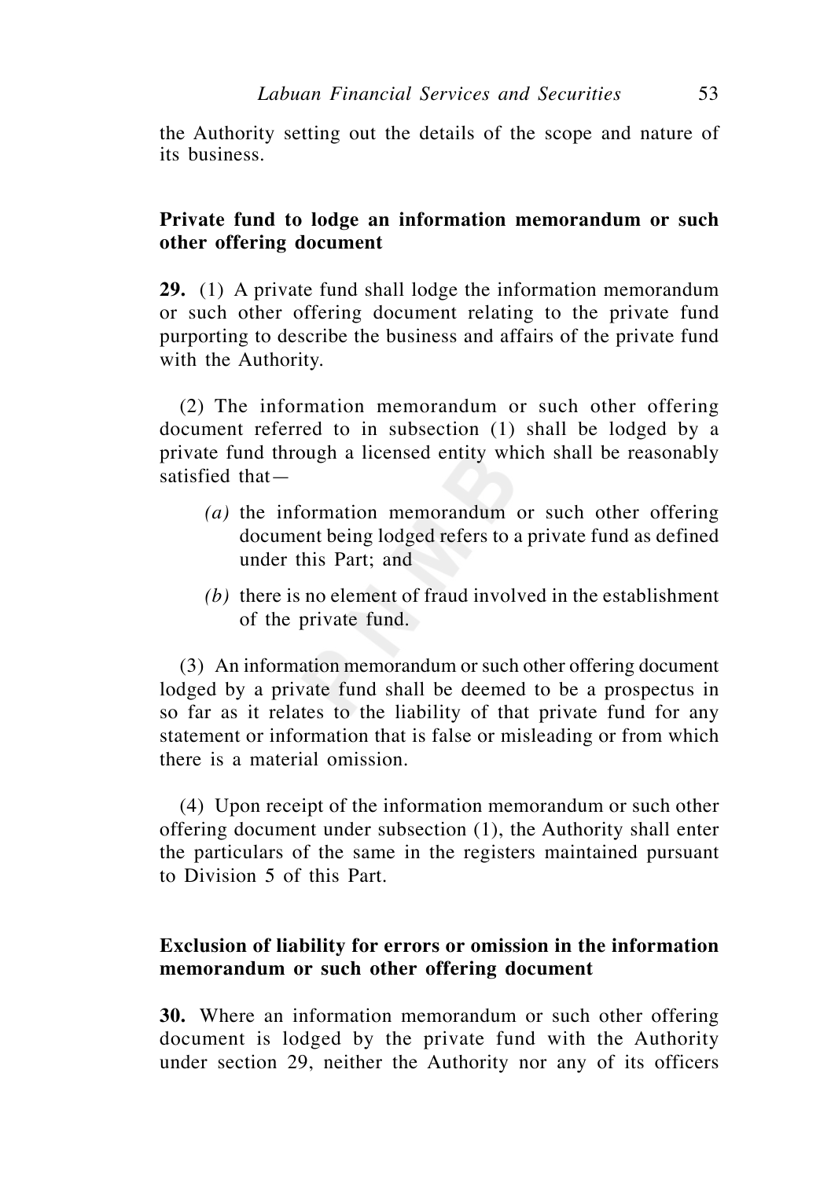the Authority setting out the details of the scope and nature of its business.

**Private fund to lodge an information memorandum or such other offering document**

**29.** (1) A private fund shall lodge the information memorandum or such other offering document relating to the private fund purporting to describe the business and affairs of the private fund with the Authority.

(2) The information memorandum or such other offering document referred to in subsection (1) shall be lodged by a private fund through a licensed entity which shall be reasonably satisfied that—

- *(a)* the information memorandum or such other offering document being lodged refers to a private fund as defined under this Part; and
- *(b)* there is no element of fraud involved in the establishment of the private fund.

(3) An information memorandum or such other offering document lodged by a private fund shall be deemed to be a prospectus in so far as it relates to the liability of that private fund for any statement or information that is false or misleading or from which there is a material omission.

(4) Upon receipt of the information memorandum or such other offering document under subsection (1), the Authority shall enter the particulars of the same in the registers maintained pursuant to Division 5 of this Part.

**Exclusion of liability for errors or omission in the information memorandum or such other offering document**

**30.** Where an information memorandum or such other offering document is lodged by the private fund with the Authority under section 29, neither the Authority nor any of its officers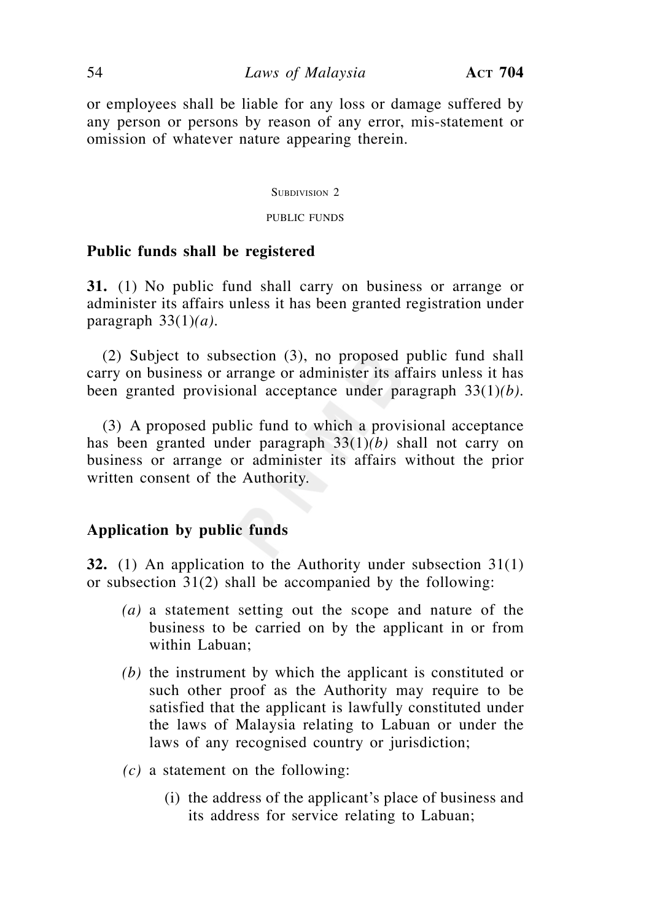or employees shall be liable for any loss or damage suffered by any person or persons by reason of any error, mis-statement or omission of whatever nature appearing therein.

Subdivision 2

public funds

**Public funds shall be registered**

**31.** (1) No public fund shall carry on business or arrange or administer its affairs unless it has been granted registration under paragraph 33(1)*(a)*.

(2) Subject to subsection (3), no proposed public fund shall carry on business or arrange or administer its affairs unless it has been granted provisional acceptance under paragraph 33(1)*(b)*.

(3) A proposed public fund to which a provisional acceptance has been granted under paragraph 33(1)*(b)* shall not carry on business or arrange or administer its affairs without the prior written consent of the Authority.

**Application by public funds**

**32.** (1) An application to the Authority under subsection 31(1) or subsection 31(2) shall be accompanied by the following:

*(a)* a statement setting out the scope and nature of the business to be carried on by the applicant in or from within Labuan;

*(b)* the instrument by which the applicant is constituted or such other proof as the Authority may require to be satisfied that the applicant is lawfully constituted under the laws of Malaysia relating to Labuan or under the laws of any recognised country or jurisdiction;

*(c)* a statement on the following:

(i) the address of the applicant's place of business and its address for service relating to Labuan;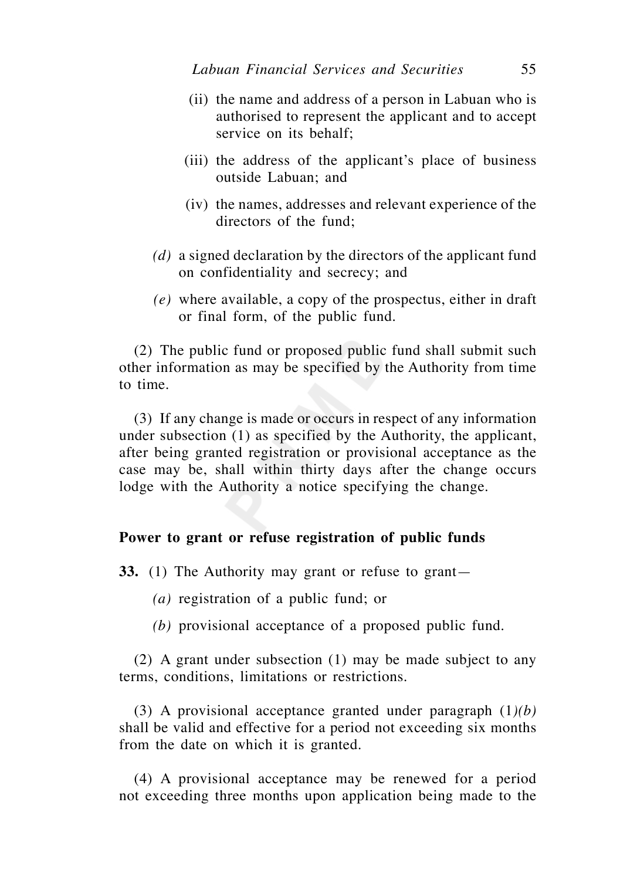(ii) the name and address of a person in Labuan who is authorised to represent the applicant and to accept service on its behalf;

(iii) the address of the applicant's place of business outside Labuan; and

(iv) the names, addresses and relevant experience of the directors of the fund;

*(d)* a signed declaration by the directors of the applicant fund on confidentiality and secrecy; and

*(e)* where available, a copy of the prospectus, either in draft or final form, of the public fund.

(2) The public fund or proposed public fund shall submit such other information as may be specified by the Authority from time to time.

(3) If any change is made or occurs in respect of any information under subsection (1) as specified by the Authority, the applicant, after being granted registration or provisional acceptance as the case may be, shall within thirty days after the change occurs lodge with the Authority a notice specifying the change.

**Power to grant or refuse registration of public funds**

**33.** (1) The Authority may grant or refuse to grant—

*(a)* registration of a public fund; or

*(b)* provisional acceptance of a proposed public fund.

(2) A grant under subsection (1) may be made subject to any terms, conditions, limitations or restrictions.

(3) A provisional acceptance granted under paragraph (1)*(b)* shall be valid and effective for a period not exceeding six months from the date on which it is granted.

(4) A provisional acceptance may be renewed for a period not exceeding three months upon application being made to the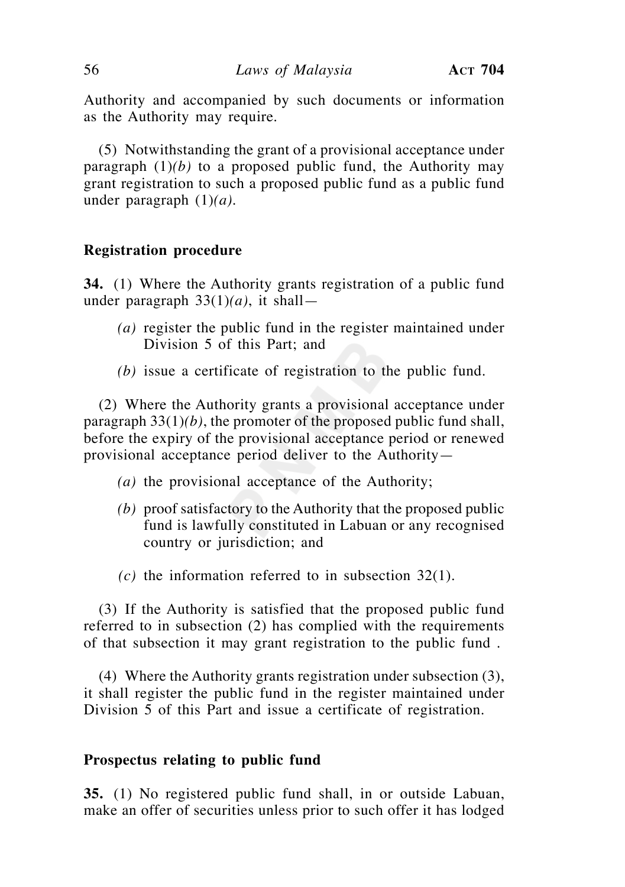Authority and accompanied by such documents or information as the Authority may require.

(5) Notwithstanding the grant of a provisional acceptance under paragraph (1)*(b)* to a proposed public fund, the Authority may grant registration to such a proposed public fund as a public fund under paragraph (1)*(a)*.

### Registration procedure

**34.** (1) Where the Authority grants registration of a public fund under paragraph 33(1)*(a)*, it shall—

- *(a)* register the public fund in the register maintained under Division 5 of this Part; and
- *(b)* issue a certificate of registration to the public fund.

(2) Where the Authority grants a provisional acceptance under paragraph 33(1)*(b)*, the promoter of the proposed public fund shall, before the expiry of the provisional acceptance period or renewed provisional acceptance period deliver to the Authority—

- *(a)* the provisional acceptance of the Authority;
- *(b)* proof satisfactory to the Authority that the proposed public fund is lawfully constituted in Labuan or any recognised country or jurisdiction; and
- *(c)* the information referred to in subsection 32(1).

(3) If the Authority is satisfied that the proposed public fund referred to in subsection (2) has complied with the requirements of that subsection it may grant registration to the public fund .

(4) Where the Authority grants registration under subsection (3), it shall register the public fund in the register maintained under Division 5 of this Part and issue a certificate of registration.

### Prospectus relating to public fund

**35.** (1) No registered public fund shall, in or outside Labuan, make an offer of securities unless prior to such offer it has lodged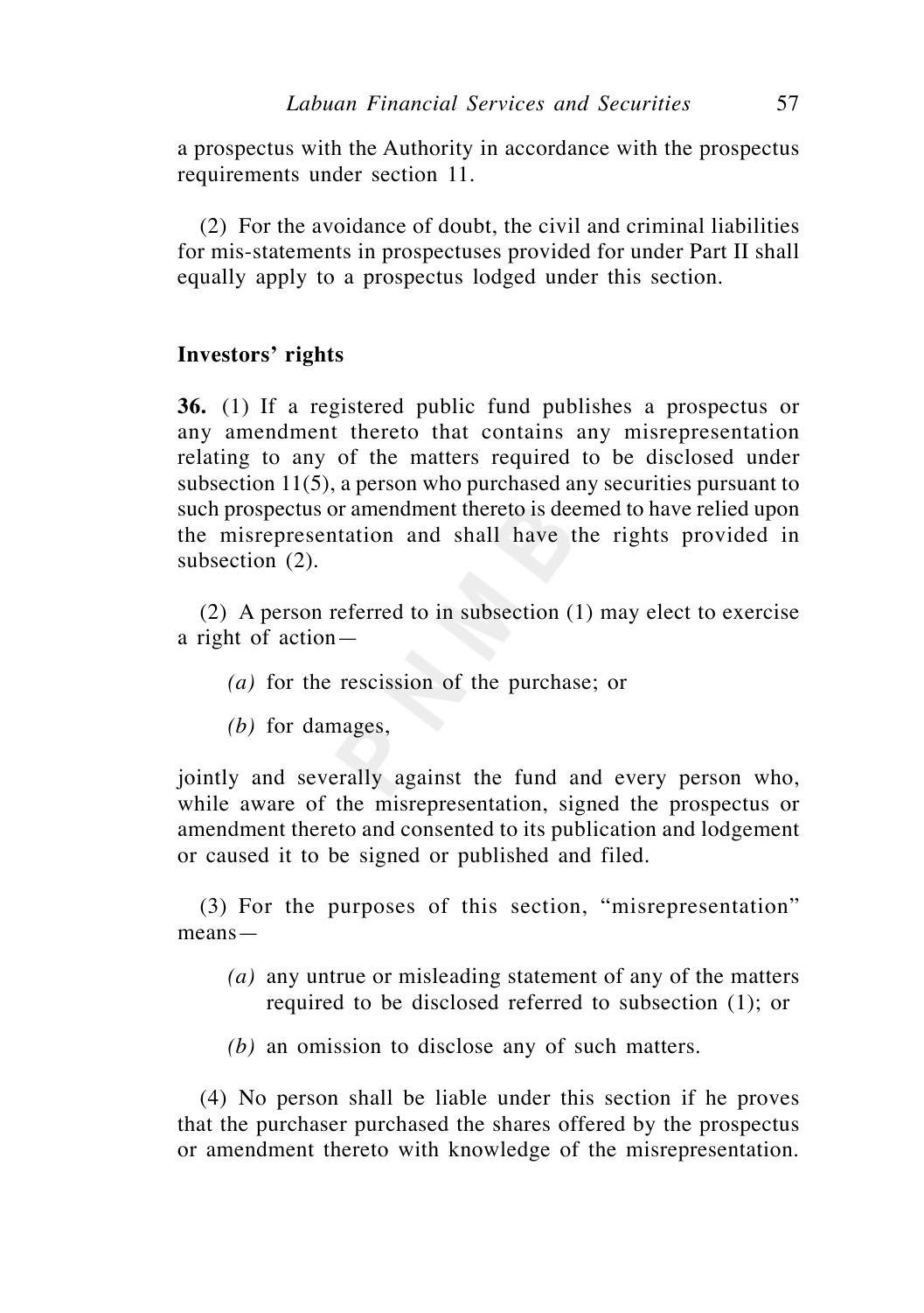a prospectus with the Authority in accordance with the prospectus requirements under section 11.

(2) For the avoidance of doubt, the civil and criminal liabilities for mis-statements in prospectuses provided for under Part II shall equally apply to a prospectus lodged under this section.

**Investors' rights**

**36.** (1) If a registered public fund publishes a prospectus or any amendment thereto that contains any misrepresentation relating to any of the matters required to be disclosed under subsection 11(5), a person who purchased any securities pursuant to such prospectus or amendment thereto is deemed to have relied upon the misrepresentation and shall have the rights provided in subsection (2).

(2) A person referred to in subsection (1) may elect to exercise a right of action—

*(a)* for the rescission of the purchase; or

*(b)* for damages,

jointly and severally against the fund and every person who, while aware of the misrepresentation, signed the prospectus or amendment thereto and consented to its publication and lodgement or caused it to be signed or published and filed.

(3) For the purposes of this section, "misrepresentation" means—

*(a)* any untrue or misleading statement of any of the matters required to be disclosed referred to subsection (1); or

*(b)* an omission to disclose any of such matters.

(4) No person shall be liable under this section if he proves that the purchaser purchased the shares offered by the prospectus or amendment thereto with knowledge of the misrepresentation.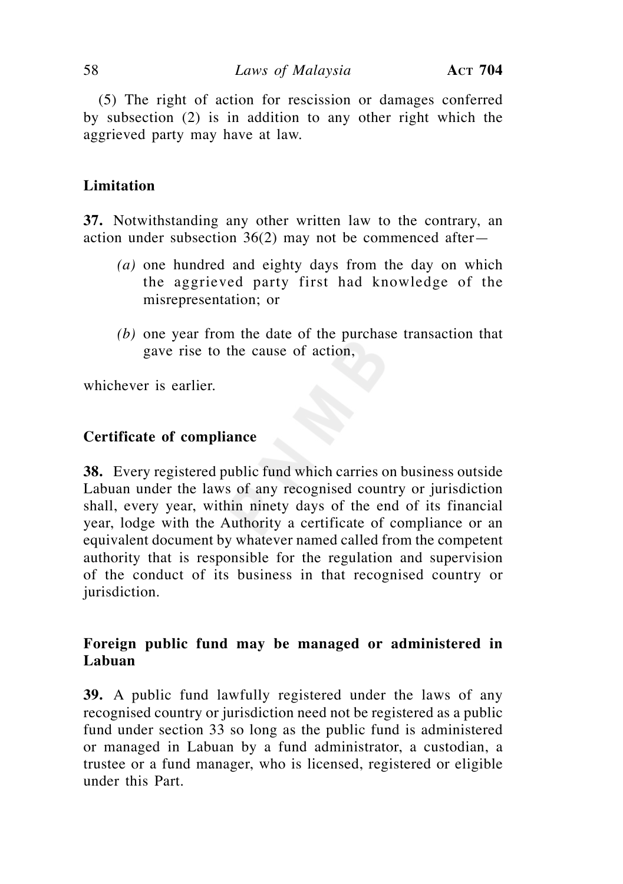(5) The right of action for rescission or damages conferred by subsection (2) is in addition to any other right which the aggrieved party may have at law.

**Limitation**

**37.** Notwithstanding any other written law to the contrary, an action under subsection 36(2) may not be commenced after—

*(a)* one hundred and eighty days from the day on which the aggrieved party first had knowledge of the misrepresentation; or

*(b)* one year from the date of the purchase transaction that gave rise to the cause of action,

whichever is earlier.

**Certificate of compliance**

**38.** Every registered public fund which carries on business outside Labuan under the laws of any recognised country or jurisdiction shall, every year, within ninety days of the end of its financial year, lodge with the Authority a certificate of compliance or an equivalent document by whatever named called from the competent authority that is responsible for the regulation and supervision of the conduct of its business in that recognised country or jurisdiction.

**Foreign public fund may be managed or administered in Labuan**

**39.** A public fund lawfully registered under the laws of any recognised country or jurisdiction need not be registered as a public fund under section 33 so long as the public fund is administered or managed in Labuan by a fund administrator, a custodian, a trustee or a fund manager, who is licensed, registered or eligible under this Part.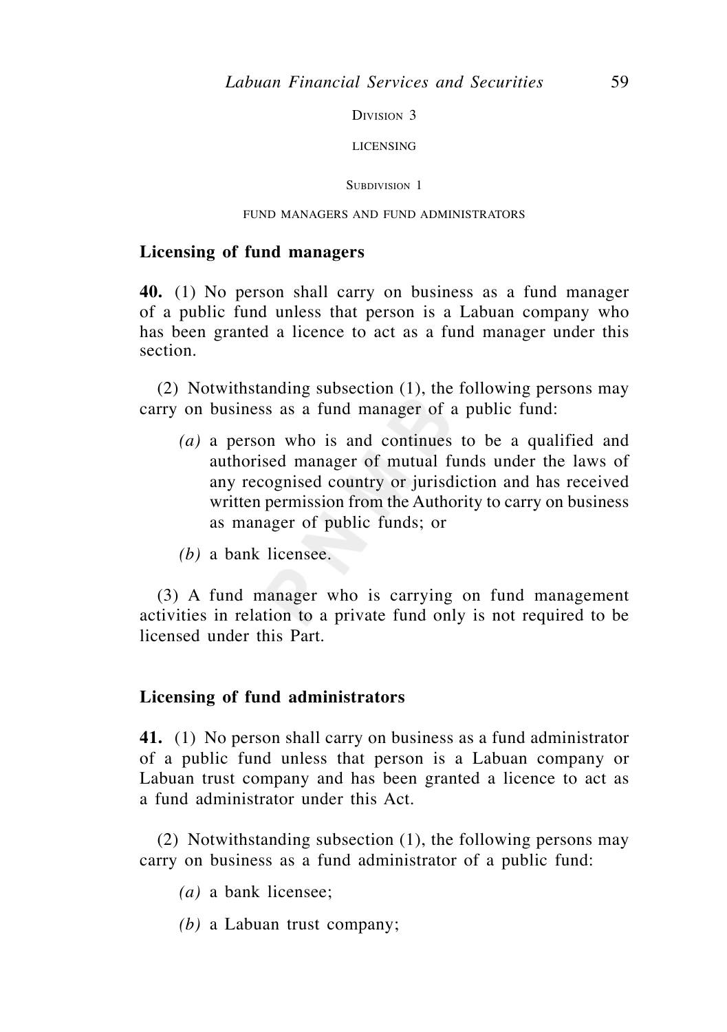Division 3

LICENSING

Subdivision 1

FUND MANAGERS AND FUND ADMINISTRATORS

**Licensing of fund managers**

**40.** (1) No person shall carry on business as a fund manager of a public fund unless that person is a Labuan company who has been granted a licence to act as a fund manager under this section.

(2) Notwithstanding subsection (1), the following persons may carry on business as a fund manager of a public fund:

*(a)* a person who is and continues to be a qualified and authorised manager of mutual funds under the laws of any recognised country or jurisdiction and has received written permission from the Authority to carry on business as manager of public funds; or

*(b)* a bank licensee.

(3) A fund manager who is carrying on fund management activities in relation to a private fund only is not required to be licensed under this Part.

**Licensing of fund administrators**

**41.** (1) No person shall carry on business as a fund administrator of a public fund unless that person is a Labuan company or Labuan trust company and has been granted a licence to act as a fund administrator under this Act.

(2) Notwithstanding subsection (1), the following persons may carry on business as a fund administrator of a public fund:

*(a)* a bank licensee;

*(b)* a Labuan trust company;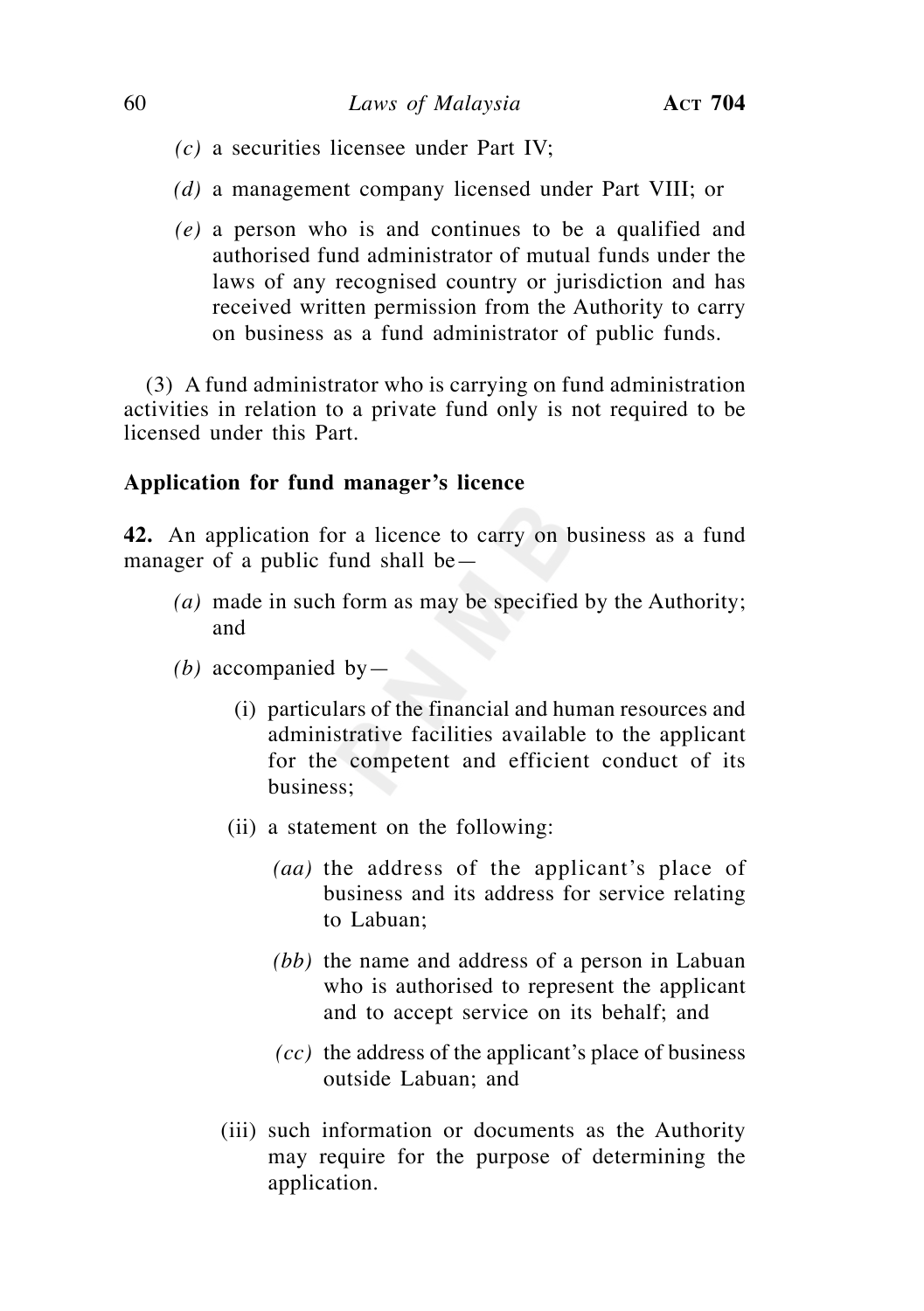*(c)* a securities licensee under Part IV;

*(d)* a management company licensed under Part VIII; or

*(e)* a person who is and continues to be a qualified and authorised fund administrator of mutual funds under the laws of any recognised country or jurisdiction and has received written permission from the Authority to carry on business as a fund administrator of public funds.

(3) A fund administrator who is carrying on fund administration activities in relation to a private fund only is not required to be licensed under this Part.

**Application for fund manager's licence**

**42.** An application for a licence to carry on business as a fund manager of a public fund shall be—

*(a)* made in such form as may be specified by the Authority; and

*(b)* accompanied by—

(i) particulars of the financial and human resources and administrative facilities available to the applicant for the competent and efficient conduct of its business;

(ii) a statement on the following:

*(aa)* the address of the applicant's place of business and its address for service relating to Labuan;

*(bb)* the name and address of a person in Labuan who is authorised to represent the applicant and to accept service on its behalf; and

*(cc)* the address of the applicant's place of business outside Labuan; and

(iii) such information or documents as the Authority may require for the purpose of determining the application.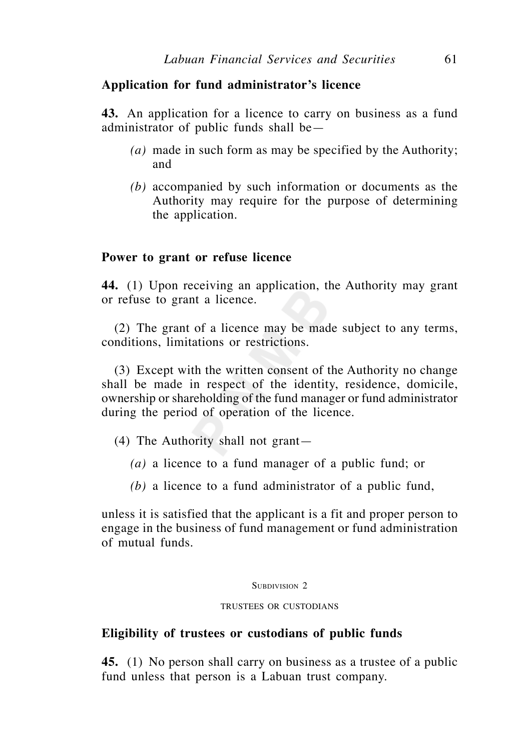### Application for fund administrator's licence

**43.** An application for a licence to carry on business as a fund administrator of public funds shall be—

*(a)* made in such form as may be specified by the Authority; and

*(b)* accompanied by such information or documents as the Authority may require for the purpose of determining the application.

### Power to grant or refuse licence

**44.** (1) Upon receiving an application, the Authority may grant or refuse to grant a licence.

(2) The grant of a licence may be made subject to any terms, conditions, limitations or restrictions.

(3) Except with the written consent of the Authority no change shall be made in respect of the identity, residence, domicile, ownership or shareholding of the fund manager or fund administrator during the period of operation of the licence.

(4) The Authority shall not grant—

*(a)* a licence to a fund manager of a public fund; or

*(b)* a licence to a fund administrator of a public fund,

unless it is satisfied that the applicant is a fit and proper person to engage in the business of fund management or fund administration of mutual funds.

## Subdivision 2

## trustees or custodians

### Eligibility of trustees or custodians of public funds

**45.** (1) No person shall carry on business as a trustee of a public fund unless that person is a Labuan trust company.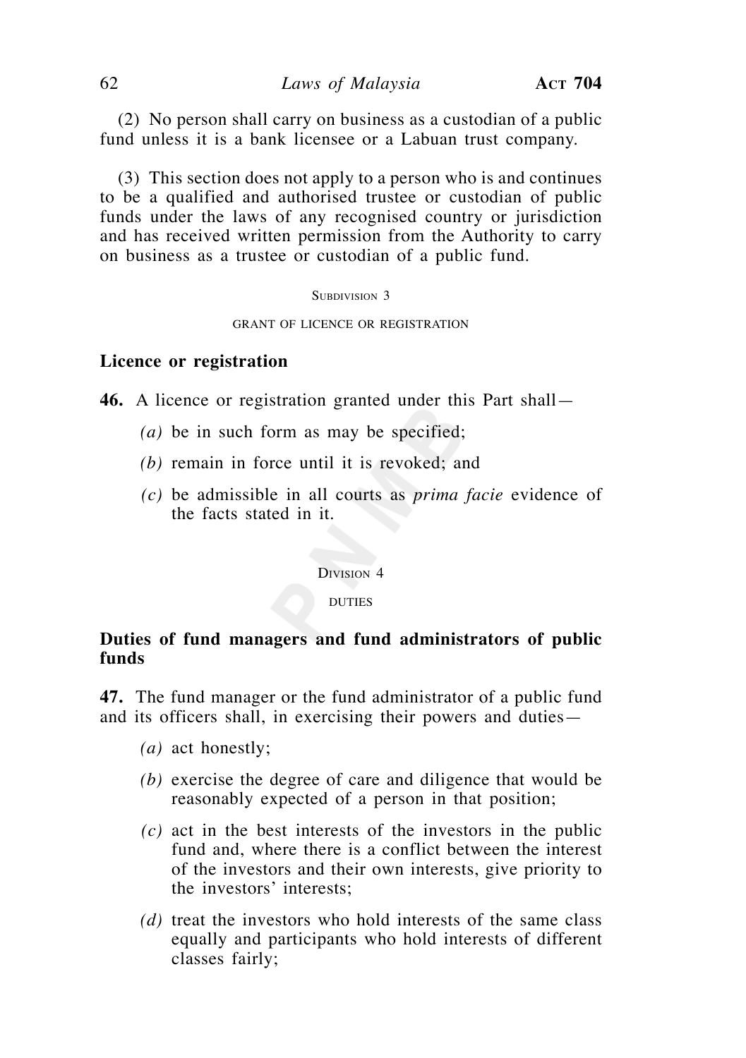(2) No person shall carry on business as a custodian of a public fund unless it is a bank licensee or a Labuan trust company.

(3) This section does not apply to a person who is and continues to be a qualified and authorised trustee or custodian of public funds under the laws of any recognised country or jurisdiction and has received written permission from the Authority to carry on business as a trustee or custodian of a public fund.

Subdivision 3

grant of licence or registration

**Licence or registration**

**46.** A licence or registration granted under this Part shall—

*(a)* be in such form as may be specified;

*(b)* remain in force until it is revoked; and

*(c)* be admissible in all courts as *prima facie* evidence of the facts stated in it.

Division 4

duties

**Duties of fund managers and fund administrators of public funds**

**47.** The fund manager or the fund administrator of a public fund and its officers shall, in exercising their powers and duties—

*(a)* act honestly;

*(b)* exercise the degree of care and diligence that would be reasonably expected of a person in that position;

*(c)* act in the best interests of the investors in the public fund and, where there is a conflict between the interest of the investors and their own interests, give priority to the investors' interests;

*(d)* treat the investors who hold interests of the same class equally and participants who hold interests of different classes fairly;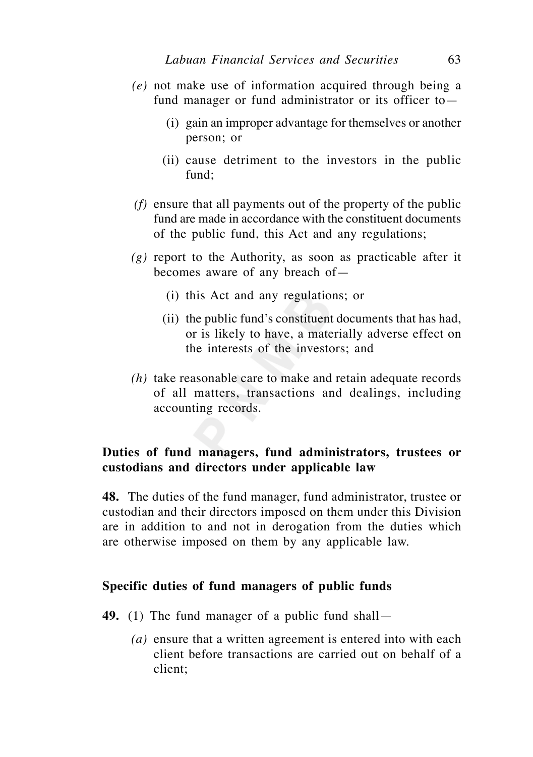*(e)* not make use of information acquired through being a fund manager or fund administrator or its officer to—

(i) gain an improper advantage for themselves or another person; or

(ii) cause detriment to the investors in the public fund;

*(f)* ensure that all payments out of the property of the public fund are made in accordance with the constituent documents of the public fund, this Act and any regulations;

*(g)* report to the Authority, as soon as practicable after it becomes aware of any breach of—

(i) this Act and any regulations; or

(ii) the public fund's constituent documents that has had, or is likely to have, a materially adverse effect on the interests of the investors; and

*(h)* take reasonable care to make and retain adequate records of all matters, transactions and dealings, including accounting records.

**Duties of fund managers, fund administrators, trustees or custodians and directors under applicable law**

**48.** The duties of the fund manager, fund administrator, trustee or custodian and their directors imposed on them under this Division are in addition to and not in derogation from the duties which are otherwise imposed on them by any applicable law.

**Specific duties of fund managers of public funds**

**49.** (1) The fund manager of a public fund shall—

*(a)* ensure that a written agreement is entered into with each client before transactions are carried out on behalf of a client;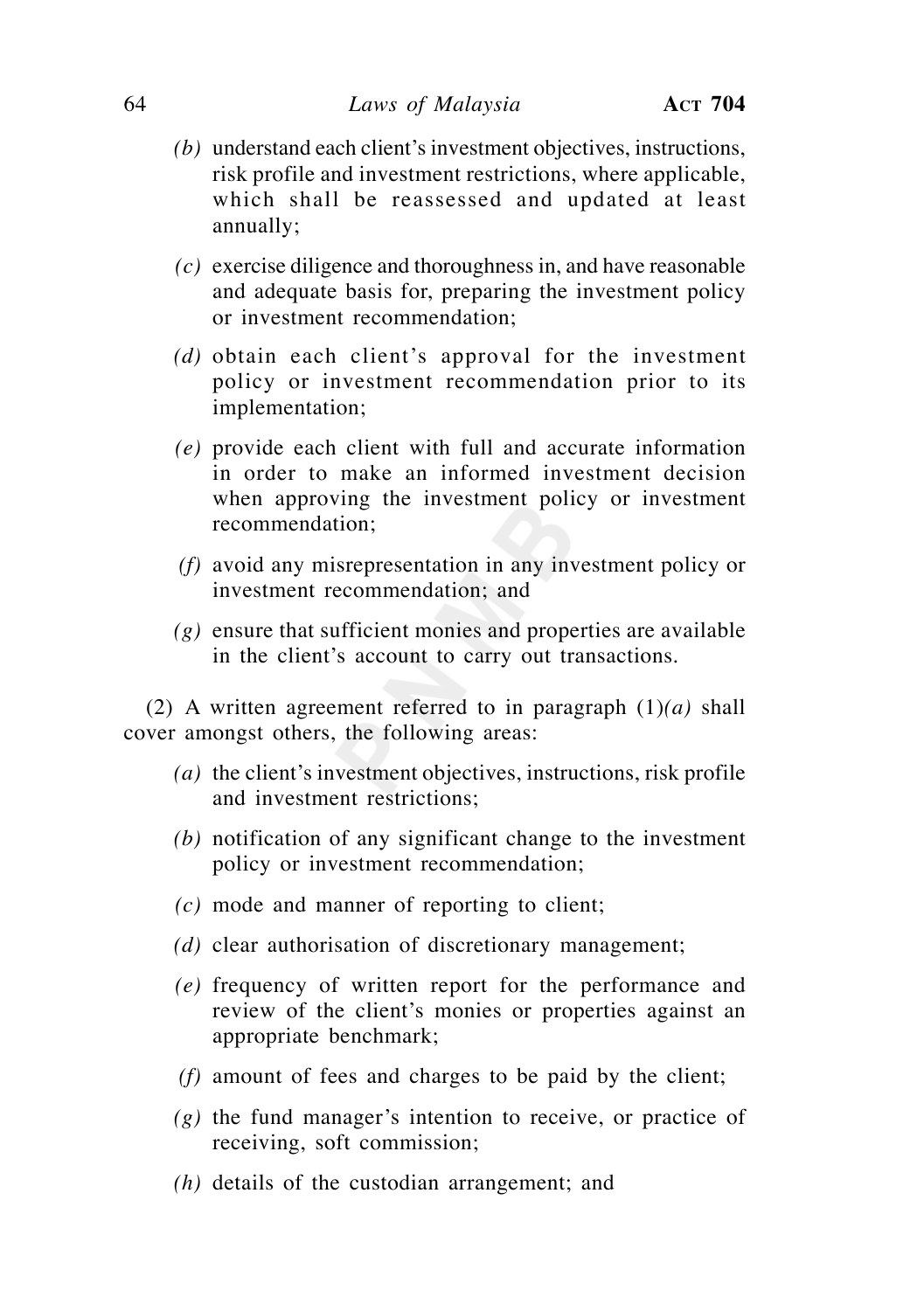*(b)* understand each client's investment objectives, instructions, risk profile and investment restrictions, where applicable, which shall be reassessed and updated at least annually;

*(c)* exercise diligence and thoroughness in, and have reasonable and adequate basis for, preparing the investment policy or investment recommendation;

*(d)* obtain each client's approval for the investment policy or investment recommendation prior to its implementation;

*(e)* provide each client with full and accurate information in order to make an informed investment decision when approving the investment policy or investment recommendation;

*(f)* avoid any misrepresentation in any investment policy or investment recommendation; and

*(g)* ensure that sufficient monies and properties are available in the client's account to carry out transactions.

(2) A written agreement referred to in paragraph (1)*(a)* shall cover amongst others, the following areas:

*(a)* the client's investment objectives, instructions, risk profile and investment restrictions;

*(b)* notification of any significant change to the investment policy or investment recommendation;

*(c)* mode and manner of reporting to client;

*(d)* clear authorisation of discretionary management;

*(e)* frequency of written report for the performance and review of the client's monies or properties against an appropriate benchmark;

*(f)* amount of fees and charges to be paid by the client;

*(g)* the fund manager's intention to receive, or practice of receiving, soft commission;

*(h)* details of the custodian arrangement; and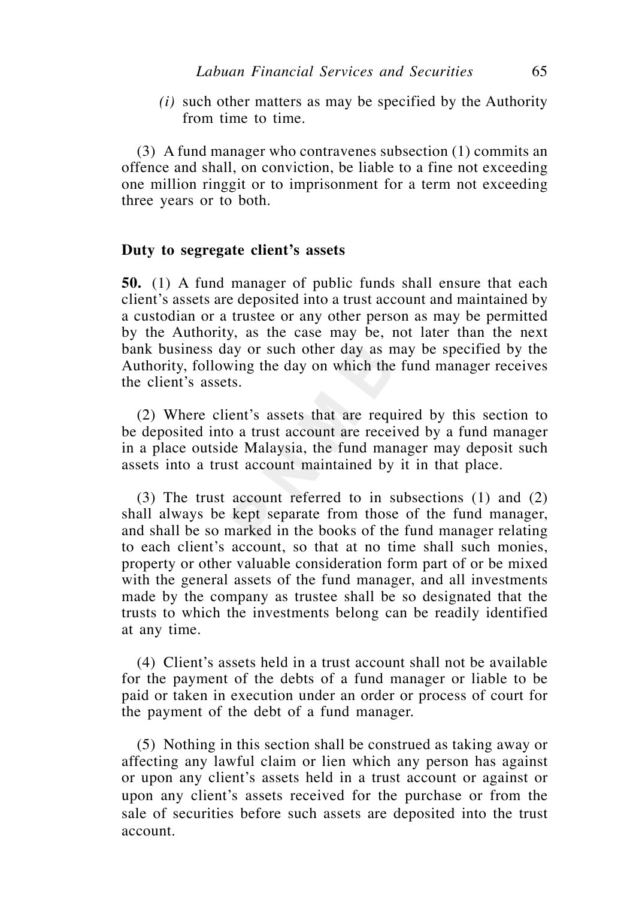(*i*) such other matters as may be specified by the Authority from time to time.

(3) A fund manager who contravenes subsection (1) commits an offence and shall, on conviction, be liable to a fine not exceeding one million ringgit or to imprisonment for a term not exceeding three years or to both.

**Duty to segregate client's assets**

**50.** (1) A fund manager of public funds shall ensure that each client's assets are deposited into a trust account and maintained by a custodian or a trustee or any other person as may be permitted by the Authority, as the case may be, not later than the next bank business day or such other day as may be specified by the Authority, following the day on which the fund manager receives the client's assets.

(2) Where client's assets that are required by this section to be deposited into a trust account are received by a fund manager in a place outside Malaysia, the fund manager may deposit such assets into a trust account maintained by it in that place.

(3) The trust account referred to in subsections (1) and (2) shall always be kept separate from those of the fund manager, and shall be so marked in the books of the fund manager relating to each client's account, so that at no time shall such monies, property or other valuable consideration form part of or be mixed with the general assets of the fund manager, and all investments made by the company as trustee shall be so designated that the trusts to which the investments belong can be readily identified at any time.

(4) Client's assets held in a trust account shall not be available for the payment of the debts of a fund manager or liable to be paid or taken in execution under an order or process of court for the payment of the debt of a fund manager.

(5) Nothing in this section shall be construed as taking away or affecting any lawful claim or lien which any person has against or upon any client's assets held in a trust account or against or upon any client's assets received for the purchase or from the sale of securities before such assets are deposited into the trust account.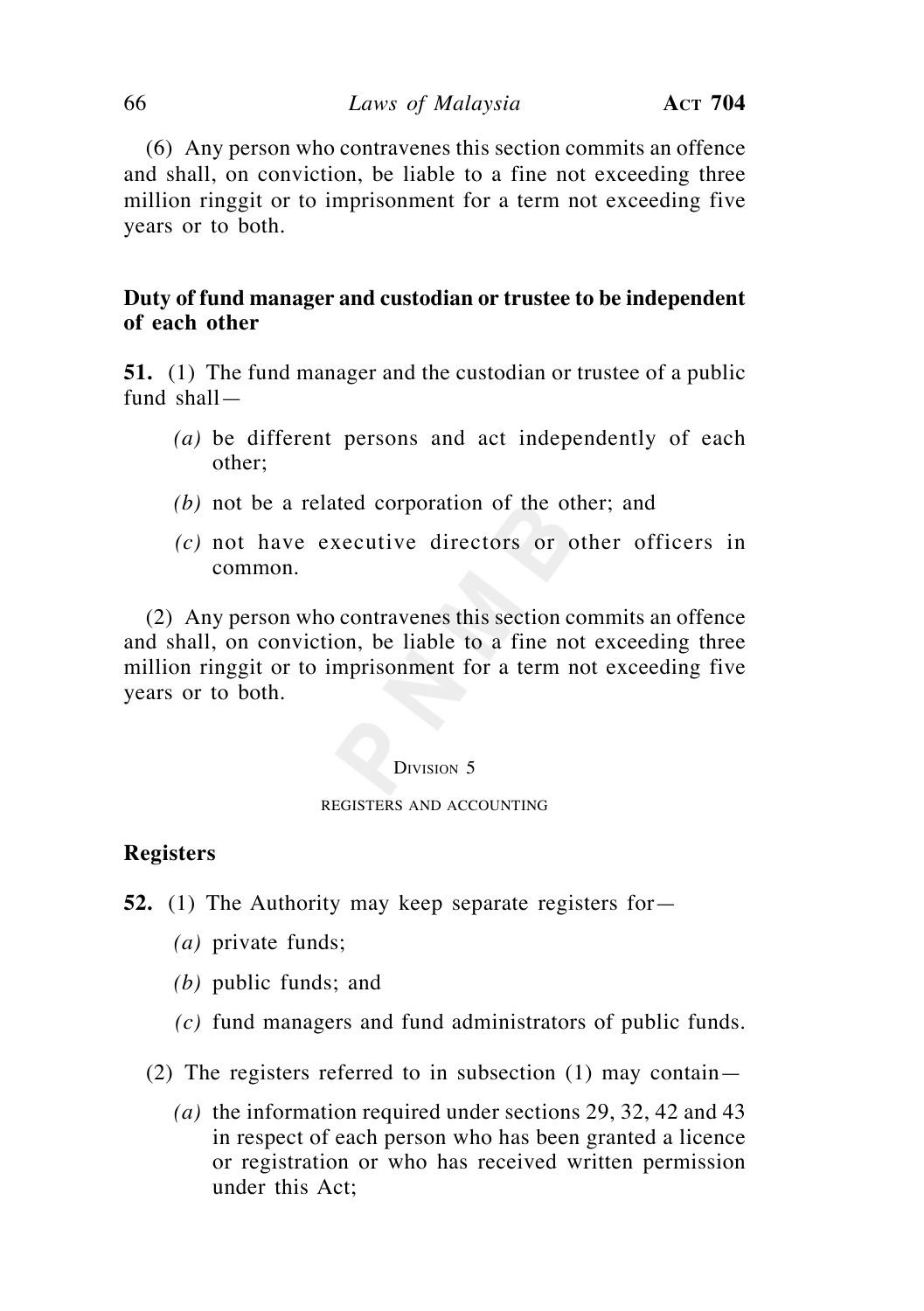(6) Any person who contravenes this section commits an offence and shall, on conviction, be liable to a fine not exceeding three million ringgit or to imprisonment for a term not exceeding five years or to both.

**Duty of fund manager and custodian or trustee to be independent of each other**

**51.** (1) The fund manager and the custodian or trustee of a public fund shall—

*(a)* be different persons and act independently of each other;

*(b)* not be a related corporation of the other; and

*(c)* not have executive directors or other officers in common.

(2) Any person who contravenes this section commits an offence and shall, on conviction, be liable to a fine not exceeding three million ringgit or to imprisonment for a term not exceeding five years or to both.

Division 5

REGISTERS AND ACCOUNTING

**Registers**

**52.** (1) The Authority may keep separate registers for—

*(a)* private funds;

*(b)* public funds; and

*(c)* fund managers and fund administrators of public funds.

(2) The registers referred to in subsection (1) may contain—

*(a)* the information required under sections 29, 32, 42 and 43 in respect of each person who has been granted a licence or registration or who has received written permission under this Act;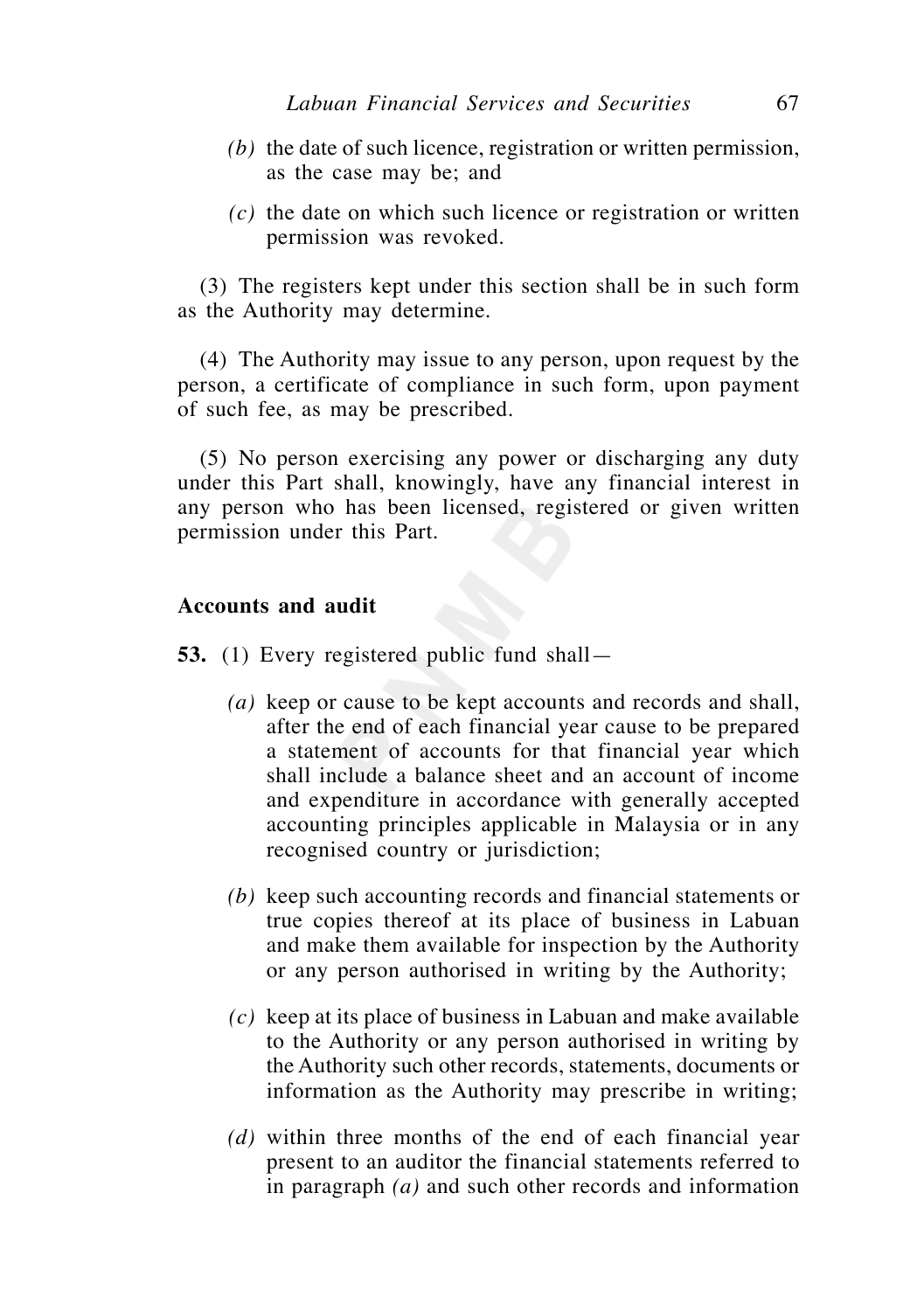*(b)* the date of such licence, registration or written permission, as the case may be; and

*(c)* the date on which such licence or registration or written permission was revoked.

(3) The registers kept under this section shall be in such form as the Authority may determine.

(4) The Authority may issue to any person, upon request by the person, a certificate of compliance in such form, upon payment of such fee, as may be prescribed.

(5) No person exercising any power or discharging any duty under this Part shall, knowingly, have any financial interest in any person who has been licensed, registered or given written permission under this Part.

**Accounts and audit**

**53.** (1) Every registered public fund shall—

*(a)* keep or cause to be kept accounts and records and shall, after the end of each financial year cause to be prepared a statement of accounts for that financial year which shall include a balance sheet and an account of income and expenditure in accordance with generally accepted accounting principles applicable in Malaysia or in any recognised country or jurisdiction;

*(b)* keep such accounting records and financial statements or true copies thereof at its place of business in Labuan and make them available for inspection by the Authority or any person authorised in writing by the Authority;

*(c)* keep at its place of business in Labuan and make available to the Authority or any person authorised in writing by the Authority such other records, statements, documents or information as the Authority may prescribe in writing;

*(d)* within three months of the end of each financial year present to an auditor the financial statements referred to in paragraph *(a)* and such other records and information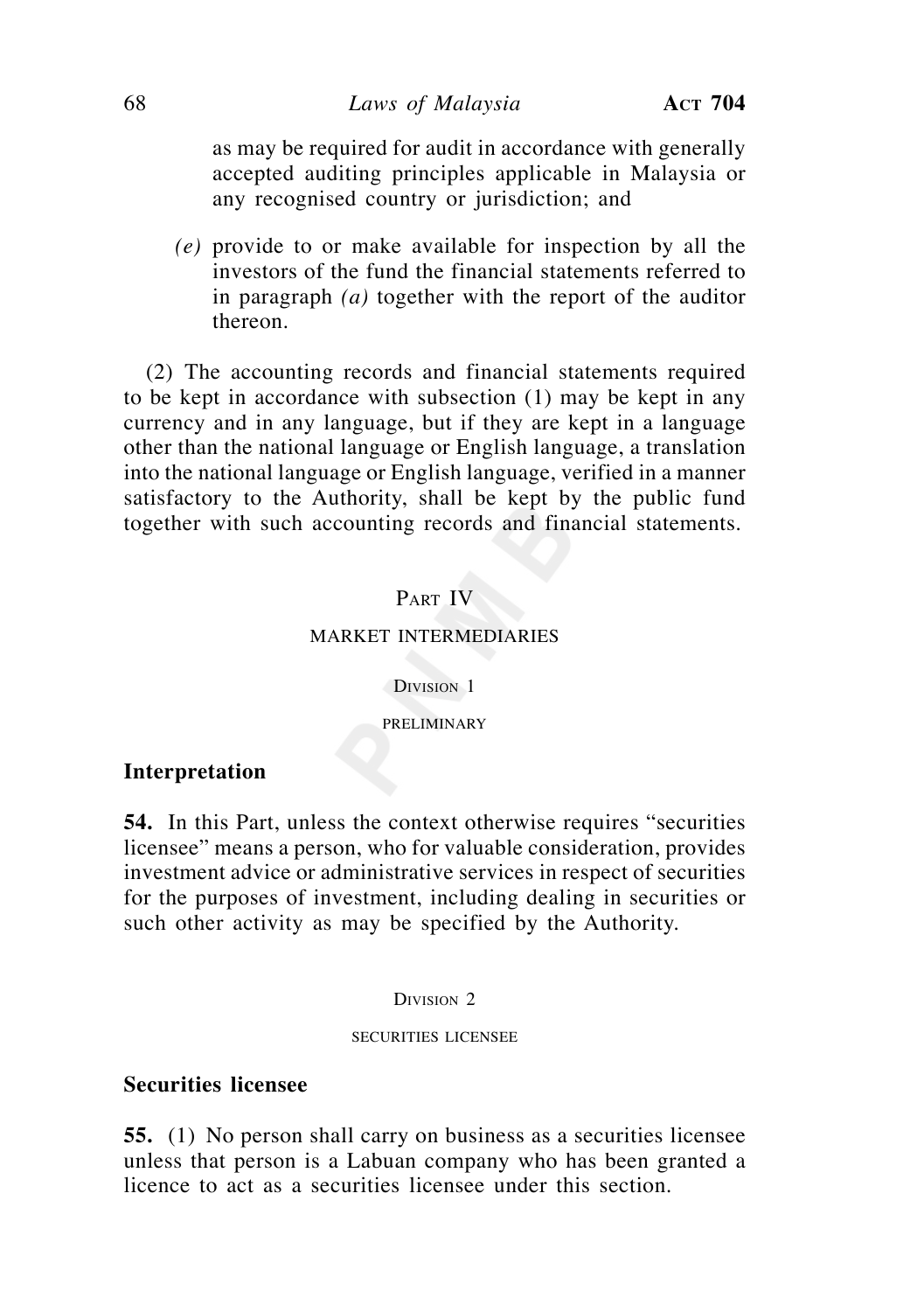as may be required for audit in accordance with generally accepted auditing principles applicable in Malaysia or any recognised country or jurisdiction; and

*(e)* provide to or make available for inspection by all the investors of the fund the financial statements referred to in paragraph *(a)* together with the report of the auditor thereon.

(2) The accounting records and financial statements required to be kept in accordance with subsection (1) may be kept in any currency and in any language, but if they are kept in a language other than the national language or English language, a translation into the national language or English language, verified in a manner satisfactory to the Authority, shall be kept by the public fund together with such accounting records and financial statements.

## Part IV

## MARKET INTERMEDIARIES

### Division 1

### PRELIMINARY

**Interpretation**

**54.** In this Part, unless the context otherwise requires "securities licensee" means a person, who for valuable consideration, provides investment advice or administrative services in respect of securities for the purposes of investment, including dealing in securities or such other activity as may be specified by the Authority.

### Division 2

### SECURITIES LICENSEE

**Securities licensee**

**55.** (1) No person shall carry on business as a securities licensee unless that person is a Labuan company who has been granted a licence to act as a securities licensee under this section.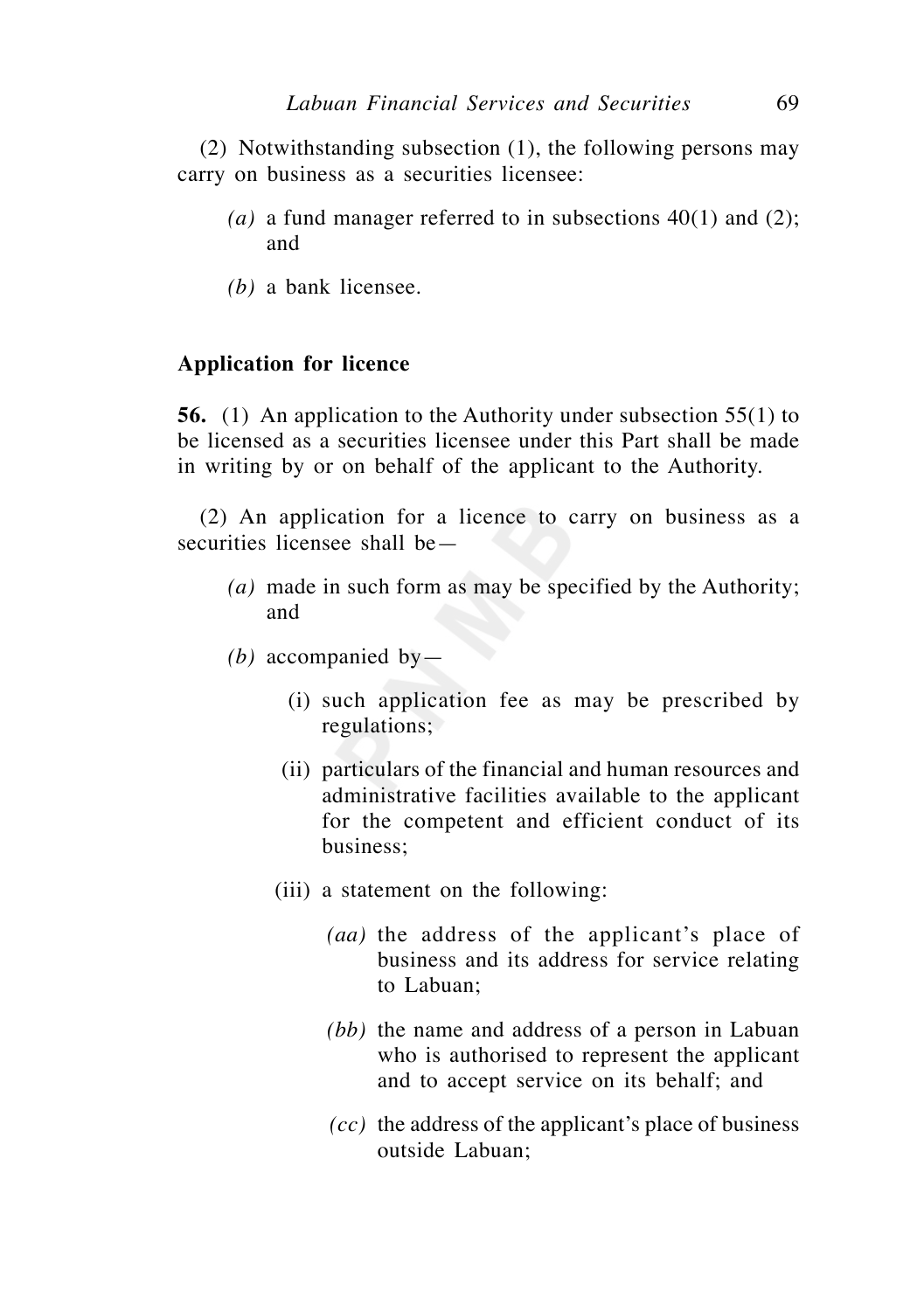(2) Notwithstanding subsection (1), the following persons may carry on business as a securities licensee:

*(a)* a fund manager referred to in subsections 40(1) and (2); and

*(b)* a bank licensee.

**Application for licence**

**56.** (1) An application to the Authority under subsection 55(1) to be licensed as a securities licensee under this Part shall be made in writing by or on behalf of the applicant to the Authority.

(2) An application for a licence to carry on business as a securities licensee shall be—

*(a)* made in such form as may be specified by the Authority; and

*(b)* accompanied by—

(i) such application fee as may be prescribed by regulations;

(ii) particulars of the financial and human resources and administrative facilities available to the applicant for the competent and efficient conduct of its business;

(iii) a statement on the following:

*(aa)* the address of the applicant's place of business and its address for service relating to Labuan;

*(bb)* the name and address of a person in Labuan who is authorised to represent the applicant and to accept service on its behalf; and

*(cc)* the address of the applicant's place of business outside Labuan;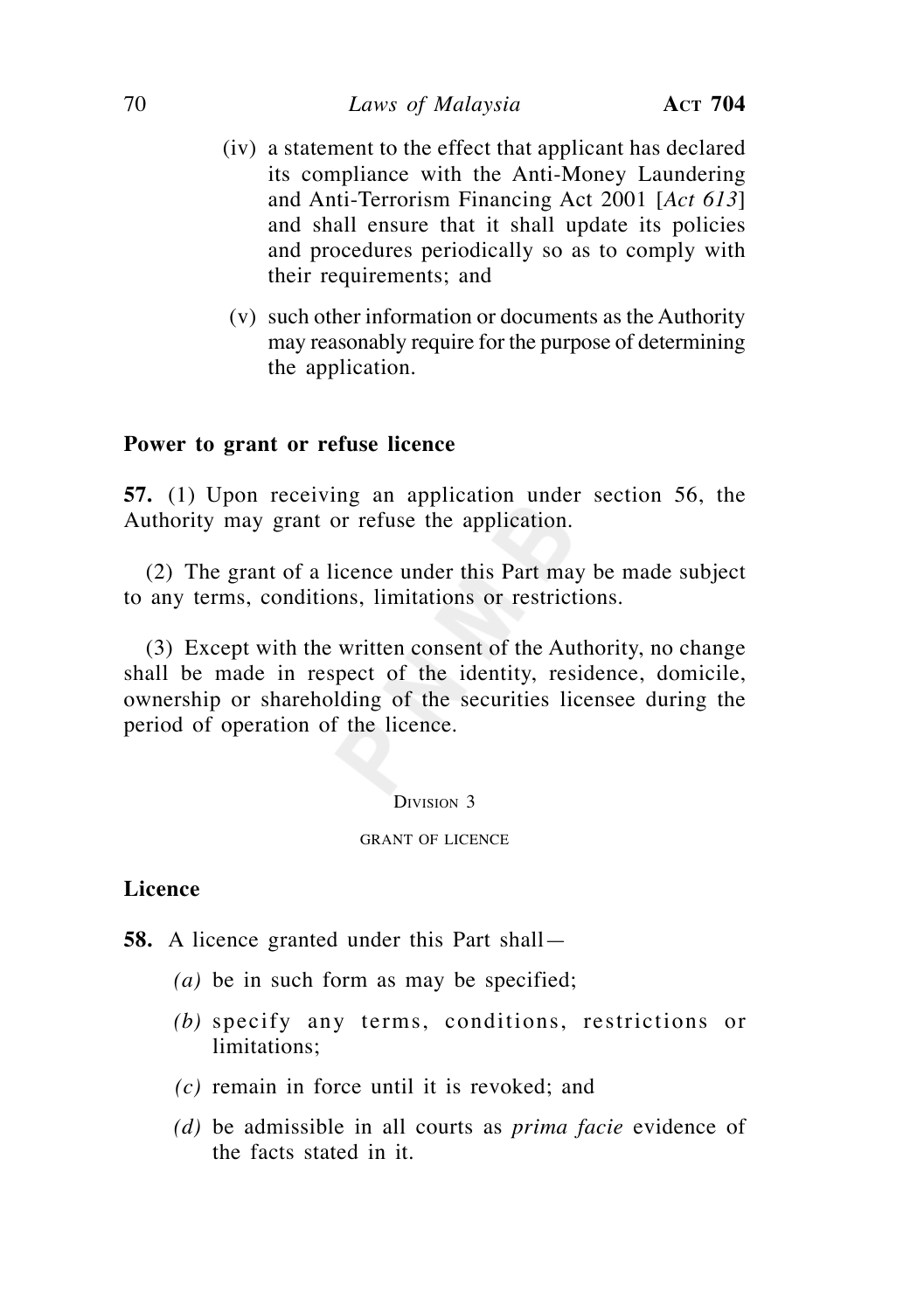(iv) a statement to the effect that applicant has declared its compliance with the Anti-Money Laundering and Anti-Terrorism Financing Act 2001 [*Act 613*] and shall ensure that it shall update its policies and procedures periodically so as to comply with their requirements; and

(v) such other information or documents as the Authority may reasonably require for the purpose of determining the application.

**Power to grant or refuse licence**

**57.** (1) Upon receiving an application under section 56, the Authority may grant or refuse the application.

(2) The grant of a licence under this Part may be made subject to any terms, conditions, limitations or restrictions.

(3) Except with the written consent of the Authority, no change shall be made in respect of the identity, residence, domicile, ownership or shareholding of the securities licensee during the period of operation of the licence.

Division 3

GRANT OF LICENCE

**Licence**

**58.** A licence granted under this Part shall—

*(a)* be in such form as may be specified;

*(b)* specify any terms, conditions, restrictions or limitations;

*(c)* remain in force until it is revoked; and

*(d)* be admissible in all courts as *prima facie* evidence of the facts stated in it.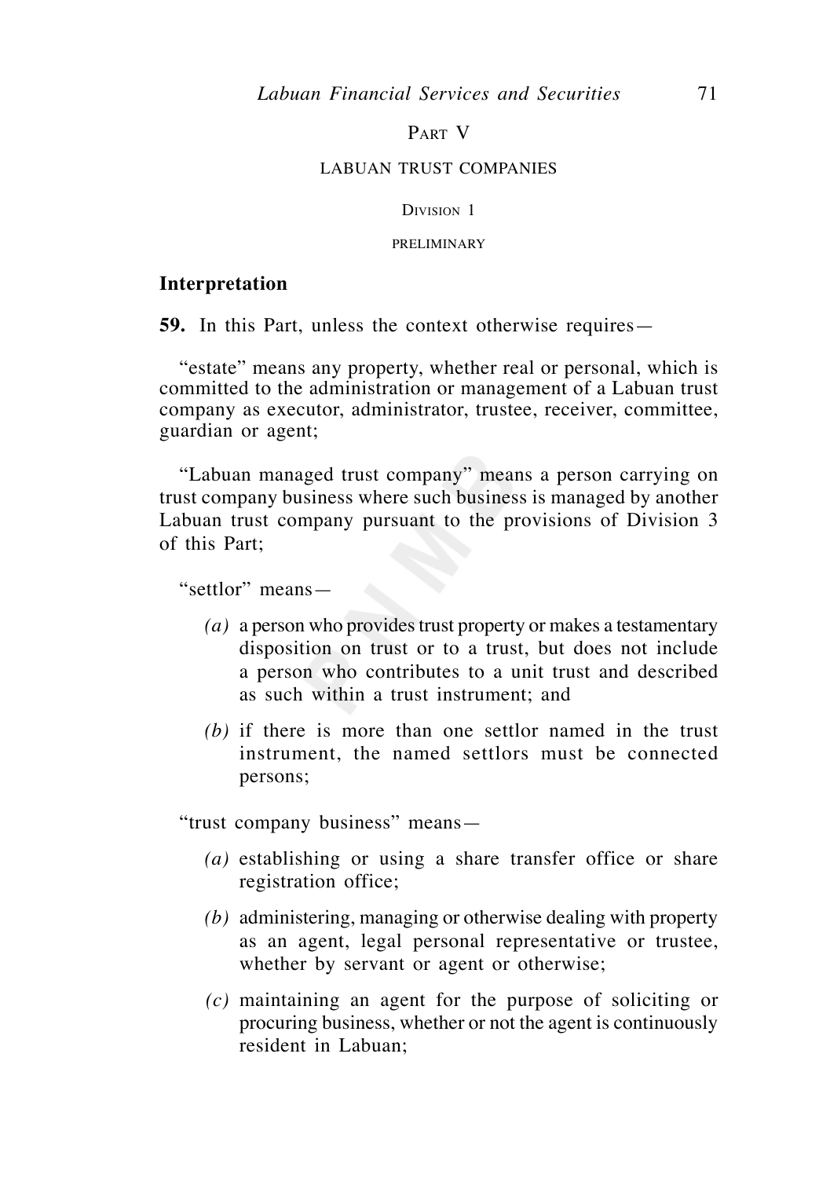PART V

LABUAN TRUST COMPANIES

DIVISION 1

PRELIMINARY

**Interpretation**

**59.** In this Part, unless the context otherwise requires—

"estate" means any property, whether real or personal, which is committed to the administration or management of a Labuan trust company as executor, administrator, trustee, receiver, committee, guardian or agent;

"Labuan managed trust company" means a person carrying on trust company business where such business is managed by another Labuan trust company pursuant to the provisions of Division 3 of this Part;

"settlor" means—

*(a)* a person who provides trust property or makes a testamentary disposition on trust or to a trust, but does not include a person who contributes to a unit trust and described as such within a trust instrument; and

*(b)* if there is more than one settlor named in the trust instrument, the named settlors must be connected persons;

"trust company business" means—

*(a)* establishing or using a share transfer office or share registration office;

*(b)* administering, managing or otherwise dealing with property as an agent, legal personal representative or trustee, whether by servant or agent or otherwise;

*(c)* maintaining an agent for the purpose of soliciting or procuring business, whether or not the agent is continuously resident in Labuan;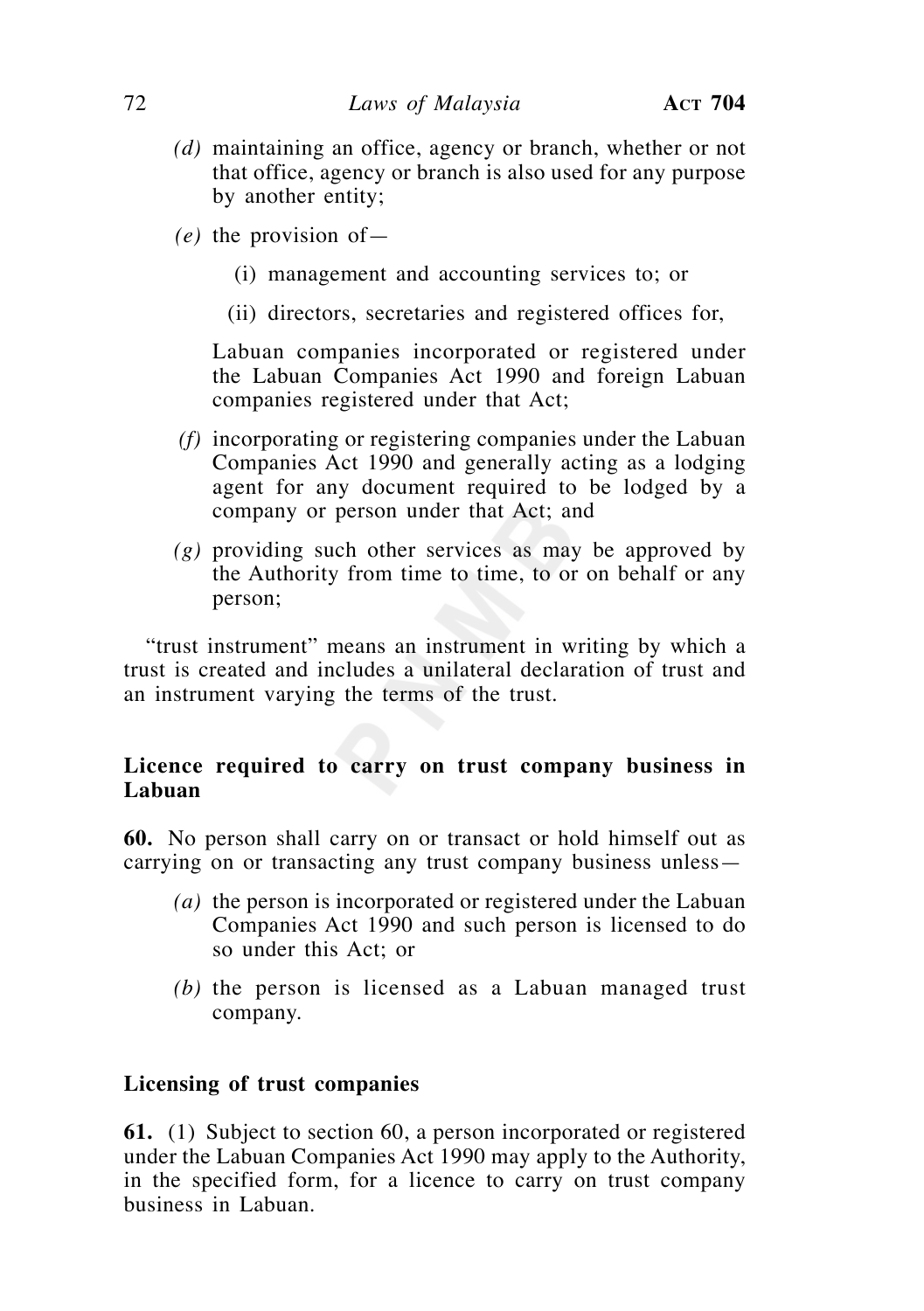*(d)* maintaining an office, agency or branch, whether or not that office, agency or branch is also used for any purpose by another entity;

*(e)* the provision of—

(i) management and accounting services to; or

(ii) directors, secretaries and registered offices for,

Labuan companies incorporated or registered under the Labuan Companies Act 1990 and foreign Labuan companies registered under that Act;

*(f)* incorporating or registering companies under the Labuan Companies Act 1990 and generally acting as a lodging agent for any document required to be lodged by a company or person under that Act; and

*(g)* providing such other services as may be approved by the Authority from time to time, to or on behalf or any person;

"trust instrument" means an instrument in writing by which a trust is created and includes a unilateral declaration of trust and an instrument varying the terms of the trust.

**Licence required to carry on trust company business in Labuan**

**60.** No person shall carry on or transact or hold himself out as carrying on or transacting any trust company business unless—

*(a)* the person is incorporated or registered under the Labuan Companies Act 1990 and such person is licensed to do so under this Act; or

*(b)* the person is licensed as a Labuan managed trust company.

**Licensing of trust companies**

**61.** (1) Subject to section 60, a person incorporated or registered under the Labuan Companies Act 1990 may apply to the Authority, in the specified form, for a licence to carry on trust company business in Labuan.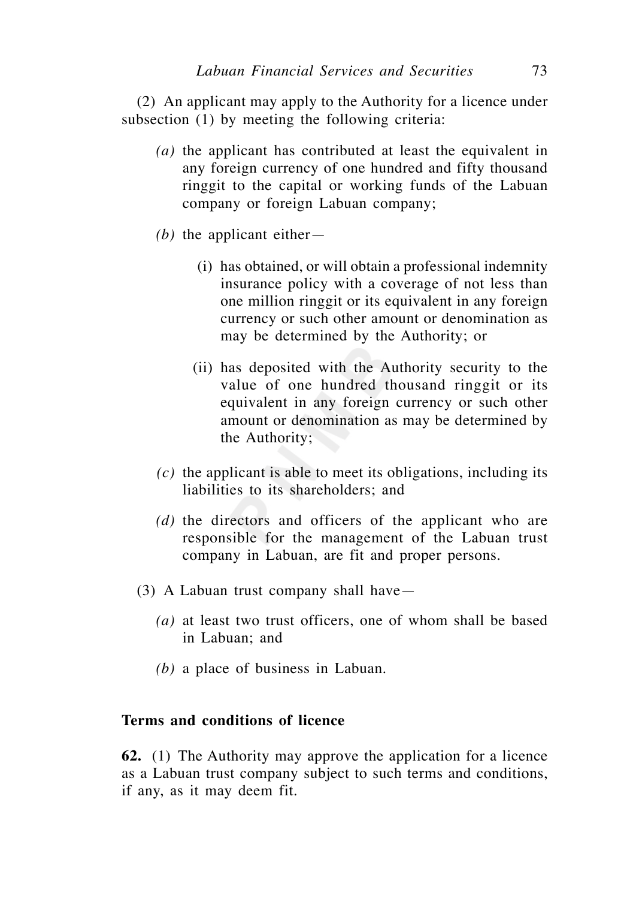(2) An applicant may apply to the Authority for a licence under subsection (1) by meeting the following criteria:

*(a)* the applicant has contributed at least the equivalent in any foreign currency of one hundred and fifty thousand ringgit to the capital or working funds of the Labuan company or foreign Labuan company;

*(b)* the applicant either—

(i) has obtained, or will obtain a professional indemnity insurance policy with a coverage of not less than one million ringgit or its equivalent in any foreign currency or such other amount or denomination as may be determined by the Authority; or

(ii) has deposited with the Authority security to the value of one hundred thousand ringgit or its equivalent in any foreign currency or such other amount or denomination as may be determined by the Authority;

*(c)* the applicant is able to meet its obligations, including its liabilities to its shareholders; and

*(d)* the directors and officers of the applicant who are responsible for the management of the Labuan trust company in Labuan, are fit and proper persons.

(3) A Labuan trust company shall have—

*(a)* at least two trust officers, one of whom shall be based in Labuan; and

*(b)* a place of business in Labuan.

**Terms and conditions of licence**

**62.** (1) The Authority may approve the application for a licence as a Labuan trust company subject to such terms and conditions, if any, as it may deem fit.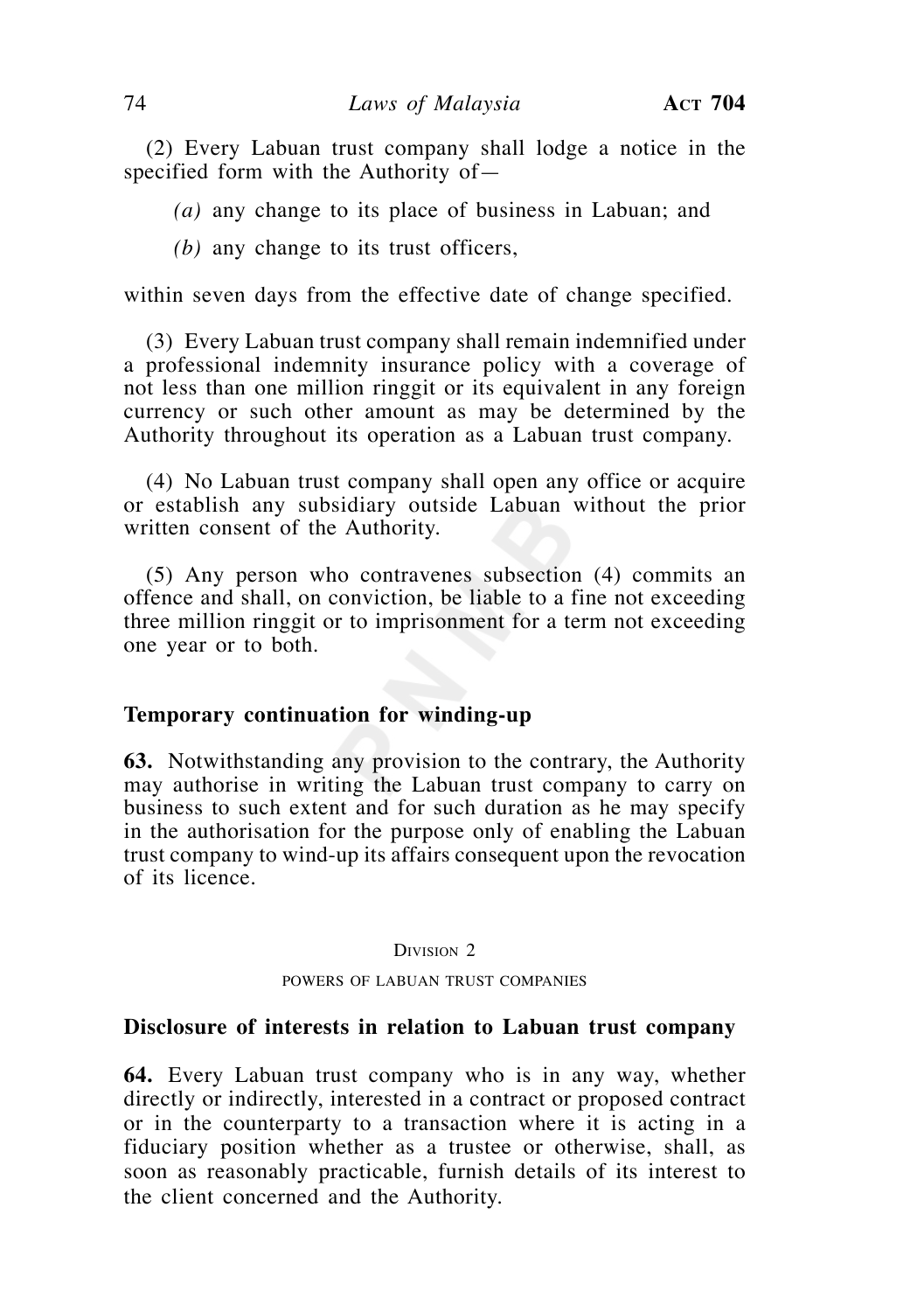(2) Every Labuan trust company shall lodge a notice in the specified form with the Authority of—

*(a)* any change to its place of business in Labuan; and

*(b)* any change to its trust officers,

within seven days from the effective date of change specified.

(3) Every Labuan trust company shall remain indemnified under a professional indemnity insurance policy with a coverage of not less than one million ringgit or its equivalent in any foreign currency or such other amount as may be determined by the Authority throughout its operation as a Labuan trust company.

(4) No Labuan trust company shall open any office or acquire or establish any subsidiary outside Labuan without the prior written consent of the Authority.

(5) Any person who contravenes subsection (4) commits an offence and shall, on conviction, be liable to a fine not exceeding three million ringgit or to imprisonment for a term not exceeding one year or to both.

**Temporary continuation for winding-up**

**63.** Notwithstanding any provision to the contrary, the Authority may authorise in writing the Labuan trust company to carry on business to such extent and for such duration as he may specify in the authorisation for the purpose only of enabling the Labuan trust company to wind-up its affairs consequent upon the revocation of its licence.

Division 2

POWERS OF LABUAN TRUST COMPANIES

**Disclosure of interests in relation to Labuan trust company**

**64.** Every Labuan trust company who is in any way, whether directly or indirectly, interested in a contract or proposed contract or in the counterparty to a transaction where it is acting in a fiduciary position whether as a trustee or otherwise, shall, as soon as reasonably practicable, furnish details of its interest to the client concerned and the Authority.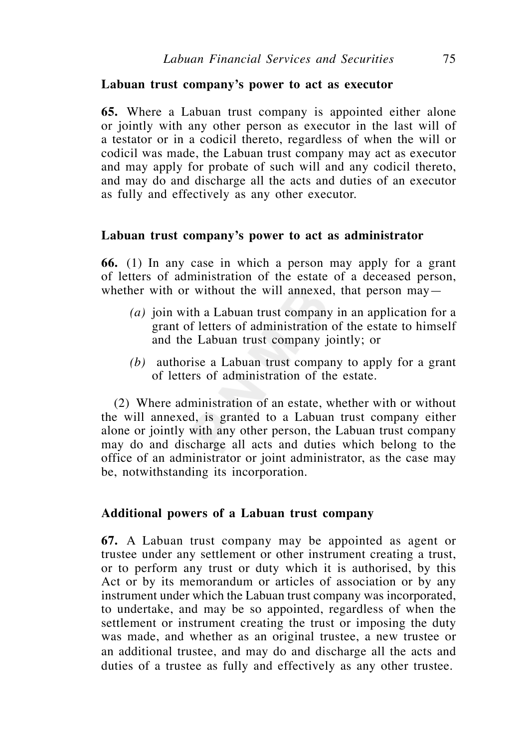**Labuan trust company's power to act as executor**

**65.** Where a Labuan trust company is appointed either alone or jointly with any other person as executor in the last will of a testator or in a codicil thereto, regardless of when the will or codicil was made, the Labuan trust company may act as executor and may apply for probate of such will and any codicil thereto, and may do and discharge all the acts and duties of an executor as fully and effectively as any other executor.

**Labuan trust company's power to act as administrator**

**66.** (1) In any case in which a person may apply for a grant of letters of administration of the estate of a deceased person, whether with or without the will annexed, that person may—

*(a)* join with a Labuan trust company in an application for a grant of letters of administration of the estate to himself and the Labuan trust company jointly; or

*(b)* authorise a Labuan trust company to apply for a grant of letters of administration of the estate.

(2) Where administration of an estate, whether with or without the will annexed, is granted to a Labuan trust company either alone or jointly with any other person, the Labuan trust company may do and discharge all acts and duties which belong to the office of an administrator or joint administrator, as the case may be, notwithstanding its incorporation.

**Additional powers of a Labuan trust company**

**67.** A Labuan trust company may be appointed as agent or trustee under any settlement or other instrument creating a trust, or to perform any trust or duty which it is authorised, by this Act or by its memorandum or articles of association or by any instrument under which the Labuan trust company was incorporated, to undertake, and may be so appointed, regardless of when the settlement or instrument creating the trust or imposing the duty was made, and whether as an original trustee, a new trustee or an additional trustee, and may do and discharge all the acts and duties of a trustee as fully and effectively as any other trustee.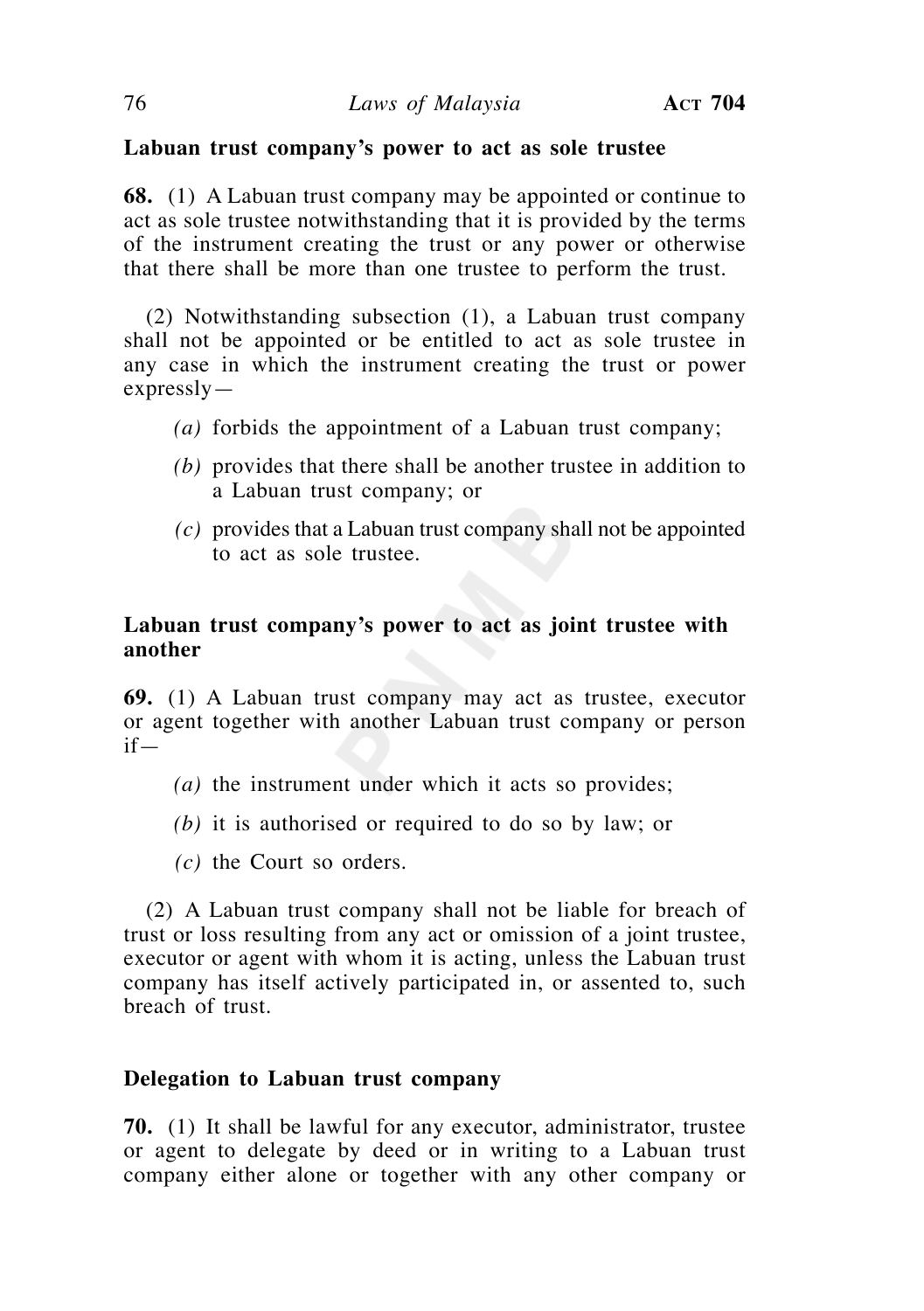**Labuan trust company's power to act as sole trustee**

**68.** (1) A Labuan trust company may be appointed or continue to act as sole trustee notwithstanding that it is provided by the terms of the instrument creating the trust or any power or otherwise that there shall be more than one trustee to perform the trust.

(2) Notwithstanding subsection (1), a Labuan trust company shall not be appointed or be entitled to act as sole trustee in any case in which the instrument creating the trust or power expressly—

*(a)* forbids the appointment of a Labuan trust company;

*(b)* provides that there shall be another trustee in addition to a Labuan trust company; or

*(c)* provides that a Labuan trust company shall not be appointed to act as sole trustee.

**Labuan trust company's power to act as joint trustee with another**

**69.** (1) A Labuan trust company may act as trustee, executor or agent together with another Labuan trust company or person if—

*(a)* the instrument under which it acts so provides;

*(b)* it is authorised or required to do so by law; or

*(c)* the Court so orders.

(2) A Labuan trust company shall not be liable for breach of trust or loss resulting from any act or omission of a joint trustee, executor or agent with whom it is acting, unless the Labuan trust company has itself actively participated in, or assented to, such breach of trust.

**Delegation to Labuan trust company**

**70.** (1) It shall be lawful for any executor, administrator, trustee or agent to delegate by deed or in writing to a Labuan trust company either alone or together with any other company or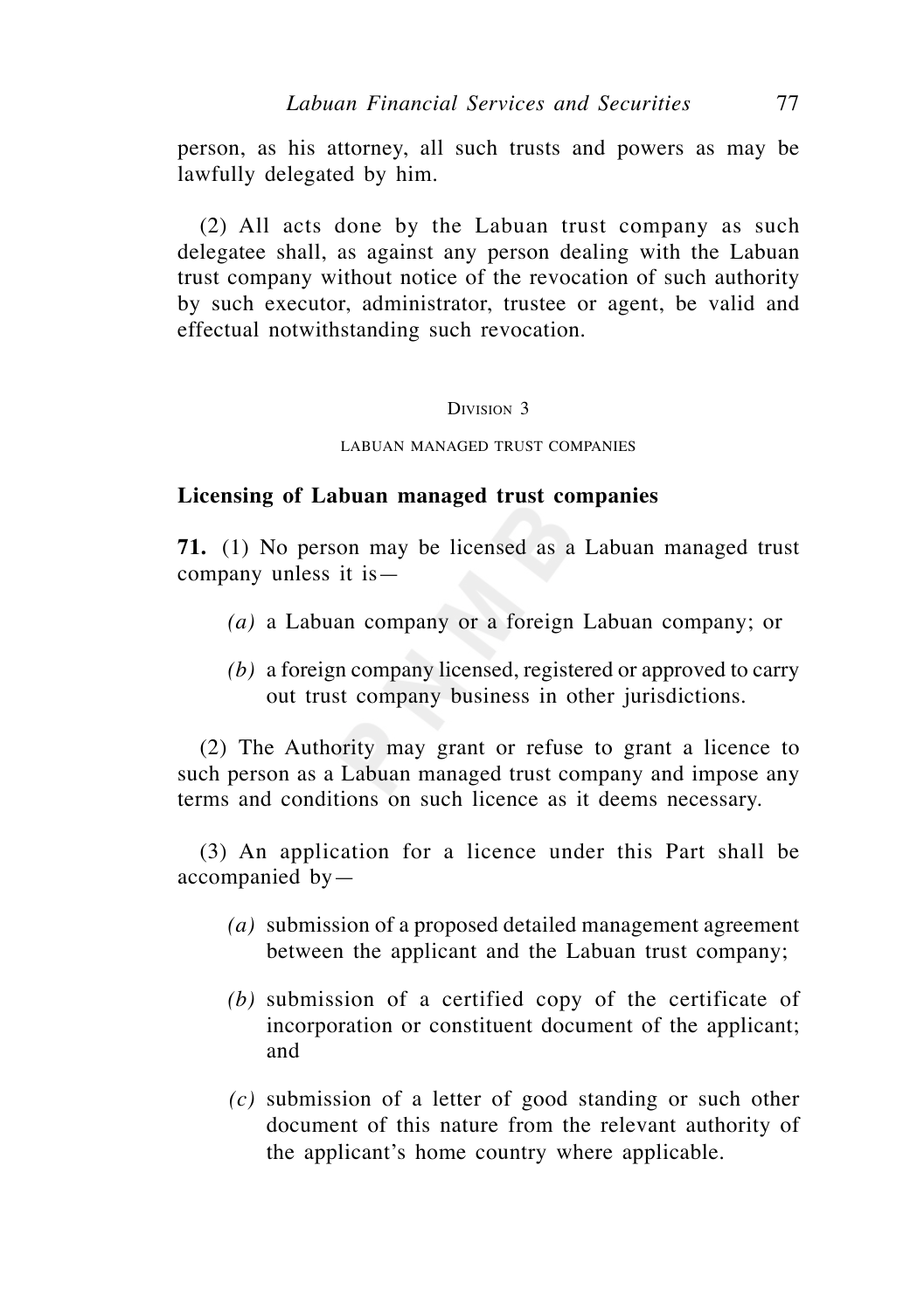person, as his attorney, all such trusts and powers as may be lawfully delegated by him.

(2) All acts done by the Labuan trust company as such delegatee shall, as against any person dealing with the Labuan trust company without notice of the revocation of such authority by such executor, administrator, trustee or agent, be valid and effectual notwithstanding such revocation.

Division 3

LABUAN MANAGED TRUST COMPANIES

**Licensing of Labuan managed trust companies**

**71.** (1) No person may be licensed as a Labuan managed trust company unless it is—

*(a)* a Labuan company or a foreign Labuan company; or

*(b)* a foreign company licensed, registered or approved to carry out trust company business in other jurisdictions.

(2) The Authority may grant or refuse to grant a licence to such person as a Labuan managed trust company and impose any terms and conditions on such licence as it deems necessary.

(3) An application for a licence under this Part shall be accompanied by—

*(a)* submission of a proposed detailed management agreement between the applicant and the Labuan trust company;

*(b)* submission of a certified copy of the certificate of incorporation or constituent document of the applicant; and

*(c)* submission of a letter of good standing or such other document of this nature from the relevant authority of the applicant's home country where applicable.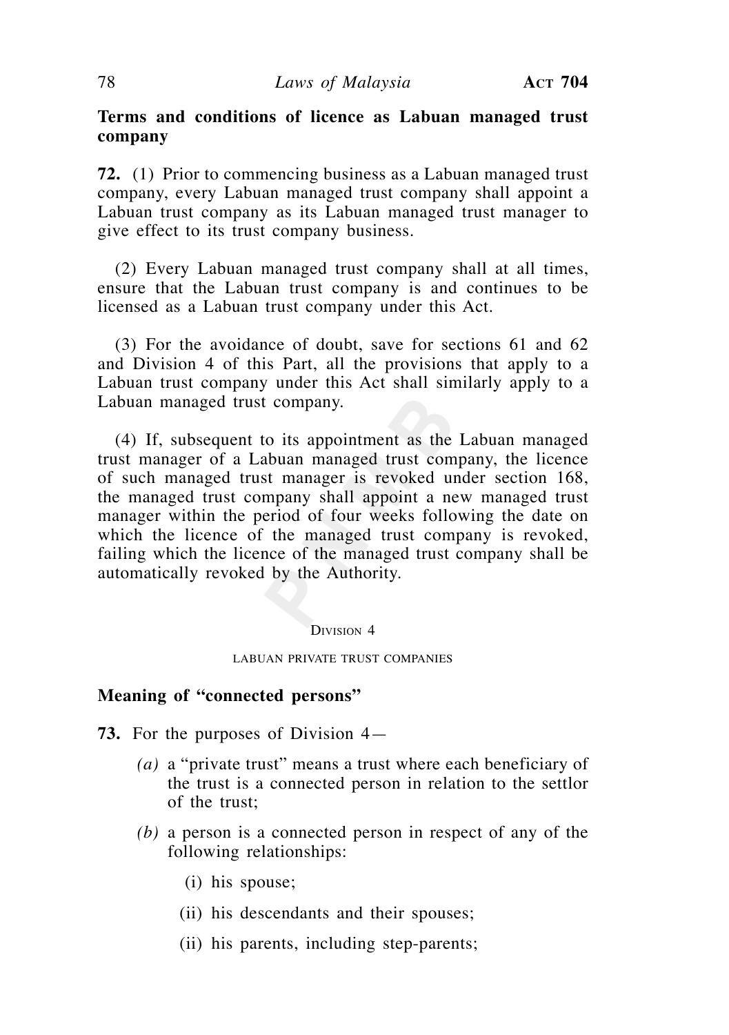**Terms and conditions of licence as Labuan managed trust company**

**72.** (1) Prior to commencing business as a Labuan managed trust company, every Labuan managed trust company shall appoint a Labuan trust company as its Labuan managed trust manager to give effect to its trust company business.

(2) Every Labuan managed trust company shall at all times, ensure that the Labuan trust company is and continues to be licensed as a Labuan trust company under this Act.

(3) For the avoidance of doubt, save for sections 61 and 62 and Division 4 of this Part, all the provisions that apply to a Labuan trust company under this Act shall similarly apply to a Labuan managed trust company.

(4) If, subsequent to its appointment as the Labuan managed trust manager of a Labuan managed trust company, the licence of such managed trust manager is revoked under section 168, the managed trust company shall appoint a new managed trust manager within the period of four weeks following the date on which the licence of the managed trust company is revoked, failing which the licence of the managed trust company shall be automatically revoked by the Authority.

Division 4

LABUAN PRIVATE TRUST COMPANIES

**Meaning of "connected persons"**

**73.** For the purposes of Division 4—

*(a)* a "private trust" means a trust where each beneficiary of the trust is a connected person in relation to the settlor of the trust;

*(b)* a person is a connected person in respect of any of the following relationships:

(i) his spouse;

(ii) his descendants and their spouses;

(ii) his parents, including step-parents;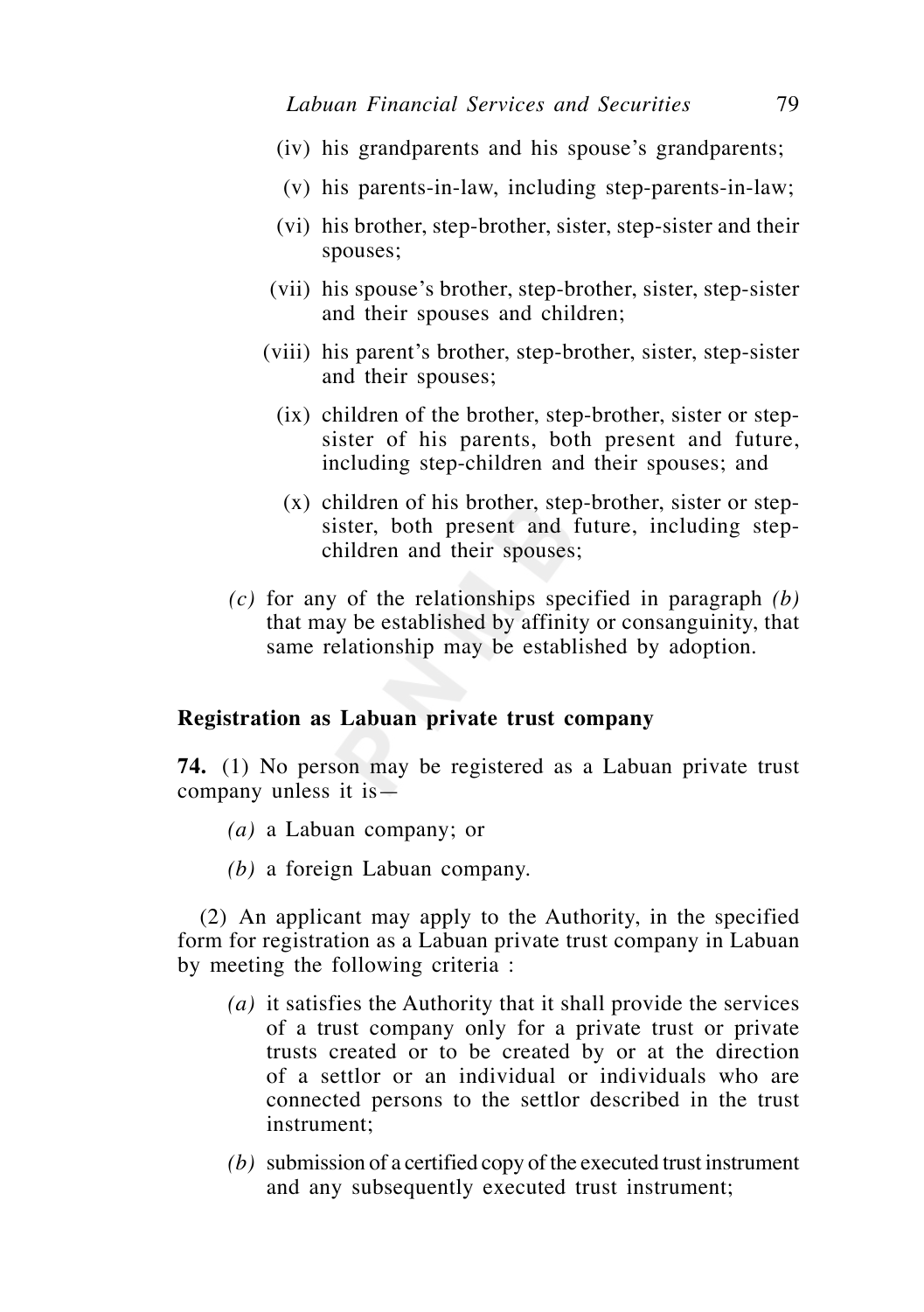(iv) his grandparents and his spouse's grandparents;

(v) his parents-in-law, including step-parents-in-law;

(vi) his brother, step-brother, sister, step-sister and their spouses;

(vii) his spouse's brother, step-brother, sister, step-sister and their spouses and children;

(viii) his parent's brother, step-brother, sister, step-sister and their spouses;

(ix) children of the brother, step-brother, sister or step-sister of his parents, both present and future, including step-children and their spouses; and

(x) children of his brother, step-brother, sister or step-sister, both present and future, including step-children and their spouses;

*(c)* for any of the relationships specified in paragraph *(b)* that may be established by affinity or consanguinity, that same relationship may be established by adoption.

### Registration as Labuan private trust company

**74.** (1) No person may be registered as a Labuan private trust company unless it is—

*(a)* a Labuan company; or

*(b)* a foreign Labuan company.

(2) An applicant may apply to the Authority, in the specified form for registration as a Labuan private trust company in Labuan by meeting the following criteria :

*(a)* it satisfies the Authority that it shall provide the services of a trust company only for a private trust or private trusts created or to be created by or at the direction of a settlor or an individual or individuals who are connected persons to the settlor described in the trust instrument;

*(b)* submission of a certified copy of the executed trust instrument and any subsequently executed trust instrument;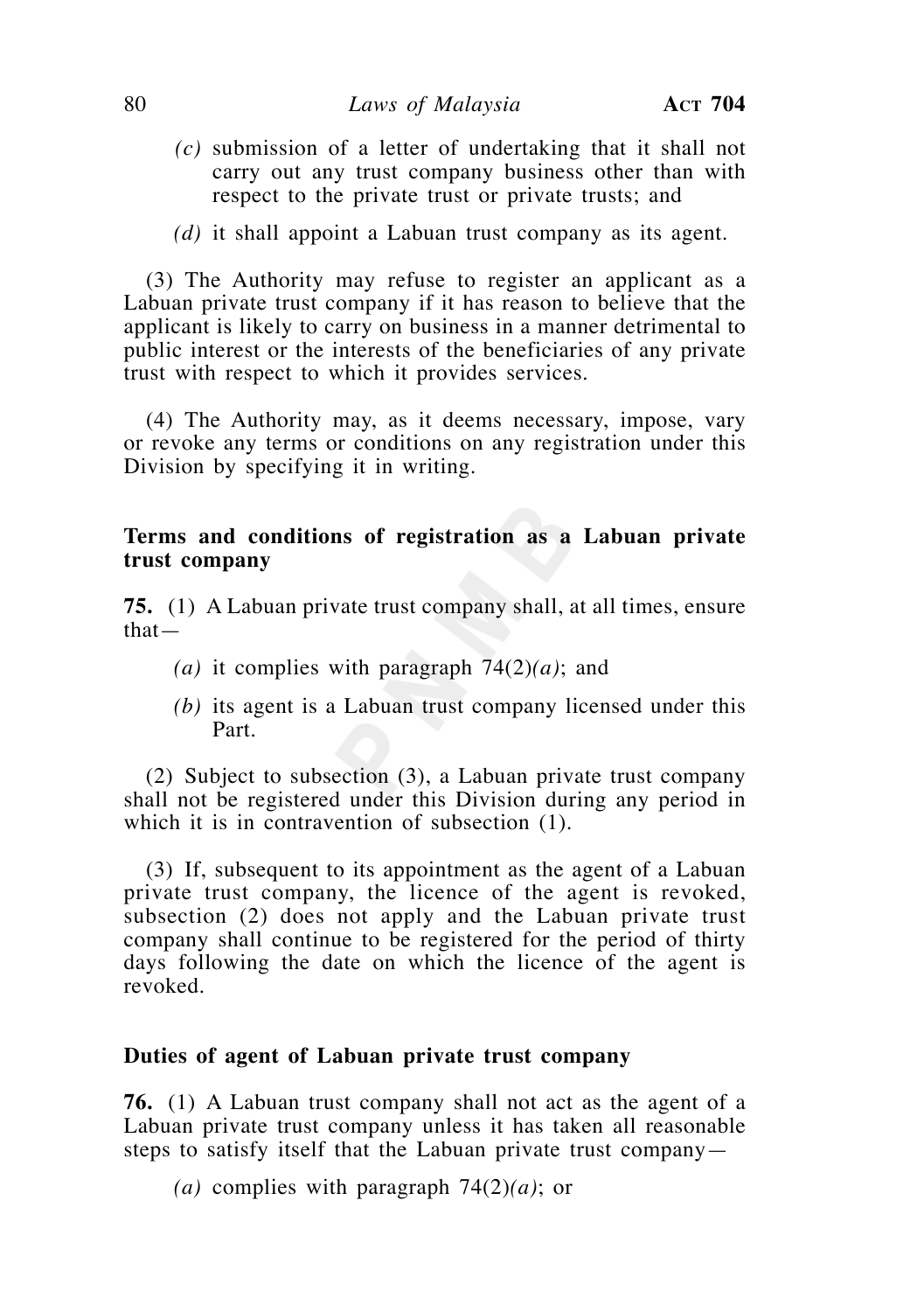*(c)* submission of a letter of undertaking that it shall not carry out any trust company business other than with respect to the private trust or private trusts; and

*(d)* it shall appoint a Labuan trust company as its agent.

(3) The Authority may refuse to register an applicant as a Labuan private trust company if it has reason to believe that the applicant is likely to carry on business in a manner detrimental to public interest or the interests of the beneficiaries of any private trust with respect to which it provides services.

(4) The Authority may, as it deems necessary, impose, vary or revoke any terms or conditions on any registration under this Division by specifying it in writing.

**Terms and conditions of registration as a Labuan private trust company**

**75.** (1) A Labuan private trust company shall, at all times, ensure that—

*(a)* it complies with paragraph 74(2)*(a)*; and

*(b)* its agent is a Labuan trust company licensed under this Part.

(2) Subject to subsection (3), a Labuan private trust company shall not be registered under this Division during any period in which it is in contravention of subsection (1).

(3) If, subsequent to its appointment as the agent of a Labuan private trust company, the licence of the agent is revoked, subsection (2) does not apply and the Labuan private trust company shall continue to be registered for the period of thirty days following the date on which the licence of the agent is revoked.

**Duties of agent of Labuan private trust company**

**76.** (1) A Labuan trust company shall not act as the agent of a Labuan private trust company unless it has taken all reasonable steps to satisfy itself that the Labuan private trust company—

*(a)* complies with paragraph 74(2)*(a)*; or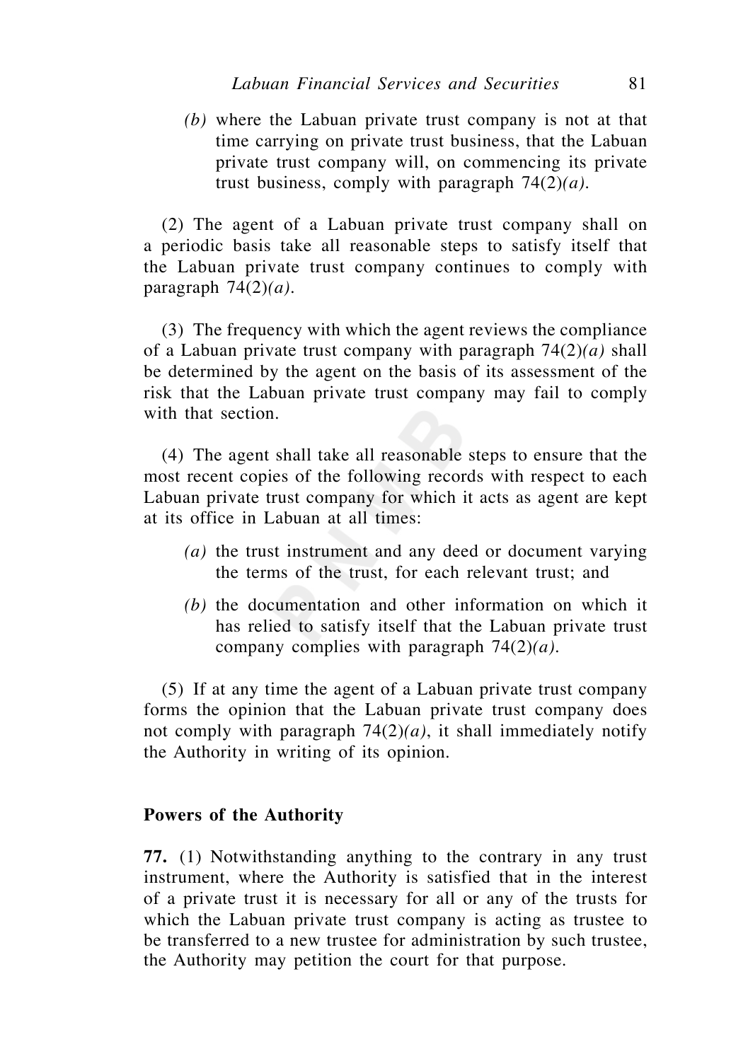*(b)* where the Labuan private trust company is not at that time carrying on private trust business, that the Labuan private trust company will, on commencing its private trust business, comply with paragraph 74(2)*(a)*.

(2) The agent of a Labuan private trust company shall on a periodic basis take all reasonable steps to satisfy itself that the Labuan private trust company continues to comply with paragraph 74(2)*(a)*.

(3) The frequency with which the agent reviews the compliance of a Labuan private trust company with paragraph 74(2)*(a)* shall be determined by the agent on the basis of its assessment of the risk that the Labuan private trust company may fail to comply with that section.

(4) The agent shall take all reasonable steps to ensure that the most recent copies of the following records with respect to each Labuan private trust company for which it acts as agent are kept at its office in Labuan at all times:

*(a)* the trust instrument and any deed or document varying the terms of the trust, for each relevant trust; and

*(b)* the documentation and other information on which it has relied to satisfy itself that the Labuan private trust company complies with paragraph 74(2)*(a)*.

(5) If at any time the agent of a Labuan private trust company forms the opinion that the Labuan private trust company does not comply with paragraph 74(2)*(a)*, it shall immediately notify the Authority in writing of its opinion.

**Powers of the Authority**

**77.** (1) Notwithstanding anything to the contrary in any trust instrument, where the Authority is satisfied that in the interest of a private trust it is necessary for all or any of the trusts for which the Labuan private trust company is acting as trustee to be transferred to a new trustee for administration by such trustee, the Authority may petition the court for that purpose.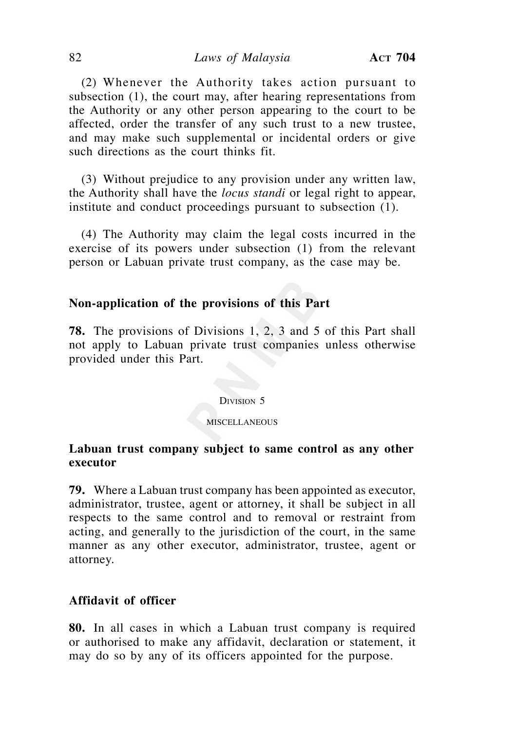(2) Whenever the Authority takes action pursuant to subsection (1), the court may, after hearing representations from the Authority or any other person appearing to the court to be affected, order the transfer of any such trust to a new trustee, and may make such supplemental or incidental orders or give such directions as the court thinks fit.

(3) Without prejudice to any provision under any written law, the Authority shall have the *locus standi* or legal right to appear, institute and conduct proceedings pursuant to subsection (1).

(4) The Authority may claim the legal costs incurred in the exercise of its powers under subsection (1) from the relevant person or Labuan private trust company, as the case may be.

**Non-application of the provisions of this Part**

**78.** The provisions of Divisions 1, 2, 3 and 5 of this Part shall not apply to Labuan private trust companies unless otherwise provided under this Part.

Division 5

MISCELLANEOUS

**Labuan trust company subject to same control as any other executor**

**79.** Where a Labuan trust company has been appointed as executor, administrator, trustee, agent or attorney, it shall be subject in all respects to the same control and to removal or restraint from acting, and generally to the jurisdiction of the court, in the same manner as any other executor, administrator, trustee, agent or attorney.

**Affidavit of officer**

**80.** In all cases in which a Labuan trust company is required or authorised to make any affidavit, declaration or statement, it may do so by any of its officers appointed for the purpose.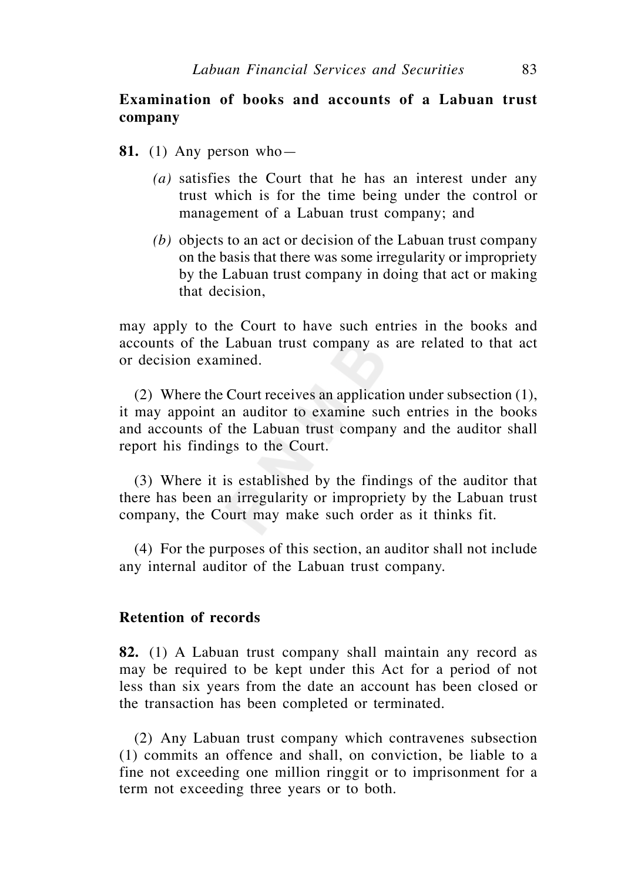**Examination of books and accounts of a Labuan trust company**

**81.** (1) Any person who—

*(a)* satisfies the Court that he has an interest under any trust which is for the time being under the control or management of a Labuan trust company; and

*(b)* objects to an act or decision of the Labuan trust company on the basis that there was some irregularity or impropriety by the Labuan trust company in doing that act or making that decision,

may apply to the Court to have such entries in the books and accounts of the Labuan trust company as are related to that act or decision examined.

(2) Where the Court receives an application under subsection (1), it may appoint an auditor to examine such entries in the books and accounts of the Labuan trust company and the auditor shall report his findings to the Court.

(3) Where it is established by the findings of the auditor that there has been an irregularity or impropriety by the Labuan trust company, the Court may make such order as it thinks fit.

(4) For the purposes of this section, an auditor shall not include any internal auditor of the Labuan trust company.

**Retention of records**

**82.** (1) A Labuan trust company shall maintain any record as may be required to be kept under this Act for a period of not less than six years from the date an account has been closed or the transaction has been completed or terminated.

(2) Any Labuan trust company which contravenes subsection (1) commits an offence and shall, on conviction, be liable to a fine not exceeding one million ringgit or to imprisonment for a term not exceeding three years or to both.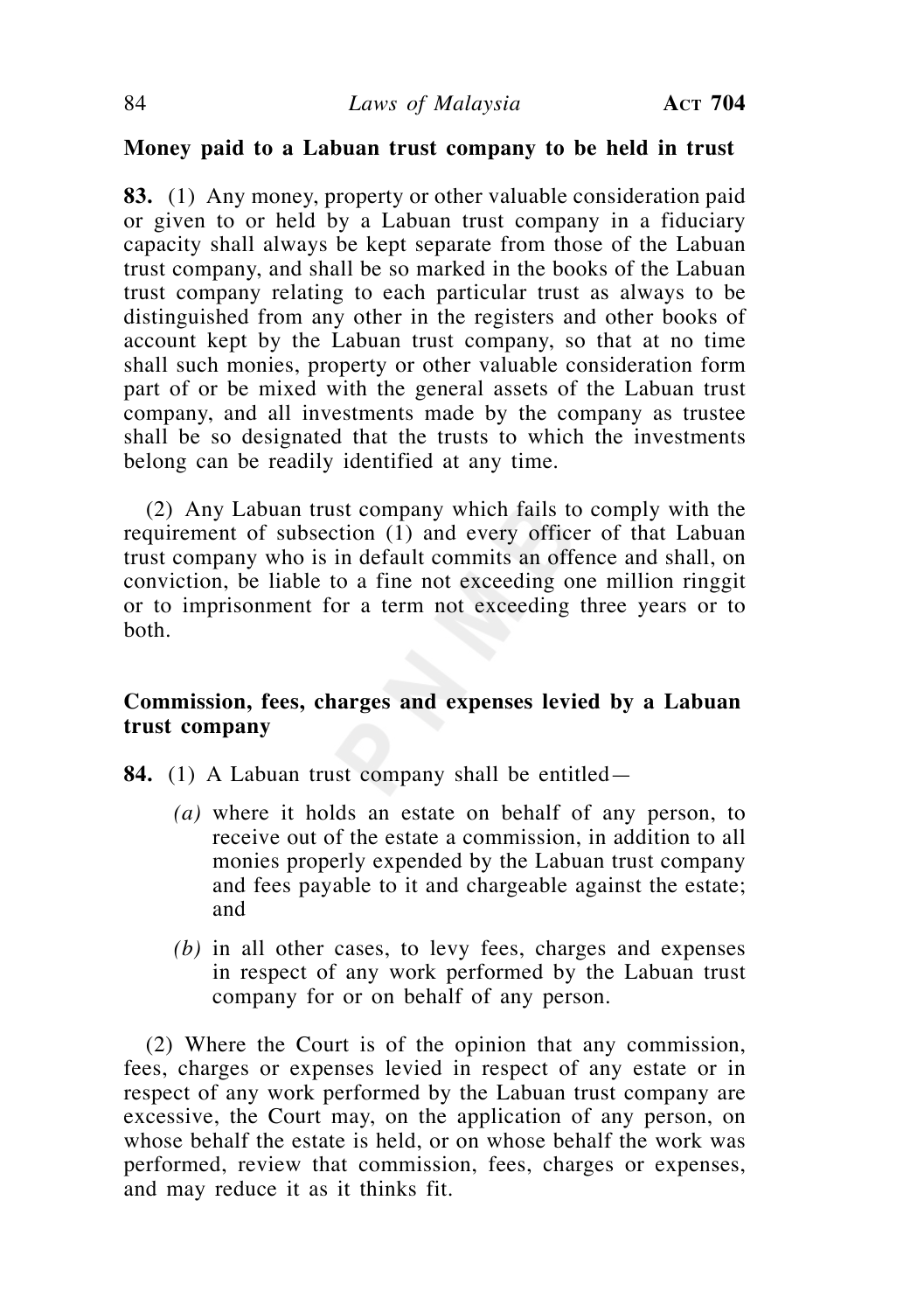**Money paid to a Labuan trust company to be held in trust**

**83.** (1) Any money, property or other valuable consideration paid or given to or held by a Labuan trust company in a fiduciary capacity shall always be kept separate from those of the Labuan trust company, and shall be so marked in the books of the Labuan trust company relating to each particular trust as always to be distinguished from any other in the registers and other books of account kept by the Labuan trust company, so that at no time shall such monies, property or other valuable consideration form part of or be mixed with the general assets of the Labuan trust company, and all investments made by the company as trustee shall be so designated that the trusts to which the investments belong can be readily identified at any time.

(2) Any Labuan trust company which fails to comply with the requirement of subsection (1) and every officer of that Labuan trust company who is in default commits an offence and shall, on conviction, be liable to a fine not exceeding one million ringgit or to imprisonment for a term not exceeding three years or to both.

**Commission, fees, charges and expenses levied by a Labuan trust company**

**84.** (1) A Labuan trust company shall be entitled—

*(a)* where it holds an estate on behalf of any person, to receive out of the estate a commission, in addition to all monies properly expended by the Labuan trust company and fees payable to it and chargeable against the estate; and

*(b)* in all other cases, to levy fees, charges and expenses in respect of any work performed by the Labuan trust company for or on behalf of any person.

(2) Where the Court is of the opinion that any commission, fees, charges or expenses levied in respect of any estate or in respect of any work performed by the Labuan trust company are excessive, the Court may, on the application of any person, on whose behalf the estate is held, or on whose behalf the work was performed, review that commission, fees, charges or expenses, and may reduce it as it thinks fit.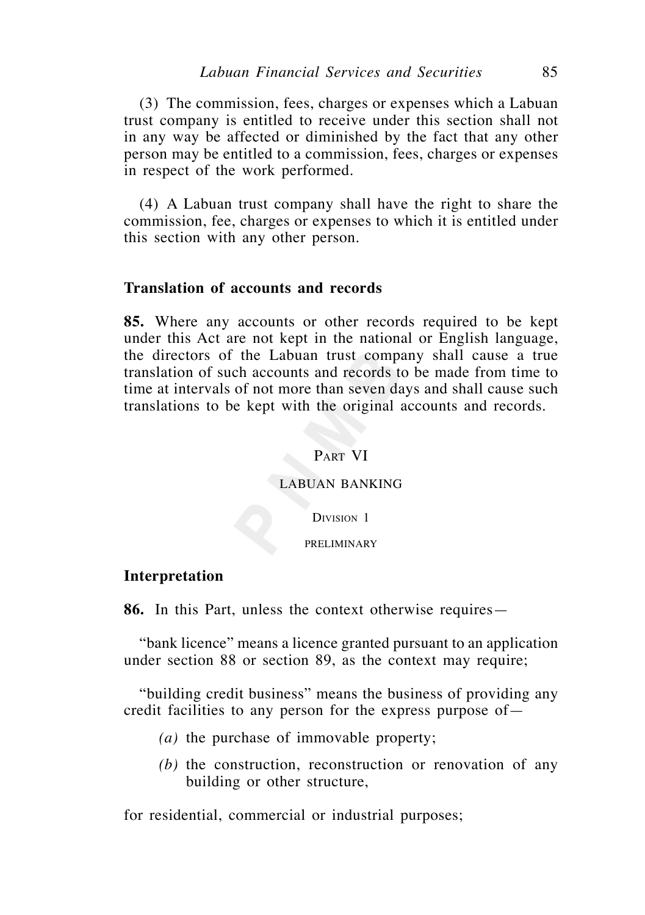(3) The commission, fees, charges or expenses which a Labuan trust company is entitled to receive under this section shall not in any way be affected or diminished by the fact that any other person may be entitled to a commission, fees, charges or expenses in respect of the work performed.

(4) A Labuan trust company shall have the right to share the commission, fee, charges or expenses to which it is entitled under this section with any other person.

**Translation of accounts and records**

**85.** Where any accounts or other records required to be kept under this Act are not kept in the national or English language, the directors of the Labuan trust company shall cause a true translation of such accounts and records to be made from time to time at intervals of not more than seven days and shall cause such translations to be kept with the original accounts and records.

## PART VI

## LABUAN BANKING

### DIVISION 1

### PRELIMINARY

**Interpretation**

**86.** In this Part, unless the context otherwise requires—

"bank licence" means a licence granted pursuant to an application under section 88 or section 89, as the context may require;

"building credit business" means the business of providing any credit facilities to any person for the express purpose of—

- *(a)* the purchase of immovable property;
- *(b)* the construction, reconstruction or renovation of any building or other structure,

for residential, commercial or industrial purposes;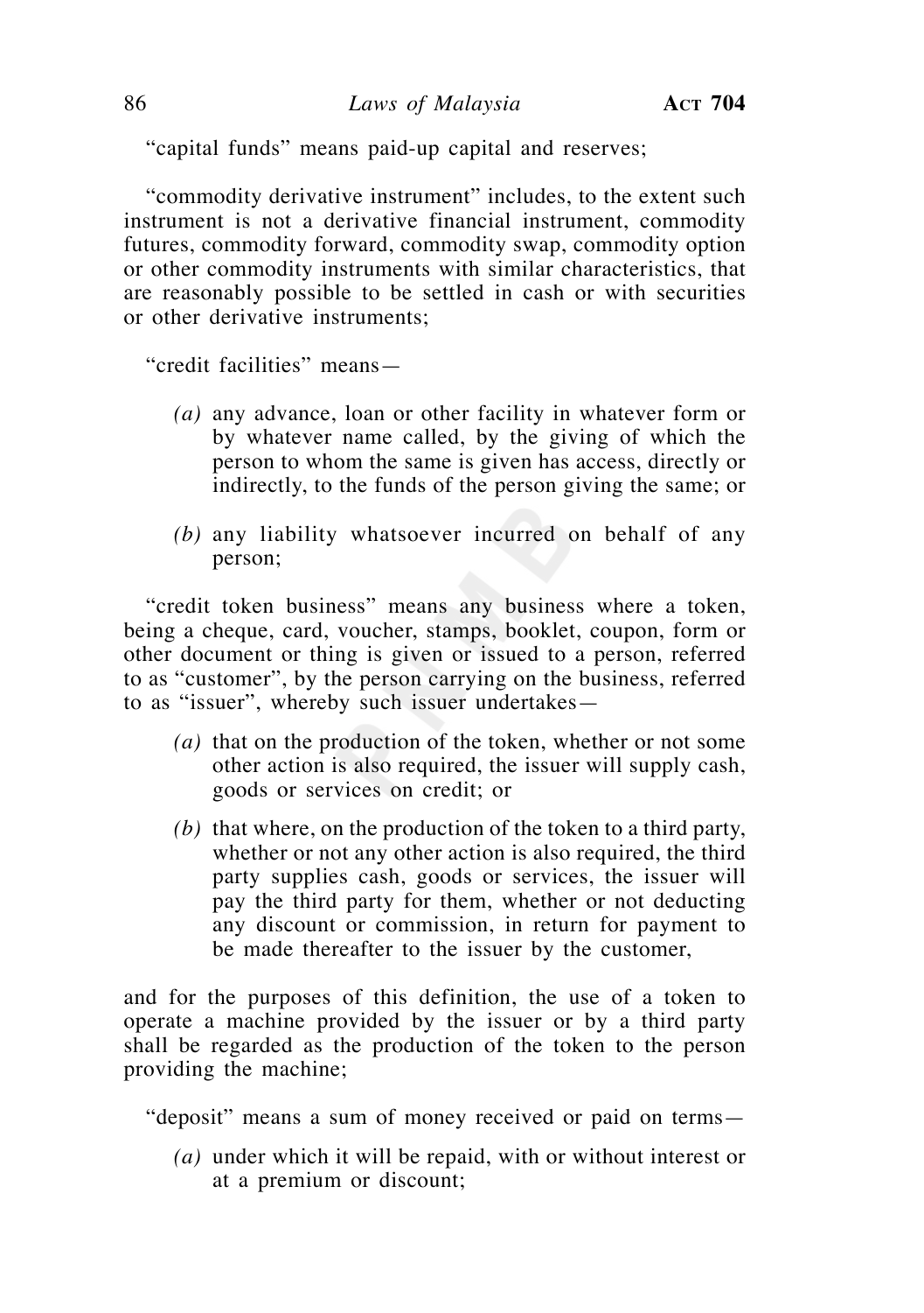"capital funds" means paid-up capital and reserves;

"commodity derivative instrument" includes, to the extent such instrument is not a derivative financial instrument, commodity futures, commodity forward, commodity swap, commodity option or other commodity instruments with similar characteristics, that are reasonably possible to be settled in cash or with securities or other derivative instruments;

"credit facilities" means—

*(a)* any advance, loan or other facility in whatever form or by whatever name called, by the giving of which the person to whom the same is given has access, directly or indirectly, to the funds of the person giving the same; or

*(b)* any liability whatsoever incurred on behalf of any person;

"credit token business" means any business where a token, being a cheque, card, voucher, stamps, booklet, coupon, form or other document or thing is given or issued to a person, referred to as "customer", by the person carrying on the business, referred to as "issuer", whereby such issuer undertakes—

*(a)* that on the production of the token, whether or not some other action is also required, the issuer will supply cash, goods or services on credit; or

*(b)* that where, on the production of the token to a third party, whether or not any other action is also required, the third party supplies cash, goods or services, the issuer will pay the third party for them, whether or not deducting any discount or commission, in return for payment to be made thereafter to the issuer by the customer,

and for the purposes of this definition, the use of a token to operate a machine provided by the issuer or by a third party shall be regarded as the production of the token to the person providing the machine;

"deposit" means a sum of money received or paid on terms—

*(a)* under which it will be repaid, with or without interest or at a premium or discount;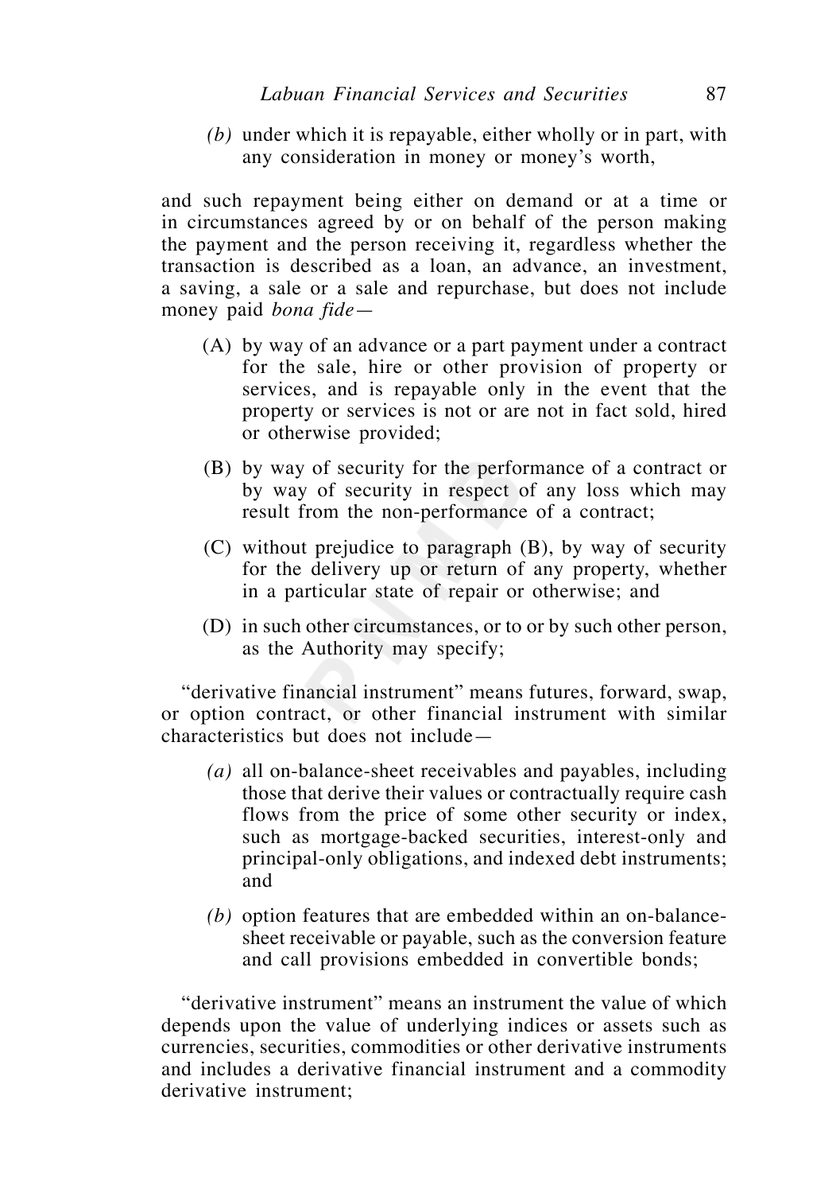*(b)* under which it is repayable, either wholly or in part, with any consideration in money or money's worth,

and such repayment being either on demand or at a time or in circumstances agreed by or on behalf of the person making the payment and the person receiving it, regardless whether the transaction is described as a loan, an advance, an investment, a saving, a sale or a sale and repurchase, but does not include money paid *bona fide*—

(A) by way of an advance or a part payment under a contract for the sale, hire or other provision of property or services, and is repayable only in the event that the property or services is not or are not in fact sold, hired or otherwise provided;

(B) by way of security for the performance of a contract or by way of security in respect of any loss which may result from the non-performance of a contract;

(C) without prejudice to paragraph (B), by way of security for the delivery up or return of any property, whether in a particular state of repair or otherwise; and

(D) in such other circumstances, or to or by such other person, as the Authority may specify;

"derivative financial instrument" means futures, forward, swap, or option contract, or other financial instrument with similar characteristics but does not include—

*(a)* all on-balance-sheet receivables and payables, including those that derive their values or contractually require cash flows from the price of some other security or index, such as mortgage-backed securities, interest-only and principal-only obligations, and indexed debt instruments; and

*(b)* option features that are embedded within an on-balance-sheet receivable or payable, such as the conversion feature and call provisions embedded in convertible bonds;

"derivative instrument" means an instrument the value of which depends upon the value of underlying indices or assets such as currencies, securities, commodities or other derivative instruments and includes a derivative financial instrument and a commodity derivative instrument;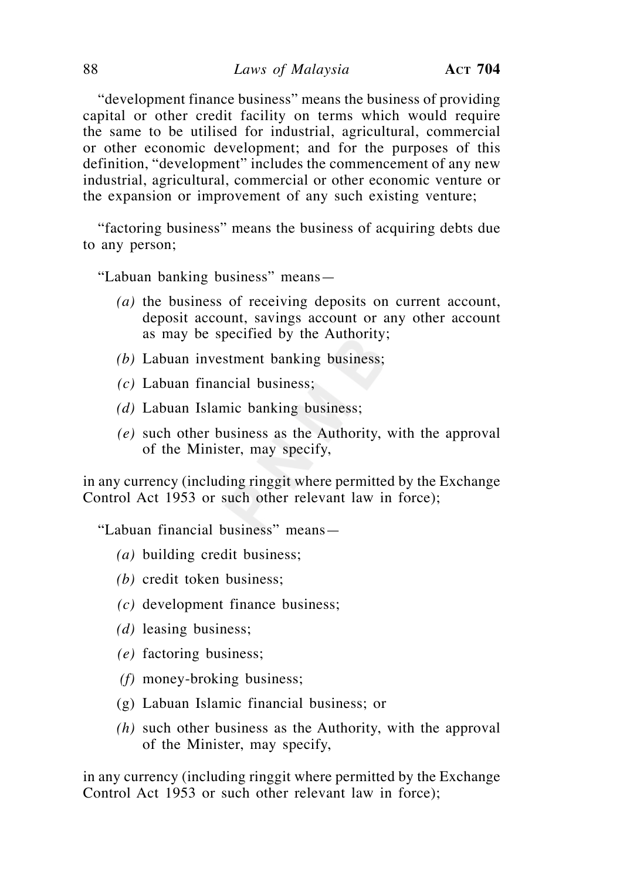"development finance business" means the business of providing capital or other credit facility on terms which would require the same to be utilised for industrial, agricultural, commercial or other economic development; and for the purposes of this definition, "development" includes the commencement of any new industrial, agricultural, commercial or other economic venture or the expansion or improvement of any such existing venture;

"factoring business" means the business of acquiring debts due to any person;

"Labuan banking business" means—

*(a)* the business of receiving deposits on current account, deposit account, savings account or any other account as may be specified by the Authority;

*(b)* Labuan investment banking business;

*(c)* Labuan financial business;

*(d)* Labuan Islamic banking business;

*(e)* such other business as the Authority, with the approval of the Minister, may specify,

in any currency (including ringgit where permitted by the Exchange Control Act 1953 or such other relevant law in force);

"Labuan financial business" means—

*(a)* building credit business;

*(b)* credit token business;

*(c)* development finance business;

*(d)* leasing business;

*(e)* factoring business;

*(f)* money-broking business;

(g) Labuan Islamic financial business; or

*(h)* such other business as the Authority, with the approval of the Minister, may specify,

in any currency (including ringgit where permitted by the Exchange Control Act 1953 or such other relevant law in force);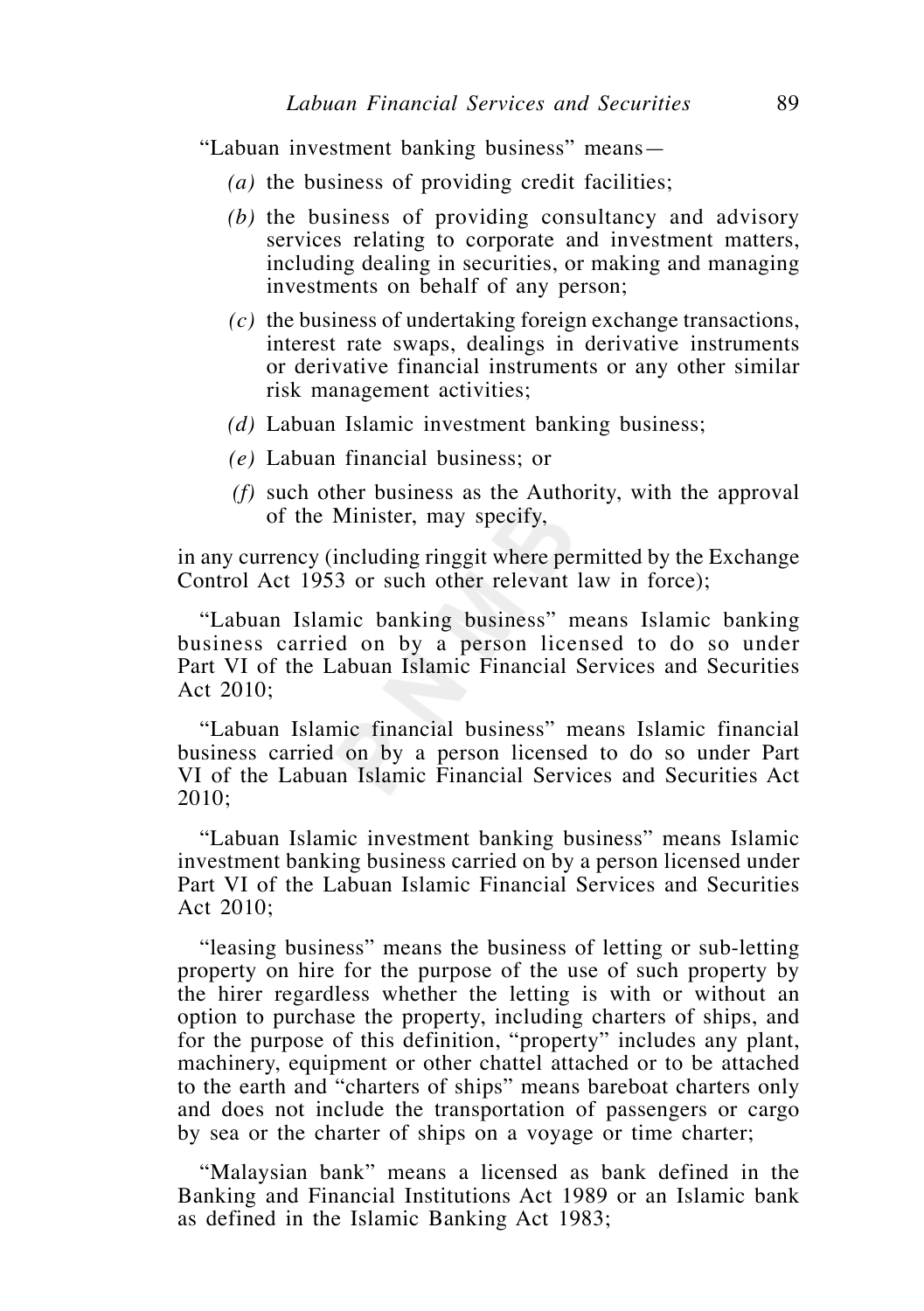"Labuan investment banking business" means—

*(a)* the business of providing credit facilities;

*(b)* the business of providing consultancy and advisory services relating to corporate and investment matters, including dealing in securities, or making and managing investments on behalf of any person;

*(c)* the business of undertaking foreign exchange transactions, interest rate swaps, dealings in derivative instruments or derivative financial instruments or any other similar risk management activities;

*(d)* Labuan Islamic investment banking business;

*(e)* Labuan financial business; or

*(f)* such other business as the Authority, with the approval of the Minister, may specify,

in any currency (including ringgit where permitted by the Exchange Control Act 1953 or such other relevant law in force);

"Labuan Islamic banking business" means Islamic banking business carried on by a person licensed to do so under Part VI of the Labuan Islamic Financial Services and Securities Act 2010;

"Labuan Islamic financial business" means Islamic financial business carried on by a person licensed to do so under Part VI of the Labuan Islamic Financial Services and Securities Act 2010;

"Labuan Islamic investment banking business" means Islamic investment banking business carried on by a person licensed under Part VI of the Labuan Islamic Financial Services and Securities Act 2010;

"leasing business" means the business of letting or sub-letting property on hire for the purpose of the use of such property by the hirer regardless whether the letting is with or without an option to purchase the property, including charters of ships, and for the purpose of this definition, "property" includes any plant, machinery, equipment or other chattel attached or to be attached to the earth and "charters of ships" means bareboat charters only and does not include the transportation of passengers or cargo by sea or the charter of ships on a voyage or time charter;

"Malaysian bank" means a licensed as bank defined in the Banking and Financial Institutions Act 1989 or an Islamic bank as defined in the Islamic Banking Act 1983;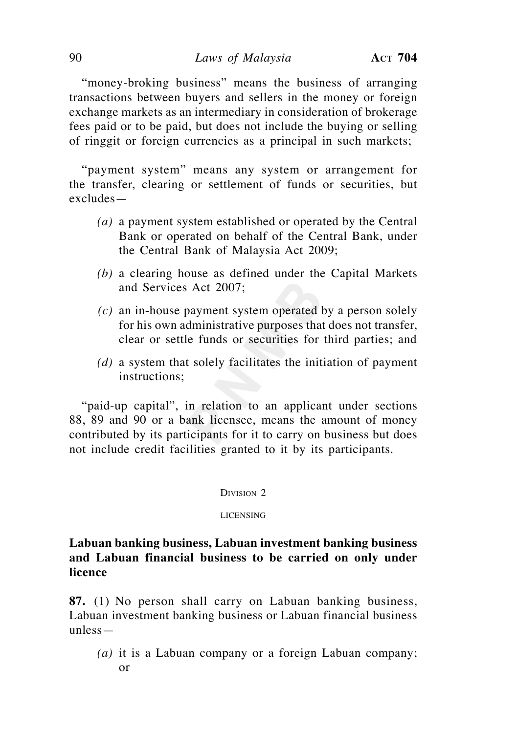"money-broking business" means the business of arranging transactions between buyers and sellers in the money or foreign exchange markets as an intermediary in consideration of brokerage fees paid or to be paid, but does not include the buying or selling of ringgit or foreign currencies as a principal in such markets;

"payment system" means any system or arrangement for the transfer, clearing or settlement of funds or securities, but excludes—

*(a)* a payment system established or operated by the Central Bank or operated on behalf of the Central Bank, under the Central Bank of Malaysia Act 2009;

*(b)* a clearing house as defined under the Capital Markets and Services Act 2007;

*(c)* an in-house payment system operated by a person solely for his own administrative purposes that does not transfer, clear or settle funds or securities for third parties; and

*(d)* a system that solely facilitates the initiation of payment instructions;

"paid-up capital", in relation to an applicant under sections 88, 89 and 90 or a bank licensee, means the amount of money contributed by its participants for it to carry on business but does not include credit facilities granted to it by its participants.

## Division 2

## Licensing

### Labuan banking business, Labuan investment banking business and Labuan financial business to be carried on only under licence

**87.** (1) No person shall carry on Labuan banking business, Labuan investment banking business or Labuan financial business unless—

*(a)* it is a Labuan company or a foreign Labuan company; or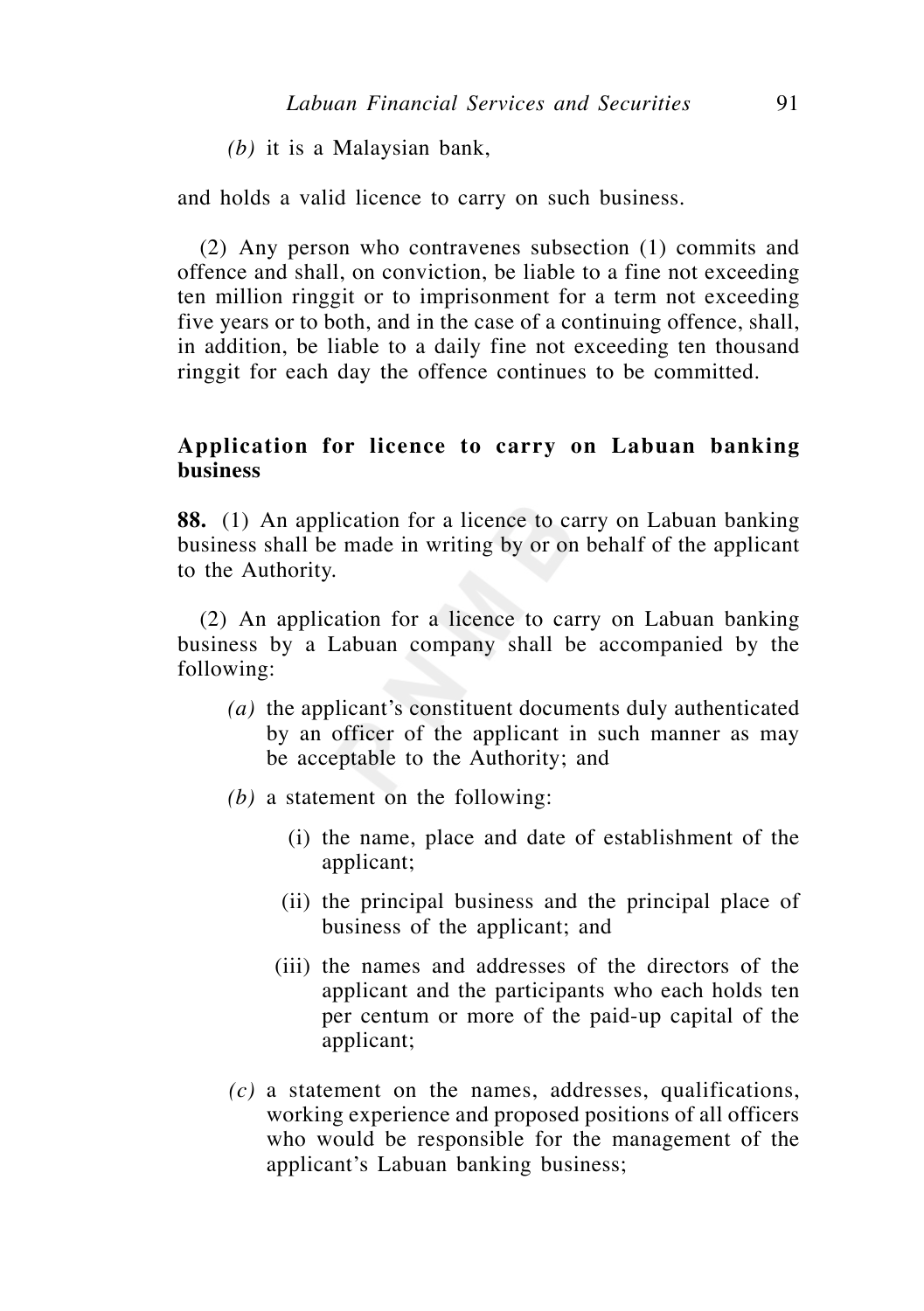*(b)* it is a Malaysian bank,

and holds a valid licence to carry on such business.

(2) Any person who contravenes subsection (1) commits and offence and shall, on conviction, be liable to a fine not exceeding ten million ringgit or to imprisonment for a term not exceeding five years or to both, and in the case of a continuing offence, shall, in addition, be liable to a daily fine not exceeding ten thousand ringgit for each day the offence continues to be committed.

**Application for licence to carry on Labuan banking business**

**88.** (1) An application for a licence to carry on Labuan banking business shall be made in writing by or on behalf of the applicant to the Authority.

(2) An application for a licence to carry on Labuan banking business by a Labuan company shall be accompanied by the following:

*(a)* the applicant's constituent documents duly authenticated by an officer of the applicant in such manner as may be acceptable to the Authority; and

*(b)* a statement on the following:

(i) the name, place and date of establishment of the applicant;

(ii) the principal business and the principal place of business of the applicant; and

(iii) the names and addresses of the directors of the applicant and the participants who each holds ten per centum or more of the paid-up capital of the applicant;

*(c)* a statement on the names, addresses, qualifications, working experience and proposed positions of all officers who would be responsible for the management of the applicant's Labuan banking business;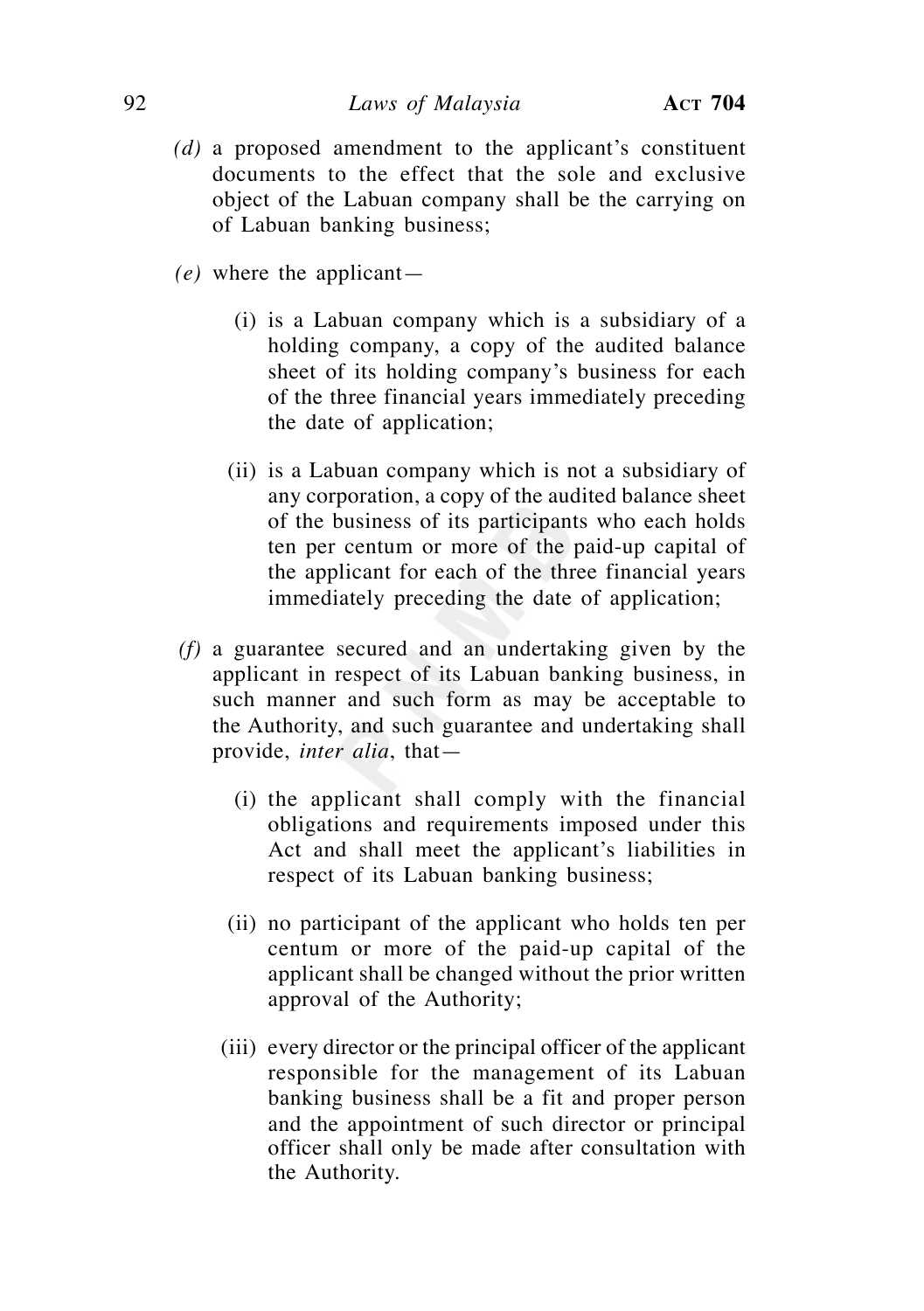*(d)* a proposed amendment to the applicant's constituent documents to the effect that the sole and exclusive object of the Labuan company shall be the carrying on of Labuan banking business;

*(e)* where the applicant—

(i) is a Labuan company which is a subsidiary of a holding company, a copy of the audited balance sheet of its holding company's business for each of the three financial years immediately preceding the date of application;

(ii) is a Labuan company which is not a subsidiary of any corporation, a copy of the audited balance sheet of the business of its participants who each holds ten per centum or more of the paid-up capital of the applicant for each of the three financial years immediately preceding the date of application;

*(f)* a guarantee secured and an undertaking given by the applicant in respect of its Labuan banking business, in such manner and such form as may be acceptable to the Authority, and such guarantee and undertaking shall provide, *inter alia*, that—

(i) the applicant shall comply with the financial obligations and requirements imposed under this Act and shall meet the applicant's liabilities in respect of its Labuan banking business;

(ii) no participant of the applicant who holds ten per centum or more of the paid-up capital of the applicant shall be changed without the prior written approval of the Authority;

(iii) every director or the principal officer of the applicant responsible for the management of its Labuan banking business shall be a fit and proper person and the appointment of such director or principal officer shall only be made after consultation with the Authority.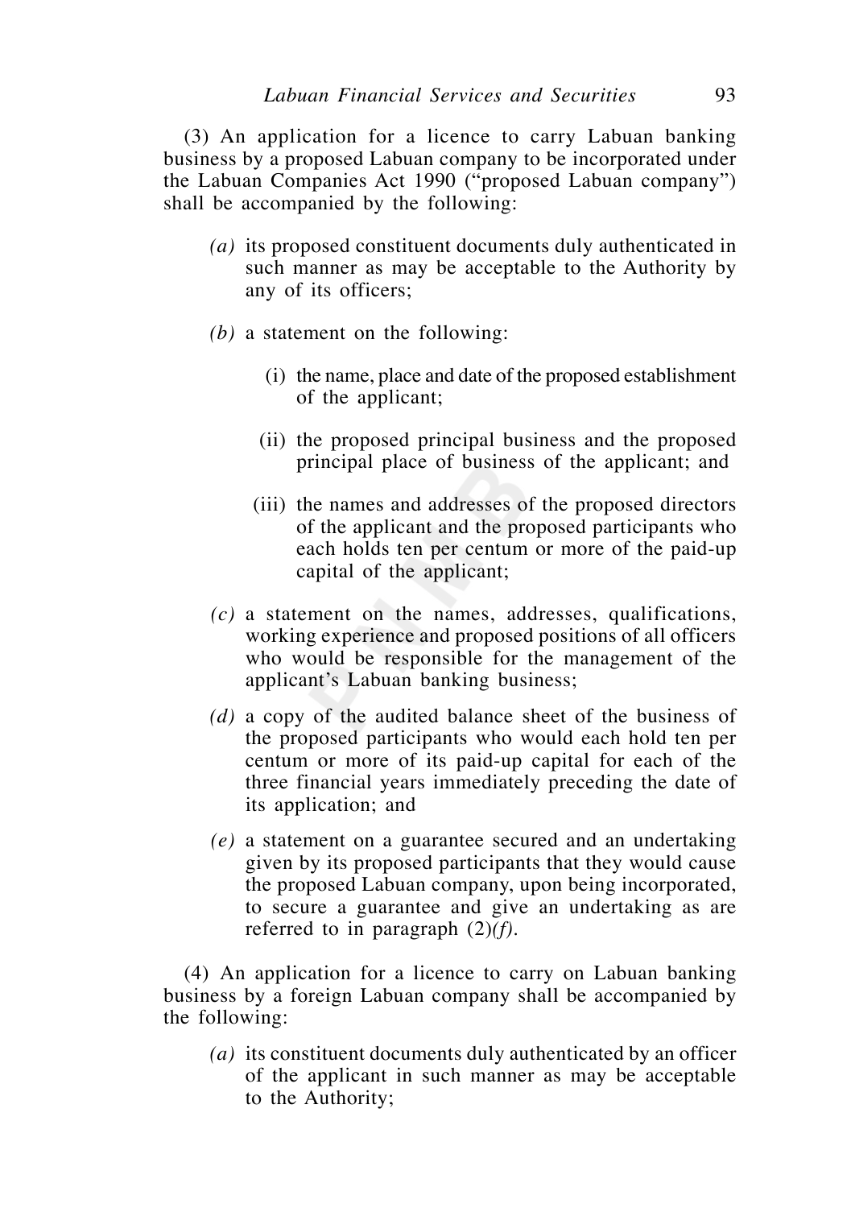(3) An application for a licence to carry Labuan banking business by a proposed Labuan company to be incorporated under the Labuan Companies Act 1990 ("proposed Labuan company") shall be accompanied by the following:

*(a)* its proposed constituent documents duly authenticated in such manner as may be acceptable to the Authority by any of its officers;

*(b)* a statement on the following:

(i) the name, place and date of the proposed establishment of the applicant;

(ii) the proposed principal business and the proposed principal place of business of the applicant; and

(iii) the names and addresses of the proposed directors of the applicant and the proposed participants who each holds ten per centum or more of the paid-up capital of the applicant;

*(c)* a statement on the names, addresses, qualifications, working experience and proposed positions of all officers who would be responsible for the management of the applicant's Labuan banking business;

*(d)* a copy of the audited balance sheet of the business of the proposed participants who would each hold ten per centum or more of its paid-up capital for each of the three financial years immediately preceding the date of its application; and

*(e)* a statement on a guarantee secured and an undertaking given by its proposed participants that they would cause the proposed Labuan company, upon being incorporated, to secure a guarantee and give an undertaking as are referred to in paragraph (2)*(f)*.

(4) An application for a licence to carry on Labuan banking business by a foreign Labuan company shall be accompanied by the following:

*(a)* its constituent documents duly authenticated by an officer of the applicant in such manner as may be acceptable to the Authority;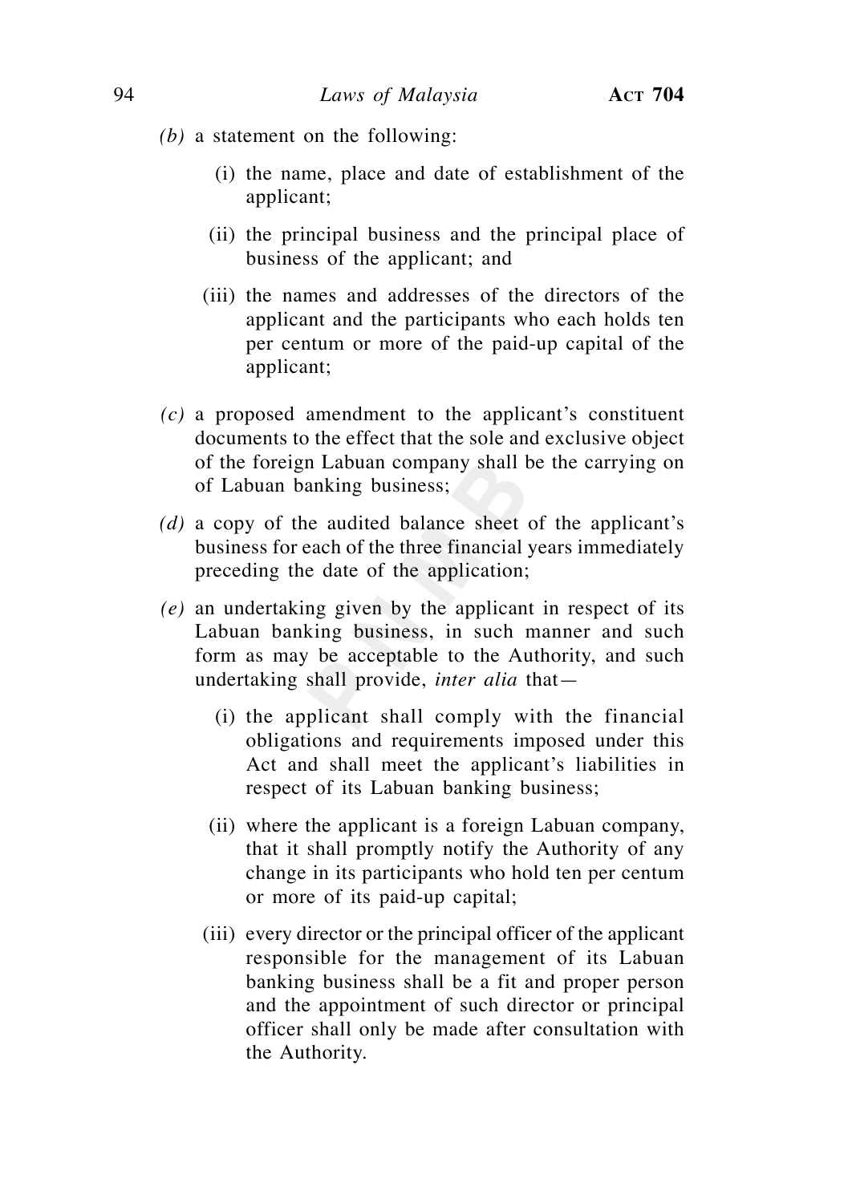*(b)* a statement on the following:

(i) the name, place and date of establishment of the applicant;

(ii) the principal business and the principal place of business of the applicant; and

(iii) the names and addresses of the directors of the applicant and the participants who each holds ten per centum or more of the paid-up capital of the applicant;

*(c)* a proposed amendment to the applicant's constituent documents to the effect that the sole and exclusive object of the foreign Labuan company shall be the carrying on of Labuan banking business;

*(d)* a copy of the audited balance sheet of the applicant's business for each of the three financial years immediately preceding the date of the application;

*(e)* an undertaking given by the applicant in respect of its Labuan banking business, in such manner and such form as may be acceptable to the Authority, and such undertaking shall provide, *inter alia* that—

(i) the applicant shall comply with the financial obligations and requirements imposed under this Act and shall meet the applicant's liabilities in respect of its Labuan banking business;

(ii) where the applicant is a foreign Labuan company, that it shall promptly notify the Authority of any change in its participants who hold ten per centum or more of its paid-up capital;

(iii) every director or the principal officer of the applicant responsible for the management of its Labuan banking business shall be a fit and proper person and the appointment of such director or principal officer shall only be made after consultation with the Authority.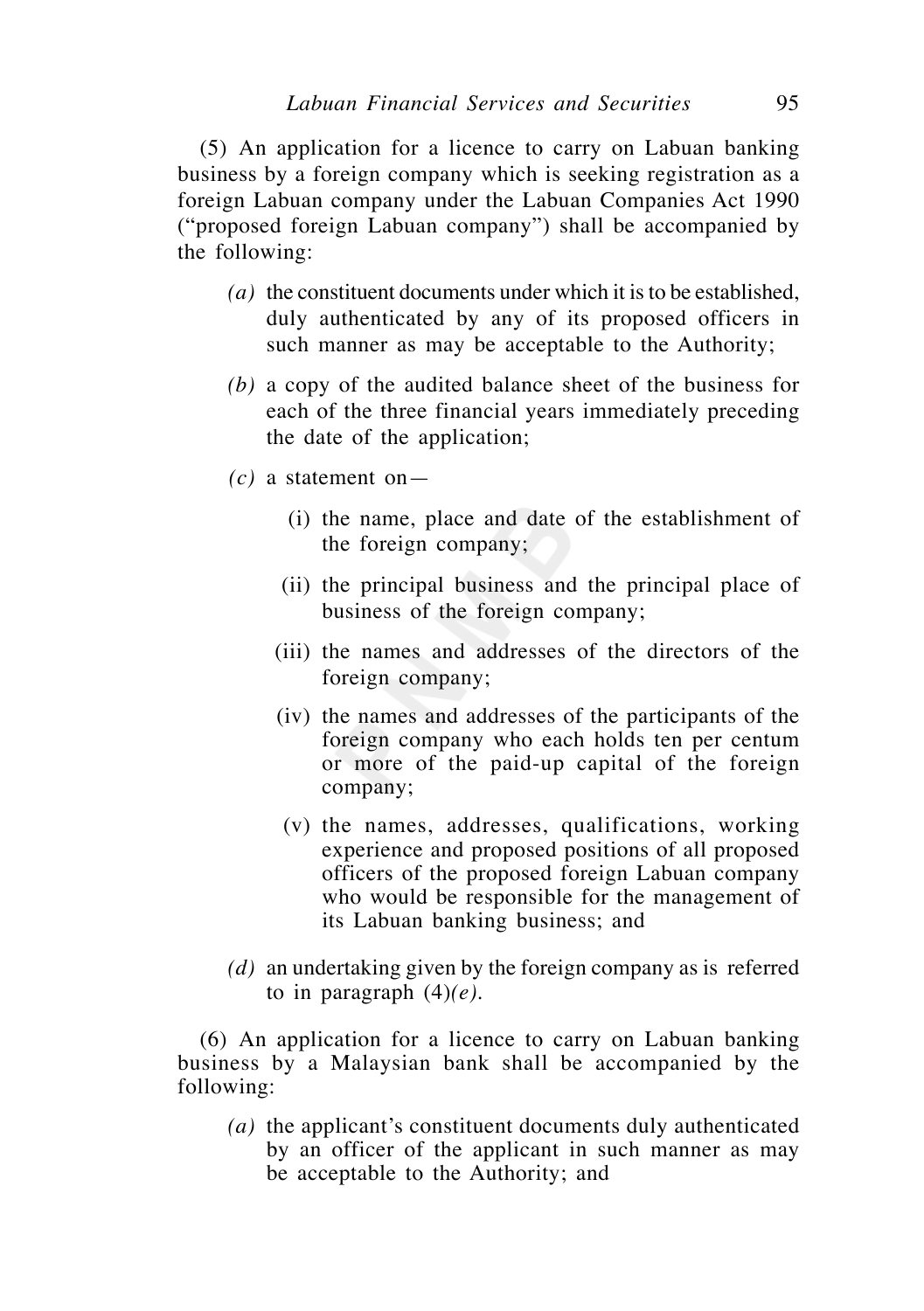(5) An application for a licence to carry on Labuan banking business by a foreign company which is seeking registration as a foreign Labuan company under the Labuan Companies Act 1990 ("proposed foreign Labuan company") shall be accompanied by the following:

*(a)* the constituent documents under which it is to be established, duly authenticated by any of its proposed officers in such manner as may be acceptable to the Authority;

*(b)* a copy of the audited balance sheet of the business for each of the three financial years immediately preceding the date of the application;

*(c)* a statement on—

(i) the name, place and date of the establishment of the foreign company;

(ii) the principal business and the principal place of business of the foreign company;

(iii) the names and addresses of the directors of the foreign company;

(iv) the names and addresses of the participants of the foreign company who each holds ten per centum or more of the paid-up capital of the foreign company;

(v) the names, addresses, qualifications, working experience and proposed positions of all proposed officers of the proposed foreign Labuan company who would be responsible for the management of its Labuan banking business; and

*(d)* an undertaking given by the foreign company as is referred to in paragraph (4)*(e)*.

(6) An application for a licence to carry on Labuan banking business by a Malaysian bank shall be accompanied by the following:

*(a)* the applicant's constituent documents duly authenticated by an officer of the applicant in such manner as may be acceptable to the Authority; and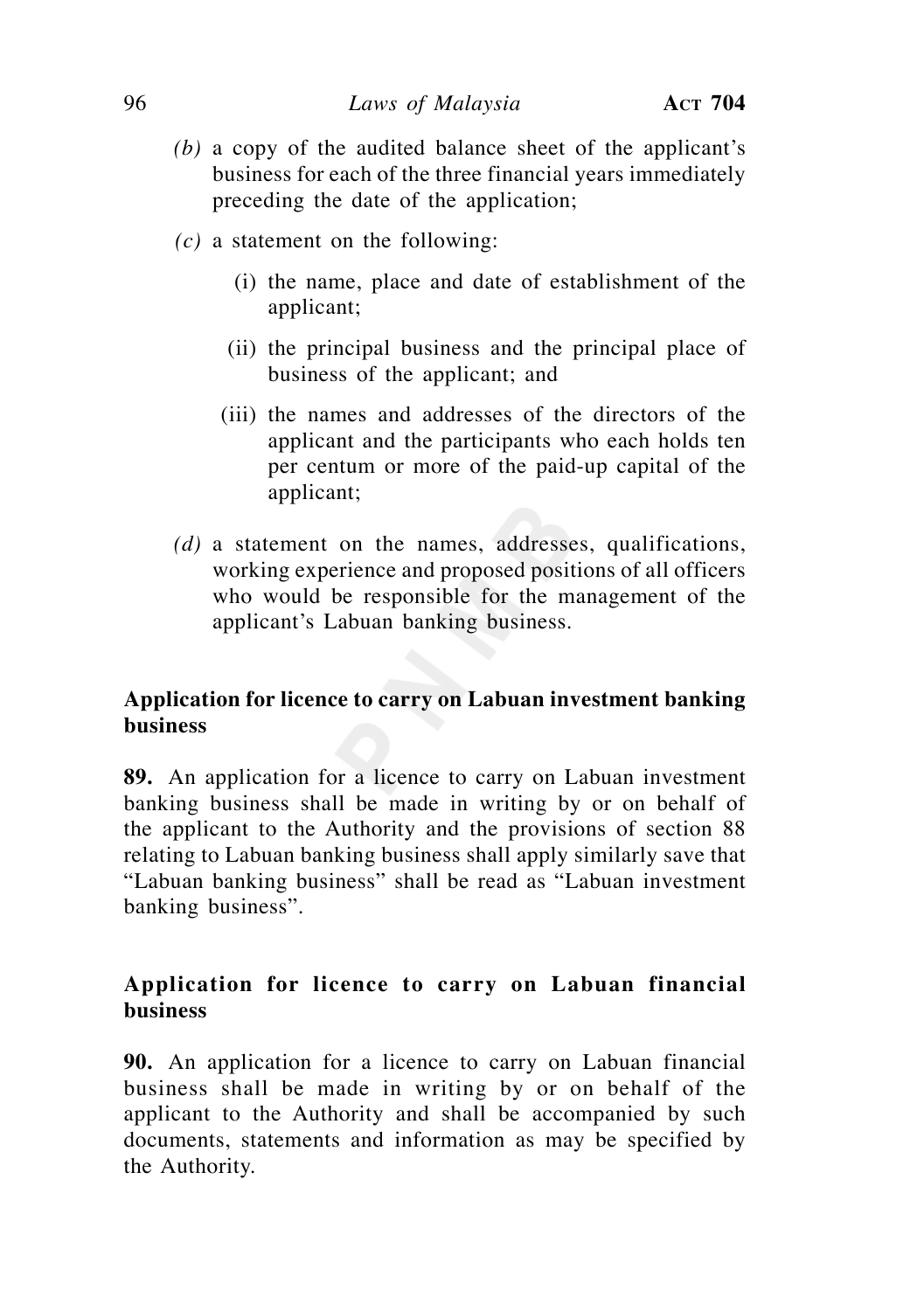*(b)* a copy of the audited balance sheet of the applicant's business for each of the three financial years immediately preceding the date of the application;

*(c)* a statement on the following:

(i) the name, place and date of establishment of the applicant;

(ii) the principal business and the principal place of business of the applicant; and

(iii) the names and addresses of the directors of the applicant and the participants who each holds ten per centum or more of the paid-up capital of the applicant;

*(d)* a statement on the names, addresses, qualifications, working experience and proposed positions of all officers who would be responsible for the management of the applicant's Labuan banking business.

**Application for licence to carry on Labuan investment banking business**

**89.** An application for a licence to carry on Labuan investment banking business shall be made in writing by or on behalf of the applicant to the Authority and the provisions of section 88 relating to Labuan banking business shall apply similarly save that "Labuan banking business" shall be read as "Labuan investment banking business".

**Application for licence to carry on Labuan financial business**

**90.** An application for a licence to carry on Labuan financial business shall be made in writing by or on behalf of the applicant to the Authority and shall be accompanied by such documents, statements and information as may be specified by the Authority.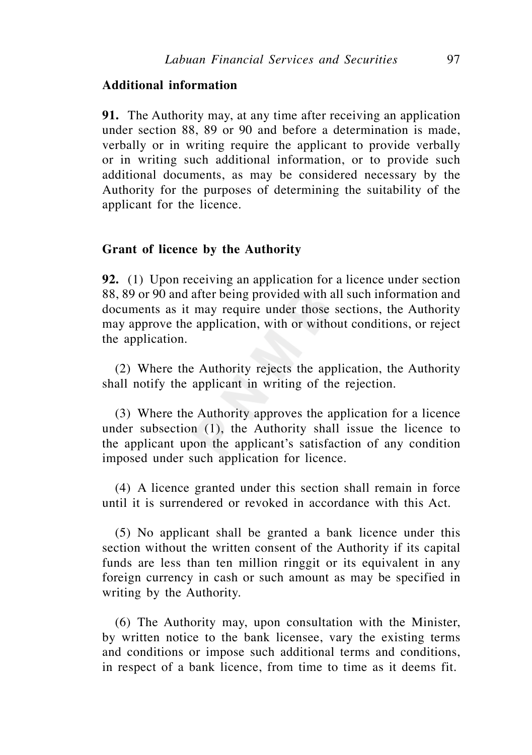**Additional information**

**91.** The Authority may, at any time after receiving an application under section 88, 89 or 90 and before a determination is made, verbally or in writing require the applicant to provide verbally or in writing such additional information, or to provide such additional documents, as may be considered necessary by the Authority for the purposes of determining the suitability of the applicant for the licence.

**Grant of licence by the Authority**

**92.** (1) Upon receiving an application for a licence under section 88, 89 or 90 and after being provided with all such information and documents as it may require under those sections, the Authority may approve the application, with or without conditions, or reject the application.

(2) Where the Authority rejects the application, the Authority shall notify the applicant in writing of the rejection.

(3) Where the Authority approves the application for a licence under subsection (1), the Authority shall issue the licence to the applicant upon the applicant's satisfaction of any condition imposed under such application for licence.

(4) A licence granted under this section shall remain in force until it is surrendered or revoked in accordance with this Act.

(5) No applicant shall be granted a bank licence under this section without the written consent of the Authority if its capital funds are less than ten million ringgit or its equivalent in any foreign currency in cash or such amount as may be specified in writing by the Authority.

(6) The Authority may, upon consultation with the Minister, by written notice to the bank licensee, vary the existing terms and conditions or impose such additional terms and conditions, in respect of a bank licence, from time to time as it deems fit.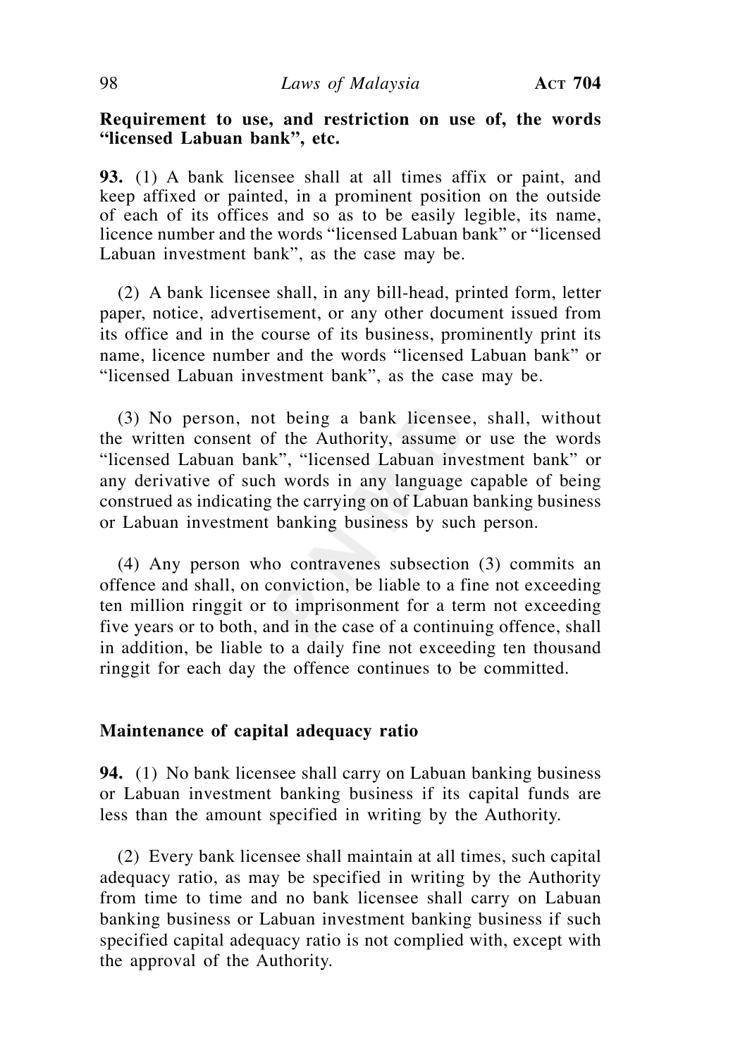**Requirement to use, and restriction on use of, the words "licensed Labuan bank", etc.**

**93.** (1) A bank licensee shall at all times affix or paint, and keep affixed or painted, in a prominent position on the outside of each of its offices and so as to be easily legible, its name, licence number and the words "licensed Labuan bank" or "licensed Labuan investment bank", as the case may be.

(2) A bank licensee shall, in any bill-head, printed form, letter paper, notice, advertisement, or any other document issued from its office and in the course of its business, prominently print its name, licence number and the words "licensed Labuan bank" or "licensed Labuan investment bank", as the case may be.

(3) No person, not being a bank licensee, shall, without the written consent of the Authority, assume or use the words "licensed Labuan bank", "licensed Labuan investment bank" or any derivative of such words in any language capable of being construed as indicating the carrying on of Labuan banking business or Labuan investment banking business by such person.

(4) Any person who contravenes subsection (3) commits an offence and shall, on conviction, be liable to a fine not exceeding ten million ringgit or to imprisonment for a term not exceeding five years or to both, and in the case of a continuing offence, shall in addition, be liable to a daily fine not exceeding ten thousand ringgit for each day the offence continues to be committed.

**Maintenance of capital adequacy ratio**

**94.** (1) No bank licensee shall carry on Labuan banking business or Labuan investment banking business if its capital funds are less than the amount specified in writing by the Authority.

(2) Every bank licensee shall maintain at all times, such capital adequacy ratio, as may be specified in writing by the Authority from time to time and no bank licensee shall carry on Labuan banking business or Labuan investment banking business if such specified capital adequacy ratio is not complied with, except with the approval of the Authority.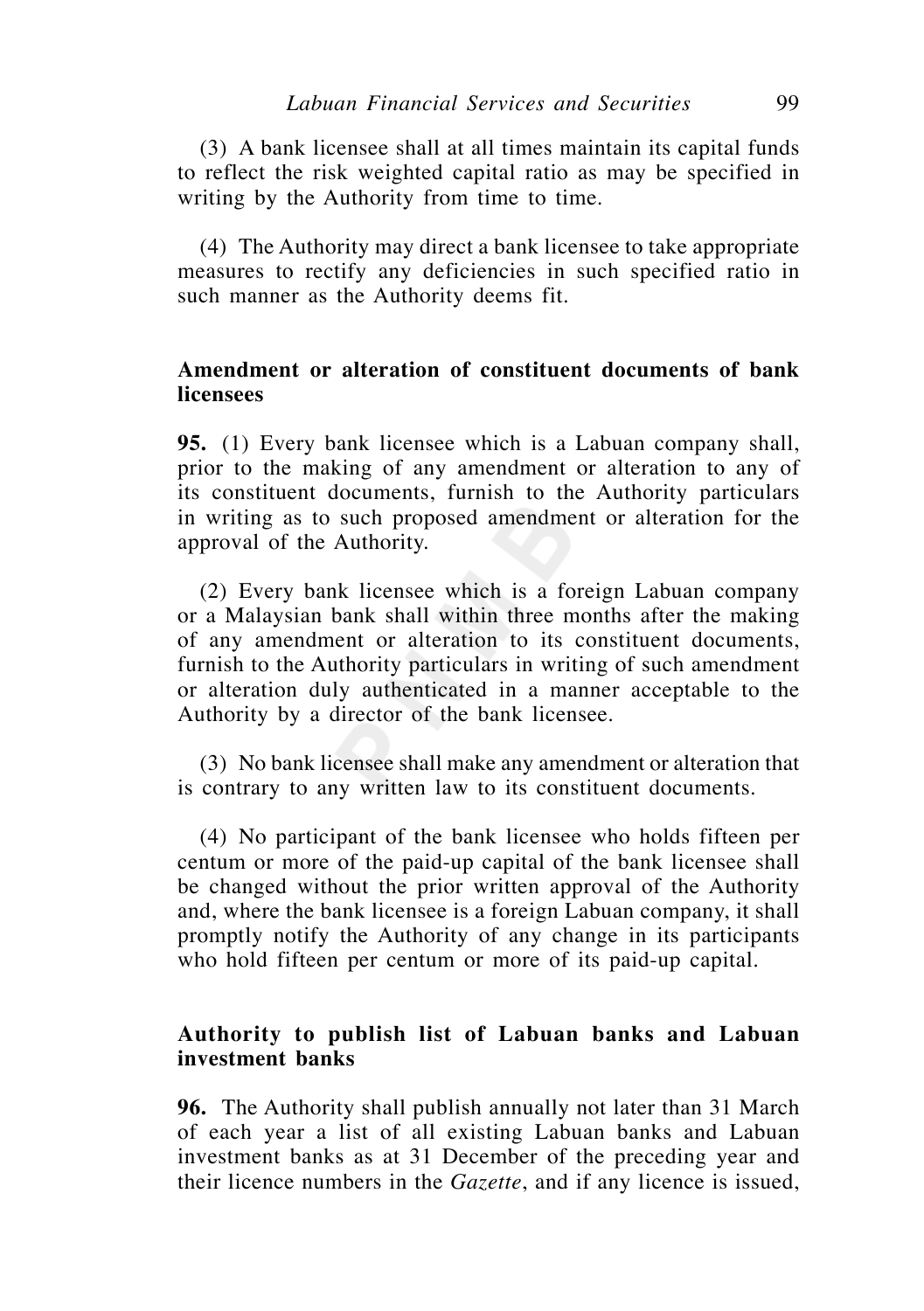(3) A bank licensee shall at all times maintain its capital funds to reflect the risk weighted capital ratio as may be specified in writing by the Authority from time to time.

(4) The Authority may direct a bank licensee to take appropriate measures to rectify any deficiencies in such specified ratio in such manner as the Authority deems fit.

**Amendment or alteration of constituent documents of bank licensees**

**95.** (1) Every bank licensee which is a Labuan company shall, prior to the making of any amendment or alteration to any of its constituent documents, furnish to the Authority particulars in writing as to such proposed amendment or alteration for the approval of the Authority.

(2) Every bank licensee which is a foreign Labuan company or a Malaysian bank shall within three months after the making of any amendment or alteration to its constituent documents, furnish to the Authority particulars in writing of such amendment or alteration duly authenticated in a manner acceptable to the Authority by a director of the bank licensee.

(3) No bank licensee shall make any amendment or alteration that is contrary to any written law to its constituent documents.

(4) No participant of the bank licensee who holds fifteen per centum or more of the paid-up capital of the bank licensee shall be changed without the prior written approval of the Authority and, where the bank licensee is a foreign Labuan company, it shall promptly notify the Authority of any change in its participants who hold fifteen per centum or more of its paid-up capital.

**Authority to publish list of Labuan banks and Labuan investment banks**

**96.** The Authority shall publish annually not later than 31 March of each year a list of all existing Labuan banks and Labuan investment banks as at 31 December of the preceding year and their licence numbers in the *Gazette*, and if any licence is issued,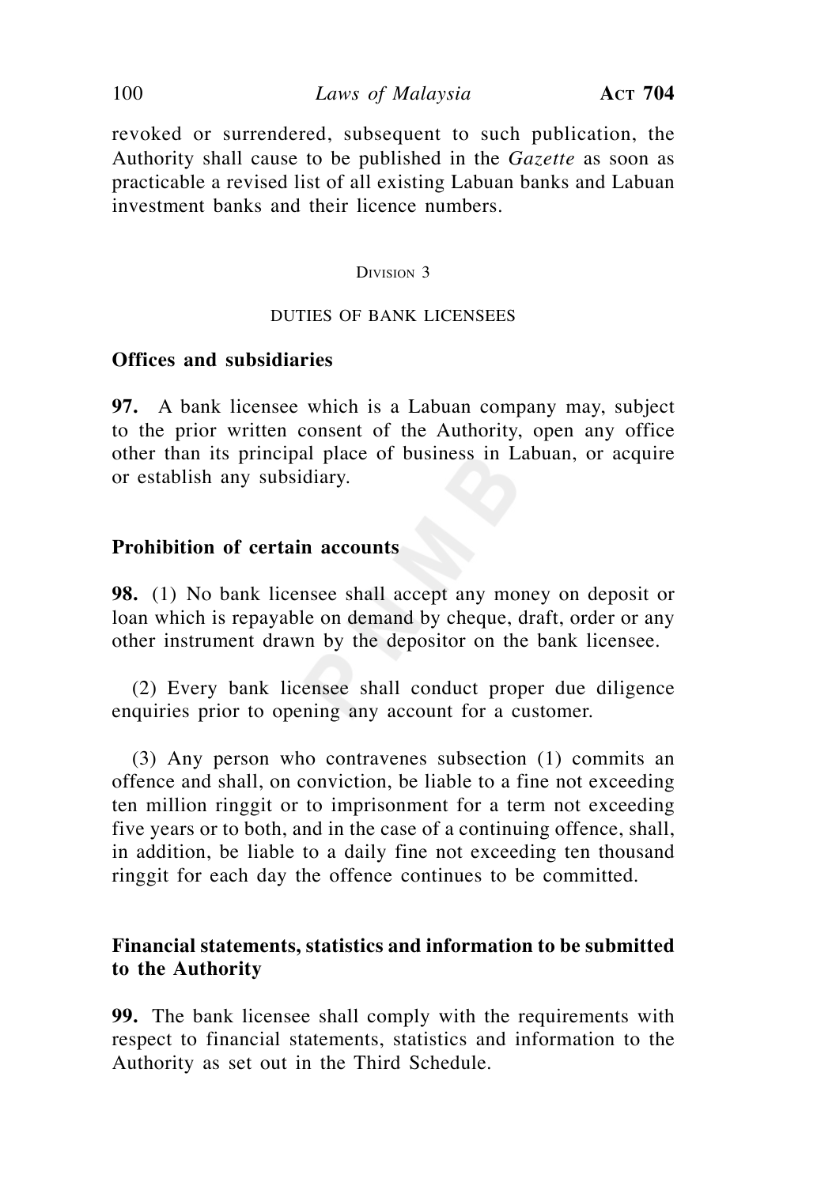revoked or surrendered, subsequent to such publication, the Authority shall cause to be published in the *Gazette* as soon as practicable a revised list of all existing Labuan banks and Labuan investment banks and their licence numbers.

Division 3

DUTIES OF BANK LICENSEES

**Offices and subsidiaries**

**97.** A bank licensee which is a Labuan company may, subject to the prior written consent of the Authority, open any office other than its principal place of business in Labuan, or acquire or establish any subsidiary.

**Prohibition of certain accounts**

**98.** (1) No bank licensee shall accept any money on deposit or loan which is repayable on demand by cheque, draft, order or any other instrument drawn by the depositor on the bank licensee.

(2) Every bank licensee shall conduct proper due diligence enquiries prior to opening any account for a customer.

(3) Any person who contravenes subsection (1) commits an offence and shall, on conviction, be liable to a fine not exceeding ten million ringgit or to imprisonment for a term not exceeding five years or to both, and in the case of a continuing offence, shall, in addition, be liable to a daily fine not exceeding ten thousand ringgit for each day the offence continues to be committed.

**Financial statements, statistics and information to be submitted to the Authority**

**99.** The bank licensee shall comply with the requirements with respect to financial statements, statistics and information to the Authority as set out in the Third Schedule.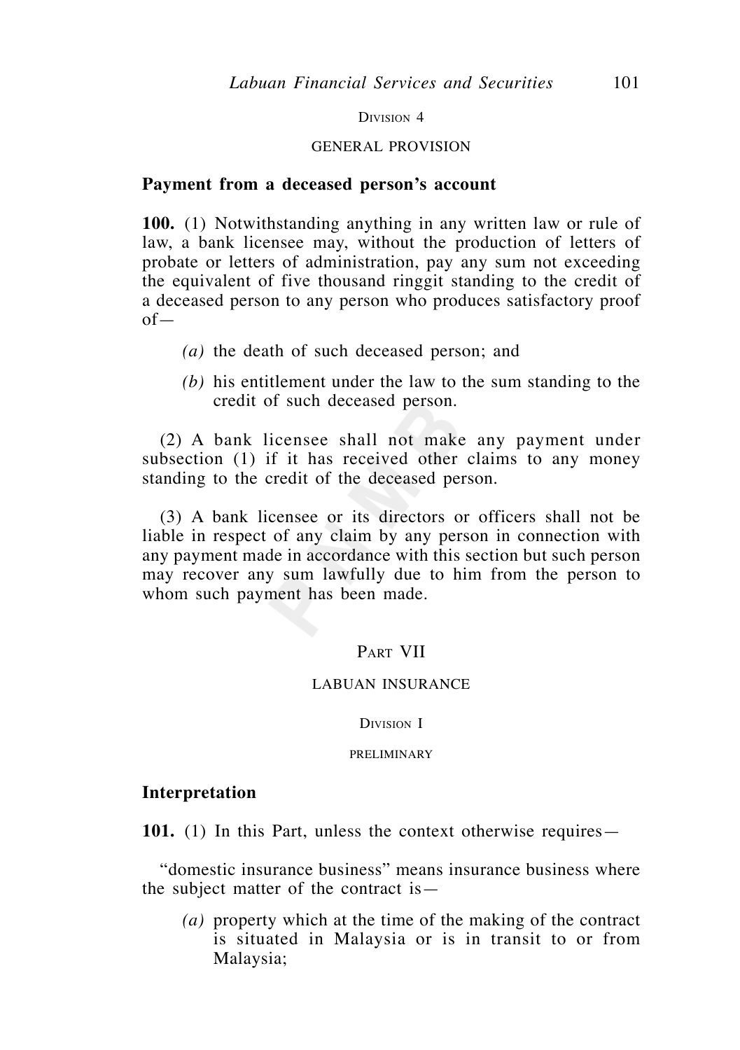Division 4

GENERAL PROVISION

**Payment from a deceased person's account**

**100.** (1) Notwithstanding anything in any written law or rule of law, a bank licensee may, without the production of letters of probate or letters of administration, pay any sum not exceeding the equivalent of five thousand ringgit standing to the credit of a deceased person to any person who produces satisfactory proof of—

*(a)* the death of such deceased person; and

*(b)* his entitlement under the law to the sum standing to the credit of such deceased person.

(2) A bank licensee shall not make any payment under subsection (1) if it has received other claims to any money standing to the credit of the deceased person.

(3) A bank licensee or its directors or officers shall not be liable in respect of any claim by any person in connection with any payment made in accordance with this section but such person may recover any sum lawfully due to him from the person to whom such payment has been made.

Part VII

LABUAN INSURANCE

Division I

PRELIMINARY

**Interpretation**

**101.** (1) In this Part, unless the context otherwise requires—

"domestic insurance business" means insurance business where the subject matter of the contract is—

*(a)* property which at the time of the making of the contract is situated in Malaysia or is in transit to or from Malaysia;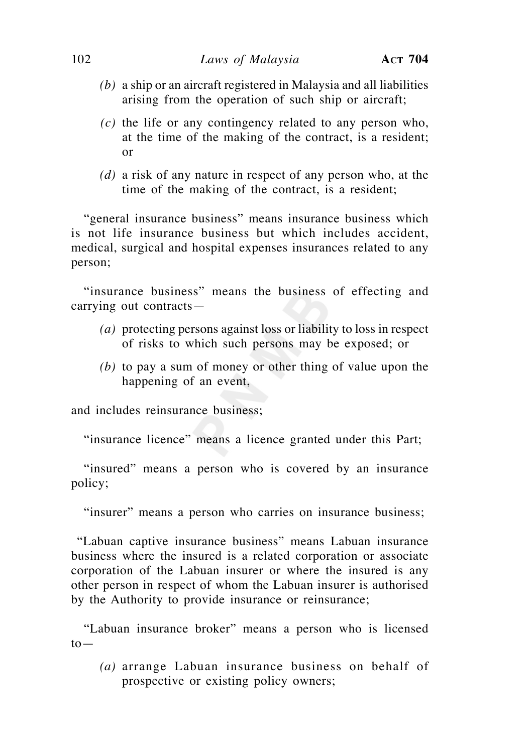*(b)* a ship or an aircraft registered in Malaysia and all liabilities arising from the operation of such ship or aircraft;

*(c)* the life or any contingency related to any person who, at the time of the making of the contract, is a resident; or

*(d)* a risk of any nature in respect of any person who, at the time of the making of the contract, is a resident;

"general insurance business" means insurance business which is not life insurance business but which includes accident, medical, surgical and hospital expenses insurances related to any person;

"insurance business" means the business of effecting and carrying out contracts—

*(a)* protecting persons against loss or liability to loss in respect of risks to which such persons may be exposed; or

*(b)* to pay a sum of money or other thing of value upon the happening of an event,

and includes reinsurance business;

"insurance licence" means a licence granted under this Part;

"insured" means a person who is covered by an insurance policy;

"insurer" means a person who carries on insurance business;

"Labuan captive insurance business" means Labuan insurance business where the insured is a related corporation or associate corporation of the Labuan insurer or where the insured is any other person in respect of whom the Labuan insurer is authorised by the Authority to provide insurance or reinsurance;

"Labuan insurance broker" means a person who is licensed to—

*(a)* arrange Labuan insurance business on behalf of prospective or existing policy owners;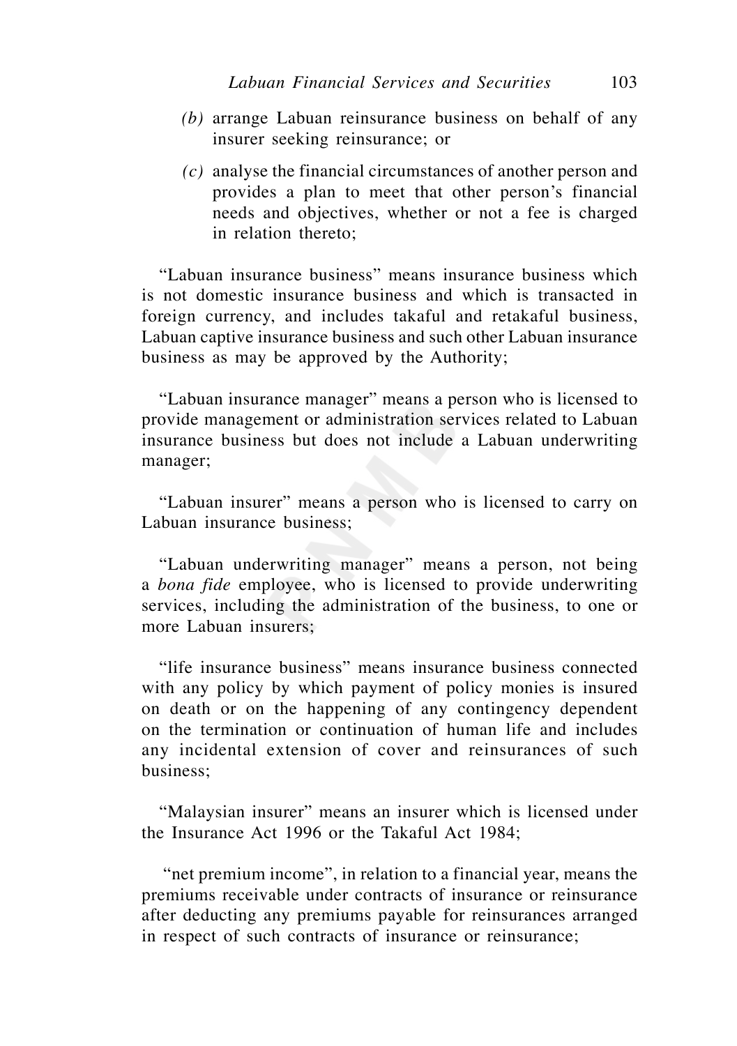*(b)* arrange Labuan reinsurance business on behalf of any insurer seeking reinsurance; or

*(c)* analyse the financial circumstances of another person and provides a plan to meet that other person's financial needs and objectives, whether or not a fee is charged in relation thereto;

"Labuan insurance business" means insurance business which is not domestic insurance business and which is transacted in foreign currency, and includes takaful and retakaful business, Labuan captive insurance business and such other Labuan insurance business as may be approved by the Authority;

"Labuan insurance manager" means a person who is licensed to provide management or administration services related to Labuan insurance business but does not include a Labuan underwriting manager;

"Labuan insurer" means a person who is licensed to carry on Labuan insurance business;

"Labuan underwriting manager" means a person, not being a *bona fide* employee, who is licensed to provide underwriting services, including the administration of the business, to one or more Labuan insurers;

"life insurance business" means insurance business connected with any policy by which payment of policy monies is insured on death or on the happening of any contingency dependent on the termination or continuation of human life and includes any incidental extension of cover and reinsurances of such business;

"Malaysian insurer" means an insurer which is licensed under the Insurance Act 1996 or the Takaful Act 1984;

"net premium income", in relation to a financial year, means the premiums receivable under contracts of insurance or reinsurance after deducting any premiums payable for reinsurances arranged in respect of such contracts of insurance or reinsurance;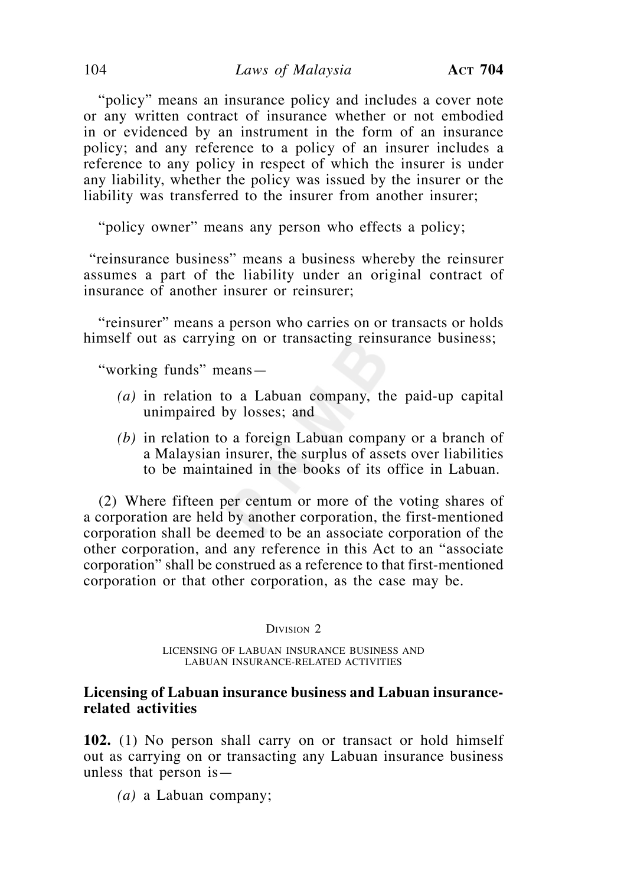"policy" means an insurance policy and includes a cover note or any written contract of insurance whether or not embodied in or evidenced by an instrument in the form of an insurance policy; and any reference to a policy of an insurer includes a reference to any policy in respect of which the insurer is under any liability, whether the policy was issued by the insurer or the liability was transferred to the insurer from another insurer;

"policy owner" means any person who effects a policy;

"reinsurance business" means a business whereby the reinsurer assumes a part of the liability under an original contract of insurance of another insurer or reinsurer;

"reinsurer" means a person who carries on or transacts or holds himself out as carrying on or transacting reinsurance business;

"working funds" means—

*(a)* in relation to a Labuan company, the paid-up capital unimpaired by losses; and

*(b)* in relation to a foreign Labuan company or a branch of a Malaysian insurer, the surplus of assets over liabilities to be maintained in the books of its office in Labuan.

(2) Where fifteen per centum or more of the voting shares of a corporation are held by another corporation, the first-mentioned corporation shall be deemed to be an associate corporation of the other corporation, and any reference in this Act to an "associate corporation" shall be construed as a reference to that first-mentioned corporation or that other corporation, as the case may be.

## Division 2

### LICENSING OF LABUAN INSURANCE BUSINESS AND LABUAN INSURANCE-RELATED ACTIVITIES

**Licensing of Labuan insurance business and Labuan insurance-related activities**

**102.** (1) No person shall carry on or transact or hold himself out as carrying on or transacting any Labuan insurance business unless that person is—

*(a)* a Labuan company;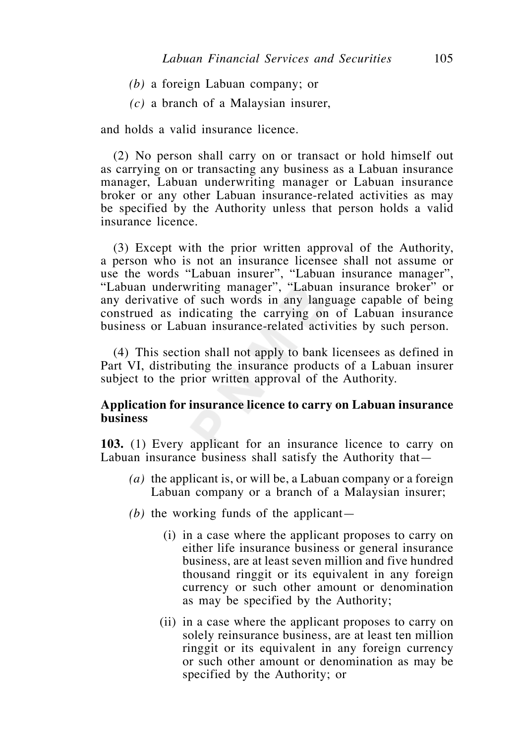*(b)* a foreign Labuan company; or

*(c)* a branch of a Malaysian insurer,

and holds a valid insurance licence.

(2) No person shall carry on or transact or hold himself out as carrying on or transacting any business as a Labuan insurance manager, Labuan underwriting manager or Labuan insurance broker or any other Labuan insurance-related activities as may be specified by the Authority unless that person holds a valid insurance licence.

(3) Except with the prior written approval of the Authority, a person who is not an insurance licensee shall not assume or use the words "Labuan insurer", "Labuan insurance manager", "Labuan underwriting manager", "Labuan insurance broker" or any derivative of such words in any language capable of being construed as indicating the carrying on of Labuan insurance business or Labuan insurance-related activities by such person.

(4) This section shall not apply to bank licensees as defined in Part VI, distributing the insurance products of a Labuan insurer subject to the prior written approval of the Authority.

**Application for insurance licence to carry on Labuan insurance business**

**103.** (1) Every applicant for an insurance licence to carry on Labuan insurance business shall satisfy the Authority that—

*(a)* the applicant is, or will be, a Labuan company or a foreign Labuan company or a branch of a Malaysian insurer;

*(b)* the working funds of the applicant—

(i) in a case where the applicant proposes to carry on either life insurance business or general insurance business, are at least seven million and five hundred thousand ringgit or its equivalent in any foreign currency or such other amount or denomination as may be specified by the Authority;

(ii) in a case where the applicant proposes to carry on solely reinsurance business, are at least ten million ringgit or its equivalent in any foreign currency or such other amount or denomination as may be specified by the Authority; or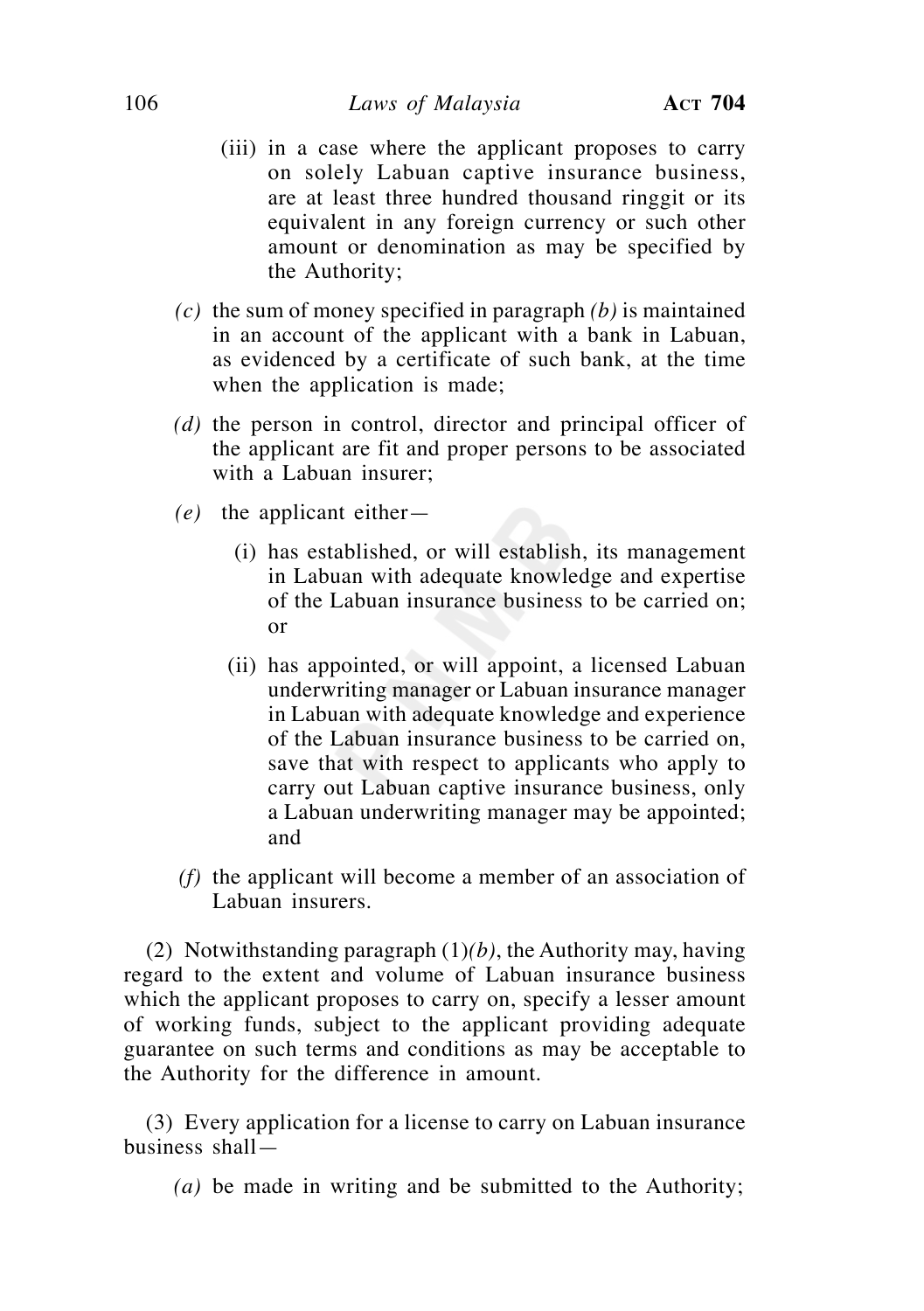(iii) in a case where the applicant proposes to carry on solely Labuan captive insurance business, are at least three hundred thousand ringgit or its equivalent in any foreign currency or such other amount or denomination as may be specified by the Authority;

*(c)* the sum of money specified in paragraph *(b)* is maintained in an account of the applicant with a bank in Labuan, as evidenced by a certificate of such bank, at the time when the application is made;

*(d)* the person in control, director and principal officer of the applicant are fit and proper persons to be associated with a Labuan insurer;

*(e)* the applicant either—

(i) has established, or will establish, its management in Labuan with adequate knowledge and expertise of the Labuan insurance business to be carried on; or

(ii) has appointed, or will appoint, a licensed Labuan underwriting manager or Labuan insurance manager in Labuan with adequate knowledge and experience of the Labuan insurance business to be carried on, save that with respect to applicants who apply to carry out Labuan captive insurance business, only a Labuan underwriting manager may be appointed; and

*(f)* the applicant will become a member of an association of Labuan insurers.

(2) Notwithstanding paragraph (1)*(b)*, the Authority may, having regard to the extent and volume of Labuan insurance business which the applicant proposes to carry on, specify a lesser amount of working funds, subject to the applicant providing adequate guarantee on such terms and conditions as may be acceptable to the Authority for the difference in amount.

(3) Every application for a license to carry on Labuan insurance business shall—

*(a)* be made in writing and be submitted to the Authority;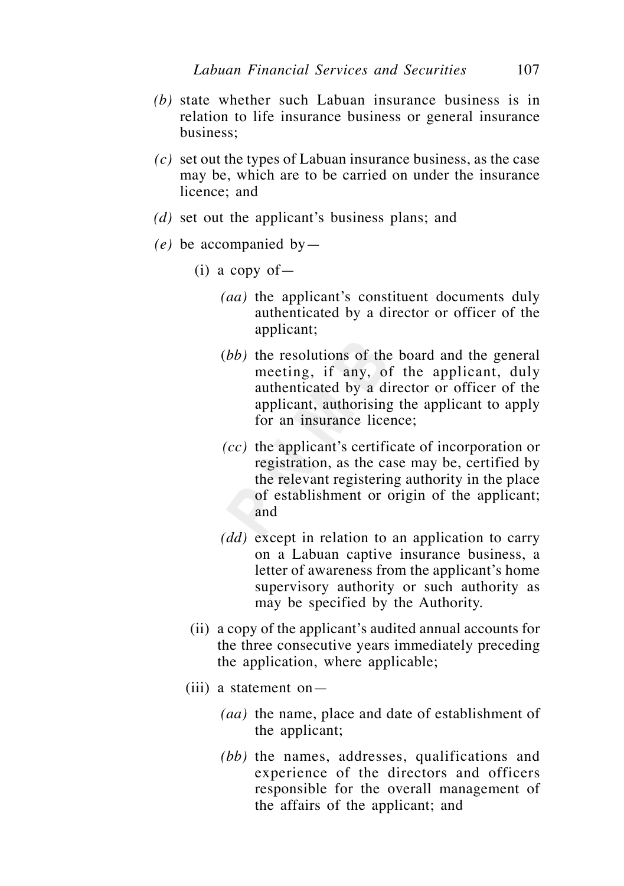*(b)* state whether such Labuan insurance business is in relation to life insurance business or general insurance business;

*(c)* set out the types of Labuan insurance business, as the case may be, which are to be carried on under the insurance licence; and

*(d)* set out the applicant's business plans; and

*(e)* be accompanied by—

(i) a copy of—

*(aa)* the applicant's constituent documents duly authenticated by a director or officer of the applicant;

*(bb)* the resolutions of the board and the general meeting, if any, of the applicant, duly authenticated by a director or officer of the applicant, authorising the applicant to apply for an insurance licence;

*(cc)* the applicant's certificate of incorporation or registration, as the case may be, certified by the relevant registering authority in the place of establishment or origin of the applicant; and

*(dd)* except in relation to an application to carry on a Labuan captive insurance business, a letter of awareness from the applicant's home supervisory authority or such authority as may be specified by the Authority.

(ii) a copy of the applicant's audited annual accounts for the three consecutive years immediately preceding the application, where applicable;

(iii) a statement on—

*(aa)* the name, place and date of establishment of the applicant;

*(bb)* the names, addresses, qualifications and experience of the directors and officers responsible for the overall management of the affairs of the applicant; and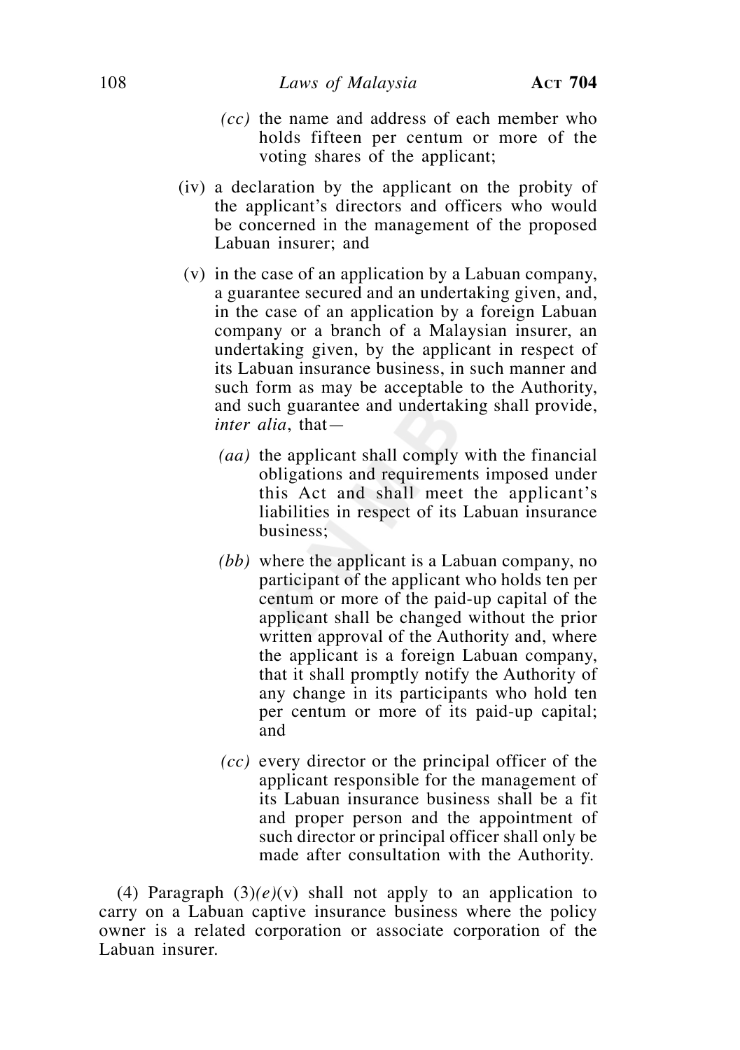*(cc)* the name and address of each member who holds fifteen per centum or more of the voting shares of the applicant;

(iv) a declaration by the applicant on the probity of the applicant's directors and officers who would be concerned in the management of the proposed Labuan insurer; and

(v) in the case of an application by a Labuan company, a guarantee secured and an undertaking given, and, in the case of an application by a foreign Labuan company or a branch of a Malaysian insurer, an undertaking given, by the applicant in respect of its Labuan insurance business, in such manner and such form as may be acceptable to the Authority, and such guarantee and undertaking shall provide, *inter alia*, that—

*(aa)* the applicant shall comply with the financial obligations and requirements imposed under this Act and shall meet the applicant's liabilities in respect of its Labuan insurance business;

*(bb)* where the applicant is a Labuan company, no participant of the applicant who holds ten per centum or more of the paid-up capital of the applicant shall be changed without the prior written approval of the Authority and, where the applicant is a foreign Labuan company, that it shall promptly notify the Authority of any change in its participants who hold ten per centum or more of its paid-up capital; and

*(cc)* every director or the principal officer of the applicant responsible for the management of its Labuan insurance business shall be a fit and proper person and the appointment of such director or principal officer shall only be made after consultation with the Authority.

(4) Paragraph (3)*(e)*(v) shall not apply to an application to carry on a Labuan captive insurance business where the policy owner is a related corporation or associate corporation of the Labuan insurer.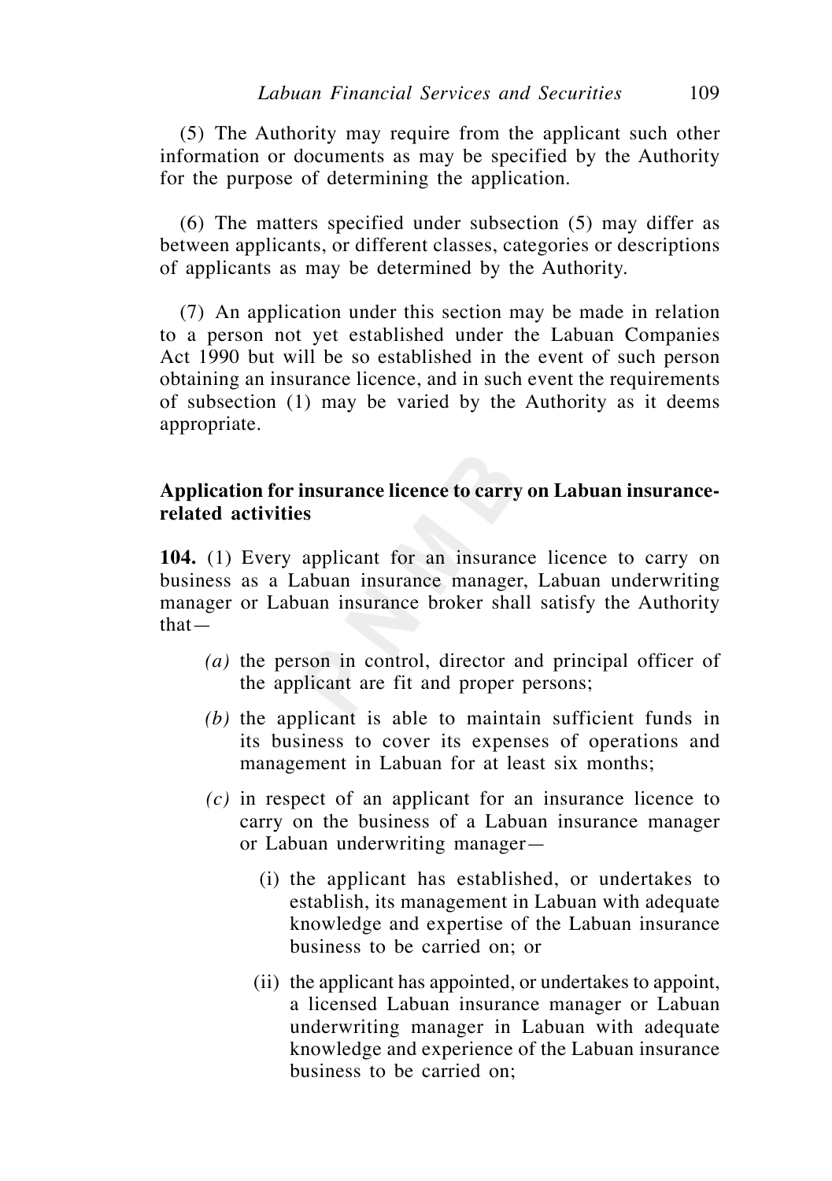(5) The Authority may require from the applicant such other information or documents as may be specified by the Authority for the purpose of determining the application.

(6) The matters specified under subsection (5) may differ as between applicants, or different classes, categories or descriptions of applicants as may be determined by the Authority.

(7) An application under this section may be made in relation to a person not yet established under the Labuan Companies Act 1990 but will be so established in the event of such person obtaining an insurance licence, and in such event the requirements of subsection (1) may be varied by the Authority as it deems appropriate.

**Application for insurance licence to carry on Labuan insurance-related activities**

**104.** (1) Every applicant for an insurance licence to carry on business as a Labuan insurance manager, Labuan underwriting manager or Labuan insurance broker shall satisfy the Authority that—

- *(a)* the person in control, director and principal officer of the applicant are fit and proper persons;
- *(b)* the applicant is able to maintain sufficient funds in its business to cover its expenses of operations and management in Labuan for at least six months;
- *(c)* in respect of an applicant for an insurance licence to carry on the business of a Labuan insurance manager or Labuan underwriting manager—
  - (i) the applicant has established, or undertakes to establish, its management in Labuan with adequate knowledge and expertise of the Labuan insurance business to be carried on; or
  - (ii) the applicant has appointed, or undertakes to appoint, a licensed Labuan insurance manager or Labuan underwriting manager in Labuan with adequate knowledge and experience of the Labuan insurance business to be carried on;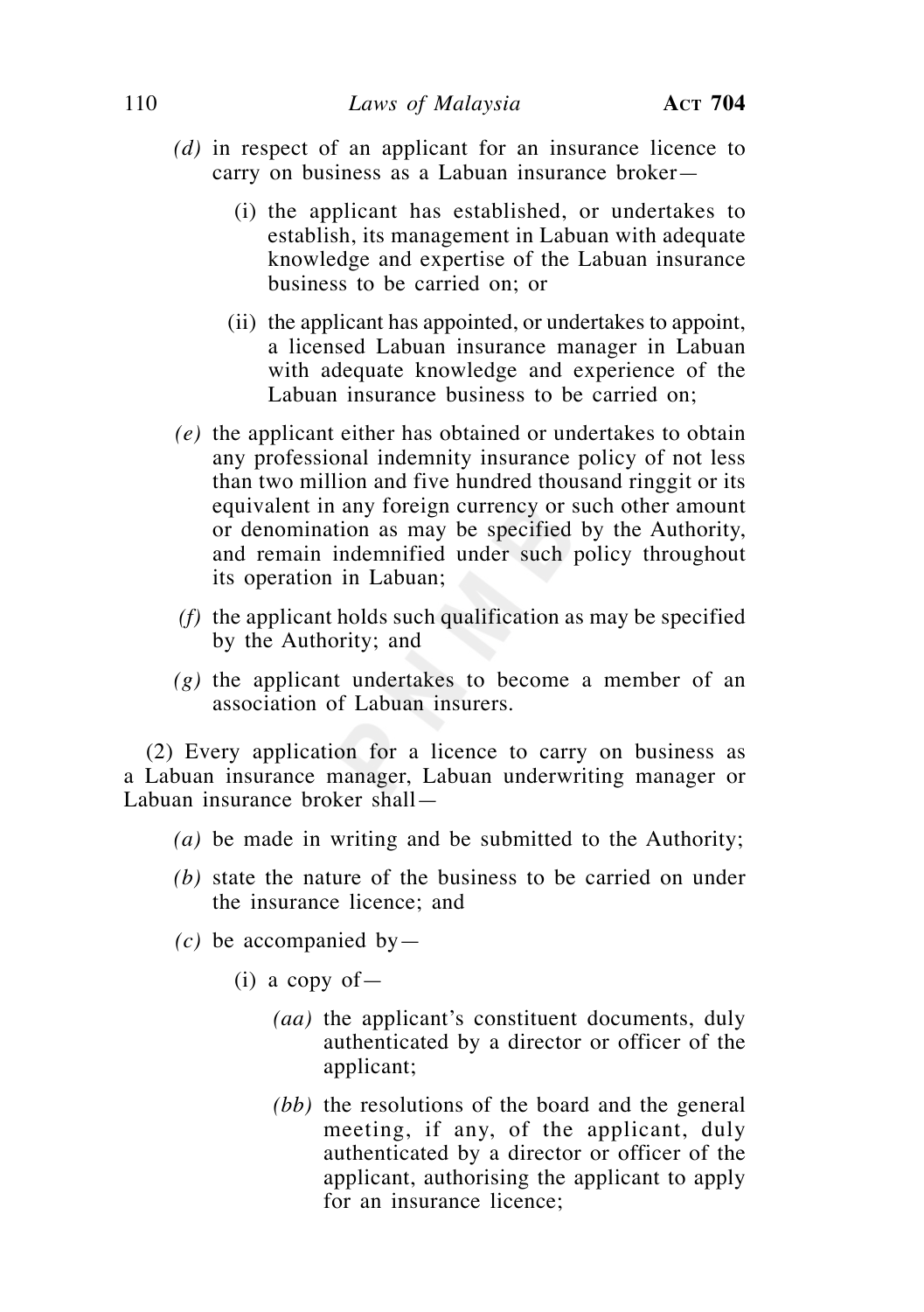*(d)* in respect of an applicant for an insurance licence to carry on business as a Labuan insurance broker—

(i) the applicant has established, or undertakes to establish, its management in Labuan with adequate knowledge and expertise of the Labuan insurance business to be carried on; or

(ii) the applicant has appointed, or undertakes to appoint, a licensed Labuan insurance manager in Labuan with adequate knowledge and experience of the Labuan insurance business to be carried on;

*(e)* the applicant either has obtained or undertakes to obtain any professional indemnity insurance policy of not less than two million and five hundred thousand ringgit or its equivalent in any foreign currency or such other amount or denomination as may be specified by the Authority, and remain indemnified under such policy throughout its operation in Labuan;

*(f)* the applicant holds such qualification as may be specified by the Authority; and

*(g)* the applicant undertakes to become a member of an association of Labuan insurers.

(2) Every application for a licence to carry on business as a Labuan insurance manager, Labuan underwriting manager or Labuan insurance broker shall—

*(a)* be made in writing and be submitted to the Authority;

*(b)* state the nature of the business to be carried on under the insurance licence; and

*(c)* be accompanied by—

(i) a copy of—

*(aa)* the applicant's constituent documents, duly authenticated by a director or officer of the applicant;

*(bb)* the resolutions of the board and the general meeting, if any, of the applicant, duly authenticated by a director or officer of the applicant, authorising the applicant to apply for an insurance licence;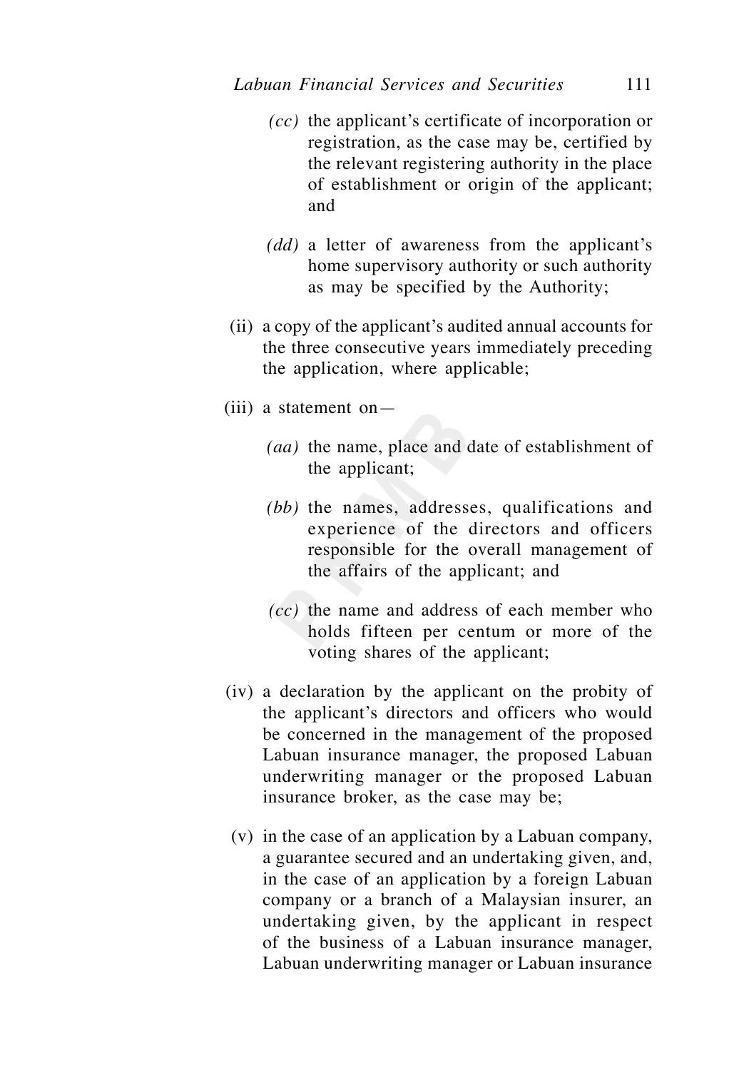*(cc)* the applicant's certificate of incorporation or registration, as the case may be, certified by the relevant registering authority in the place of establishment or origin of the applicant; and

*(dd)* a letter of awareness from the applicant's home supervisory authority or such authority as may be specified by the Authority;

(ii) a copy of the applicant's audited annual accounts for the three consecutive years immediately preceding the application, where applicable;

(iii) a statement on—

*(aa)* the name, place and date of establishment of the applicant;

*(bb)* the names, addresses, qualifications and experience of the directors and officers responsible for the overall management of the affairs of the applicant; and

*(cc)* the name and address of each member who holds fifteen per centum or more of the voting shares of the applicant;

(iv) a declaration by the applicant on the probity of the applicant's directors and officers who would be concerned in the management of the proposed Labuan insurance manager, the proposed Labuan underwriting manager or the proposed Labuan insurance broker, as the case may be;

(v) in the case of an application by a Labuan company, a guarantee secured and an undertaking given, and, in the case of an application by a foreign Labuan company or a branch of a Malaysian insurer, an undertaking given, by the applicant in respect of the business of a Labuan insurance manager, Labuan underwriting manager or Labuan insurance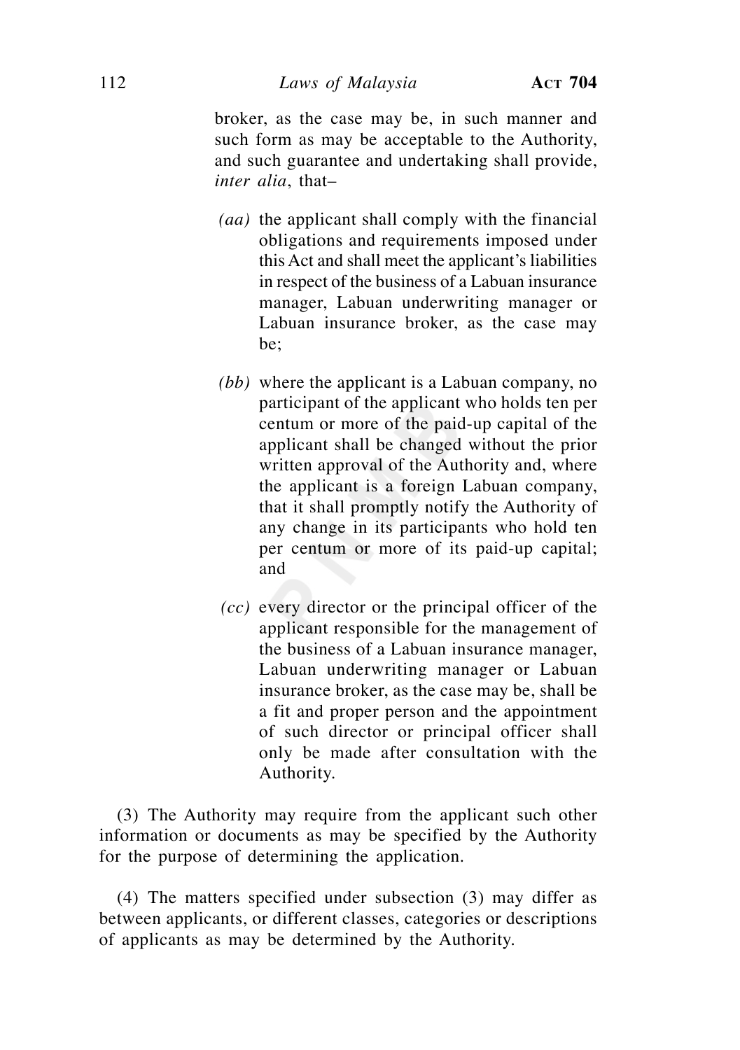broker, as the case may be, in such manner and such form as may be acceptable to the Authority, and such guarantee and undertaking shall provide, *inter alia*, that–

*(aa)* the applicant shall comply with the financial obligations and requirements imposed under this Act and shall meet the applicant's liabilities in respect of the business of a Labuan insurance manager, Labuan underwriting manager or Labuan insurance broker, as the case may be;

*(bb)* where the applicant is a Labuan company, no participant of the applicant who holds ten per centum or more of the paid-up capital of the applicant shall be changed without the prior written approval of the Authority and, where the applicant is a foreign Labuan company, that it shall promptly notify the Authority of any change in its participants who hold ten per centum or more of its paid-up capital; and

*(cc)* every director or the principal officer of the applicant responsible for the management of the business of a Labuan insurance manager, Labuan underwriting manager or Labuan insurance broker, as the case may be, shall be a fit and proper person and the appointment of such director or principal officer shall only be made after consultation with the Authority.

(3) The Authority may require from the applicant such other information or documents as may be specified by the Authority for the purpose of determining the application.

(4) The matters specified under subsection (3) may differ as between applicants, or different classes, categories or descriptions of applicants as may be determined by the Authority.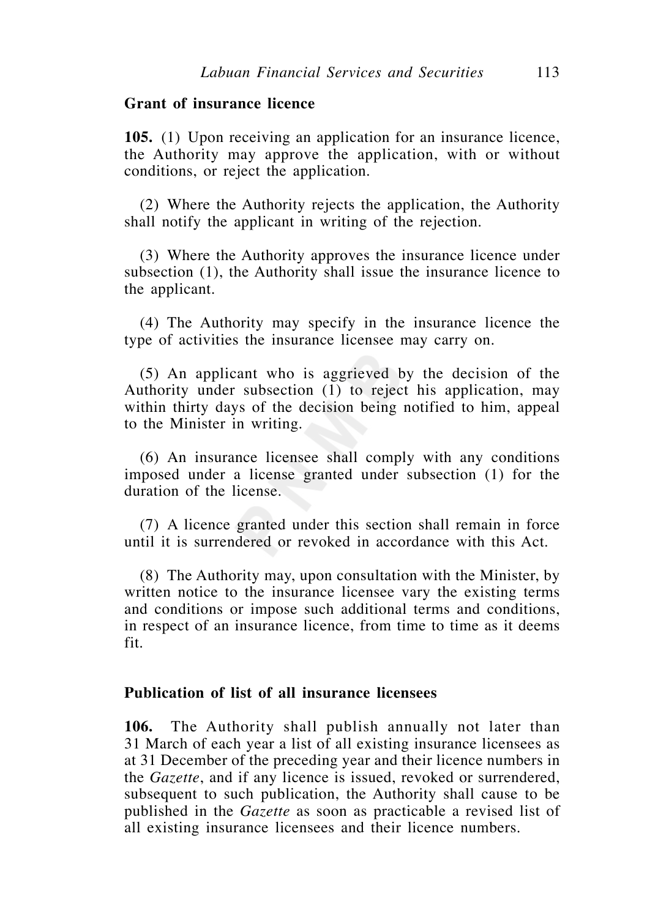**Grant of insurance licence**

**105.** (1) Upon receiving an application for an insurance licence, the Authority may approve the application, with or without conditions, or reject the application.

(2) Where the Authority rejects the application, the Authority shall notify the applicant in writing of the rejection.

(3) Where the Authority approves the insurance licence under subsection (1), the Authority shall issue the insurance licence to the applicant.

(4) The Authority may specify in the insurance licence the type of activities the insurance licensee may carry on.

(5) An applicant who is aggrieved by the decision of the Authority under subsection (1) to reject his application, may within thirty days of the decision being notified to him, appeal to the Minister in writing.

(6) An insurance licensee shall comply with any conditions imposed under a license granted under subsection (1) for the duration of the license.

(7) A licence granted under this section shall remain in force until it is surrendered or revoked in accordance with this Act.

(8) The Authority may, upon consultation with the Minister, by written notice to the insurance licensee vary the existing terms and conditions or impose such additional terms and conditions, in respect of an insurance licence, from time to time as it deems fit.

**Publication of list of all insurance licensees**

**106.** The Authority shall publish annually not later than 31 March of each year a list of all existing insurance licensees as at 31 December of the preceding year and their licence numbers in the *Gazette*, and if any licence is issued, revoked or surrendered, subsequent to such publication, the Authority shall cause to be published in the *Gazette* as soon as practicable a revised list of all existing insurance licensees and their licence numbers.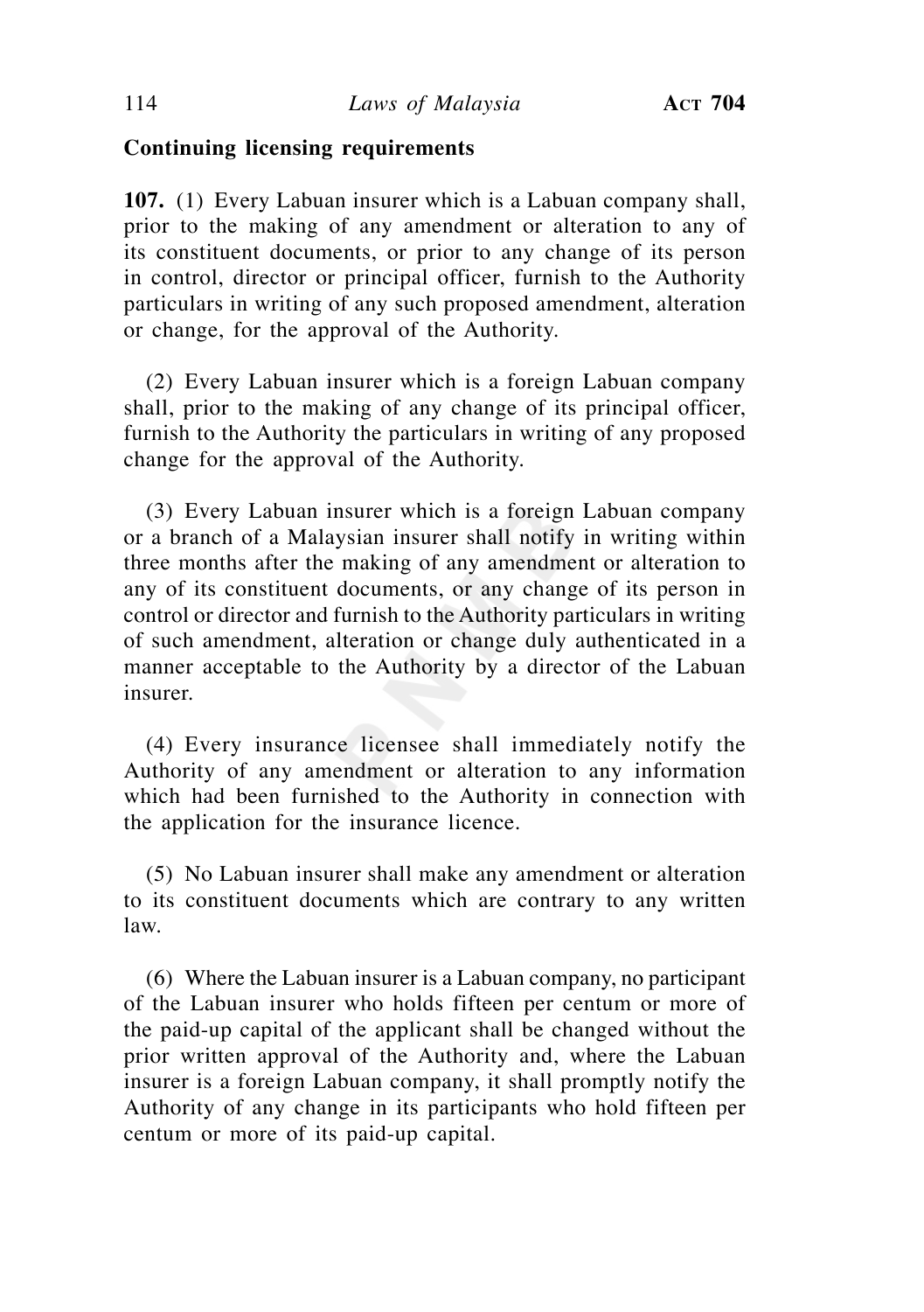**Continuing licensing requirements**

**107.** (1) Every Labuan insurer which is a Labuan company shall, prior to the making of any amendment or alteration to any of its constituent documents, or prior to any change of its person in control, director or principal officer, furnish to the Authority particulars in writing of any such proposed amendment, alteration or change, for the approval of the Authority.

(2) Every Labuan insurer which is a foreign Labuan company shall, prior to the making of any change of its principal officer, furnish to the Authority the particulars in writing of any proposed change for the approval of the Authority.

(3) Every Labuan insurer which is a foreign Labuan company or a branch of a Malaysian insurer shall notify in writing within three months after the making of any amendment or alteration to any of its constituent documents, or any change of its person in control or director and furnish to the Authority particulars in writing of such amendment, alteration or change duly authenticated in a manner acceptable to the Authority by a director of the Labuan insurer.

(4) Every insurance licensee shall immediately notify the Authority of any amendment or alteration to any information which had been furnished to the Authority in connection with the application for the insurance licence.

(5) No Labuan insurer shall make any amendment or alteration to its constituent documents which are contrary to any written law.

(6) Where the Labuan insurer is a Labuan company, no participant of the Labuan insurer who holds fifteen per centum or more of the paid-up capital of the applicant shall be changed without the prior written approval of the Authority and, where the Labuan insurer is a foreign Labuan company, it shall promptly notify the Authority of any change in its participants who hold fifteen per centum or more of its paid-up capital.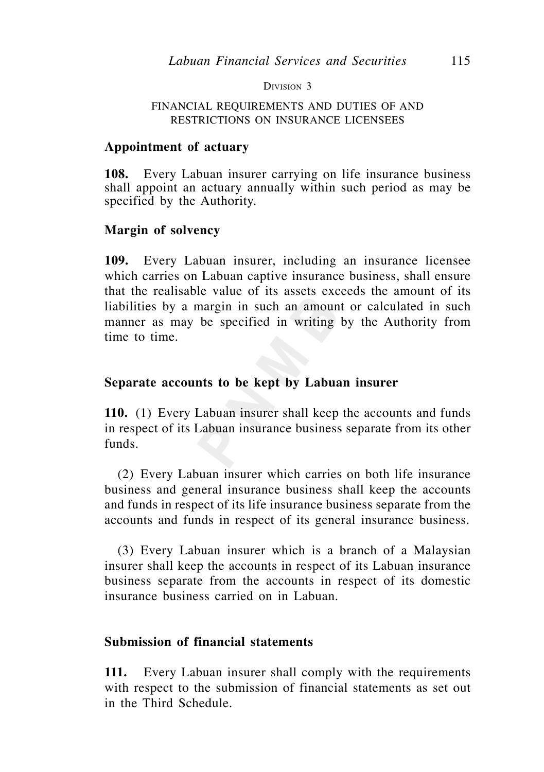Division 3

FINANCIAL REQUIREMENTS AND DUTIES OF AND RESTRICTIONS ON INSURANCE LICENSEES

**Appointment of actuary**

**108.** Every Labuan insurer carrying on life insurance business shall appoint an actuary annually within such period as may be specified by the Authority.

**Margin of solvency**

**109.** Every Labuan insurer, including an insurance licensee which carries on Labuan captive insurance business, shall ensure that the realisable value of its assets exceeds the amount of its liabilities by a margin in such an amount or calculated in such manner as may be specified in writing by the Authority from time to time.

**Separate accounts to be kept by Labuan insurer**

**110.** (1) Every Labuan insurer shall keep the accounts and funds in respect of its Labuan insurance business separate from its other funds.

(2) Every Labuan insurer which carries on both life insurance business and general insurance business shall keep the accounts and funds in respect of its life insurance business separate from the accounts and funds in respect of its general insurance business.

(3) Every Labuan insurer which is a branch of a Malaysian insurer shall keep the accounts in respect of its Labuan insurance business separate from the accounts in respect of its domestic insurance business carried on in Labuan.

**Submission of financial statements**

**111.** Every Labuan insurer shall comply with the requirements with respect to the submission of financial statements as set out in the Third Schedule.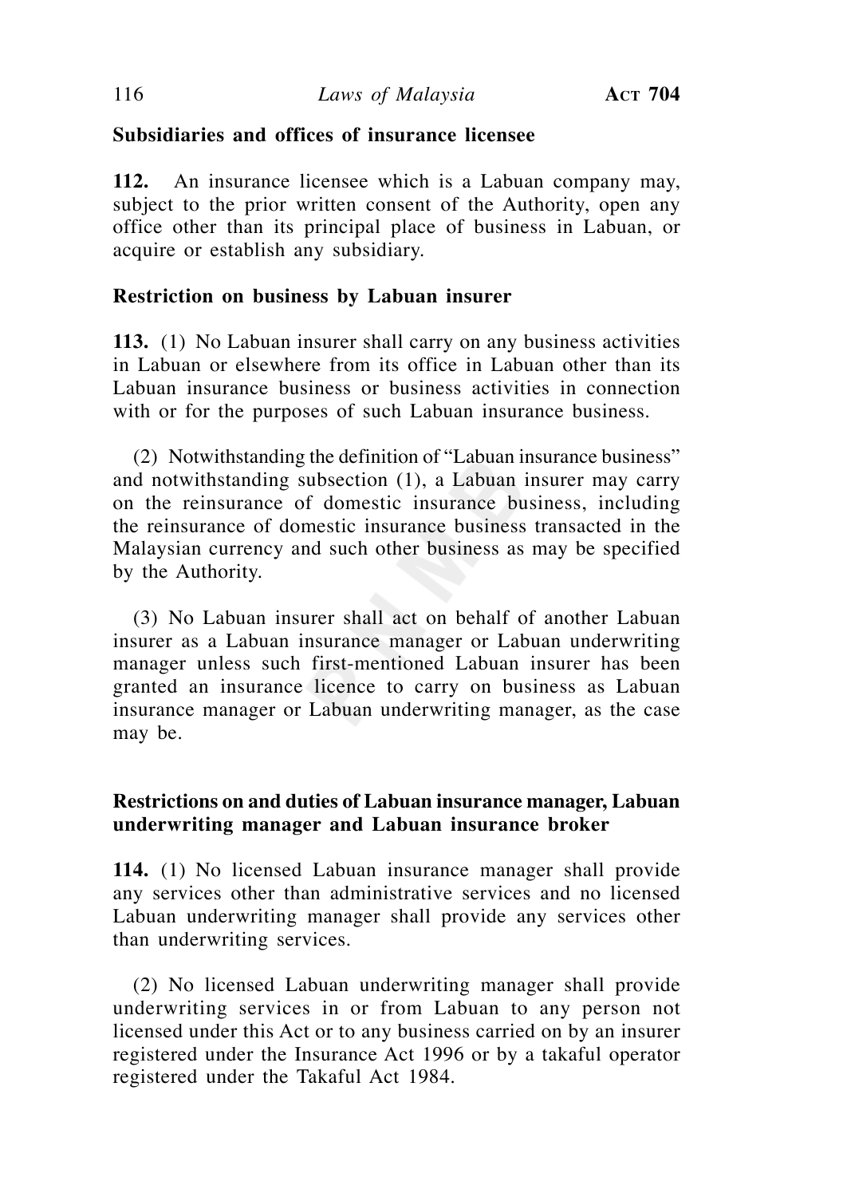**Subsidiaries and offices of insurance licensee**

**112.** An insurance licensee which is a Labuan company may, subject to the prior written consent of the Authority, open any office other than its principal place of business in Labuan, or acquire or establish any subsidiary.

**Restriction on business by Labuan insurer**

**113.** (1) No Labuan insurer shall carry on any business activities in Labuan or elsewhere from its office in Labuan other than its Labuan insurance business or business activities in connection with or for the purposes of such Labuan insurance business.

(2) Notwithstanding the definition of "Labuan insurance business" and notwithstanding subsection (1), a Labuan insurer may carry on the reinsurance of domestic insurance business, including the reinsurance of domestic insurance business transacted in the Malaysian currency and such other business as may be specified by the Authority.

(3) No Labuan insurer shall act on behalf of another Labuan insurer as a Labuan insurance manager or Labuan underwriting manager unless such first-mentioned Labuan insurer has been granted an insurance licence to carry on business as Labuan insurance manager or Labuan underwriting manager, as the case may be.

**Restrictions on and duties of Labuan insurance manager, Labuan underwriting manager and Labuan insurance broker**

**114.** (1) No licensed Labuan insurance manager shall provide any services other than administrative services and no licensed Labuan underwriting manager shall provide any services other than underwriting services.

(2) No licensed Labuan underwriting manager shall provide underwriting services in or from Labuan to any person not licensed under this Act or to any business carried on by an insurer registered under the Insurance Act 1996 or by a takaful operator registered under the Takaful Act 1984.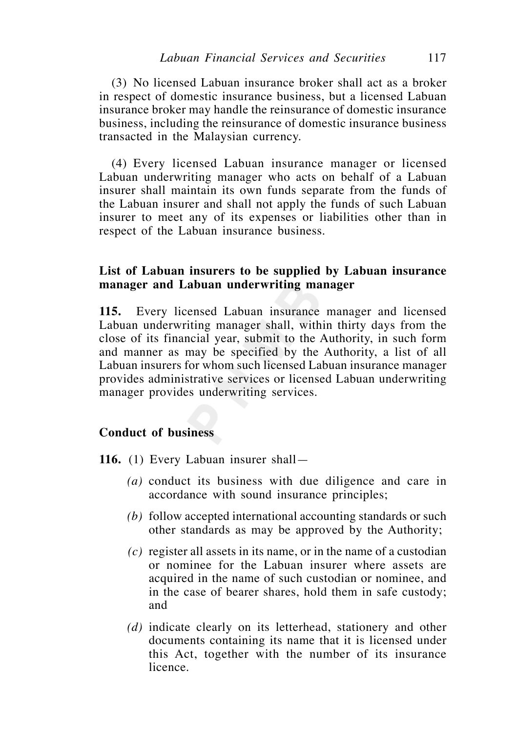(3) No licensed Labuan insurance broker shall act as a broker in respect of domestic insurance business, but a licensed Labuan insurance broker may handle the reinsurance of domestic insurance business, including the reinsurance of domestic insurance business transacted in the Malaysian currency.

(4) Every licensed Labuan insurance manager or licensed Labuan underwriting manager who acts on behalf of a Labuan insurer shall maintain its own funds separate from the funds of the Labuan insurer and shall not apply the funds of such Labuan insurer to meet any of its expenses or liabilities other than in respect of the Labuan insurance business.

**List of Labuan insurers to be supplied by Labuan insurance manager and Labuan underwriting manager**

**115.** Every licensed Labuan insurance manager and licensed Labuan underwriting manager shall, within thirty days from the close of its financial year, submit to the Authority, in such form and manner as may be specified by the Authority, a list of all Labuan insurers for whom such licensed Labuan insurance manager provides administrative services or licensed Labuan underwriting manager provides underwriting services.

**Conduct of business**

**116.** (1) Every Labuan insurer shall—

*(a)* conduct its business with due diligence and care in accordance with sound insurance principles;

*(b)* follow accepted international accounting standards or such other standards as may be approved by the Authority;

*(c)* register all assets in its name, or in the name of a custodian or nominee for the Labuan insurer where assets are acquired in the name of such custodian or nominee, and in the case of bearer shares, hold them in safe custody; and

*(d)* indicate clearly on its letterhead, stationery and other documents containing its name that it is licensed under this Act, together with the number of its insurance licence.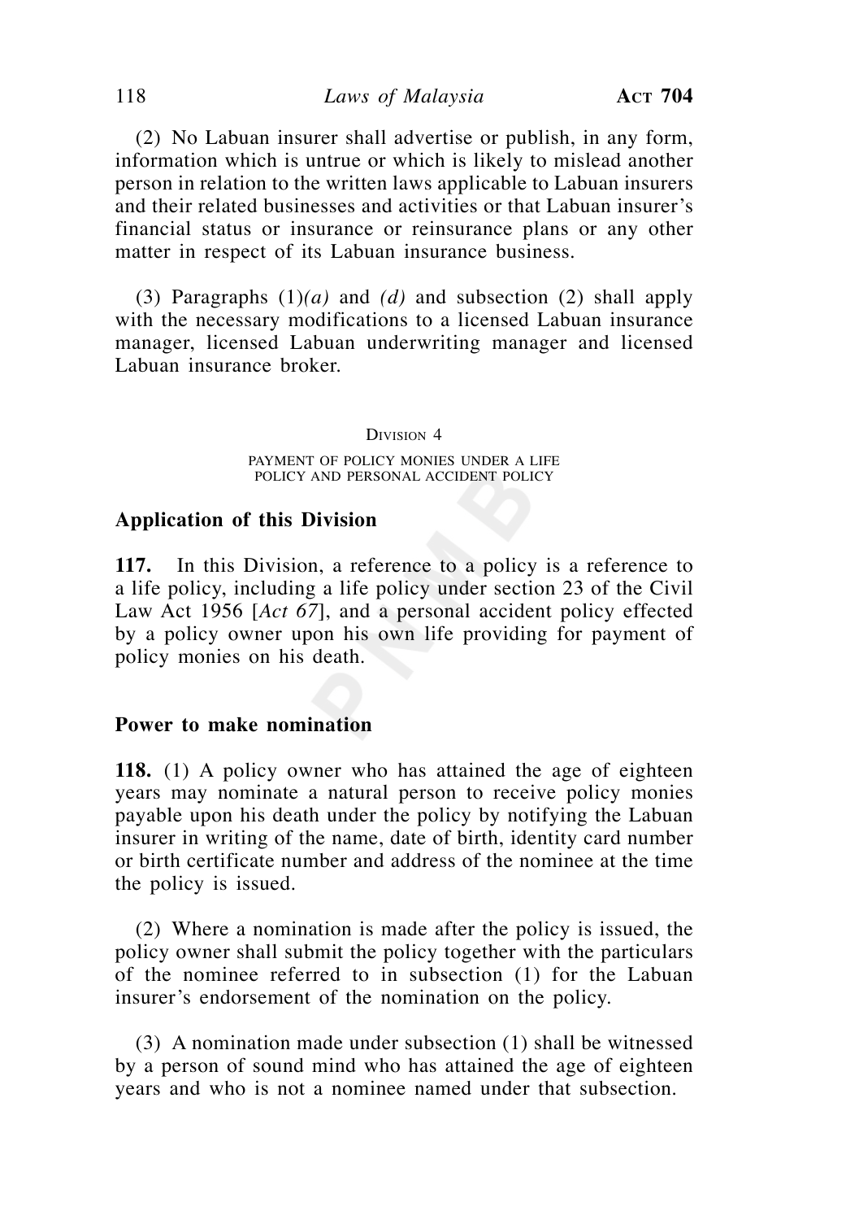(2) No Labuan insurer shall advertise or publish, in any form, information which is untrue or which is likely to mislead another person in relation to the written laws applicable to Labuan insurers and their related businesses and activities or that Labuan insurer's financial status or insurance or reinsurance plans or any other matter in respect of its Labuan insurance business.

(3) Paragraphs (1)*(a)* and *(d)* and subsection (2) shall apply with the necessary modifications to a licensed Labuan insurance manager, licensed Labuan underwriting manager and licensed Labuan insurance broker.

## Division 4

### PAYMENT OF POLICY MONIES UNDER A LIFE POLICY AND PERSONAL ACCIDENT POLICY

**Application of this Division**

**117.** In this Division, a reference to a policy is a reference to a life policy, including a life policy under section 23 of the Civil Law Act 1956 [*Act 67*], and a personal accident policy effected by a policy owner upon his own life providing for payment of policy monies on his death.

**Power to make nomination**

**118.** (1) A policy owner who has attained the age of eighteen years may nominate a natural person to receive policy monies payable upon his death under the policy by notifying the Labuan insurer in writing of the name, date of birth, identity card number or birth certificate number and address of the nominee at the time the policy is issued.

(2) Where a nomination is made after the policy is issued, the policy owner shall submit the policy together with the particulars of the nominee referred to in subsection (1) for the Labuan insurer's endorsement of the nomination on the policy.

(3) A nomination made under subsection (1) shall be witnessed by a person of sound mind who has attained the age of eighteen years and who is not a nominee named under that subsection.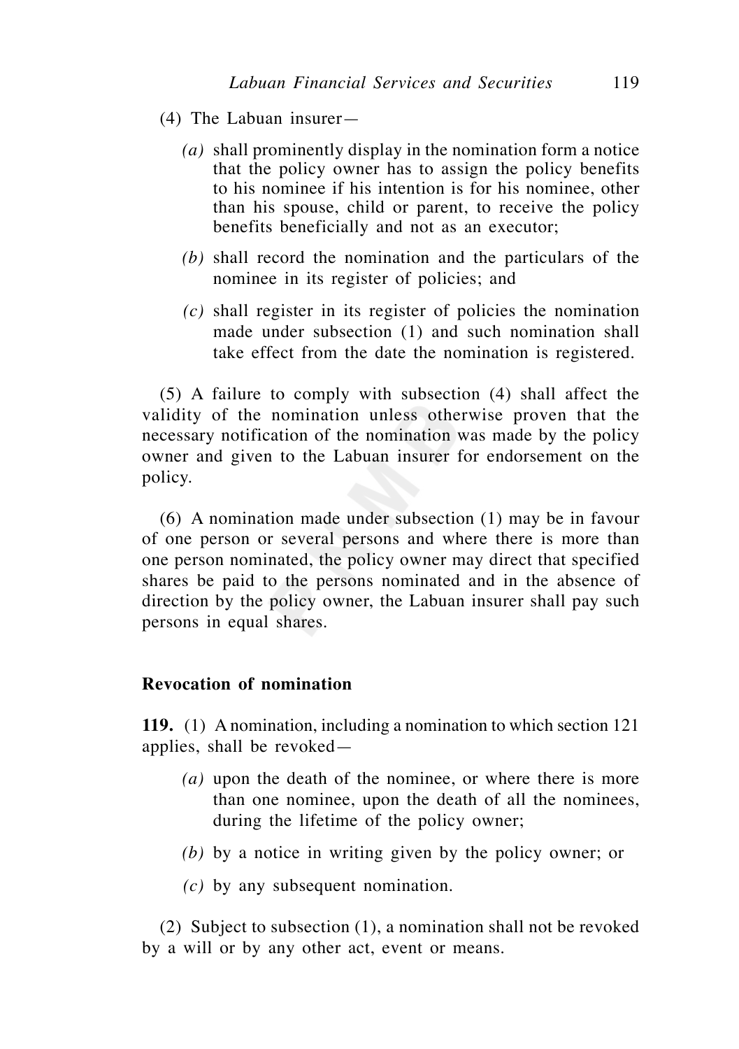(4) The Labuan insurer—

*(a)* shall prominently display in the nomination form a notice that the policy owner has to assign the policy benefits to his nominee if his intention is for his nominee, other than his spouse, child or parent, to receive the policy benefits beneficially and not as an executor;

*(b)* shall record the nomination and the particulars of the nominee in its register of policies; and

*(c)* shall register in its register of policies the nomination made under subsection (1) and such nomination shall take effect from the date the nomination is registered.

(5) A failure to comply with subsection (4) shall affect the validity of the nomination unless otherwise proven that the necessary notification of the nomination was made by the policy owner and given to the Labuan insurer for endorsement on the policy.

(6) A nomination made under subsection (1) may be in favour of one person or several persons and where there is more than one person nominated, the policy owner may direct that specified shares be paid to the persons nominated and in the absence of direction by the policy owner, the Labuan insurer shall pay such persons in equal shares.

**Revocation of nomination**

**119.** (1) A nomination, including a nomination to which section 121 applies, shall be revoked—

*(a)* upon the death of the nominee, or where there is more than one nominee, upon the death of all the nominees, during the lifetime of the policy owner;

*(b)* by a notice in writing given by the policy owner; or

*(c)* by any subsequent nomination.

(2) Subject to subsection (1), a nomination shall not be revoked by a will or by any other act, event or means.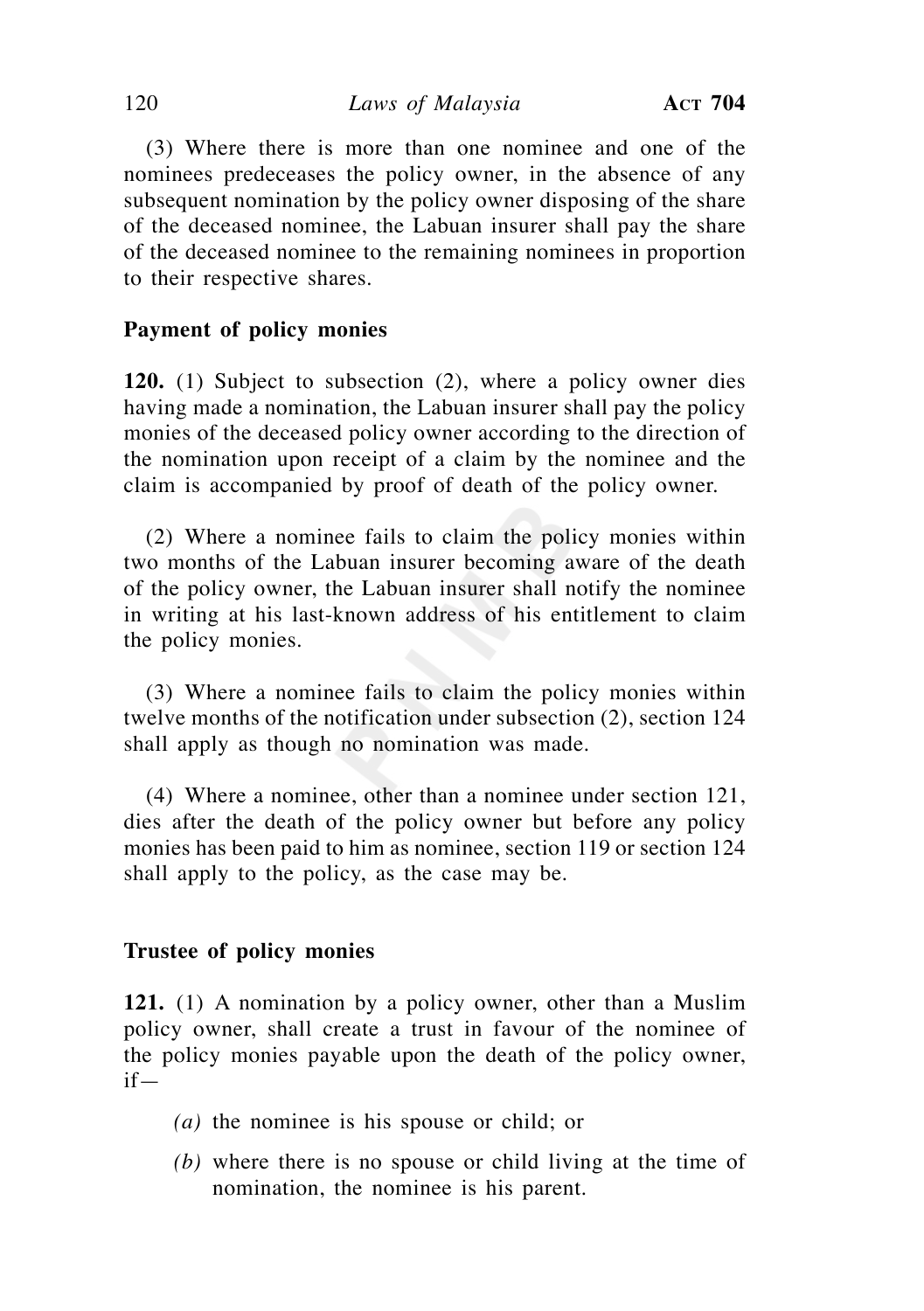(3) Where there is more than one nominee and one of the nominees predeceases the policy owner, in the absence of any subsequent nomination by the policy owner disposing of the share of the deceased nominee, the Labuan insurer shall pay the share of the deceased nominee to the remaining nominees in proportion to their respective shares.

**Payment of policy monies**

**120.** (1) Subject to subsection (2), where a policy owner dies having made a nomination, the Labuan insurer shall pay the policy monies of the deceased policy owner according to the direction of the nomination upon receipt of a claim by the nominee and the claim is accompanied by proof of death of the policy owner.

(2) Where a nominee fails to claim the policy monies within two months of the Labuan insurer becoming aware of the death of the policy owner, the Labuan insurer shall notify the nominee in writing at his last-known address of his entitlement to claim the policy monies.

(3) Where a nominee fails to claim the policy monies within twelve months of the notification under subsection (2), section 124 shall apply as though no nomination was made.

(4) Where a nominee, other than a nominee under section 121, dies after the death of the policy owner but before any policy monies has been paid to him as nominee, section 119 or section 124 shall apply to the policy, as the case may be.

**Trustee of policy monies**

**121.** (1) A nomination by a policy owner, other than a Muslim policy owner, shall create a trust in favour of the nominee of the policy monies payable upon the death of the policy owner, if—

*(a)* the nominee is his spouse or child; or

*(b)* where there is no spouse or child living at the time of nomination, the nominee is his parent.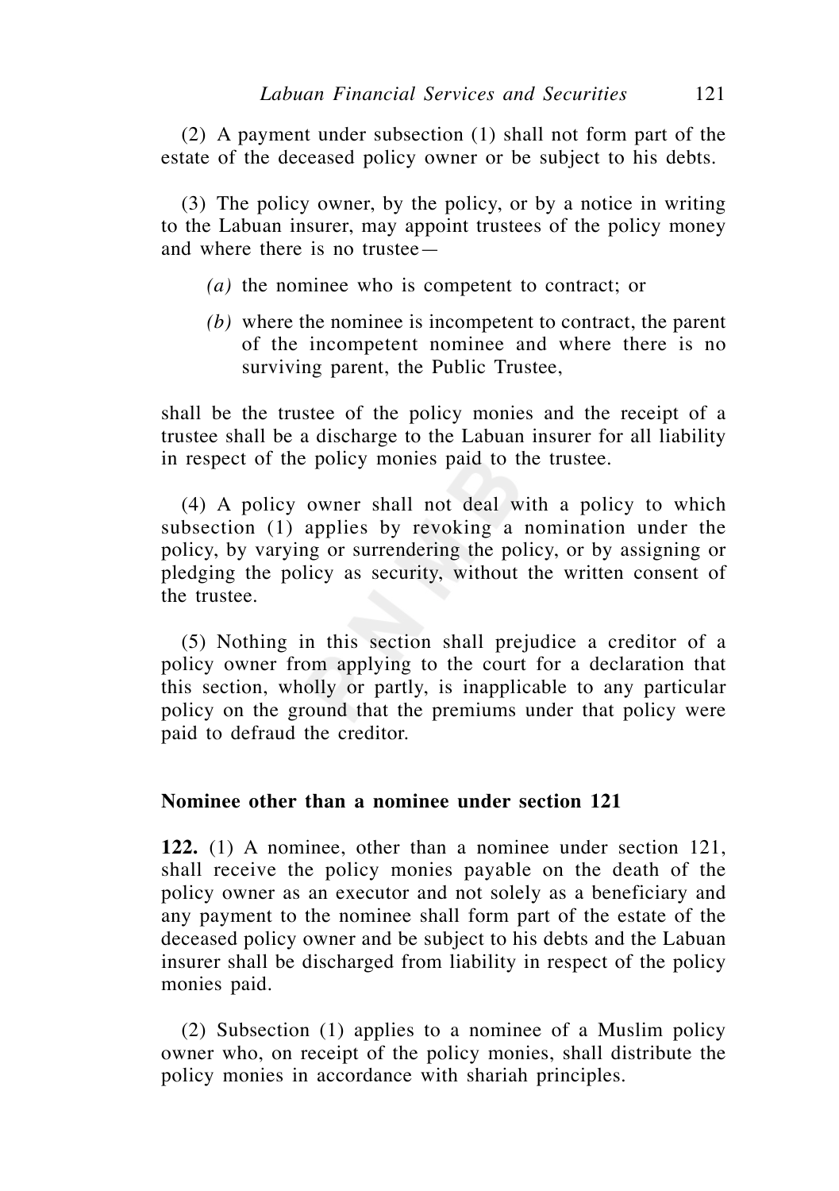(2) A payment under subsection (1) shall not form part of the estate of the deceased policy owner or be subject to his debts.

(3) The policy owner, by the policy, or by a notice in writing to the Labuan insurer, may appoint trustees of the policy money and where there is no trustee—

*(a)* the nominee who is competent to contract; or

*(b)* where the nominee is incompetent to contract, the parent of the incompetent nominee and where there is no surviving parent, the Public Trustee,

shall be the trustee of the policy monies and the receipt of a trustee shall be a discharge to the Labuan insurer for all liability in respect of the policy monies paid to the trustee.

(4) A policy owner shall not deal with a policy to which subsection (1) applies by revoking a nomination under the policy, by varying or surrendering the policy, or by assigning or pledging the policy as security, without the written consent of the trustee.

(5) Nothing in this section shall prejudice a creditor of a policy owner from applying to the court for a declaration that this section, wholly or partly, is inapplicable to any particular policy on the ground that the premiums under that policy were paid to defraud the creditor.

**Nominee other than a nominee under section 121**

**122.** (1) A nominee, other than a nominee under section 121, shall receive the policy monies payable on the death of the policy owner as an executor and not solely as a beneficiary and any payment to the nominee shall form part of the estate of the deceased policy owner and be subject to his debts and the Labuan insurer shall be discharged from liability in respect of the policy monies paid.

(2) Subsection (1) applies to a nominee of a Muslim policy owner who, on receipt of the policy monies, shall distribute the policy monies in accordance with shariah principles.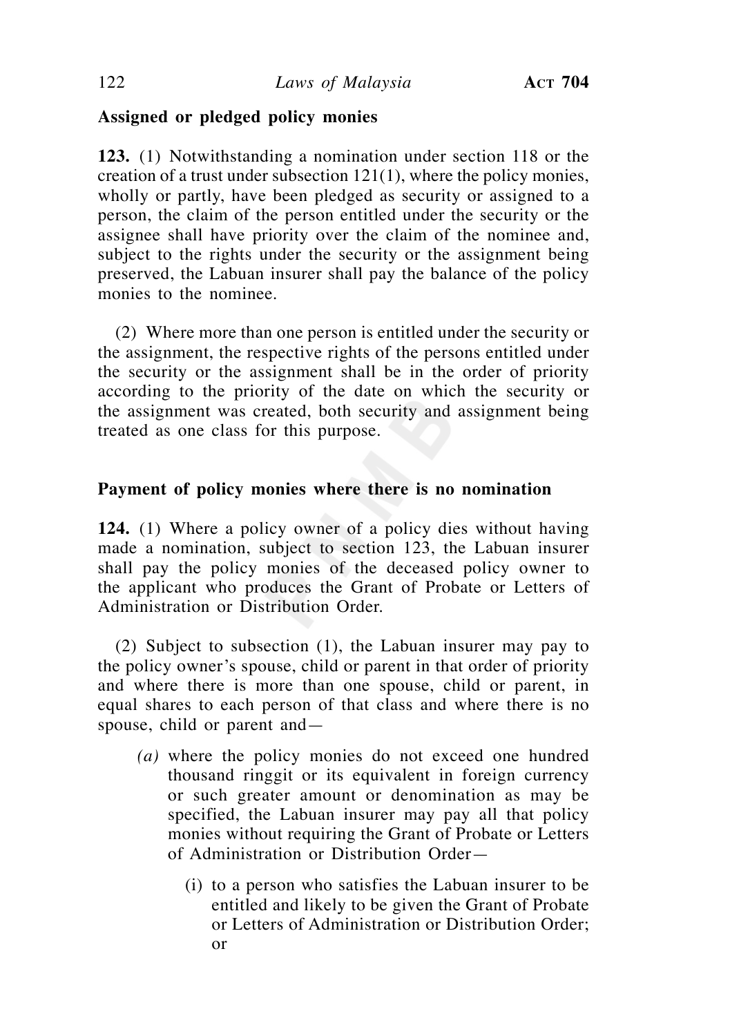**Assigned or pledged policy monies**

**123.** (1) Notwithstanding a nomination under section 118 or the creation of a trust under subsection 121(1), where the policy monies, wholly or partly, have been pledged as security or assigned to a person, the claim of the person entitled under the security or the assignee shall have priority over the claim of the nominee and, subject to the rights under the security or the assignment being preserved, the Labuan insurer shall pay the balance of the policy monies to the nominee.

(2) Where more than one person is entitled under the security or the assignment, the respective rights of the persons entitled under the security or the assignment shall be in the order of priority according to the priority of the date on which the security or the assignment was created, both security and assignment being treated as one class for this purpose.

**Payment of policy monies where there is no nomination**

**124.** (1) Where a policy owner of a policy dies without having made a nomination, subject to section 123, the Labuan insurer shall pay the policy monies of the deceased policy owner to the applicant who produces the Grant of Probate or Letters of Administration or Distribution Order.

(2) Subject to subsection (1), the Labuan insurer may pay to the policy owner's spouse, child or parent in that order of priority and where there is more than one spouse, child or parent, in equal shares to each person of that class and where there is no spouse, child or parent and—

*(a)* where the policy monies do not exceed one hundred thousand ringgit or its equivalent in foreign currency or such greater amount or denomination as may be specified, the Labuan insurer may pay all that policy monies without requiring the Grant of Probate or Letters of Administration or Distribution Order—

(i) to a person who satisfies the Labuan insurer to be entitled and likely to be given the Grant of Probate or Letters of Administration or Distribution Order; or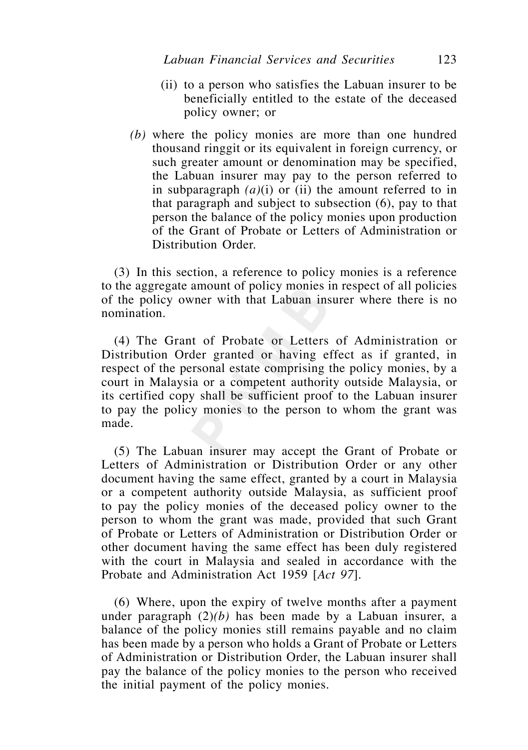(ii) to a person who satisfies the Labuan insurer to be beneficially entitled to the estate of the deceased policy owner; or

*(b)* where the policy monies are more than one hundred thousand ringgit or its equivalent in foreign currency, or such greater amount or denomination may be specified, the Labuan insurer may pay to the person referred to in subparagraph *(a)*(i) or (ii) the amount referred to in that paragraph and subject to subsection (6), pay to that person the balance of the policy monies upon production of the Grant of Probate or Letters of Administration or Distribution Order.

(3) In this section, a reference to policy monies is a reference to the aggregate amount of policy monies in respect of all policies of the policy owner with that Labuan insurer where there is no nomination.

(4) The Grant of Probate or Letters of Administration or Distribution Order granted or having effect as if granted, in respect of the personal estate comprising the policy monies, by a court in Malaysia or a competent authority outside Malaysia, or its certified copy shall be sufficient proof to the Labuan insurer to pay the policy monies to the person to whom the grant was made.

(5) The Labuan insurer may accept the Grant of Probate or Letters of Administration or Distribution Order or any other document having the same effect, granted by a court in Malaysia or a competent authority outside Malaysia, as sufficient proof to pay the policy monies of the deceased policy owner to the person to whom the grant was made, provided that such Grant of Probate or Letters of Administration or Distribution Order or other document having the same effect has been duly registered with the court in Malaysia and sealed in accordance with the Probate and Administration Act 1959 [*Act 97*].

(6) Where, upon the expiry of twelve months after a payment under paragraph (2)*(b)* has been made by a Labuan insurer, a balance of the policy monies still remains payable and no claim has been made by a person who holds a Grant of Probate or Letters of Administration or Distribution Order, the Labuan insurer shall pay the balance of the policy monies to the person who received the initial payment of the policy monies.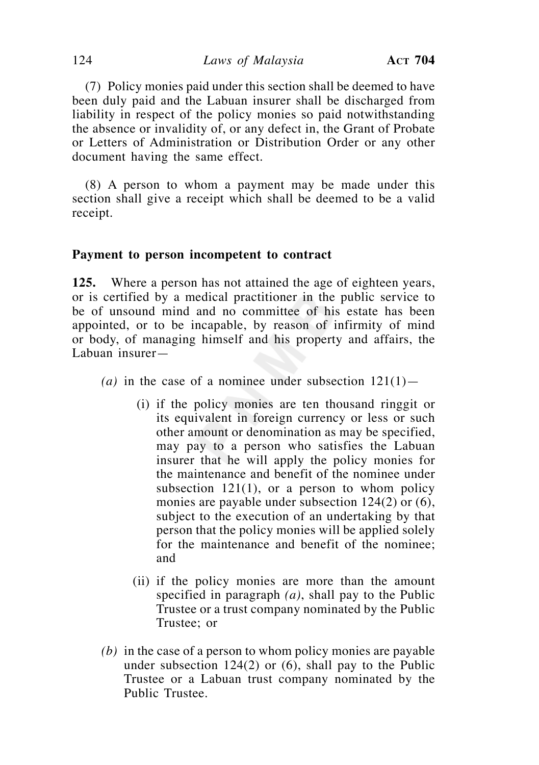(7) Policy monies paid under this section shall be deemed to have been duly paid and the Labuan insurer shall be discharged from liability in respect of the policy monies so paid notwithstanding the absence or invalidity of, or any defect in, the Grant of Probate or Letters of Administration or Distribution Order or any other document having the same effect.

(8) A person to whom a payment may be made under this section shall give a receipt which shall be deemed to be a valid receipt.

**Payment to person incompetent to contract**

**125.** Where a person has not attained the age of eighteen years, or is certified by a medical practitioner in the public service to be of unsound mind and no committee of his estate has been appointed, or to be incapable, by reason of infirmity of mind or body, of managing himself and his property and affairs, the Labuan insurer—

*(a)* in the case of a nominee under subsection 121(1)—

(i) if the policy monies are ten thousand ringgit or its equivalent in foreign currency or less or such other amount or denomination as may be specified, may pay to a person who satisfies the Labuan insurer that he will apply the policy monies for the maintenance and benefit of the nominee under subsection 121(1), or a person to whom policy monies are payable under subsection 124(2) or (6), subject to the execution of an undertaking by that person that the policy monies will be applied solely for the maintenance and benefit of the nominee; and

(ii) if the policy monies are more than the amount specified in paragraph *(a)*, shall pay to the Public Trustee or a trust company nominated by the Public Trustee; or

*(b)* in the case of a person to whom policy monies are payable under subsection 124(2) or (6), shall pay to the Public Trustee or a Labuan trust company nominated by the Public Trustee.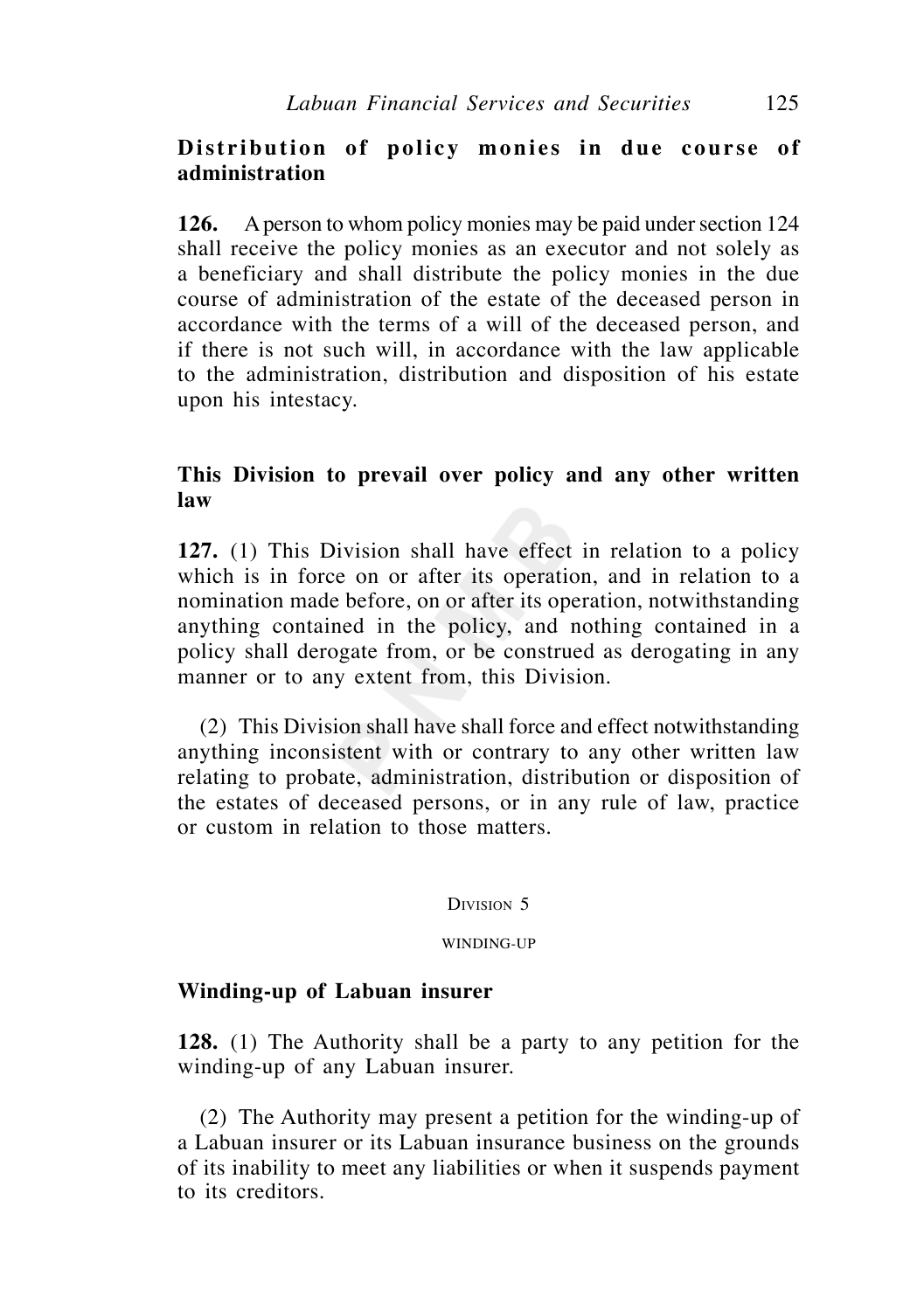**Distribution of policy monies in due course of administration**

**126.** A person to whom policy monies may be paid under section 124 shall receive the policy monies as an executor and not solely as a beneficiary and shall distribute the policy monies in the due course of administration of the estate of the deceased person in accordance with the terms of a will of the deceased person, and if there is not such will, in accordance with the law applicable to the administration, distribution and disposition of his estate upon his intestacy.

**This Division to prevail over policy and any other written law**

**127.** (1) This Division shall have effect in relation to a policy which is in force on or after its operation, and in relation to a nomination made before, on or after its operation, notwithstanding anything contained in the policy, and nothing contained in a policy shall derogate from, or be construed as derogating in any manner or to any extent from, this Division.

(2) This Division shall have shall force and effect notwithstanding anything inconsistent with or contrary to any other written law relating to probate, administration, distribution or disposition of the estates of deceased persons, or in any rule of law, practice or custom in relation to those matters.

DIVISION 5

WINDING-UP

**Winding-up of Labuan insurer**

**128.** (1) The Authority shall be a party to any petition for the winding-up of any Labuan insurer.

(2) The Authority may present a petition for the winding-up of a Labuan insurer or its Labuan insurance business on the grounds of its inability to meet any liabilities or when it suspends payment to its creditors.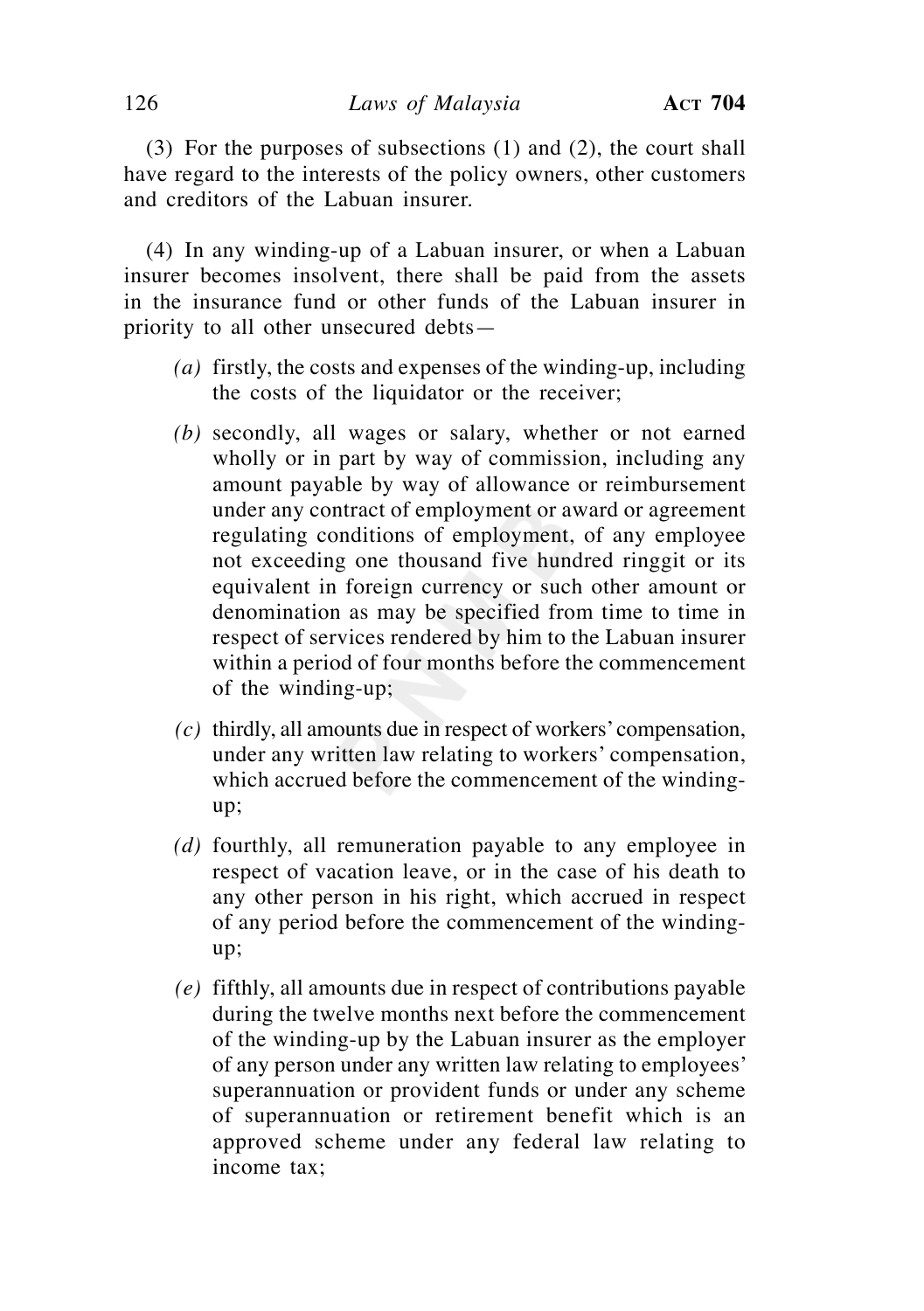(3) For the purposes of subsections (1) and (2), the court shall have regard to the interests of the policy owners, other customers and creditors of the Labuan insurer.

(4) In any winding-up of a Labuan insurer, or when a Labuan insurer becomes insolvent, there shall be paid from the assets in the insurance fund or other funds of the Labuan insurer in priority to all other unsecured debts—

*(a)* firstly, the costs and expenses of the winding-up, including the costs of the liquidator or the receiver;

*(b)* secondly, all wages or salary, whether or not earned wholly or in part by way of commission, including any amount payable by way of allowance or reimbursement under any contract of employment or award or agreement regulating conditions of employment, of any employee not exceeding one thousand five hundred ringgit or its equivalent in foreign currency or such other amount or denomination as may be specified from time to time in respect of services rendered by him to the Labuan insurer within a period of four months before the commencement of the winding-up;

*(c)* thirdly, all amounts due in respect of workers' compensation, under any written law relating to workers' compensation, which accrued before the commencement of the winding-up;

*(d)* fourthly, all remuneration payable to any employee in respect of vacation leave, or in the case of his death to any other person in his right, which accrued in respect of any period before the commencement of the winding-up;

*(e)* fifthly, all amounts due in respect of contributions payable during the twelve months next before the commencement of the winding-up by the Labuan insurer as the employer of any person under any written law relating to employees' superannuation or provident funds or under any scheme of superannuation or retirement benefit which is an approved scheme under any federal law relating to income tax;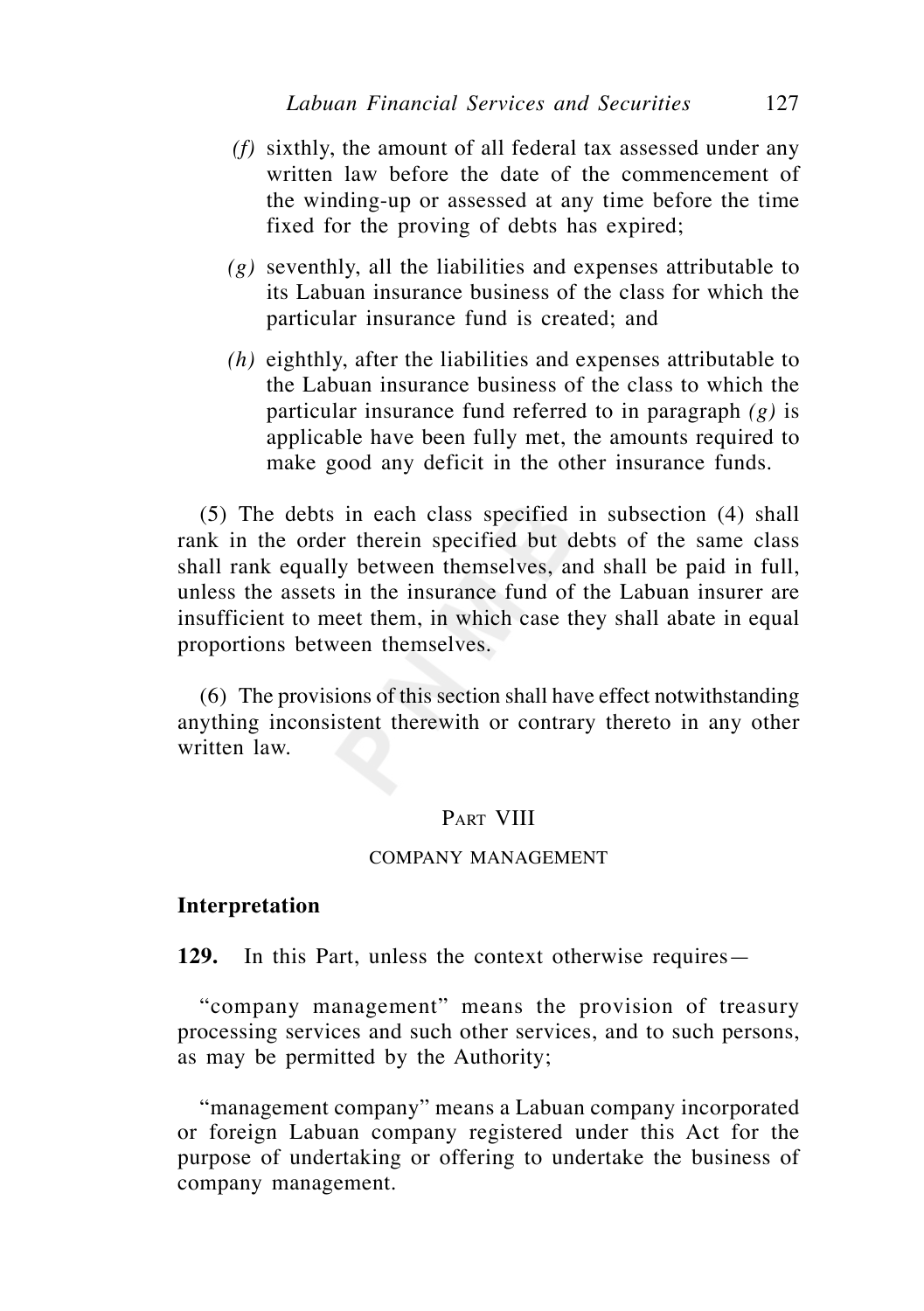*(f)* sixthly, the amount of all federal tax assessed under any written law before the date of the commencement of the winding-up or assessed at any time before the time fixed for the proving of debts has expired;

*(g)* seventhly, all the liabilities and expenses attributable to its Labuan insurance business of the class for which the particular insurance fund is created; and

*(h)* eighthly, after the liabilities and expenses attributable to the Labuan insurance business of the class to which the particular insurance fund referred to in paragraph *(g)* is applicable have been fully met, the amounts required to make good any deficit in the other insurance funds.

(5) The debts in each class specified in subsection (4) shall rank in the order therein specified but debts of the same class shall rank equally between themselves, and shall be paid in full, unless the assets in the insurance fund of the Labuan insurer are insufficient to meet them, in which case they shall abate in equal proportions between themselves.

(6) The provisions of this section shall have effect notwithstanding anything inconsistent therewith or contrary thereto in any other written law.

## PART VIII

## COMPANY MANAGEMENT

### Interpretation

**129.** In this Part, unless the context otherwise requires—

"company management" means the provision of treasury processing services and such other services, and to such persons, as may be permitted by the Authority;

"management company" means a Labuan company incorporated or foreign Labuan company registered under this Act for the purpose of undertaking or offering to undertake the business of company management.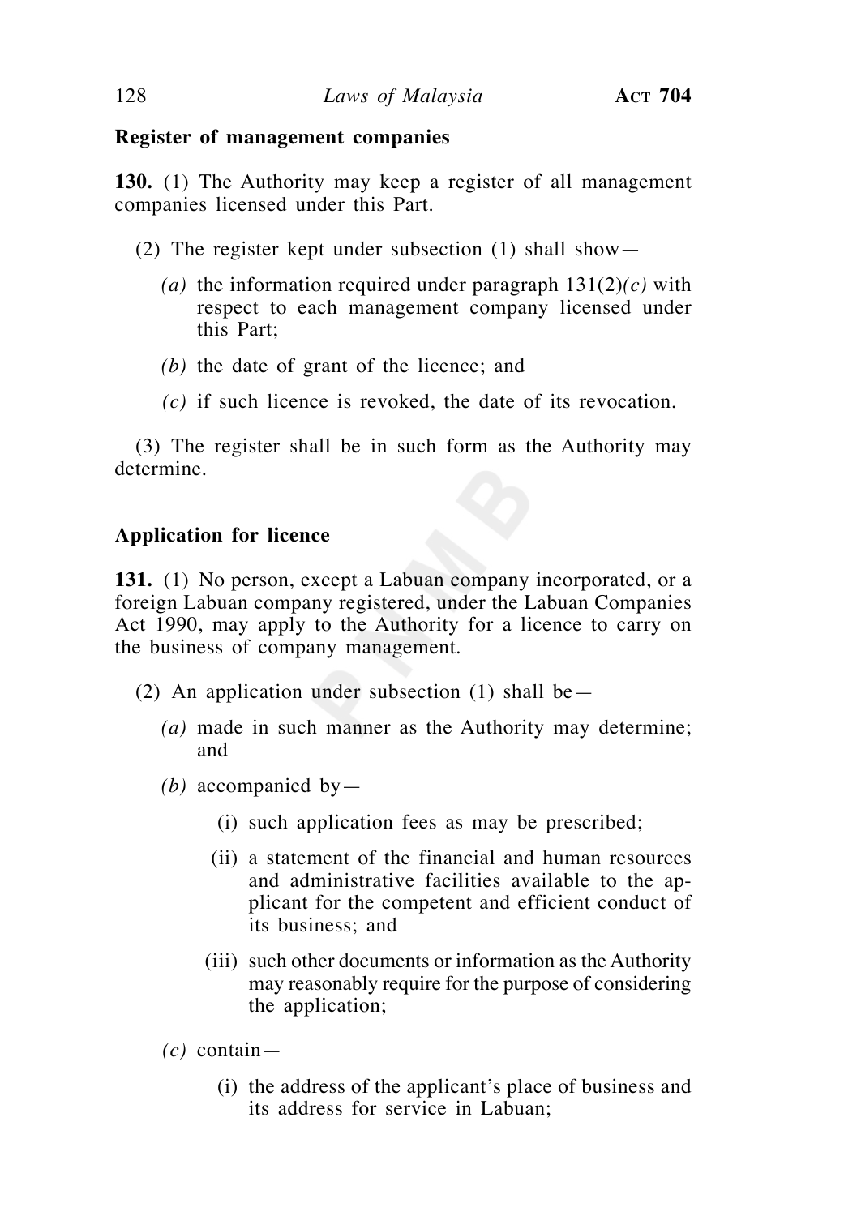**Register of management companies**

**130.** (1) The Authority may keep a register of all management companies licensed under this Part.

(2) The register kept under subsection (1) shall show—

*(a)* the information required under paragraph 131(2)*(c)* with respect to each management company licensed under this Part;

*(b)* the date of grant of the licence; and

*(c)* if such licence is revoked, the date of its revocation.

(3) The register shall be in such form as the Authority may determine.

**Application for licence**

**131.** (1) No person, except a Labuan company incorporated, or a foreign Labuan company registered, under the Labuan Companies Act 1990, may apply to the Authority for a licence to carry on the business of company management.

(2) An application under subsection (1) shall be—

*(a)* made in such manner as the Authority may determine; and

*(b)* accompanied by—

(i) such application fees as may be prescribed;

(ii) a statement of the financial and human resources and administrative facilities available to the applicant for the competent and efficient conduct of its business; and

(iii) such other documents or information as the Authority may reasonably require for the purpose of considering the application;

*(c)* contain—

(i) the address of the applicant's place of business and its address for service in Labuan;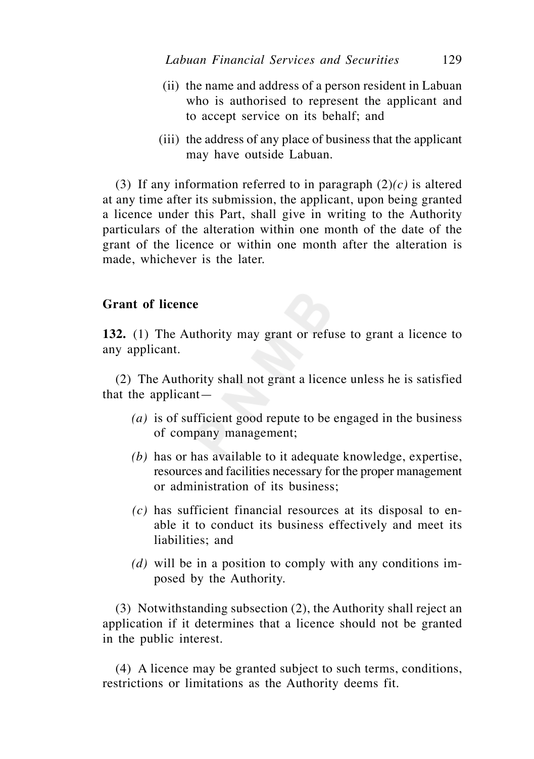(ii) the name and address of a person resident in Labuan who is authorised to represent the applicant and to accept service on its behalf; and

(iii) the address of any place of business that the applicant may have outside Labuan.

(3) If any information referred to in paragraph (2)*(c)* is altered at any time after its submission, the applicant, upon being granted a licence under this Part, shall give in writing to the Authority particulars of the alteration within one month of the date of the grant of the licence or within one month after the alteration is made, whichever is the later.

**Grant of licence**

**132.** (1) The Authority may grant or refuse to grant a licence to any applicant.

(2) The Authority shall not grant a licence unless he is satisfied that the applicant—

*(a)* is of sufficient good repute to be engaged in the business of company management;

*(b)* has or has available to it adequate knowledge, expertise, resources and facilities necessary for the proper management or administration of its business;

*(c)* has sufficient financial resources at its disposal to enable it to conduct its business effectively and meet its liabilities; and

*(d)* will be in a position to comply with any conditions imposed by the Authority.

(3) Notwithstanding subsection (2), the Authority shall reject an application if it determines that a licence should not be granted in the public interest.

(4) A licence may be granted subject to such terms, conditions, restrictions or limitations as the Authority deems fit.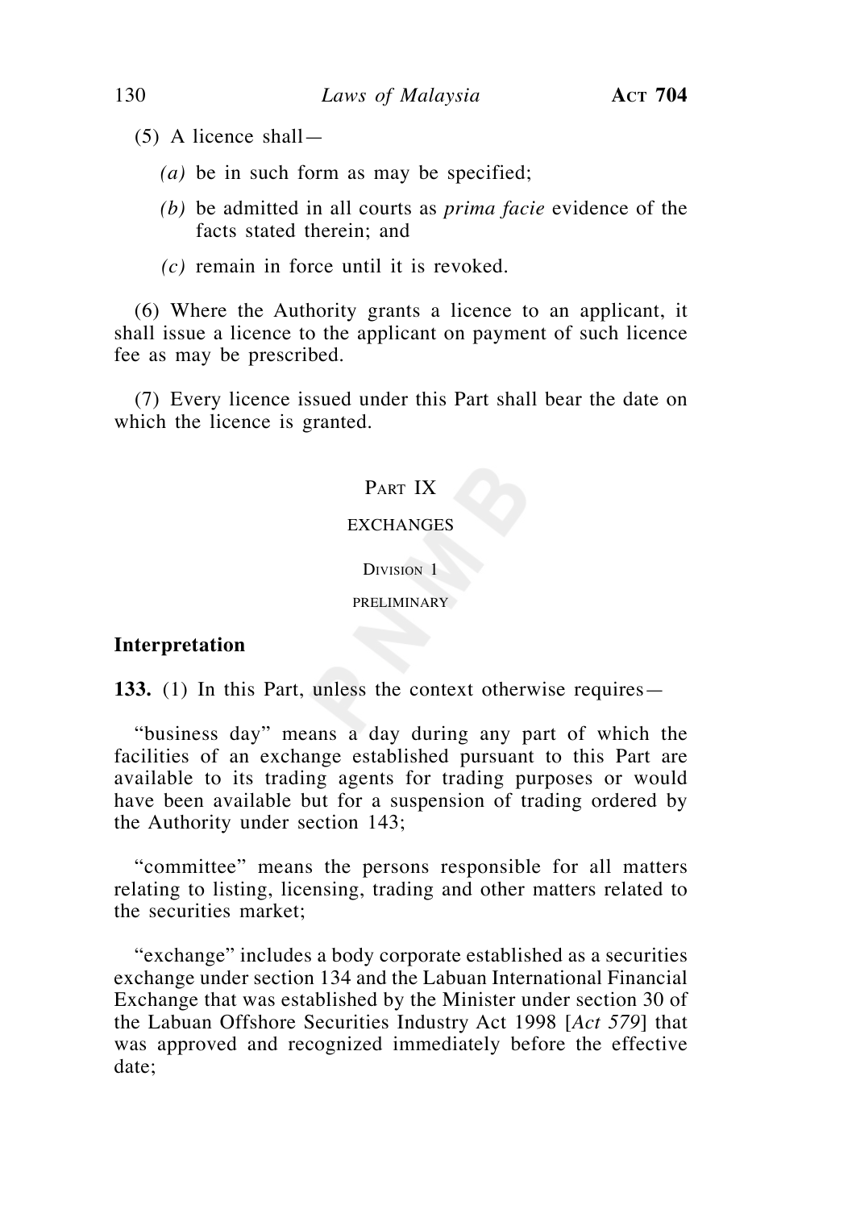(5) A licence shall—

*(a)* be in such form as may be specified;

*(b)* be admitted in all courts as *prima facie* evidence of the facts stated therein; and

*(c)* remain in force until it is revoked.

(6) Where the Authority grants a licence to an applicant, it shall issue a licence to the applicant on payment of such licence fee as may be prescribed.

(7) Every licence issued under this Part shall bear the date on which the licence is granted.

## PART IX

## EXCHANGES

### DIVISION 1

### PRELIMINARY

**Interpretation**

**133.** (1) In this Part, unless the context otherwise requires—

"business day" means a day during any part of which the facilities of an exchange established pursuant to this Part are available to its trading agents for trading purposes or would have been available but for a suspension of trading ordered by the Authority under section 143;

"committee" means the persons responsible for all matters relating to listing, licensing, trading and other matters related to the securities market;

"exchange" includes a body corporate established as a securities exchange under section 134 and the Labuan International Financial Exchange that was established by the Minister under section 30 of the Labuan Offshore Securities Industry Act 1998 [*Act 579*] that was approved and recognized immediately before the effective date;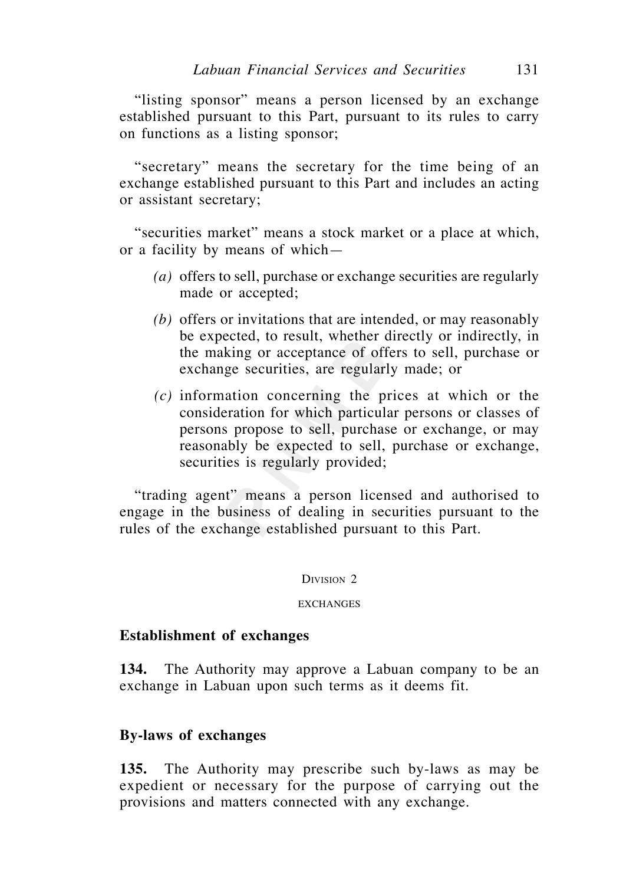"listing sponsor" means a person licensed by an exchange established pursuant to this Part, pursuant to its rules to carry on functions as a listing sponsor;

"secretary" means the secretary for the time being of an exchange established pursuant to this Part and includes an acting or assistant secretary;

"securities market" means a stock market or a place at which, or a facility by means of which—

- *(a)* offers to sell, purchase or exchange securities are regularly made or accepted;
- *(b)* offers or invitations that are intended, or may reasonably be expected, to result, whether directly or indirectly, in the making or acceptance of offers to sell, purchase or exchange securities, are regularly made; or
- *(c)* information concerning the prices at which or the consideration for which particular persons or classes of persons propose to sell, purchase or exchange, or may reasonably be expected to sell, purchase or exchange, securities is regularly provided;

"trading agent" means a person licensed and authorised to engage in the business of dealing in securities pursuant to the rules of the exchange established pursuant to this Part.

## Division 2

## EXCHANGES

### Establishment of exchanges

**134.** The Authority may approve a Labuan company to be an exchange in Labuan upon such terms as it deems fit.

### By-laws of exchanges

**135.** The Authority may prescribe such by-laws as may be expedient or necessary for the purpose of carrying out the provisions and matters connected with any exchange.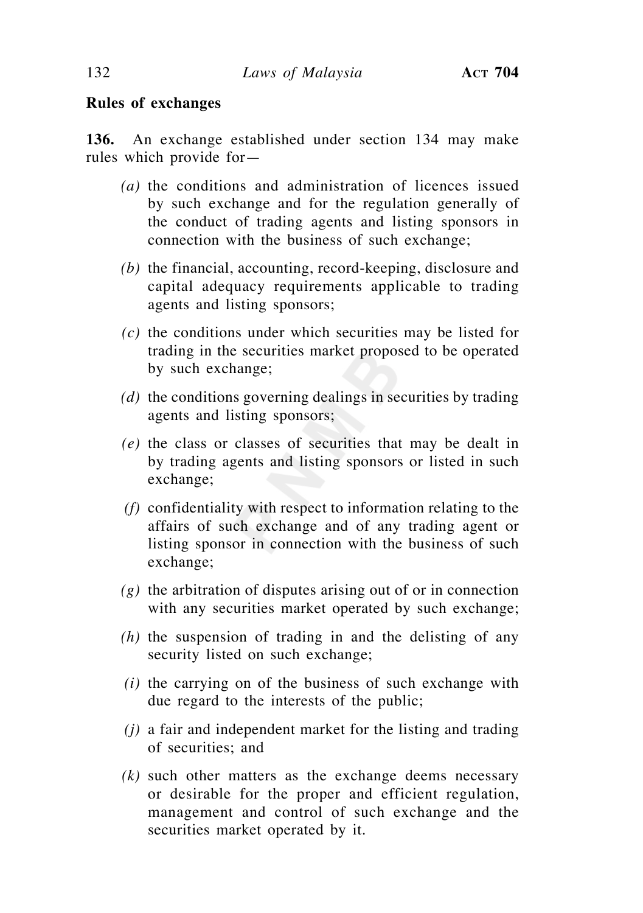**Rules of exchanges**

**136.** An exchange established under section 134 may make rules which provide for—

*(a)* the conditions and administration of licences issued by such exchange and for the regulation generally of the conduct of trading agents and listing sponsors in connection with the business of such exchange;

*(b)* the financial, accounting, record-keeping, disclosure and capital adequacy requirements applicable to trading agents and listing sponsors;

*(c)* the conditions under which securities may be listed for trading in the securities market proposed to be operated by such exchange;

*(d)* the conditions governing dealings in securities by trading agents and listing sponsors;

*(e)* the class or classes of securities that may be dealt in by trading agents and listing sponsors or listed in such exchange;

*(f)* confidentiality with respect to information relating to the affairs of such exchange and of any trading agent or listing sponsor in connection with the business of such exchange;

*(g)* the arbitration of disputes arising out of or in connection with any securities market operated by such exchange;

*(h)* the suspension of trading in and the delisting of any security listed on such exchange;

*(i)* the carrying on of the business of such exchange with due regard to the interests of the public;

*(j)* a fair and independent market for the listing and trading of securities; and

*(k)* such other matters as the exchange deems necessary or desirable for the proper and efficient regulation, management and control of such exchange and the securities market operated by it.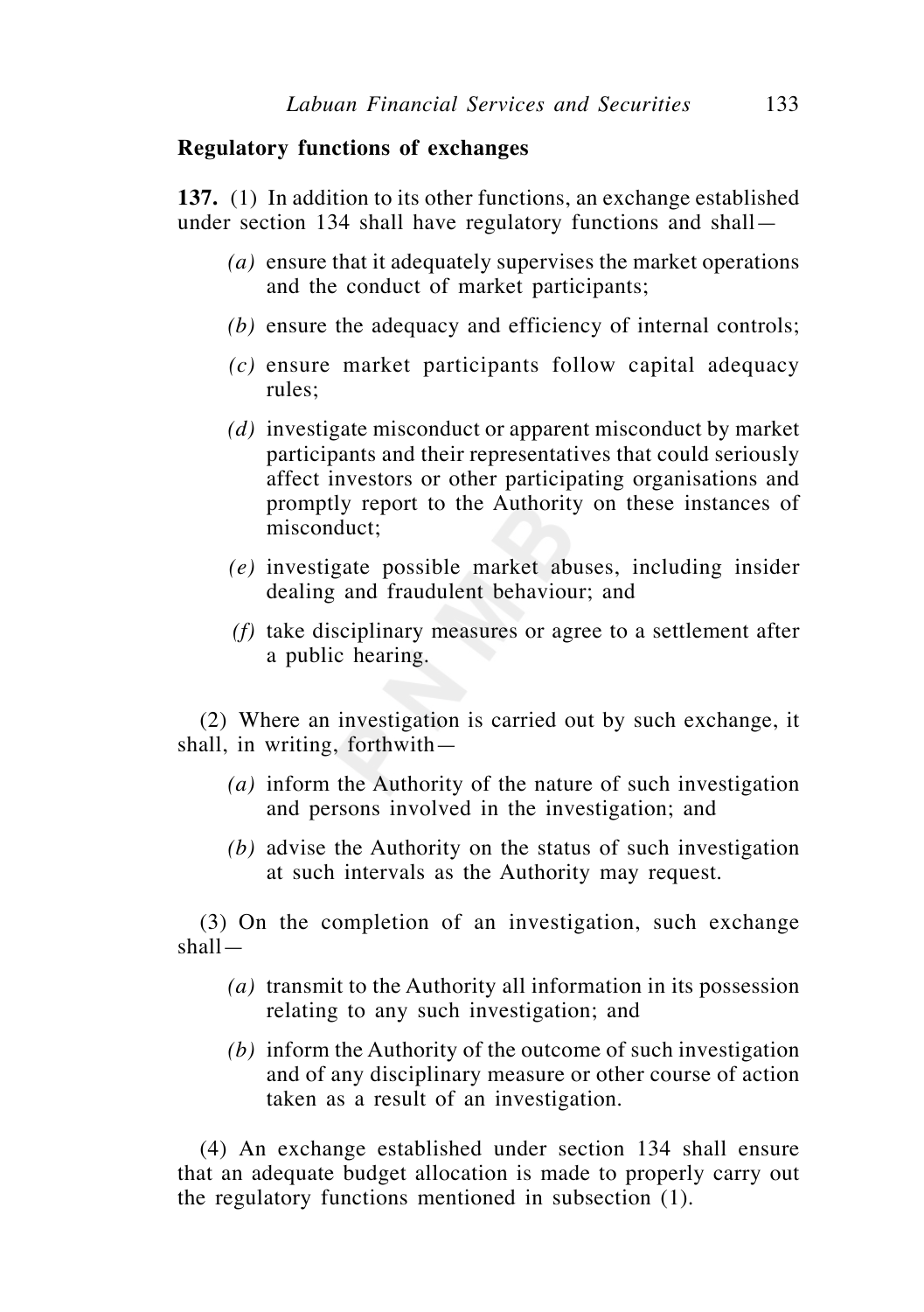**Regulatory functions of exchanges**

**137.** (1) In addition to its other functions, an exchange established under section 134 shall have regulatory functions and shall—

*(a)* ensure that it adequately supervises the market operations and the conduct of market participants;

*(b)* ensure the adequacy and efficiency of internal controls;

*(c)* ensure market participants follow capital adequacy rules;

*(d)* investigate misconduct or apparent misconduct by market participants and their representatives that could seriously affect investors or other participating organisations and promptly report to the Authority on these instances of misconduct;

*(e)* investigate possible market abuses, including insider dealing and fraudulent behaviour; and

*(f)* take disciplinary measures or agree to a settlement after a public hearing.

(2) Where an investigation is carried out by such exchange, it shall, in writing, forthwith—

*(a)* inform the Authority of the nature of such investigation and persons involved in the investigation; and

*(b)* advise the Authority on the status of such investigation at such intervals as the Authority may request.

(3) On the completion of an investigation, such exchange shall—

*(a)* transmit to the Authority all information in its possession relating to any such investigation; and

*(b)* inform the Authority of the outcome of such investigation and of any disciplinary measure or other course of action taken as a result of an investigation.

(4) An exchange established under section 134 shall ensure that an adequate budget allocation is made to properly carry out the regulatory functions mentioned in subsection (1).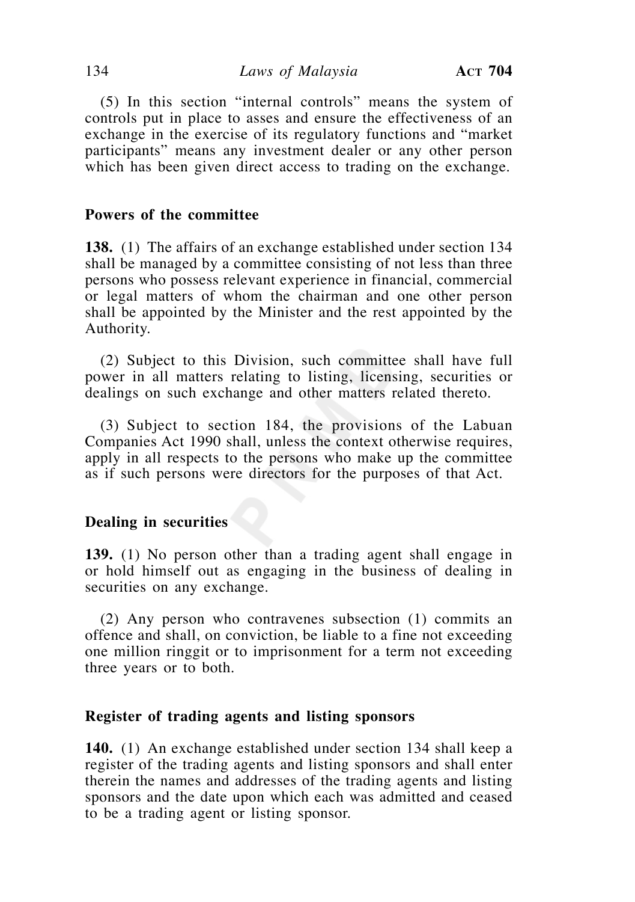(5) In this section "internal controls" means the system of controls put in place to asses and ensure the effectiveness of an exchange in the exercise of its regulatory functions and "market participants" means any investment dealer or any other person which has been given direct access to trading on the exchange.

**Powers of the committee**

**138.** (1) The affairs of an exchange established under section 134 shall be managed by a committee consisting of not less than three persons who possess relevant experience in financial, commercial or legal matters of whom the chairman and one other person shall be appointed by the Minister and the rest appointed by the Authority.

(2) Subject to this Division, such committee shall have full power in all matters relating to listing, licensing, securities or dealings on such exchange and other matters related thereto.

(3) Subject to section 184, the provisions of the Labuan Companies Act 1990 shall, unless the context otherwise requires, apply in all respects to the persons who make up the committee as if such persons were directors for the purposes of that Act.

**Dealing in securities**

**139.** (1) No person other than a trading agent shall engage in or hold himself out as engaging in the business of dealing in securities on any exchange.

(2) Any person who contravenes subsection (1) commits an offence and shall, on conviction, be liable to a fine not exceeding one million ringgit or to imprisonment for a term not exceeding three years or to both.

**Register of trading agents and listing sponsors**

**140.** (1) An exchange established under section 134 shall keep a register of the trading agents and listing sponsors and shall enter therein the names and addresses of the trading agents and listing sponsors and the date upon which each was admitted and ceased to be a trading agent or listing sponsor.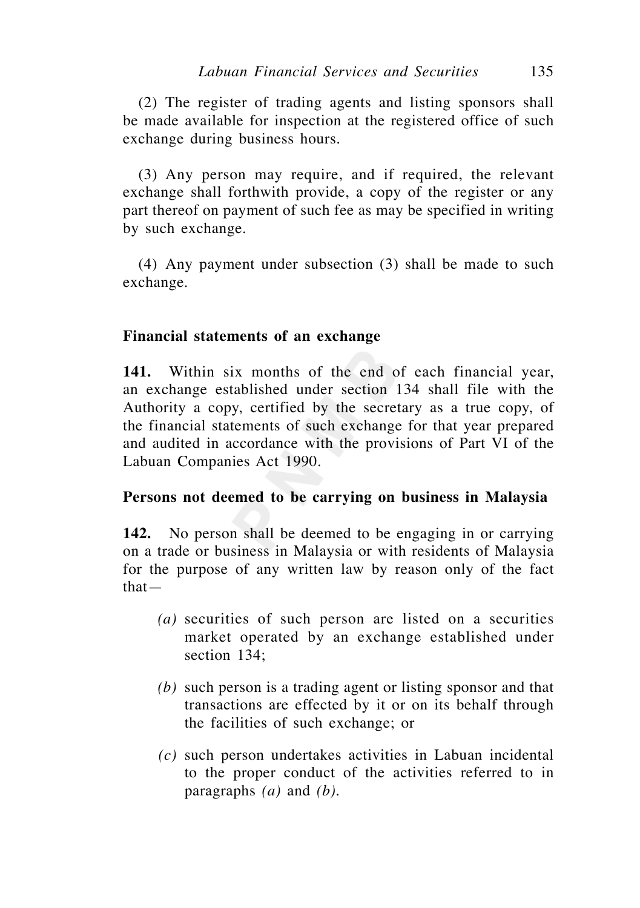(2) The register of trading agents and listing sponsors shall be made available for inspection at the registered office of such exchange during business hours.

(3) Any person may require, and if required, the relevant exchange shall forthwith provide, a copy of the register or any part thereof on payment of such fee as may be specified in writing by such exchange.

(4) Any payment under subsection (3) shall be made to such exchange.

**Financial statements of an exchange**

**141.** Within six months of the end of each financial year, an exchange established under section 134 shall file with the Authority a copy, certified by the secretary as a true copy, of the financial statements of such exchange for that year prepared and audited in accordance with the provisions of Part VI of the Labuan Companies Act 1990.

**Persons not deemed to be carrying on business in Malaysia**

**142.** No person shall be deemed to be engaging in or carrying on a trade or business in Malaysia or with residents of Malaysia for the purpose of any written law by reason only of the fact that—

*(a)* securities of such person are listed on a securities market operated by an exchange established under section 134;

*(b)* such person is a trading agent or listing sponsor and that transactions are effected by it or on its behalf through the facilities of such exchange; or

*(c)* such person undertakes activities in Labuan incidental to the proper conduct of the activities referred to in paragraphs *(a)* and *(b)*.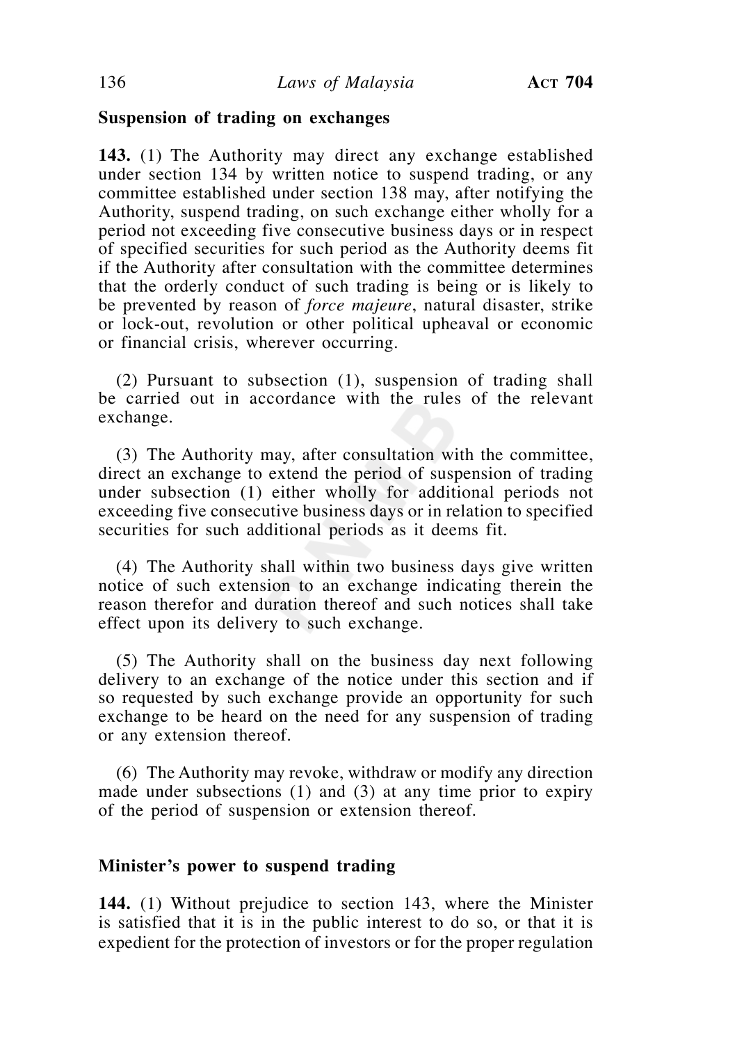**Suspension of trading on exchanges**

**143.** (1) The Authority may direct any exchange established under section 134 by written notice to suspend trading, or any committee established under section 138 may, after notifying the Authority, suspend trading, on such exchange either wholly for a period not exceeding five consecutive business days or in respect of specified securities for such period as the Authority deems fit if the Authority after consultation with the committee determines that the orderly conduct of such trading is being or is likely to be prevented by reason of *force majeure*, natural disaster, strike or lock-out, revolution or other political upheaval or economic or financial crisis, wherever occurring.

(2) Pursuant to subsection (1), suspension of trading shall be carried out in accordance with the rules of the relevant exchange.

(3) The Authority may, after consultation with the committee, direct an exchange to extend the period of suspension of trading under subsection (1) either wholly for additional periods not exceeding five consecutive business days or in relation to specified securities for such additional periods as it deems fit.

(4) The Authority shall within two business days give written notice of such extension to an exchange indicating therein the reason therefor and duration thereof and such notices shall take effect upon its delivery to such exchange.

(5) The Authority shall on the business day next following delivery to an exchange of the notice under this section and if so requested by such exchange provide an opportunity for such exchange to be heard on the need for any suspension of trading or any extension thereof.

(6) The Authority may revoke, withdraw or modify any direction made under subsections (1) and (3) at any time prior to expiry of the period of suspension or extension thereof.

**Minister's power to suspend trading**

**144.** (1) Without prejudice to section 143, where the Minister is satisfied that it is in the public interest to do so, or that it is expedient for the protection of investors or for the proper regulation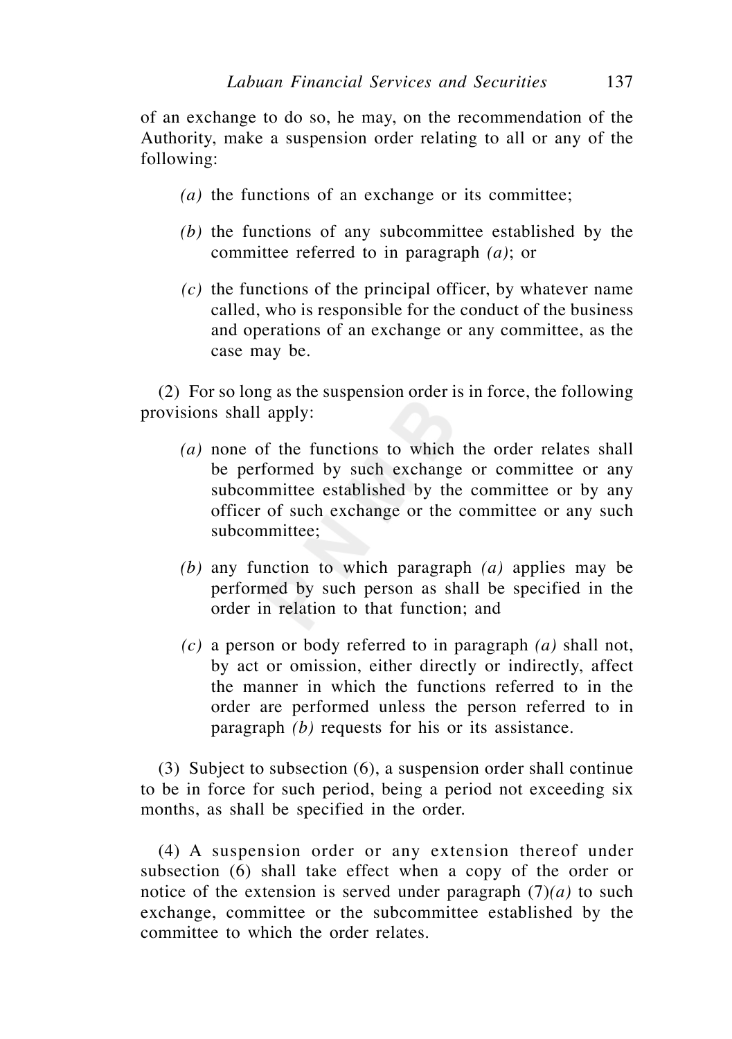of an exchange to do so, he may, on the recommendation of the Authority, make a suspension order relating to all or any of the following:

*(a)* the functions of an exchange or its committee;

*(b)* the functions of any subcommittee established by the committee referred to in paragraph *(a)*; or

*(c)* the functions of the principal officer, by whatever name called, who is responsible for the conduct of the business and operations of an exchange or any committee, as the case may be.

(2) For so long as the suspension order is in force, the following provisions shall apply:

*(a)* none of the functions to which the order relates shall be performed by such exchange or committee or any subcommittee established by the committee or by any officer of such exchange or the committee or any such subcommittee;

*(b)* any function to which paragraph *(a)* applies may be performed by such person as shall be specified in the order in relation to that function; and

*(c)* a person or body referred to in paragraph *(a)* shall not, by act or omission, either directly or indirectly, affect the manner in which the functions referred to in the order are performed unless the person referred to in paragraph *(b)* requests for his or its assistance.

(3) Subject to subsection (6), a suspension order shall continue to be in force for such period, being a period not exceeding six months, as shall be specified in the order.

(4) A suspension order or any extension thereof under subsection (6) shall take effect when a copy of the order or notice of the extension is served under paragraph (7)*(a)* to such exchange, committee or the subcommittee established by the committee to which the order relates.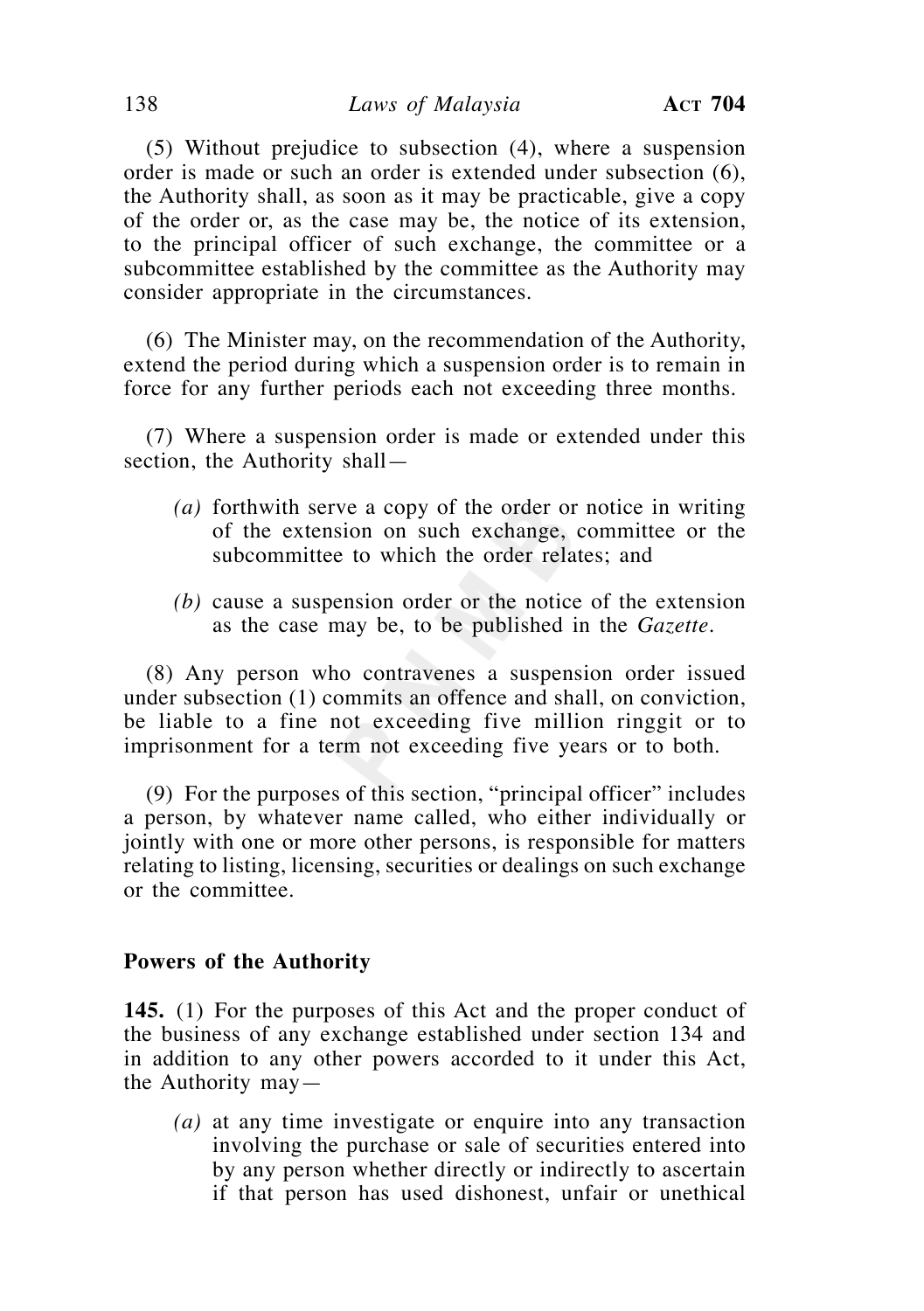(5) Without prejudice to subsection (4), where a suspension order is made or such an order is extended under subsection (6), the Authority shall, as soon as it may be practicable, give a copy of the order or, as the case may be, the notice of its extension, to the principal officer of such exchange, the committee or a subcommittee established by the committee as the Authority may consider appropriate in the circumstances.

(6) The Minister may, on the recommendation of the Authority, extend the period during which a suspension order is to remain in force for any further periods each not exceeding three months.

(7) Where a suspension order is made or extended under this section, the Authority shall—

- *(a)* forthwith serve a copy of the order or notice in writing of the extension on such exchange, committee or the subcommittee to which the order relates; and
- *(b)* cause a suspension order or the notice of the extension as the case may be, to be published in the *Gazette*.

(8) Any person who contravenes a suspension order issued under subsection (1) commits an offence and shall, on conviction, be liable to a fine not exceeding five million ringgit or to imprisonment for a term not exceeding five years or to both.

(9) For the purposes of this section, "principal officer" includes a person, by whatever name called, who either individually or jointly with one or more other persons, is responsible for matters relating to listing, licensing, securities or dealings on such exchange or the committee.

**Powers of the Authority**

**145.** (1) For the purposes of this Act and the proper conduct of the business of any exchange established under section 134 and in addition to any other powers accorded to it under this Act, the Authority may—

- *(a)* at any time investigate or enquire into any transaction involving the purchase or sale of securities entered into by any person whether directly or indirectly to ascertain if that person has used dishonest, unfair or unethical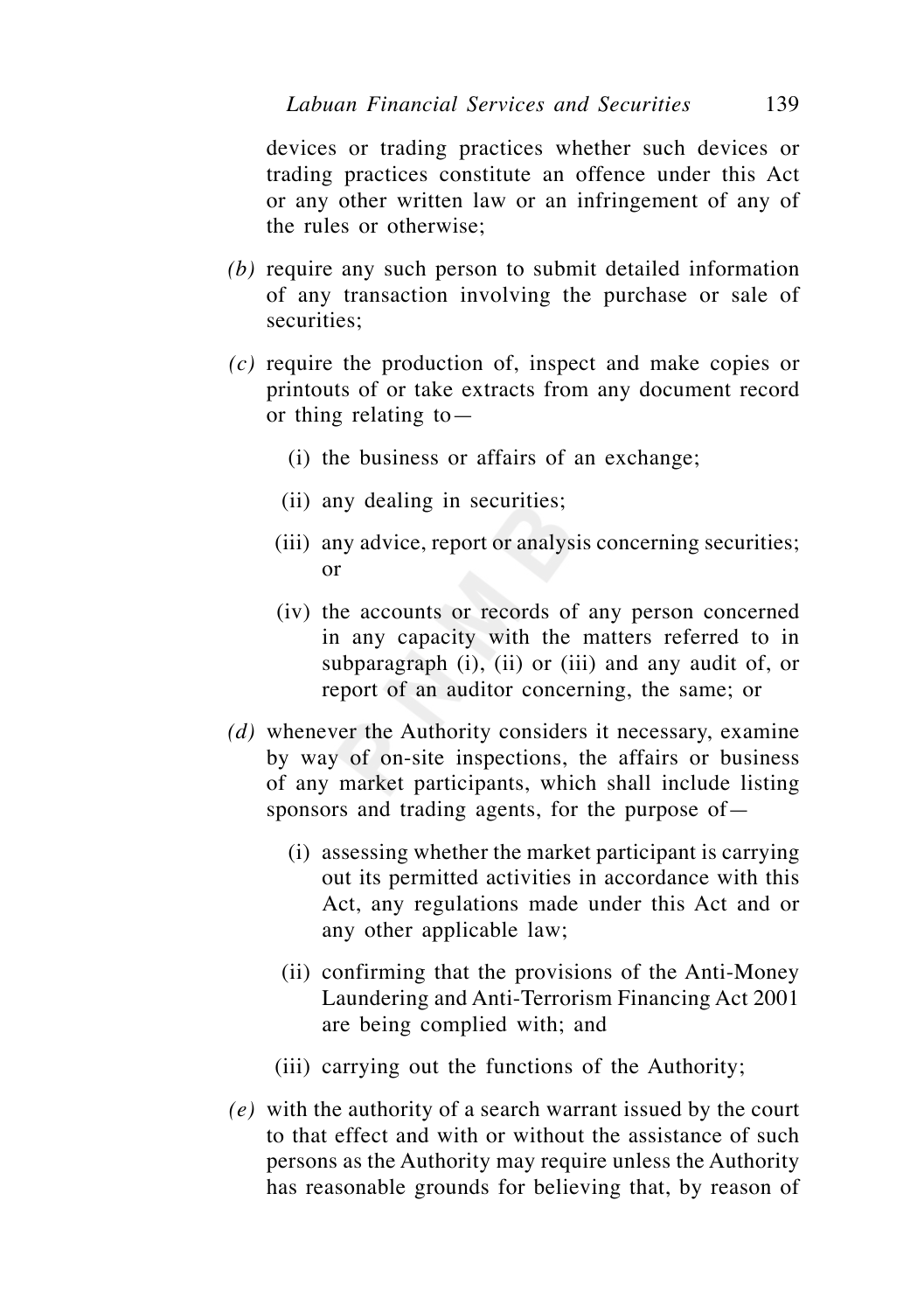devices or trading practices whether such devices or trading practices constitute an offence under this Act or any other written law or an infringement of any of the rules or otherwise;

*(b)* require any such person to submit detailed information of any transaction involving the purchase or sale of securities;

*(c)* require the production of, inspect and make copies or printouts of or take extracts from any document record or thing relating to—

(i) the business or affairs of an exchange;

(ii) any dealing in securities;

(iii) any advice, report or analysis concerning securities; or

(iv) the accounts or records of any person concerned in any capacity with the matters referred to in subparagraph (i), (ii) or (iii) and any audit of, or report of an auditor concerning, the same; or

*(d)* whenever the Authority considers it necessary, examine by way of on-site inspections, the affairs or business of any market participants, which shall include listing sponsors and trading agents, for the purpose of—

(i) assessing whether the market participant is carrying out its permitted activities in accordance with this Act, any regulations made under this Act and or any other applicable law;

(ii) confirming that the provisions of the Anti-Money Laundering and Anti-Terrorism Financing Act 2001 are being complied with; and

(iii) carrying out the functions of the Authority;

*(e)* with the authority of a search warrant issued by the court to that effect and with or without the assistance of such persons as the Authority may require unless the Authority has reasonable grounds for believing that, by reason of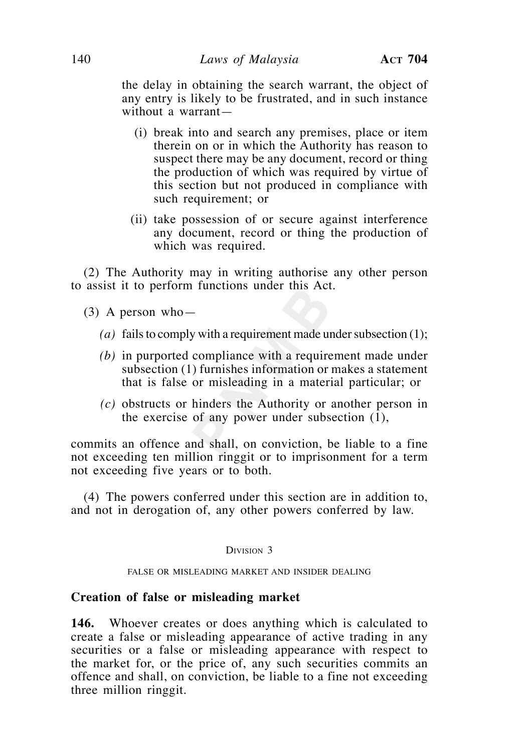the delay in obtaining the search warrant, the object of any entry is likely to be frustrated, and in such instance without a warrant—

(i) break into and search any premises, place or item therein on or in which the Authority has reason to suspect there may be any document, record or thing the production of which was required by virtue of this section but not produced in compliance with such requirement; or

(ii) take possession of or secure against interference any document, record or thing the production of which was required.

(2) The Authority may in writing authorise any other person to assist it to perform functions under this Act.

(3) A person who—

*(a)* fails to comply with a requirement made under subsection (1);

*(b)* in purported compliance with a requirement made under subsection (1) furnishes information or makes a statement that is false or misleading in a material particular; or

*(c)* obstructs or hinders the Authority or another person in the exercise of any power under subsection (1),

commits an offence and shall, on conviction, be liable to a fine not exceeding ten million ringgit or to imprisonment for a term not exceeding five years or to both.

(4) The powers conferred under this section are in addition to, and not in derogation of, any other powers conferred by law.

## Division 3

## False or misleading market and insider dealing

### Creation of false or misleading market

**146.** Whoever creates or does anything which is calculated to create a false or misleading appearance of active trading in any securities or a false or misleading appearance with respect to the market for, or the price of, any such securities commits an offence and shall, on conviction, be liable to a fine not exceeding three million ringgit.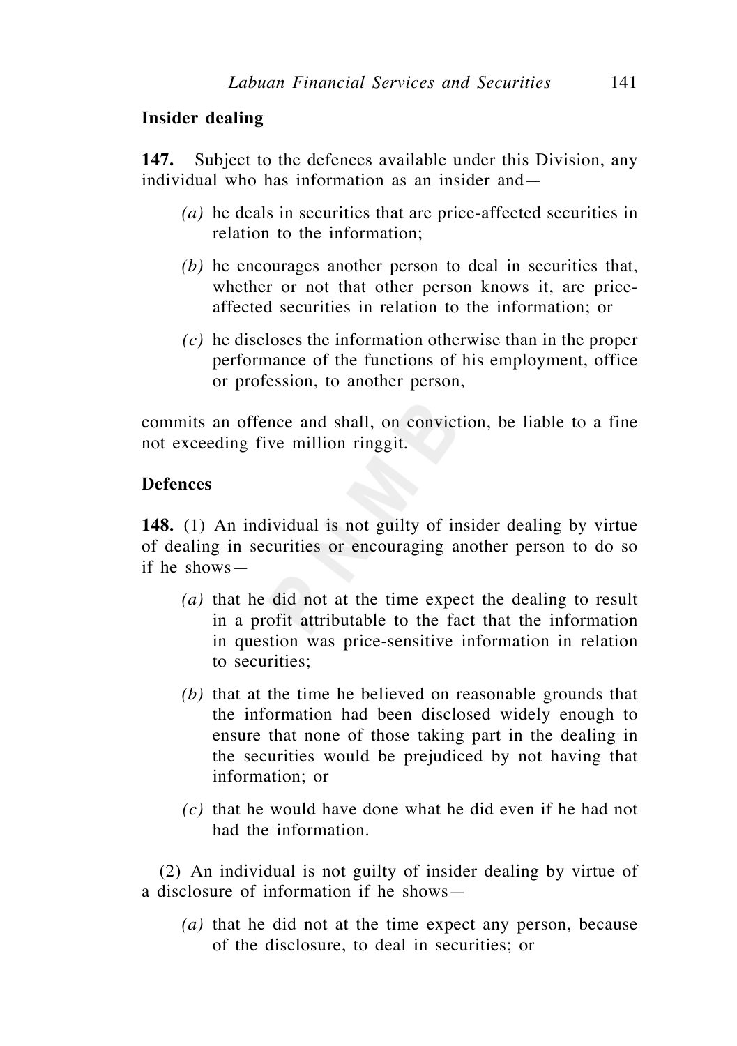**Insider dealing**

**147.** Subject to the defences available under this Division, any individual who has information as an insider and—

*(a)* he deals in securities that are price-affected securities in relation to the information;

*(b)* he encourages another person to deal in securities that, whether or not that other person knows it, are price-affected securities in relation to the information; or

*(c)* he discloses the information otherwise than in the proper performance of the functions of his employment, office or profession, to another person,

commits an offence and shall, on conviction, be liable to a fine not exceeding five million ringgit.

**Defences**

**148.** (1) An individual is not guilty of insider dealing by virtue of dealing in securities or encouraging another person to do so if he shows—

*(a)* that he did not at the time expect the dealing to result in a profit attributable to the fact that the information in question was price-sensitive information in relation to securities;

*(b)* that at the time he believed on reasonable grounds that the information had been disclosed widely enough to ensure that none of those taking part in the dealing in the securities would be prejudiced by not having that information; or

*(c)* that he would have done what he did even if he had not had the information.

(2) An individual is not guilty of insider dealing by virtue of a disclosure of information if he shows—

*(a)* that he did not at the time expect any person, because of the disclosure, to deal in securities; or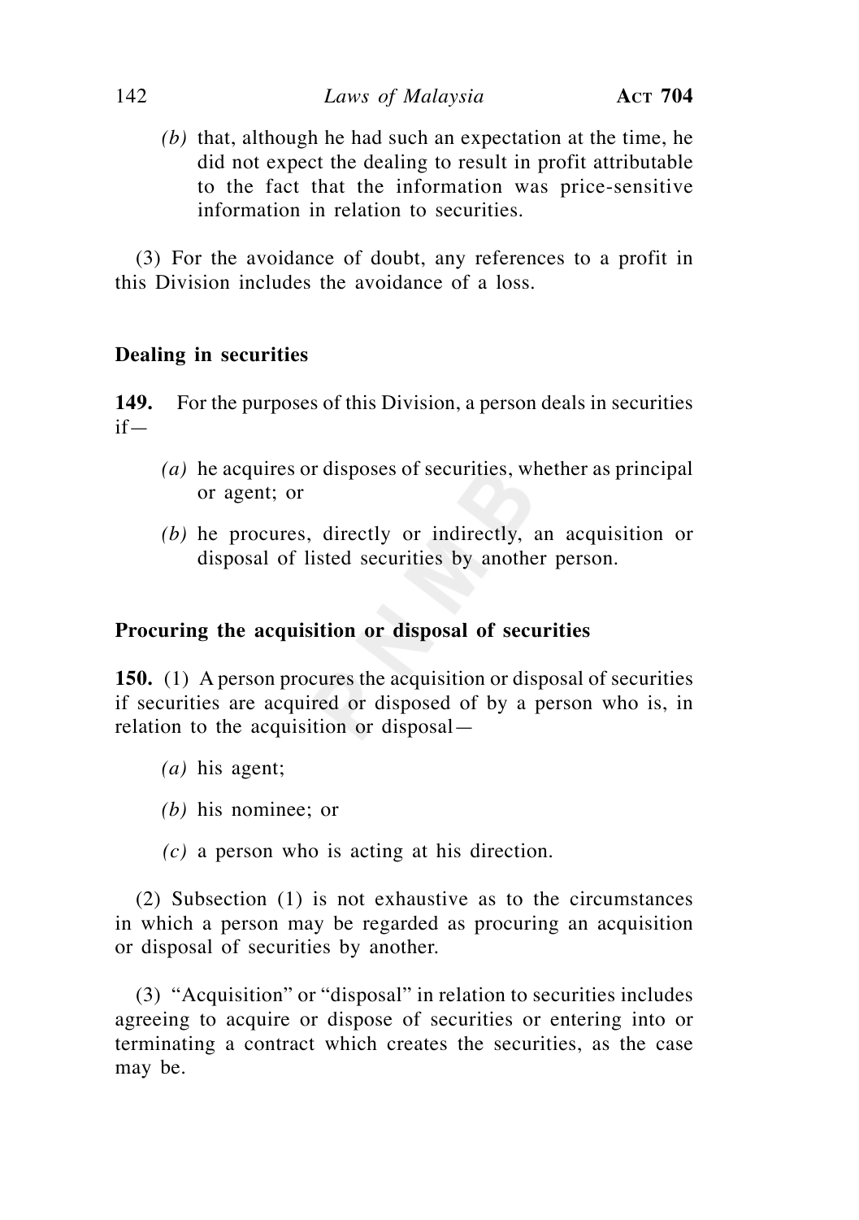*(b)* that, although he had such an expectation at the time, he did not expect the dealing to result in profit attributable to the fact that the information was price-sensitive information in relation to securities.

(3) For the avoidance of doubt, any references to a profit in this Division includes the avoidance of a loss.

**Dealing in securities**

**149.** For the purposes of this Division, a person deals in securities if—

*(a)* he acquires or disposes of securities, whether as principal or agent; or

*(b)* he procures, directly or indirectly, an acquisition or disposal of listed securities by another person.

**Procuring the acquisition or disposal of securities**

**150.** (1) A person procures the acquisition or disposal of securities if securities are acquired or disposed of by a person who is, in relation to the acquisition or disposal—

*(a)* his agent;

*(b)* his nominee; or

*(c)* a person who is acting at his direction.

(2) Subsection (1) is not exhaustive as to the circumstances in which a person may be regarded as procuring an acquisition or disposal of securities by another.

(3) "Acquisition" or "disposal" in relation to securities includes agreeing to acquire or dispose of securities or entering into or terminating a contract which creates the securities, as the case may be.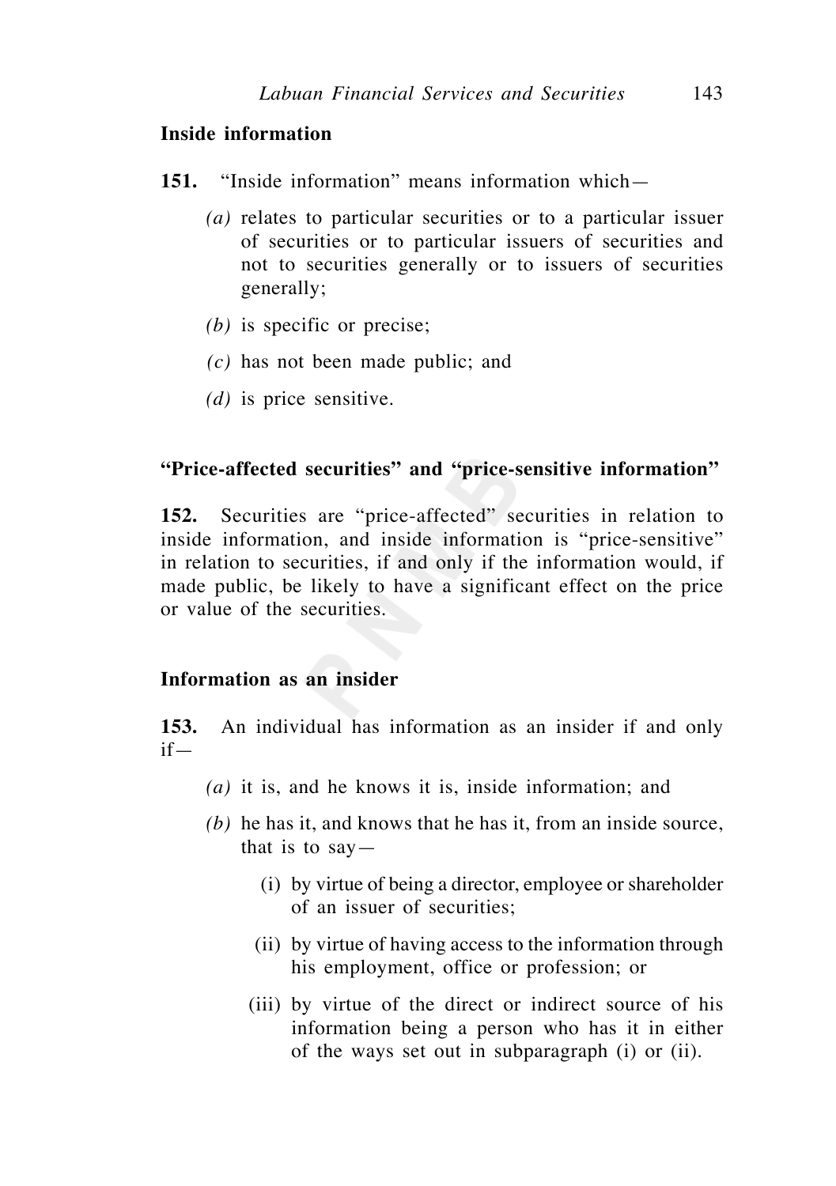**Inside information**

**151.** "Inside information" means information which—

*(a)* relates to particular securities or to a particular issuer of securities or to particular issuers of securities and not to securities generally or to issuers of securities generally;

*(b)* is specific or precise;

*(c)* has not been made public; and

*(d)* is price sensitive.

**"Price-affected securities" and "price-sensitive information"**

**152.** Securities are "price-affected" securities in relation to inside information, and inside information is "price-sensitive" in relation to securities, if and only if the information would, if made public, be likely to have a significant effect on the price or value of the securities.

**Information as an insider**

**153.** An individual has information as an insider if and only if—

*(a)* it is, and he knows it is, inside information; and

*(b)* he has it, and knows that he has it, from an inside source, that is to say—

(i) by virtue of being a director, employee or shareholder of an issuer of securities;

(ii) by virtue of having access to the information through his employment, office or profession; or

(iii) by virtue of the direct or indirect source of his information being a person who has it in either of the ways set out in subparagraph (i) or (ii).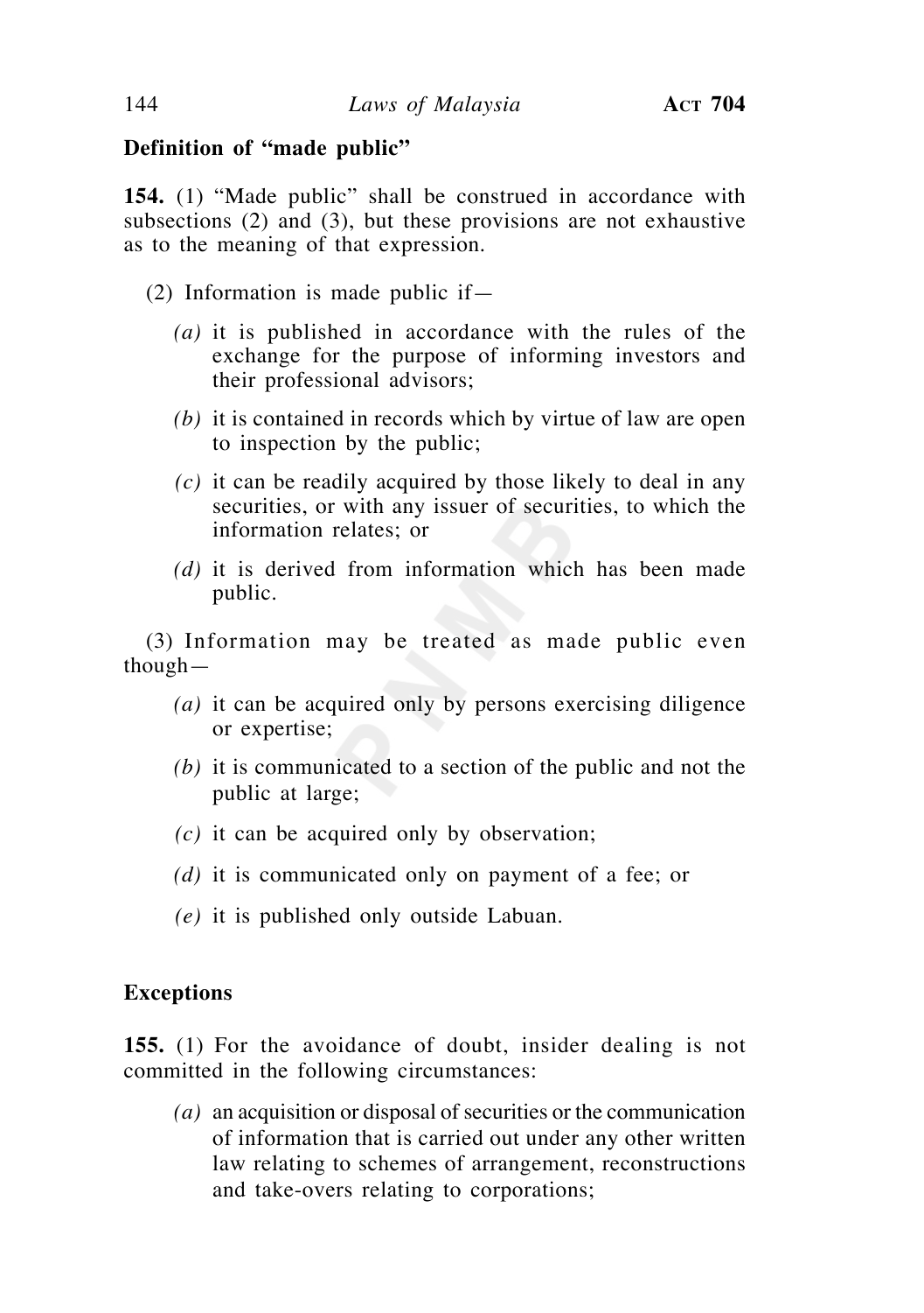**Definition of "made public"**

**154.** (1) "Made public" shall be construed in accordance with subsections (2) and (3), but these provisions are not exhaustive as to the meaning of that expression.

(2) Information is made public if—

*(a)* it is published in accordance with the rules of the exchange for the purpose of informing investors and their professional advisors;

*(b)* it is contained in records which by virtue of law are open to inspection by the public;

*(c)* it can be readily acquired by those likely to deal in any securities, or with any issuer of securities, to which the information relates; or

*(d)* it is derived from information which has been made public.

(3) Information may be treated as made public even though—

*(a)* it can be acquired only by persons exercising diligence or expertise;

*(b)* it is communicated to a section of the public and not the public at large;

*(c)* it can be acquired only by observation;

*(d)* it is communicated only on payment of a fee; or

*(e)* it is published only outside Labuan.

**Exceptions**

**155.** (1) For the avoidance of doubt, insider dealing is not committed in the following circumstances:

*(a)* an acquisition or disposal of securities or the communication of information that is carried out under any other written law relating to schemes of arrangement, reconstructions and take-overs relating to corporations;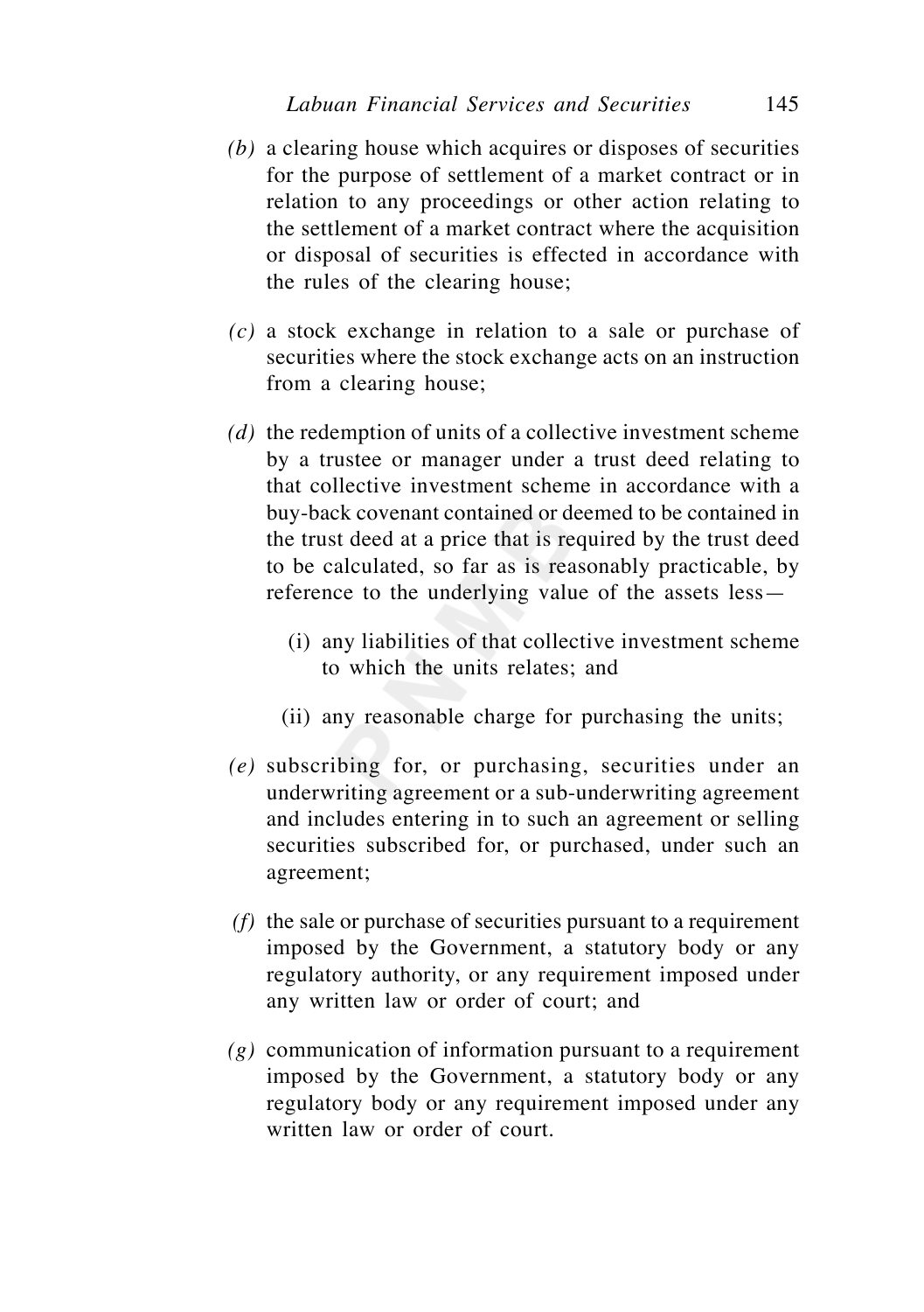*(b)* a clearing house which acquires or disposes of securities for the purpose of settlement of a market contract or in relation to any proceedings or other action relating to the settlement of a market contract where the acquisition or disposal of securities is effected in accordance with the rules of the clearing house;

*(c)* a stock exchange in relation to a sale or purchase of securities where the stock exchange acts on an instruction from a clearing house;

*(d)* the redemption of units of a collective investment scheme by a trustee or manager under a trust deed relating to that collective investment scheme in accordance with a buy-back covenant contained or deemed to be contained in the trust deed at a price that is required by the trust deed to be calculated, so far as is reasonably practicable, by reference to the underlying value of the assets less—

(i) any liabilities of that collective investment scheme to which the units relates; and

(ii) any reasonable charge for purchasing the units;

*(e)* subscribing for, or purchasing, securities under an underwriting agreement or a sub-underwriting agreement and includes entering in to such an agreement or selling securities subscribed for, or purchased, under such an agreement;

*(f)* the sale or purchase of securities pursuant to a requirement imposed by the Government, a statutory body or any regulatory authority, or any requirement imposed under any written law or order of court; and

*(g)* communication of information pursuant to a requirement imposed by the Government, a statutory body or any regulatory body or any requirement imposed under any written law or order of court.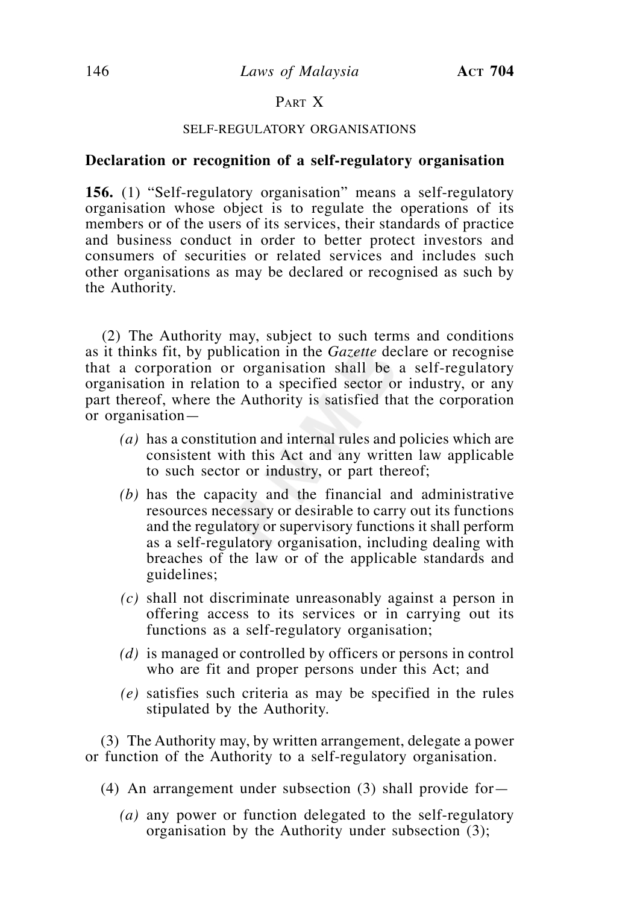## PART X

### SELF-REGULATORY ORGANISATIONS

### Declaration or recognition of a self-regulatory organisation

**156.** (1) "Self-regulatory organisation" means a self-regulatory organisation whose object is to regulate the operations of its members or of the users of its services, their standards of practice and business conduct in order to better protect investors and consumers of securities or related services and includes such other organisations as may be declared or recognised as such by the Authority.

(2) The Authority may, subject to such terms and conditions as it thinks fit, by publication in the *Gazette* declare or recognise that a corporation or organisation shall be a self-regulatory organisation in relation to a specified sector or industry, or any part thereof, where the Authority is satisfied that the corporation or organisation—

*(a)* has a constitution and internal rules and policies which are consistent with this Act and any written law applicable to such sector or industry, or part thereof;

*(b)* has the capacity and the financial and administrative resources necessary or desirable to carry out its functions and the regulatory or supervisory functions it shall perform as a self-regulatory organisation, including dealing with breaches of the law or of the applicable standards and guidelines;

*(c)* shall not discriminate unreasonably against a person in offering access to its services or in carrying out its functions as a self-regulatory organisation;

*(d)* is managed or controlled by officers or persons in control who are fit and proper persons under this Act; and

*(e)* satisfies such criteria as may be specified in the rules stipulated by the Authority.

(3) The Authority may, by written arrangement, delegate a power or function of the Authority to a self-regulatory organisation.

(4) An arrangement under subsection (3) shall provide for—

*(a)* any power or function delegated to the self-regulatory organisation by the Authority under subsection (3);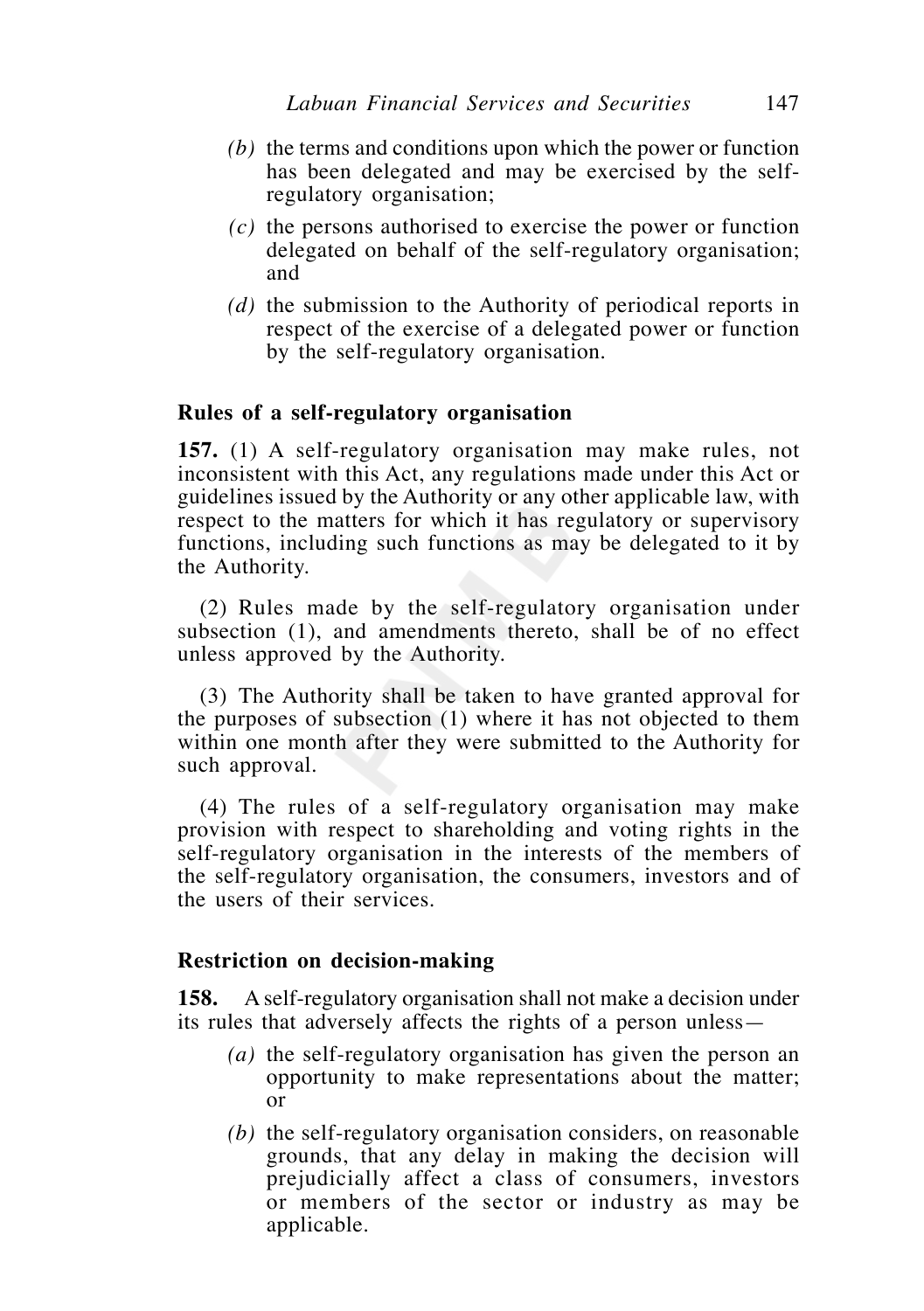*(b)* the terms and conditions upon which the power or function has been delegated and may be exercised by the self-regulatory organisation;

*(c)* the persons authorised to exercise the power or function delegated on behalf of the self-regulatory organisation; and

*(d)* the submission to the Authority of periodical reports in respect of the exercise of a delegated power or function by the self-regulatory organisation.

### Rules of a self-regulatory organisation

**157.** (1) A self-regulatory organisation may make rules, not inconsistent with this Act, any regulations made under this Act or guidelines issued by the Authority or any other applicable law, with respect to the matters for which it has regulatory or supervisory functions, including such functions as may be delegated to it by the Authority.

(2) Rules made by the self-regulatory organisation under subsection (1), and amendments thereto, shall be of no effect unless approved by the Authority.

(3) The Authority shall be taken to have granted approval for the purposes of subsection (1) where it has not objected to them within one month after they were submitted to the Authority for such approval.

(4) The rules of a self-regulatory organisation may make provision with respect to shareholding and voting rights in the self-regulatory organisation in the interests of the members of the self-regulatory organisation, the consumers, investors and of the users of their services.

### Restriction on decision-making

**158.** A self-regulatory organisation shall not make a decision under its rules that adversely affects the rights of a person unless—

*(a)* the self-regulatory organisation has given the person an opportunity to make representations about the matter; or

*(b)* the self-regulatory organisation considers, on reasonable grounds, that any delay in making the decision will prejudicially affect a class of consumers, investors or members of the sector or industry as may be applicable.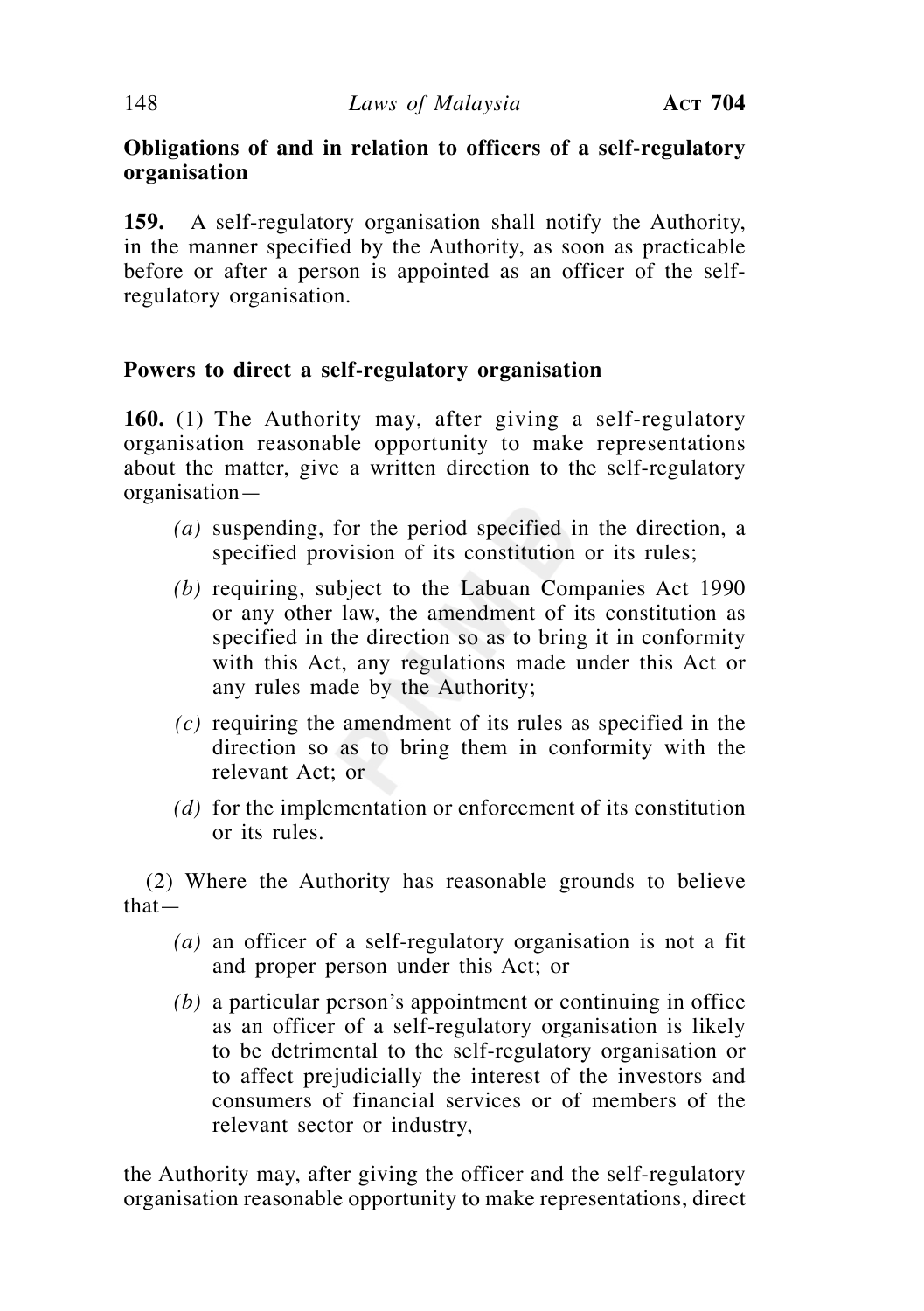**Obligations of and in relation to officers of a self-regulatory organisation**

**159.** A self-regulatory organisation shall notify the Authority, in the manner specified by the Authority, as soon as practicable before or after a person is appointed as an officer of the self-regulatory organisation.

**Powers to direct a self-regulatory organisation**

**160.** (1) The Authority may, after giving a self-regulatory organisation reasonable opportunity to make representations about the matter, give a written direction to the self-regulatory organisation—

*(a)* suspending, for the period specified in the direction, a specified provision of its constitution or its rules;

*(b)* requiring, subject to the Labuan Companies Act 1990 or any other law, the amendment of its constitution as specified in the direction so as to bring it in conformity with this Act, any regulations made under this Act or any rules made by the Authority;

*(c)* requiring the amendment of its rules as specified in the direction so as to bring them in conformity with the relevant Act; or

*(d)* for the implementation or enforcement of its constitution or its rules.

(2) Where the Authority has reasonable grounds to believe that—

*(a)* an officer of a self-regulatory organisation is not a fit and proper person under this Act; or

*(b)* a particular person's appointment or continuing in office as an officer of a self-regulatory organisation is likely to be detrimental to the self-regulatory organisation or to affect prejudicially the interest of the investors and consumers of financial services or of members of the relevant sector or industry,

the Authority may, after giving the officer and the self-regulatory organisation reasonable opportunity to make representations, direct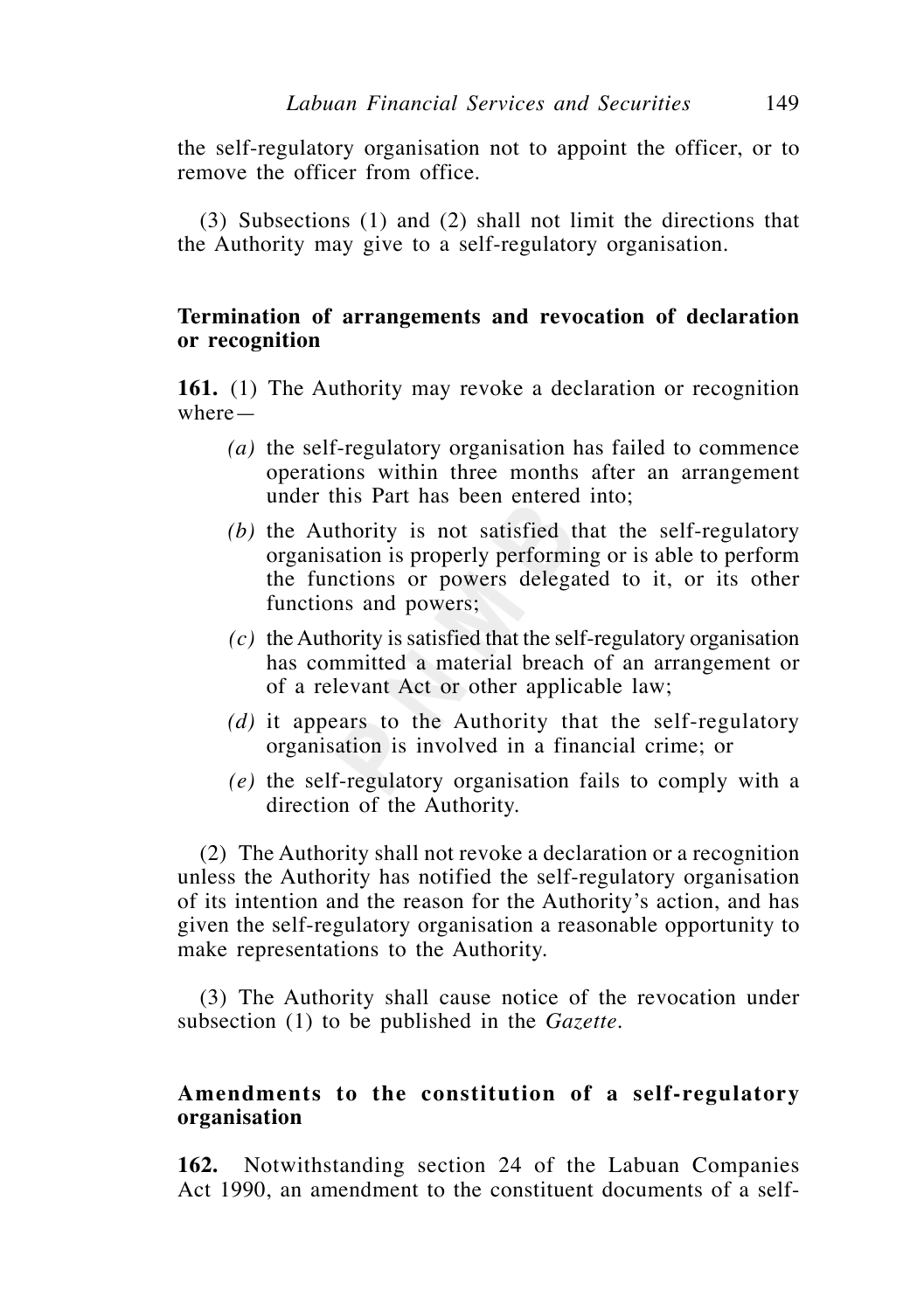the self-regulatory organisation not to appoint the officer, or to remove the officer from office.

(3) Subsections (1) and (2) shall not limit the directions that the Authority may give to a self-regulatory organisation.

**Termination of arrangements and revocation of declaration or recognition**

**161.** (1) The Authority may revoke a declaration or recognition where—

*(a)* the self-regulatory organisation has failed to commence operations within three months after an arrangement under this Part has been entered into;

*(b)* the Authority is not satisfied that the self-regulatory organisation is properly performing or is able to perform the functions or powers delegated to it, or its other functions and powers;

*(c)* the Authority is satisfied that the self-regulatory organisation has committed a material breach of an arrangement or of a relevant Act or other applicable law;

*(d)* it appears to the Authority that the self-regulatory organisation is involved in a financial crime; or

*(e)* the self-regulatory organisation fails to comply with a direction of the Authority.

(2) The Authority shall not revoke a declaration or a recognition unless the Authority has notified the self-regulatory organisation of its intention and the reason for the Authority's action, and has given the self-regulatory organisation a reasonable opportunity to make representations to the Authority.

(3) The Authority shall cause notice of the revocation under subsection (1) to be published in the *Gazette*.

**Amendments to the constitution of a self-regulatory organisation**

**162.** Notwithstanding section 24 of the Labuan Companies Act 1990, an amendment to the constituent documents of a self-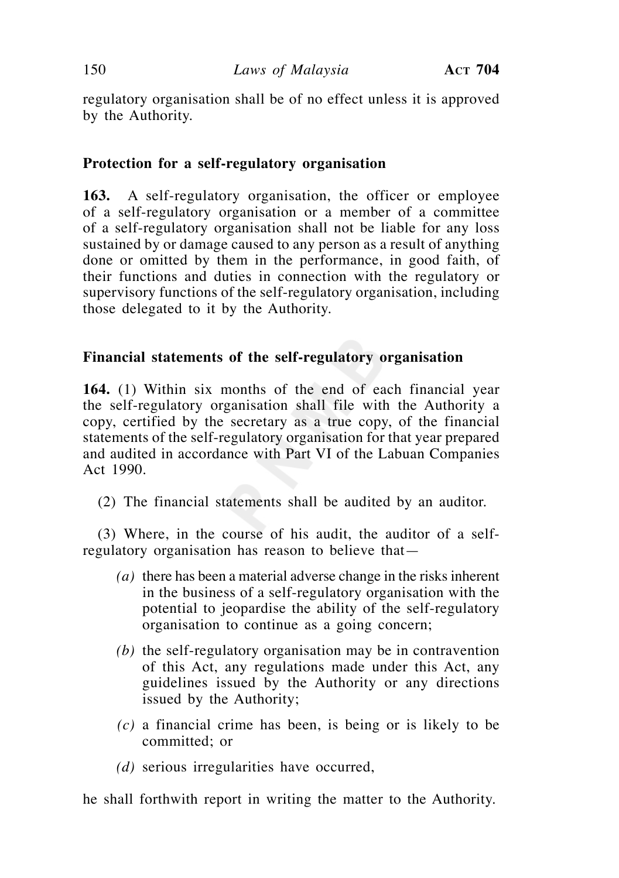regulatory organisation shall be of no effect unless it is approved by the Authority.

### Protection for a self-regulatory organisation

**163.** A self-regulatory organisation, the officer or employee of a self-regulatory organisation or a member of a committee of a self-regulatory organisation shall not be liable for any loss sustained by or damage caused to any person as a result of anything done or omitted by them in the performance, in good faith, of their functions and duties in connection with the regulatory or supervisory functions of the self-regulatory organisation, including those delegated to it by the Authority.

### Financial statements of the self-regulatory organisation

**164.** (1) Within six months of the end of each financial year the self-regulatory organisation shall file with the Authority a copy, certified by the secretary as a true copy, of the financial statements of the self-regulatory organisation for that year prepared and audited in accordance with Part VI of the Labuan Companies Act 1990.

(2) The financial statements shall be audited by an auditor.

(3) Where, in the course of his audit, the auditor of a self-regulatory organisation has reason to believe that—

*(a)* there has been a material adverse change in the risks inherent in the business of a self-regulatory organisation with the potential to jeopardise the ability of the self-regulatory organisation to continue as a going concern;

*(b)* the self-regulatory organisation may be in contravention of this Act, any regulations made under this Act, any guidelines issued by the Authority or any directions issued by the Authority;

*(c)* a financial crime has been, is being or is likely to be committed; or

*(d)* serious irregularities have occurred,

he shall forthwith report in writing the matter to the Authority.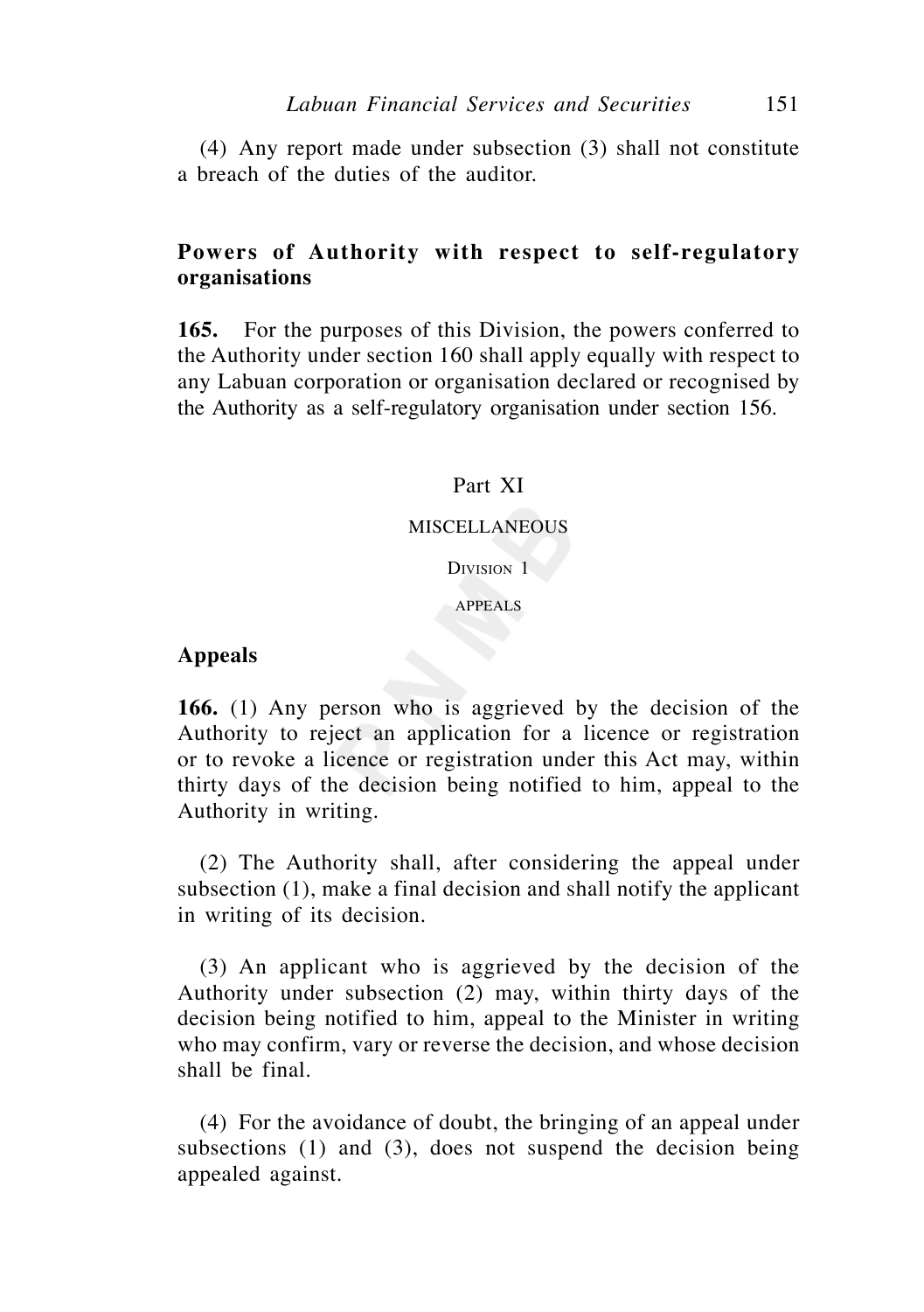(4) Any report made under subsection (3) shall not constitute a breach of the duties of the auditor.

**Powers of Authority with respect to self-regulatory organisations**

**165.** For the purposes of this Division, the powers conferred to the Authority under section 160 shall apply equally with respect to any Labuan corporation or organisation declared or recognised by the Authority as a self-regulatory organisation under section 156.

## Part XI

## MISCELLANEOUS

### Division 1

### APPEALS

**Appeals**

**166.** (1) Any person who is aggrieved by the decision of the Authority to reject an application for a licence or registration or to revoke a licence or registration under this Act may, within thirty days of the decision being notified to him, appeal to the Authority in writing.

(2) The Authority shall, after considering the appeal under subsection (1), make a final decision and shall notify the applicant in writing of its decision.

(3) An applicant who is aggrieved by the decision of the Authority under subsection (2) may, within thirty days of the decision being notified to him, appeal to the Minister in writing who may confirm, vary or reverse the decision, and whose decision shall be final.

(4) For the avoidance of doubt, the bringing of an appeal under subsections (1) and (3), does not suspend the decision being appealed against.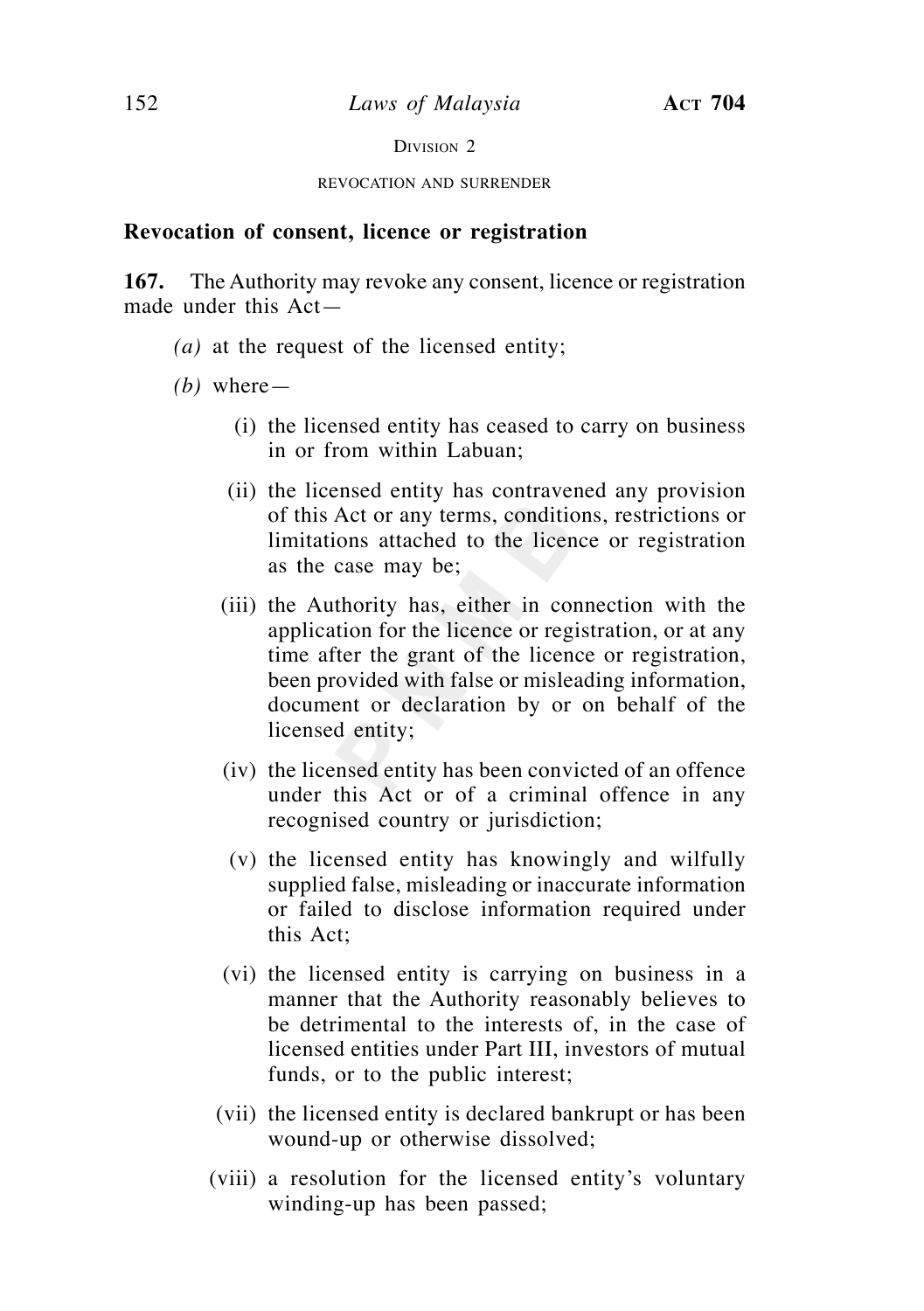Division 2

revocation and surrender

**Revocation of consent, licence or registration**

**167.** The Authority may revoke any consent, licence or registration made under this Act—

*(a)* at the request of the licensed entity;

*(b)* where—

(i) the licensed entity has ceased to carry on business in or from within Labuan;

(ii) the licensed entity has contravened any provision of this Act or any terms, conditions, restrictions or limitations attached to the licence or registration as the case may be;

(iii) the Authority has, either in connection with the application for the licence or registration, or at any time after the grant of the licence or registration, been provided with false or misleading information, document or declaration by or on behalf of the licensed entity;

(iv) the licensed entity has been convicted of an offence under this Act or of a criminal offence in any recognised country or jurisdiction;

(v) the licensed entity has knowingly and wilfully supplied false, misleading or inaccurate information or failed to disclose information required under this Act;

(vi) the licensed entity is carrying on business in a manner that the Authority reasonably believes to be detrimental to the interests of, in the case of licensed entities under Part III, investors of mutual funds, or to the public interest;

(vii) the licensed entity is declared bankrupt or has been wound-up or otherwise dissolved;

(viii) a resolution for the licensed entity's voluntary winding-up has been passed;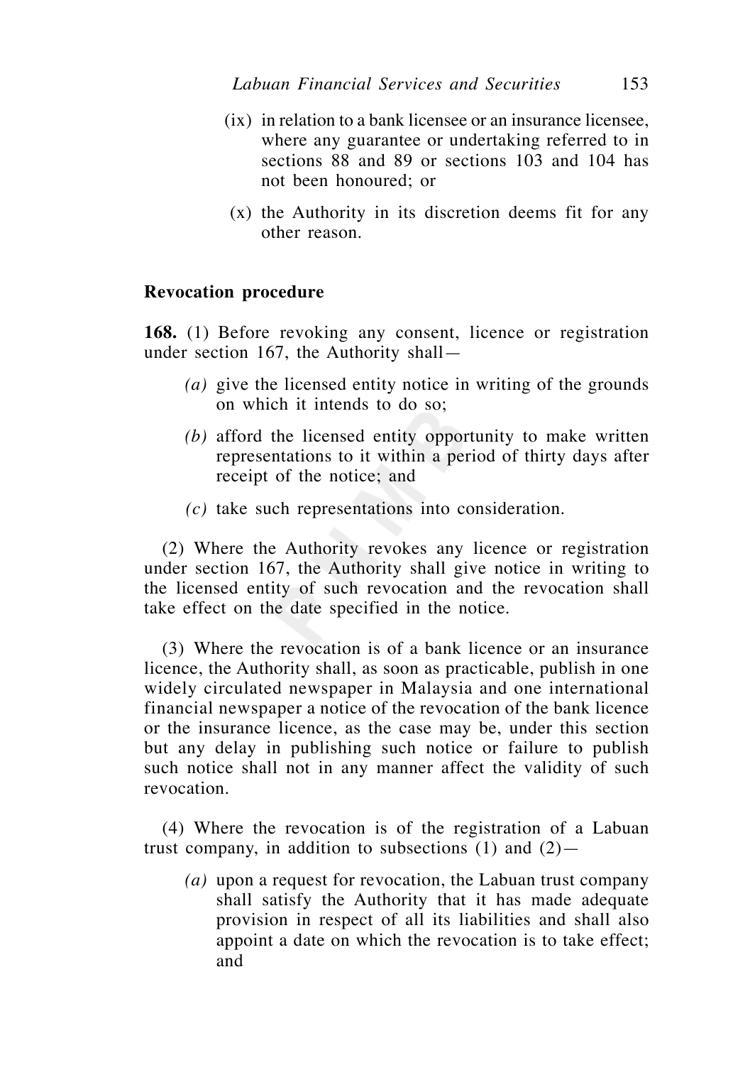(ix) in relation to a bank licensee or an insurance licensee, where any guarantee or undertaking referred to in sections 88 and 89 or sections 103 and 104 has not been honoured; or

(x) the Authority in its discretion deems fit for any other reason.

**Revocation procedure**

**168.** (1) Before revoking any consent, licence or registration under section 167, the Authority shall—

*(a)* give the licensed entity notice in writing of the grounds on which it intends to do so;

*(b)* afford the licensed entity opportunity to make written representations to it within a period of thirty days after receipt of the notice; and

*(c)* take such representations into consideration.

(2) Where the Authority revokes any licence or registration under section 167, the Authority shall give notice in writing to the licensed entity of such revocation and the revocation shall take effect on the date specified in the notice.

(3) Where the revocation is of a bank licence or an insurance licence, the Authority shall, as soon as practicable, publish in one widely circulated newspaper in Malaysia and one international financial newspaper a notice of the revocation of the bank licence or the insurance licence, as the case may be, under this section but any delay in publishing such notice or failure to publish such notice shall not in any manner affect the validity of such revocation.

(4) Where the revocation is of the registration of a Labuan trust company, in addition to subsections (1) and (2)—

*(a)* upon a request for revocation, the Labuan trust company shall satisfy the Authority that it has made adequate provision in respect of all its liabilities and shall also appoint a date on which the revocation is to take effect; and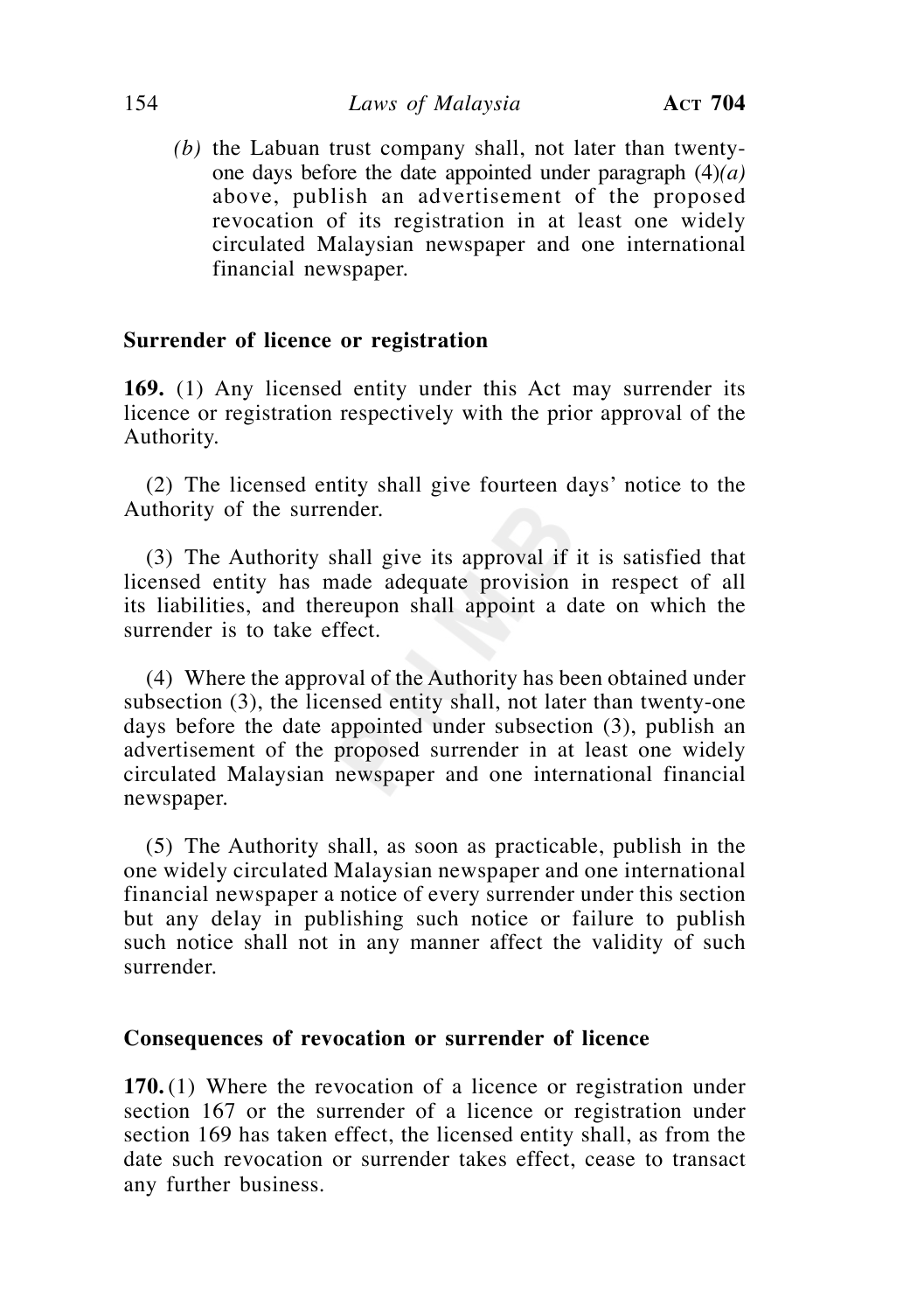*(b)* the Labuan trust company shall, not later than twenty-one days before the date appointed under paragraph (4)*(a)* above, publish an advertisement of the proposed revocation of its registration in at least one widely circulated Malaysian newspaper and one international financial newspaper.

**Surrender of licence or registration**

**169.** (1) Any licensed entity under this Act may surrender its licence or registration respectively with the prior approval of the Authority.

(2) The licensed entity shall give fourteen days' notice to the Authority of the surrender.

(3) The Authority shall give its approval if it is satisfied that licensed entity has made adequate provision in respect of all its liabilities, and thereupon shall appoint a date on which the surrender is to take effect.

(4) Where the approval of the Authority has been obtained under subsection (3), the licensed entity shall, not later than twenty-one days before the date appointed under subsection (3), publish an advertisement of the proposed surrender in at least one widely circulated Malaysian newspaper and one international financial newspaper.

(5) The Authority shall, as soon as practicable, publish in the one widely circulated Malaysian newspaper and one international financial newspaper a notice of every surrender under this section but any delay in publishing such notice or failure to publish such notice shall not in any manner affect the validity of such surrender.

**Consequences of revocation or surrender of licence**

**170.** (1) Where the revocation of a licence or registration under section 167 or the surrender of a licence or registration under section 169 has taken effect, the licensed entity shall, as from the date such revocation or surrender takes effect, cease to transact any further business.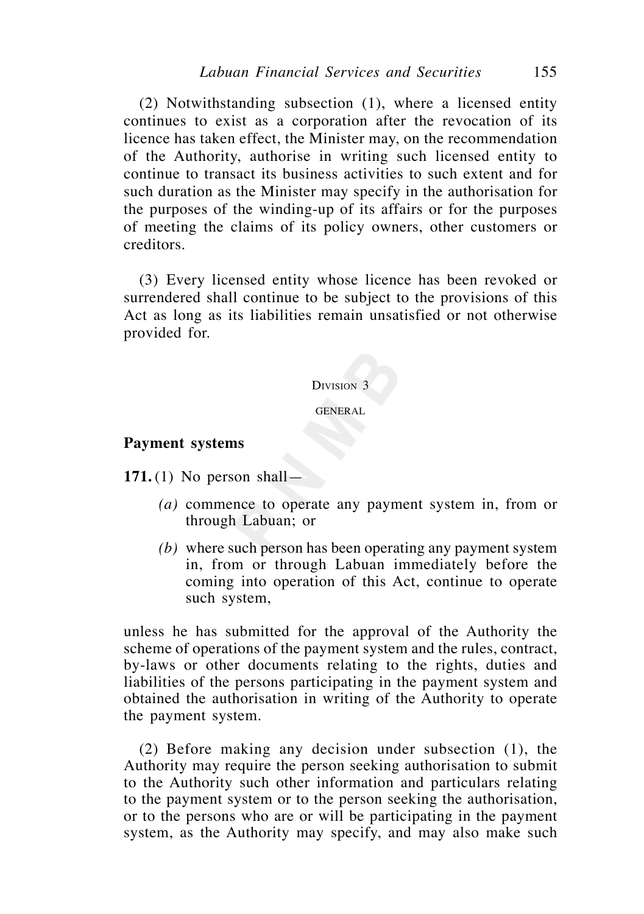(2) Notwithstanding subsection (1), where a licensed entity continues to exist as a corporation after the revocation of its licence has taken effect, the Minister may, on the recommendation of the Authority, authorise in writing such licensed entity to continue to transact its business activities to such extent and for such duration as the Minister may specify in the authorisation for the purposes of the winding-up of its affairs or for the purposes of meeting the claims of its policy owners, other customers or creditors.

(3) Every licensed entity whose licence has been revoked or surrendered shall continue to be subject to the provisions of this Act as long as its liabilities remain unsatisfied or not otherwise provided for.

DIVISION 3

GENERAL

**Payment systems**

**171.** (1) No person shall—

*(a)* commence to operate any payment system in, from or through Labuan; or

*(b)* where such person has been operating any payment system in, from or through Labuan immediately before the coming into operation of this Act, continue to operate such system,

unless he has submitted for the approval of the Authority the scheme of operations of the payment system and the rules, contract, by-laws or other documents relating to the rights, duties and liabilities of the persons participating in the payment system and obtained the authorisation in writing of the Authority to operate the payment system.

(2) Before making any decision under subsection (1), the Authority may require the person seeking authorisation to submit to the Authority such other information and particulars relating to the payment system or to the person seeking the authorisation, or to the persons who are or will be participating in the payment system, as the Authority may specify, and may also make such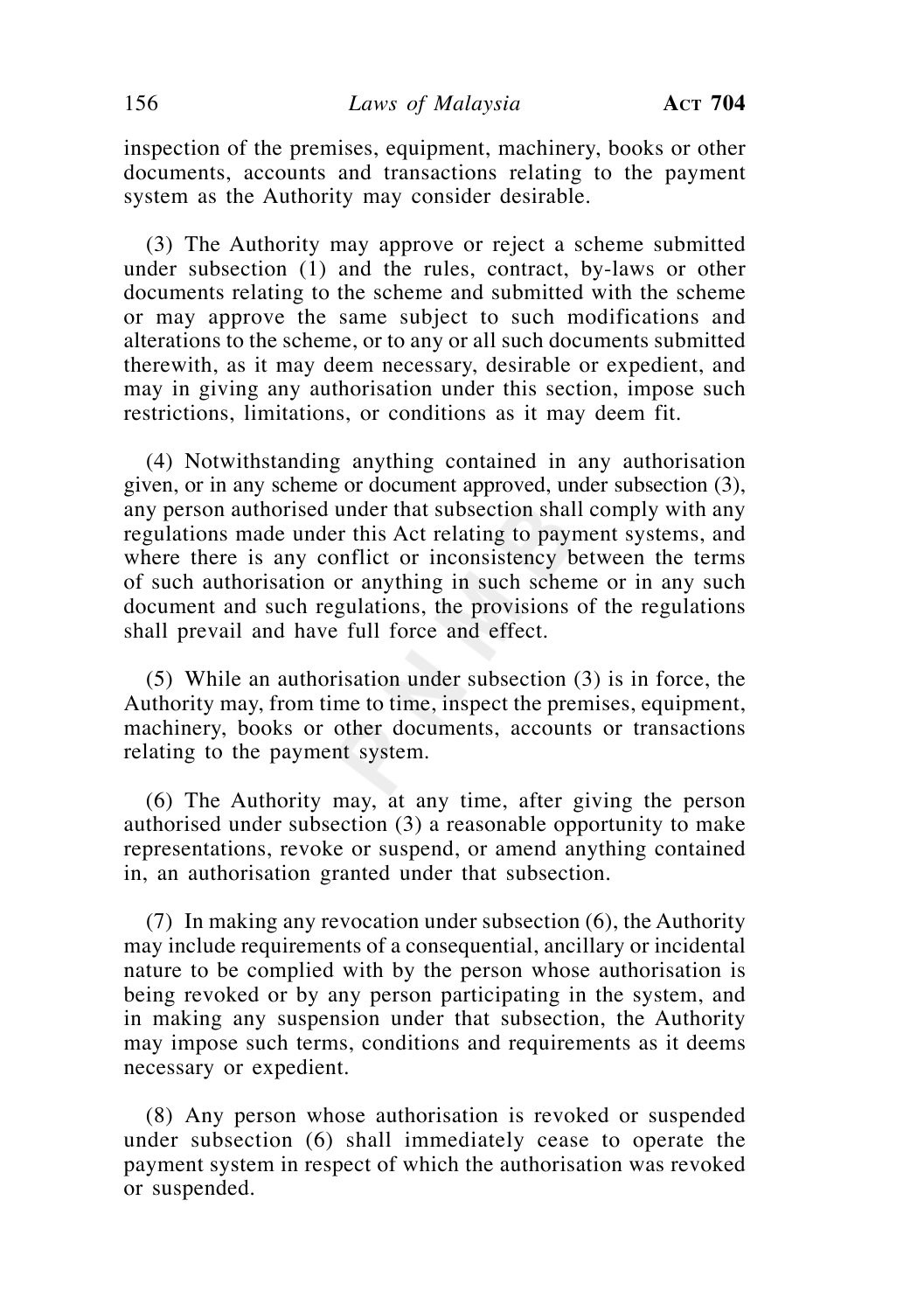inspection of the premises, equipment, machinery, books or other documents, accounts and transactions relating to the payment system as the Authority may consider desirable.

(3) The Authority may approve or reject a scheme submitted under subsection (1) and the rules, contract, by-laws or other documents relating to the scheme and submitted with the scheme or may approve the same subject to such modifications and alterations to the scheme, or to any or all such documents submitted therewith, as it may deem necessary, desirable or expedient, and may in giving any authorisation under this section, impose such restrictions, limitations, or conditions as it may deem fit.

(4) Notwithstanding anything contained in any authorisation given, or in any scheme or document approved, under subsection (3), any person authorised under that subsection shall comply with any regulations made under this Act relating to payment systems, and where there is any conflict or inconsistency between the terms of such authorisation or anything in such scheme or in any such document and such regulations, the provisions of the regulations shall prevail and have full force and effect.

(5) While an authorisation under subsection (3) is in force, the Authority may, from time to time, inspect the premises, equipment, machinery, books or other documents, accounts or transactions relating to the payment system.

(6) The Authority may, at any time, after giving the person authorised under subsection (3) a reasonable opportunity to make representations, revoke or suspend, or amend anything contained in, an authorisation granted under that subsection.

(7) In making any revocation under subsection (6), the Authority may include requirements of a consequential, ancillary or incidental nature to be complied with by the person whose authorisation is being revoked or by any person participating in the system, and in making any suspension under that subsection, the Authority may impose such terms, conditions and requirements as it deems necessary or expedient.

(8) Any person whose authorisation is revoked or suspended under subsection (6) shall immediately cease to operate the payment system in respect of which the authorisation was revoked or suspended.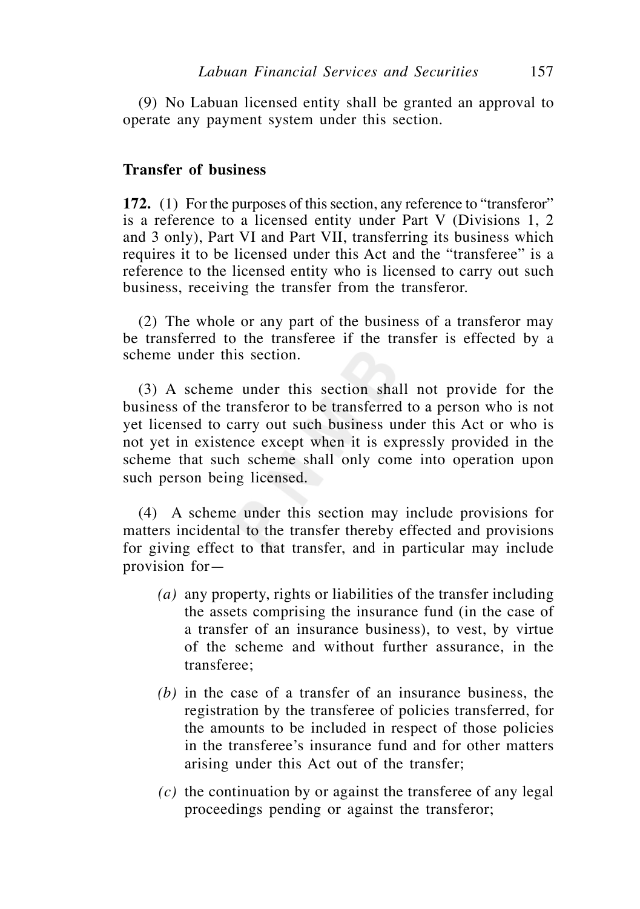(9) No Labuan licensed entity shall be granted an approval to operate any payment system under this section.

**Transfer of business**

**172.** (1) For the purposes of this section, any reference to "transferor" is a reference to a licensed entity under Part V (Divisions 1, 2 and 3 only), Part VI and Part VII, transferring its business which requires it to be licensed under this Act and the "transferee" is a reference to the licensed entity who is licensed to carry out such business, receiving the transfer from the transferor.

(2) The whole or any part of the business of a transferor may be transferred to the transferee if the transfer is effected by a scheme under this section.

(3) A scheme under this section shall not provide for the business of the transferor to be transferred to a person who is not yet licensed to carry out such business under this Act or who is not yet in existence except when it is expressly provided in the scheme that such scheme shall only come into operation upon such person being licensed.

(4) A scheme under this section may include provisions for matters incidental to the transfer thereby effected and provisions for giving effect to that transfer, and in particular may include provision for—

*(a)* any property, rights or liabilities of the transfer including the assets comprising the insurance fund (in the case of a transfer of an insurance business), to vest, by virtue of the scheme and without further assurance, in the transferee;

*(b)* in the case of a transfer of an insurance business, the registration by the transferee of policies transferred, for the amounts to be included in respect of those policies in the transferee's insurance fund and for other matters arising under this Act out of the transfer;

*(c)* the continuation by or against the transferee of any legal proceedings pending or against the transferor;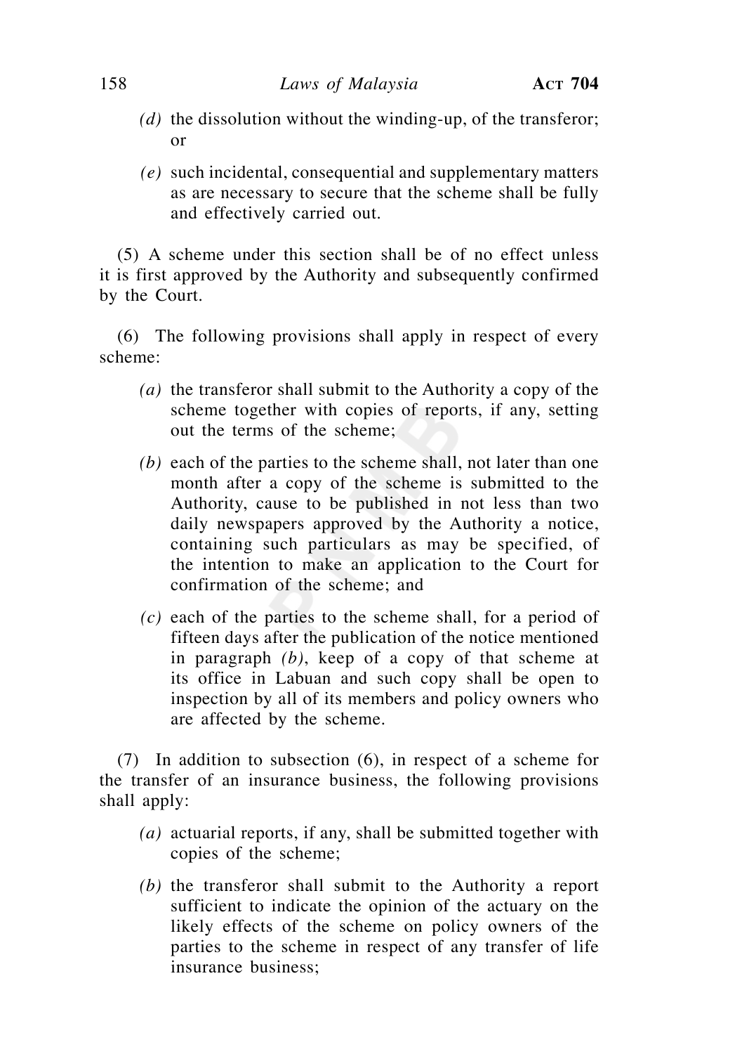*(d)* the dissolution without the winding-up, of the transferor; or

*(e)* such incidental, consequential and supplementary matters as are necessary to secure that the scheme shall be fully and effectively carried out.

(5) A scheme under this section shall be of no effect unless it is first approved by the Authority and subsequently confirmed by the Court.

(6) The following provisions shall apply in respect of every scheme:

*(a)* the transferor shall submit to the Authority a copy of the scheme together with copies of reports, if any, setting out the terms of the scheme;

*(b)* each of the parties to the scheme shall, not later than one month after a copy of the scheme is submitted to the Authority, cause to be published in not less than two daily newspapers approved by the Authority a notice, containing such particulars as may be specified, of the intention to make an application to the Court for confirmation of the scheme; and

*(c)* each of the parties to the scheme shall, for a period of fifteen days after the publication of the notice mentioned in paragraph *(b)*, keep of a copy of that scheme at its office in Labuan and such copy shall be open to inspection by all of its members and policy owners who are affected by the scheme.

(7) In addition to subsection (6), in respect of a scheme for the transfer of an insurance business, the following provisions shall apply:

*(a)* actuarial reports, if any, shall be submitted together with copies of the scheme;

*(b)* the transferor shall submit to the Authority a report sufficient to indicate the opinion of the actuary on the likely effects of the scheme on policy owners of the parties to the scheme in respect of any transfer of life insurance business;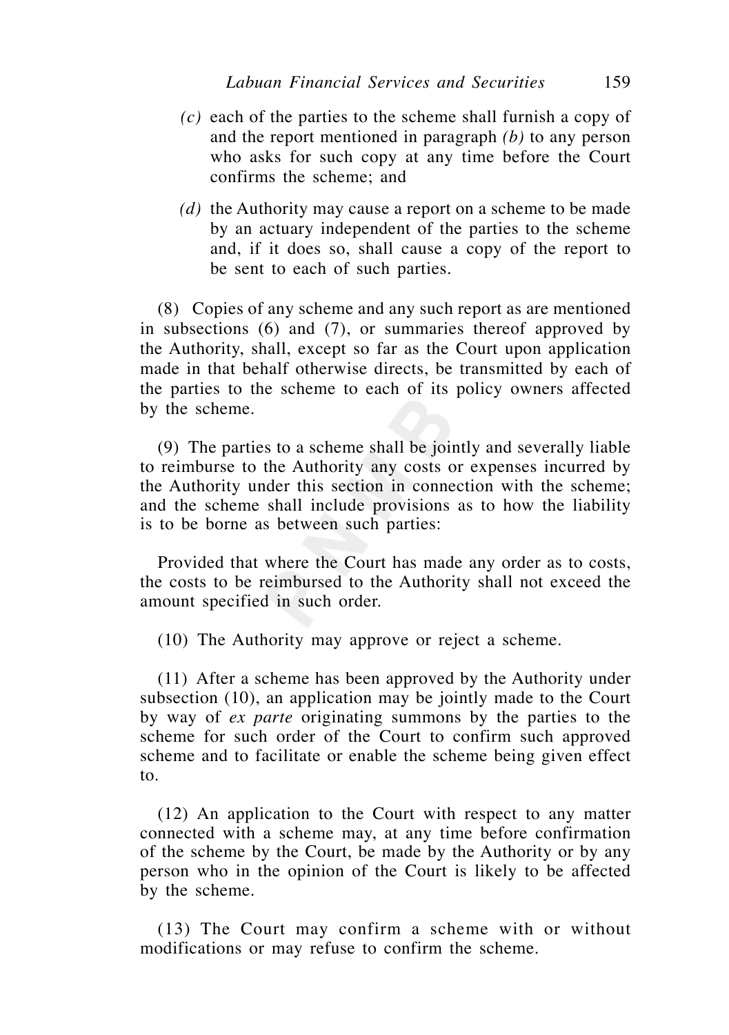*(c)* each of the parties to the scheme shall furnish a copy of and the report mentioned in paragraph *(b)* to any person who asks for such copy at any time before the Court confirms the scheme; and

*(d)* the Authority may cause a report on a scheme to be made by an actuary independent of the parties to the scheme and, if it does so, shall cause a copy of the report to be sent to each of such parties.

(8) Copies of any scheme and any such report as are mentioned in subsections (6) and (7), or summaries thereof approved by the Authority, shall, except so far as the Court upon application made in that behalf otherwise directs, be transmitted by each of the parties to the scheme to each of its policy owners affected by the scheme.

(9) The parties to a scheme shall be jointly and severally liable to reimburse to the Authority any costs or expenses incurred by the Authority under this section in connection with the scheme; and the scheme shall include provisions as to how the liability is to be borne as between such parties:

Provided that where the Court has made any order as to costs, the costs to be reimbursed to the Authority shall not exceed the amount specified in such order.

(10) The Authority may approve or reject a scheme.

(11) After a scheme has been approved by the Authority under subsection (10), an application may be jointly made to the Court by way of *ex parte* originating summons by the parties to the scheme for such order of the Court to confirm such approved scheme and to facilitate or enable the scheme being given effect to.

(12) An application to the Court with respect to any matter connected with a scheme may, at any time before confirmation of the scheme by the Court, be made by the Authority or by any person who in the opinion of the Court is likely to be affected by the scheme.

(13) The Court may confirm a scheme with or without modifications or may refuse to confirm the scheme.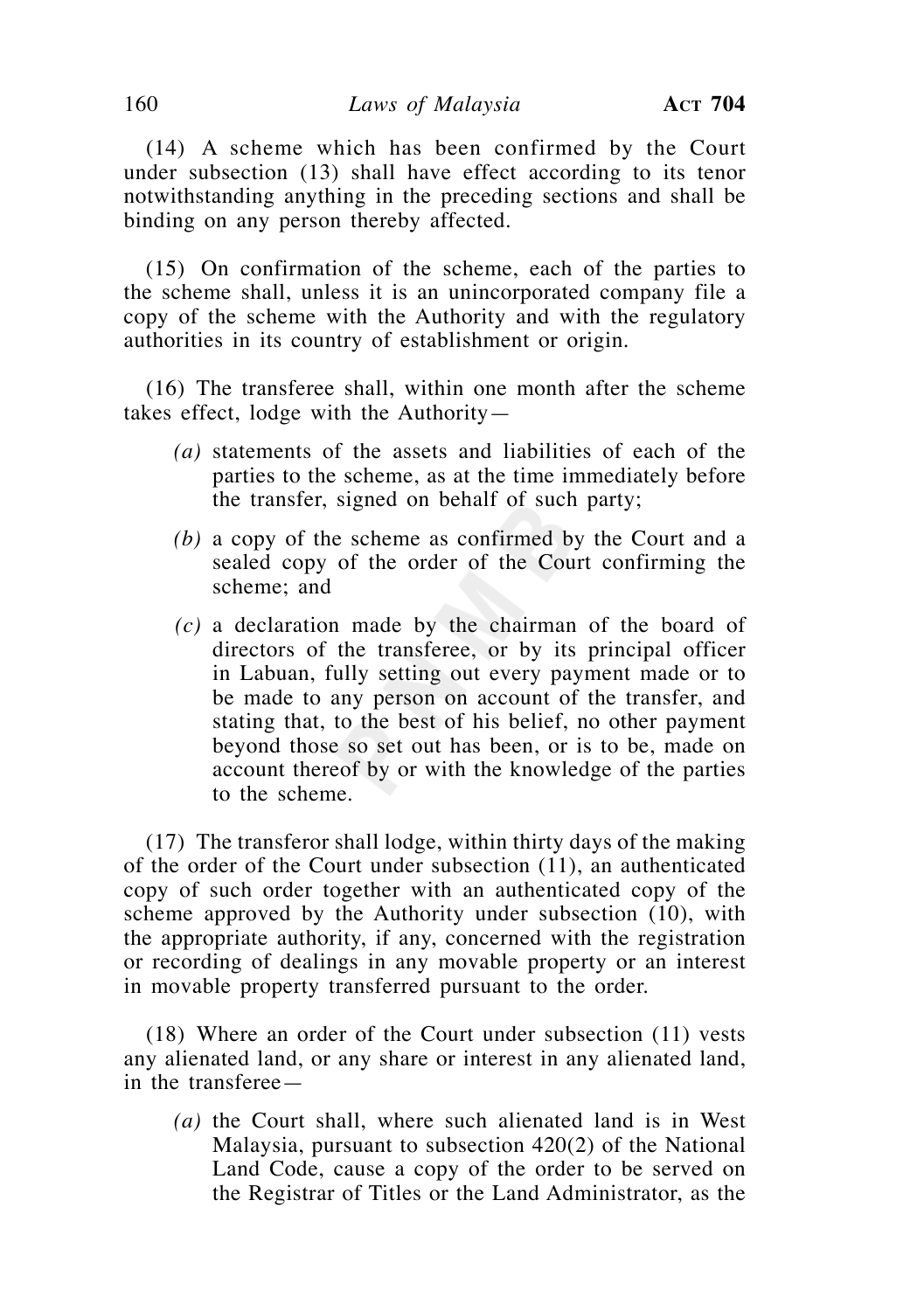(14) A scheme which has been confirmed by the Court under subsection (13) shall have effect according to its tenor notwithstanding anything in the preceding sections and shall be binding on any person thereby affected.

(15) On confirmation of the scheme, each of the parties to the scheme shall, unless it is an unincorporated company file a copy of the scheme with the Authority and with the regulatory authorities in its country of establishment or origin.

(16) The transferee shall, within one month after the scheme takes effect, lodge with the Authority—

*(a)* statements of the assets and liabilities of each of the parties to the scheme, as at the time immediately before the transfer, signed on behalf of such party;

*(b)* a copy of the scheme as confirmed by the Court and a sealed copy of the order of the Court confirming the scheme; and

*(c)* a declaration made by the chairman of the board of directors of the transferee, or by its principal officer in Labuan, fully setting out every payment made or to be made to any person on account of the transfer, and stating that, to the best of his belief, no other payment beyond those so set out has been, or is to be, made on account thereof by or with the knowledge of the parties to the scheme.

(17) The transferor shall lodge, within thirty days of the making of the order of the Court under subsection (11), an authenticated copy of such order together with an authenticated copy of the scheme approved by the Authority under subsection (10), with the appropriate authority, if any, concerned with the registration or recording of dealings in any movable property or an interest in movable property transferred pursuant to the order.

(18) Where an order of the Court under subsection (11) vests any alienated land, or any share or interest in any alienated land, in the transferee—

*(a)* the Court shall, where such alienated land is in West Malaysia, pursuant to subsection 420(2) of the National Land Code, cause a copy of the order to be served on the Registrar of Titles or the Land Administrator, as the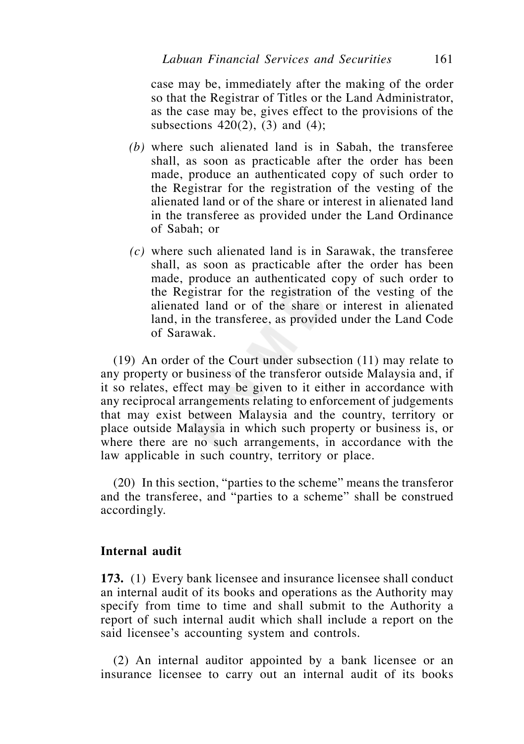case may be, immediately after the making of the order so that the Registrar of Titles or the Land Administrator, as the case may be, gives effect to the provisions of the subsections 420(2), (3) and (4);

*(b)* where such alienated land is in Sabah, the transferee shall, as soon as practicable after the order has been made, produce an authenticated copy of such order to the Registrar for the registration of the vesting of the alienated land or of the share or interest in alienated land in the transferee as provided under the Land Ordinance of Sabah; or

*(c)* where such alienated land is in Sarawak, the transferee shall, as soon as practicable after the order has been made, produce an authenticated copy of such order to the Registrar for the registration of the vesting of the alienated land or of the share or interest in alienated land, in the transferee, as provided under the Land Code of Sarawak.

(19) An order of the Court under subsection (11) may relate to any property or business of the transferor outside Malaysia and, if it so relates, effect may be given to it either in accordance with any reciprocal arrangements relating to enforcement of judgements that may exist between Malaysia and the country, territory or place outside Malaysia in which such property or business is, or where there are no such arrangements, in accordance with the law applicable in such country, territory or place.

(20) In this section, "parties to the scheme" means the transferor and the transferee, and "parties to a scheme" shall be construed accordingly.

**Internal audit**

**173.** (1) Every bank licensee and insurance licensee shall conduct an internal audit of its books and operations as the Authority may specify from time to time and shall submit to the Authority a report of such internal audit which shall include a report on the said licensee's accounting system and controls.

(2) An internal auditor appointed by a bank licensee or an insurance licensee to carry out an internal audit of its books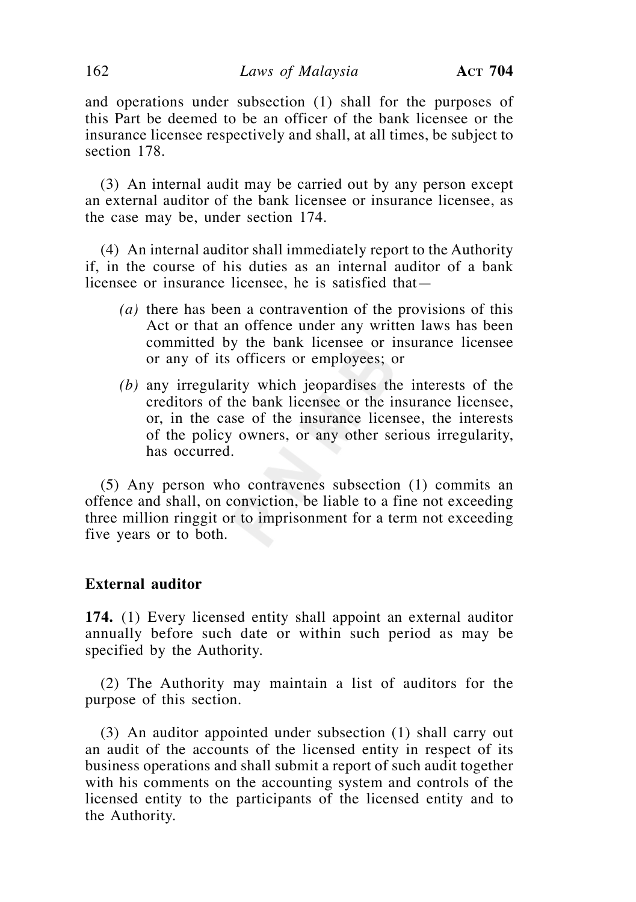and operations under subsection (1) shall for the purposes of this Part be deemed to be an officer of the bank licensee or the insurance licensee respectively and shall, at all times, be subject to section 178.

(3) An internal audit may be carried out by any person except an external auditor of the bank licensee or insurance licensee, as the case may be, under section 174.

(4) An internal auditor shall immediately report to the Authority if, in the course of his duties as an internal auditor of a bank licensee or insurance licensee, he is satisfied that—

*(a)* there has been a contravention of the provisions of this Act or that an offence under any written laws has been committed by the bank licensee or insurance licensee or any of its officers or employees; or

*(b)* any irregularity which jeopardises the interests of the creditors of the bank licensee or the insurance licensee, or, in the case of the insurance licensee, the interests of the policy owners, or any other serious irregularity, has occurred.

(5) Any person who contravenes subsection (1) commits an offence and shall, on conviction, be liable to a fine not exceeding three million ringgit or to imprisonment for a term not exceeding five years or to both.

**External auditor**

**174.** (1) Every licensed entity shall appoint an external auditor annually before such date or within such period as may be specified by the Authority.

(2) The Authority may maintain a list of auditors for the purpose of this section.

(3) An auditor appointed under subsection (1) shall carry out an audit of the accounts of the licensed entity in respect of its business operations and shall submit a report of such audit together with his comments on the accounting system and controls of the licensed entity to the participants of the licensed entity and to the Authority.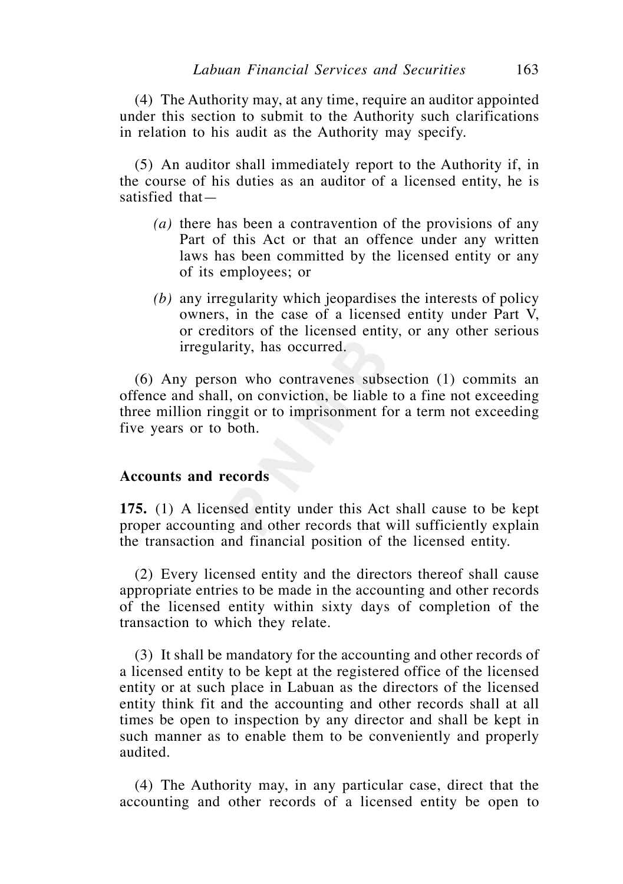(4) The Authority may, at any time, require an auditor appointed under this section to submit to the Authority such clarifications in relation to his audit as the Authority may specify.

(5) An auditor shall immediately report to the Authority if, in the course of his duties as an auditor of a licensed entity, he is satisfied that—

*(a)* there has been a contravention of the provisions of any Part of this Act or that an offence under any written laws has been committed by the licensed entity or any of its employees; or

*(b)* any irregularity which jeopardises the interests of policy owners, in the case of a licensed entity under Part V, or creditors of the licensed entity, or any other serious irregularity, has occurred.

(6) Any person who contravenes subsection (1) commits an offence and shall, on conviction, be liable to a fine not exceeding three million ringgit or to imprisonment for a term not exceeding five years or to both.

**Accounts and records**

**175.** (1) A licensed entity under this Act shall cause to be kept proper accounting and other records that will sufficiently explain the transaction and financial position of the licensed entity.

(2) Every licensed entity and the directors thereof shall cause appropriate entries to be made in the accounting and other records of the licensed entity within sixty days of completion of the transaction to which they relate.

(3) It shall be mandatory for the accounting and other records of a licensed entity to be kept at the registered office of the licensed entity or at such place in Labuan as the directors of the licensed entity think fit and the accounting and other records shall at all times be open to inspection by any director and shall be kept in such manner as to enable them to be conveniently and properly audited.

(4) The Authority may, in any particular case, direct that the accounting and other records of a licensed entity be open to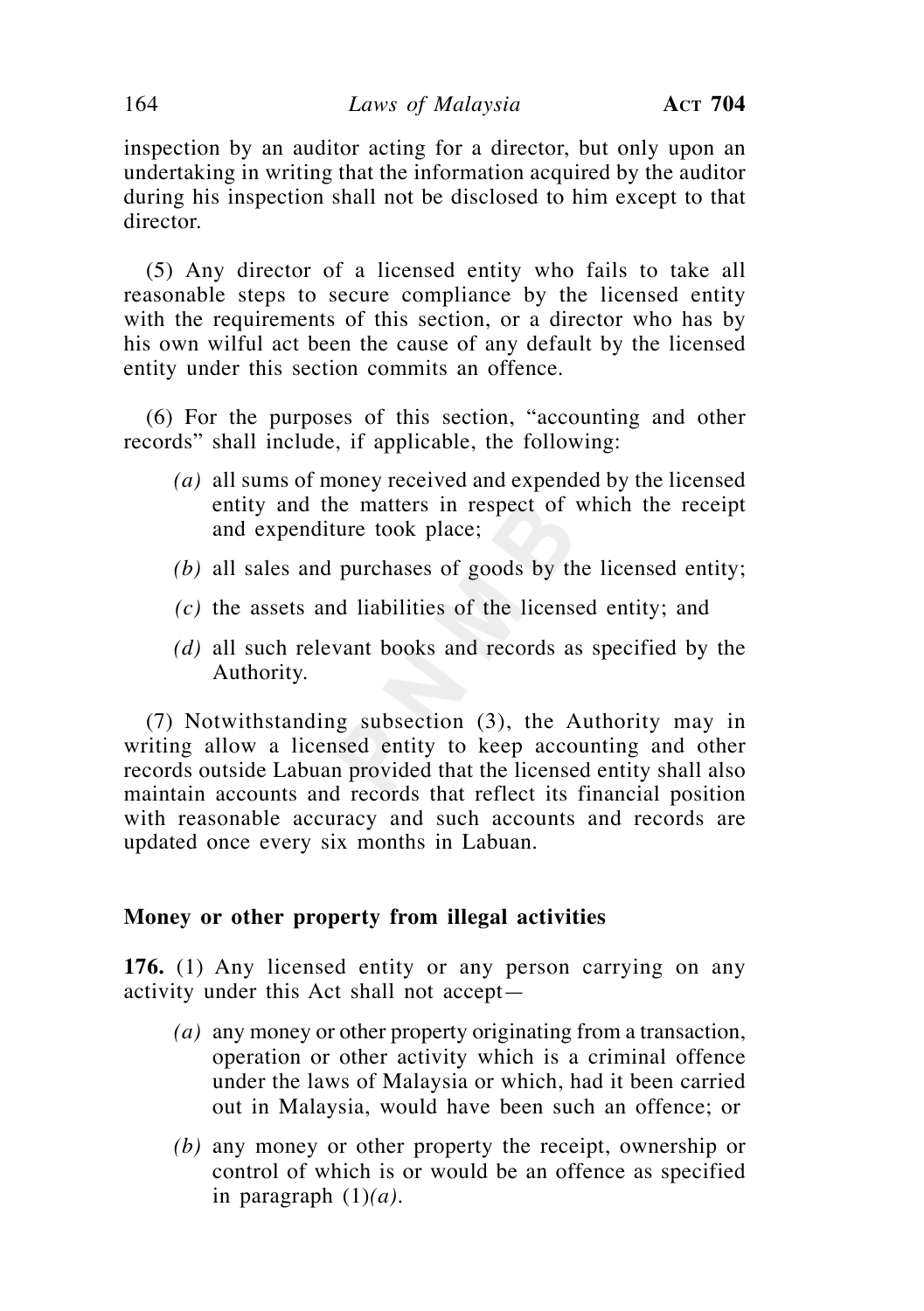inspection by an auditor acting for a director, but only upon an undertaking in writing that the information acquired by the auditor during his inspection shall not be disclosed to him except to that director.

(5) Any director of a licensed entity who fails to take all reasonable steps to secure compliance by the licensed entity with the requirements of this section, or a director who has by his own wilful act been the cause of any default by the licensed entity under this section commits an offence.

(6) For the purposes of this section, "accounting and other records" shall include, if applicable, the following:

*(a)* all sums of money received and expended by the licensed entity and the matters in respect of which the receipt and expenditure took place;

*(b)* all sales and purchases of goods by the licensed entity;

*(c)* the assets and liabilities of the licensed entity; and

*(d)* all such relevant books and records as specified by the Authority.

(7) Notwithstanding subsection (3), the Authority may in writing allow a licensed entity to keep accounting and other records outside Labuan provided that the licensed entity shall also maintain accounts and records that reflect its financial position with reasonable accuracy and such accounts and records are updated once every six months in Labuan.

**Money or other property from illegal activities**

**176.** (1) Any licensed entity or any person carrying on any activity under this Act shall not accept—

*(a)* any money or other property originating from a transaction, operation or other activity which is a criminal offence under the laws of Malaysia or which, had it been carried out in Malaysia, would have been such an offence; or

*(b)* any money or other property the receipt, ownership or control of which is or would be an offence as specified in paragraph (1)*(a)*.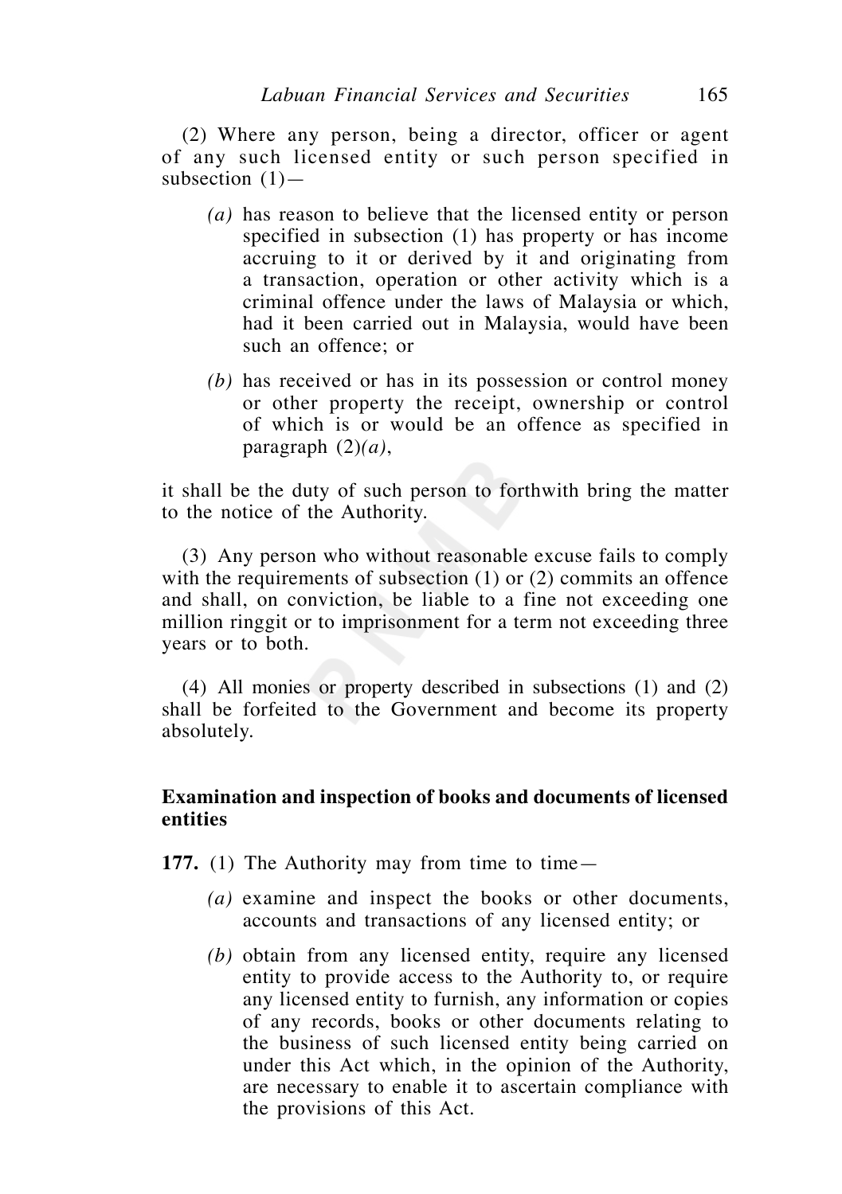(2) Where any person, being a director, officer or agent of any such licensed entity or such person specified in subsection (1)—

*(a)* has reason to believe that the licensed entity or person specified in subsection (1) has property or has income accruing to it or derived by it and originating from a transaction, operation or other activity which is a criminal offence under the laws of Malaysia or which, had it been carried out in Malaysia, would have been such an offence; or

*(b)* has received or has in its possession or control money or other property the receipt, ownership or control of which is or would be an offence as specified in paragraph (2)*(a)*,

it shall be the duty of such person to forthwith bring the matter to the notice of the Authority.

(3) Any person who without reasonable excuse fails to comply with the requirements of subsection (1) or (2) commits an offence and shall, on conviction, be liable to a fine not exceeding one million ringgit or to imprisonment for a term not exceeding three years or to both.

(4) All monies or property described in subsections (1) and (2) shall be forfeited to the Government and become its property absolutely.

**Examination and inspection of books and documents of licensed entities**

**177.** (1) The Authority may from time to time—

*(a)* examine and inspect the books or other documents, accounts and transactions of any licensed entity; or

*(b)* obtain from any licensed entity, require any licensed entity to provide access to the Authority to, or require any licensed entity to furnish, any information or copies of any records, books or other documents relating to the business of such licensed entity being carried on under this Act which, in the opinion of the Authority, are necessary to enable it to ascertain compliance with the provisions of this Act.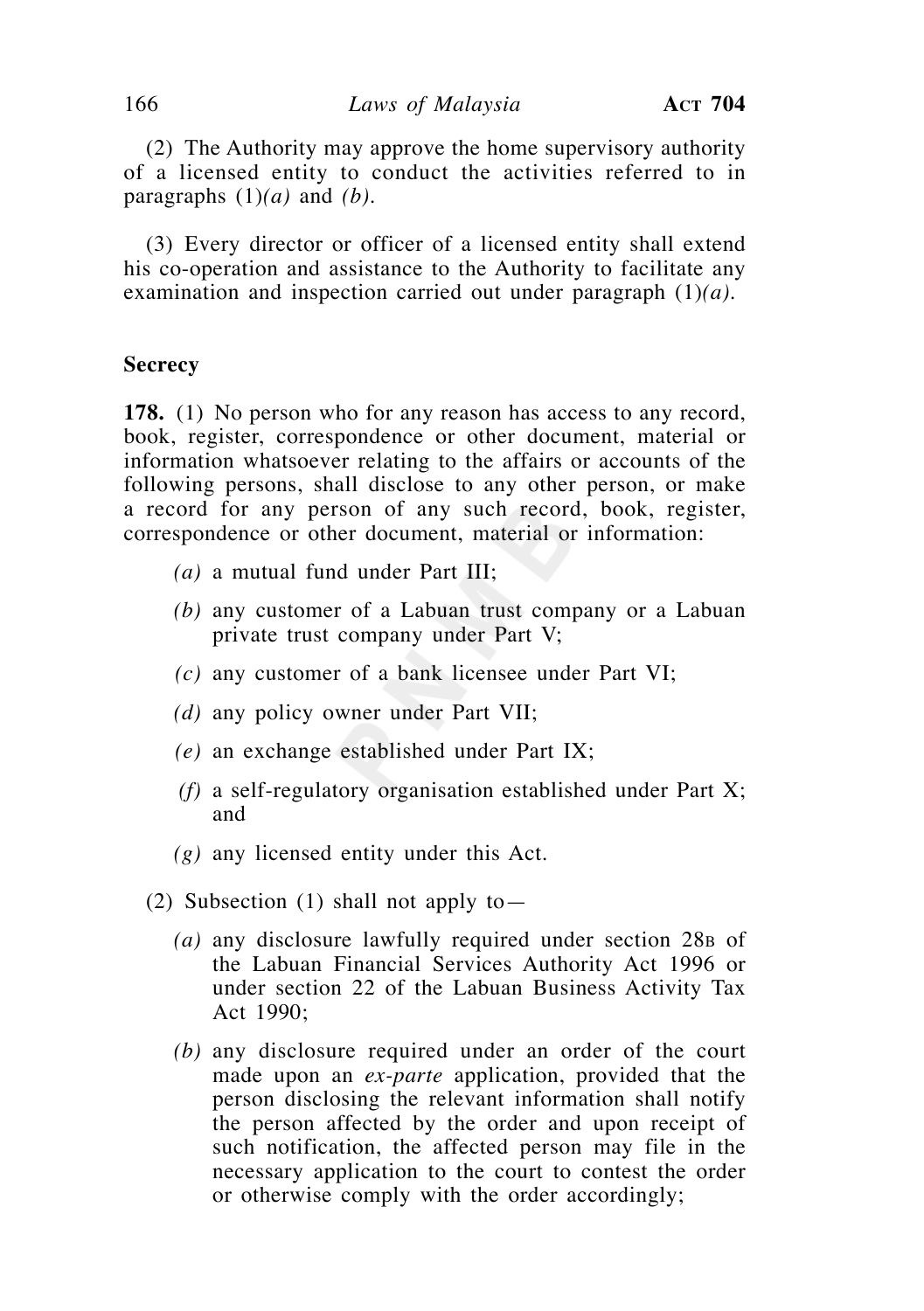(2) The Authority may approve the home supervisory authority of a licensed entity to conduct the activities referred to in paragraphs (1)*(a)* and *(b)*.

(3) Every director or officer of a licensed entity shall extend his co-operation and assistance to the Authority to facilitate any examination and inspection carried out under paragraph (1)*(a)*.

**Secrecy**

**178.** (1) No person who for any reason has access to any record, book, register, correspondence or other document, material or information whatsoever relating to the affairs or accounts of the following persons, shall disclose to any other person, or make a record for any person of any such record, book, register, correspondence or other document, material or information:

*(a)* a mutual fund under Part III;

*(b)* any customer of a Labuan trust company or a Labuan private trust company under Part V;

*(c)* any customer of a bank licensee under Part VI;

*(d)* any policy owner under Part VII;

*(e)* an exchange established under Part IX;

*(f)* a self-regulatory organisation established under Part X; and

*(g)* any licensed entity under this Act.

(2) Subsection (1) shall not apply to—

*(a)* any disclosure lawfully required under section 28B of the Labuan Financial Services Authority Act 1996 or under section 22 of the Labuan Business Activity Tax Act 1990;

*(b)* any disclosure required under an order of the court made upon an *ex-parte* application, provided that the person disclosing the relevant information shall notify the person affected by the order and upon receipt of such notification, the affected person may file in the necessary application to the court to contest the order or otherwise comply with the order accordingly;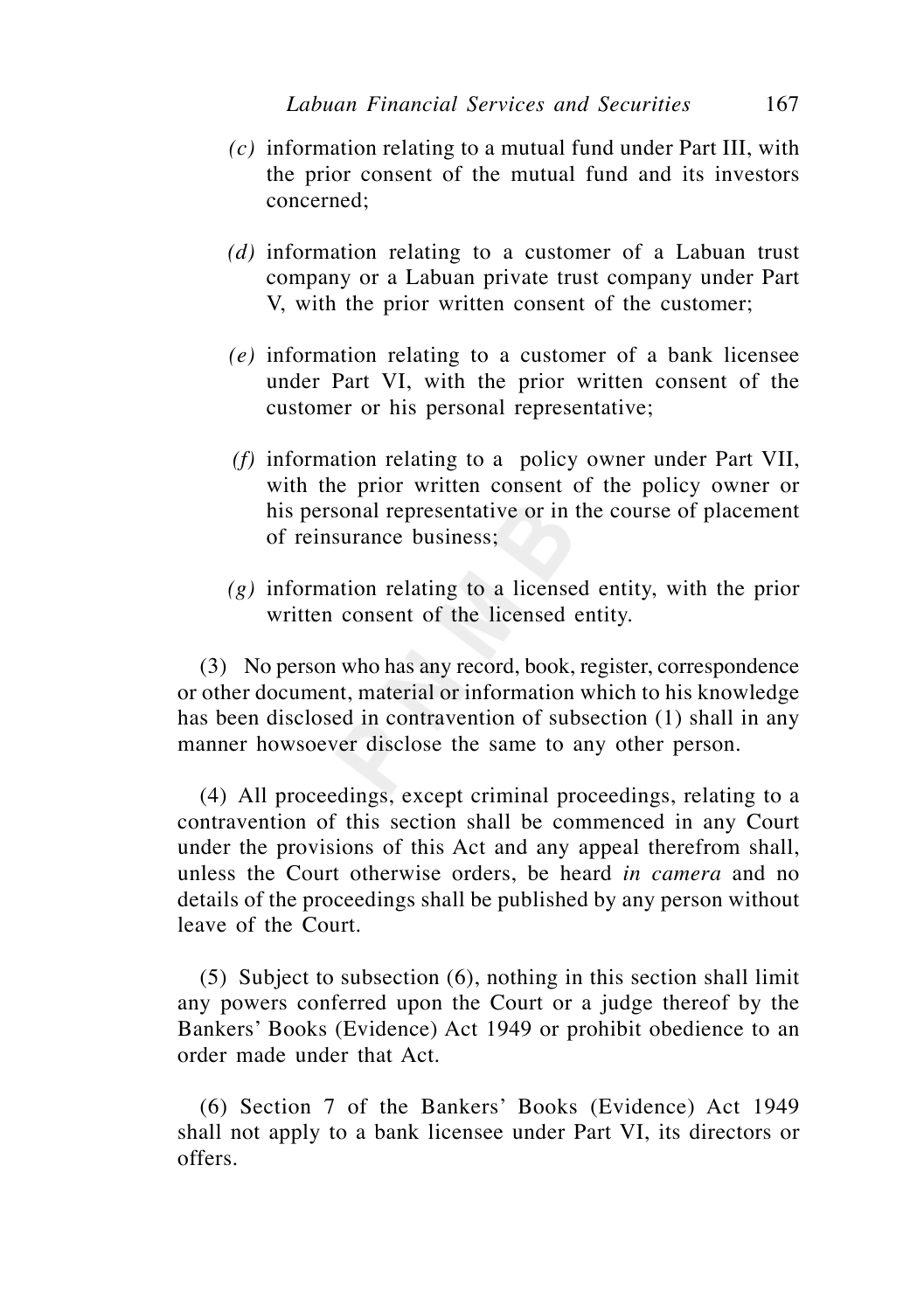*(c)* information relating to a mutual fund under Part III, with the prior consent of the mutual fund and its investors concerned;

*(d)* information relating to a customer of a Labuan trust company or a Labuan private trust company under Part V, with the prior written consent of the customer;

*(e)* information relating to a customer of a bank licensee under Part VI, with the prior written consent of the customer or his personal representative;

*(f)* information relating to a policy owner under Part VII, with the prior written consent of the policy owner or his personal representative or in the course of placement of reinsurance business;

*(g)* information relating to a licensed entity, with the prior written consent of the licensed entity.

(3) No person who has any record, book, register, correspondence or other document, material or information which to his knowledge has been disclosed in contravention of subsection (1) shall in any manner howsoever disclose the same to any other person.

(4) All proceedings, except criminal proceedings, relating to a contravention of this section shall be commenced in any Court under the provisions of this Act and any appeal therefrom shall, unless the Court otherwise orders, be heard *in camera* and no details of the proceedings shall be published by any person without leave of the Court.

(5) Subject to subsection (6), nothing in this section shall limit any powers conferred upon the Court or a judge thereof by the Bankers' Books (Evidence) Act 1949 or prohibit obedience to an order made under that Act.

(6) Section 7 of the Bankers' Books (Evidence) Act 1949 shall not apply to a bank licensee under Part VI, its directors or offers.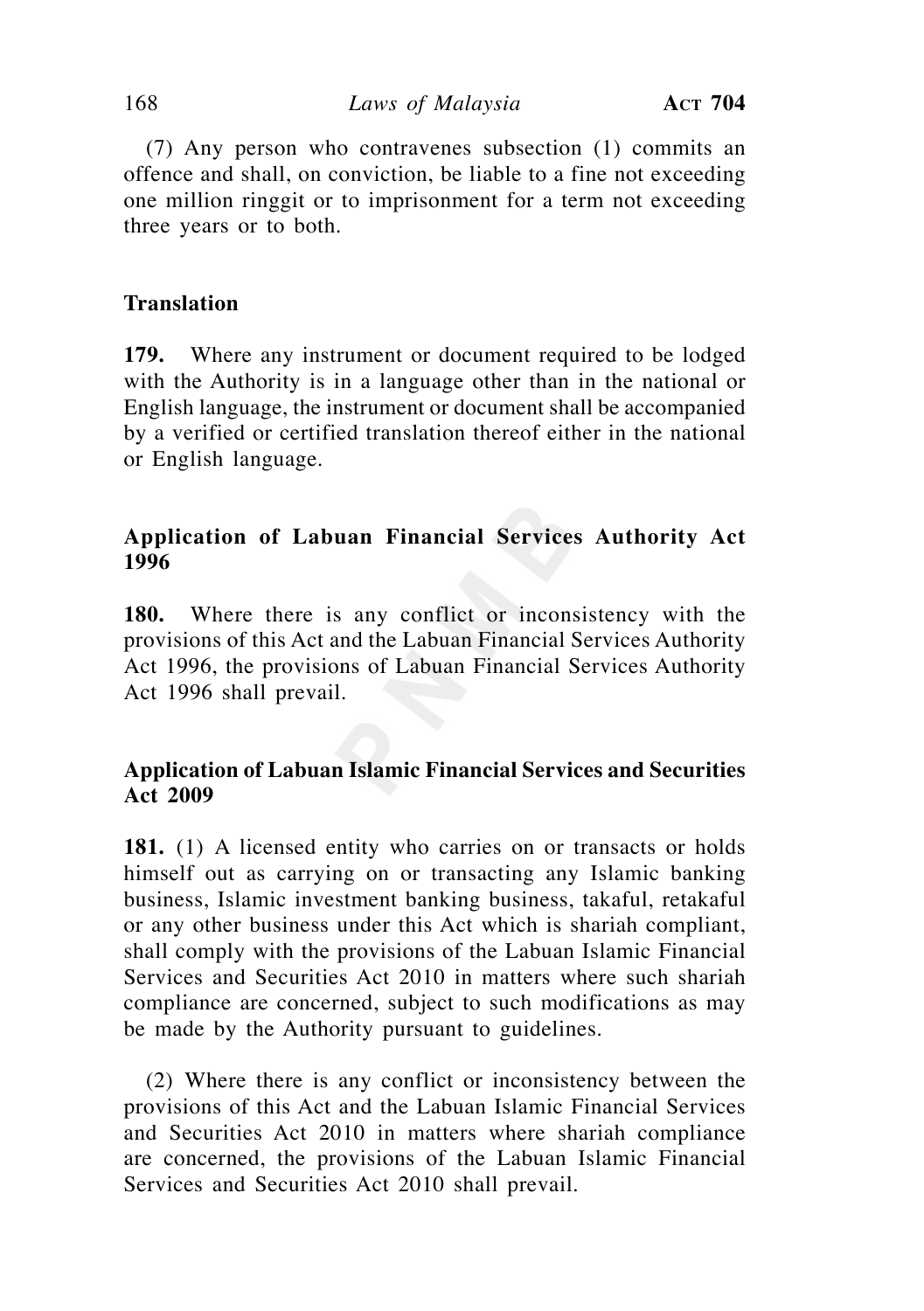(7) Any person who contravenes subsection (1) commits an offence and shall, on conviction, be liable to a fine not exceeding one million ringgit or to imprisonment for a term not exceeding three years or to both.

**Translation**

**179.** Where any instrument or document required to be lodged with the Authority is in a language other than in the national or English language, the instrument or document shall be accompanied by a verified or certified translation thereof either in the national or English language.

**Application of Labuan Financial Services Authority Act 1996**

**180.** Where there is any conflict or inconsistency with the provisions of this Act and the Labuan Financial Services Authority Act 1996, the provisions of Labuan Financial Services Authority Act 1996 shall prevail.

**Application of Labuan Islamic Financial Services and Securities Act 2009**

**181.** (1) A licensed entity who carries on or transacts or holds himself out as carrying on or transacting any Islamic banking business, Islamic investment banking business, takaful, retakaful or any other business under this Act which is shariah compliant, shall comply with the provisions of the Labuan Islamic Financial Services and Securities Act 2010 in matters where such shariah compliance are concerned, subject to such modifications as may be made by the Authority pursuant to guidelines.

(2) Where there is any conflict or inconsistency between the provisions of this Act and the Labuan Islamic Financial Services and Securities Act 2010 in matters where shariah compliance are concerned, the provisions of the Labuan Islamic Financial Services and Securities Act 2010 shall prevail.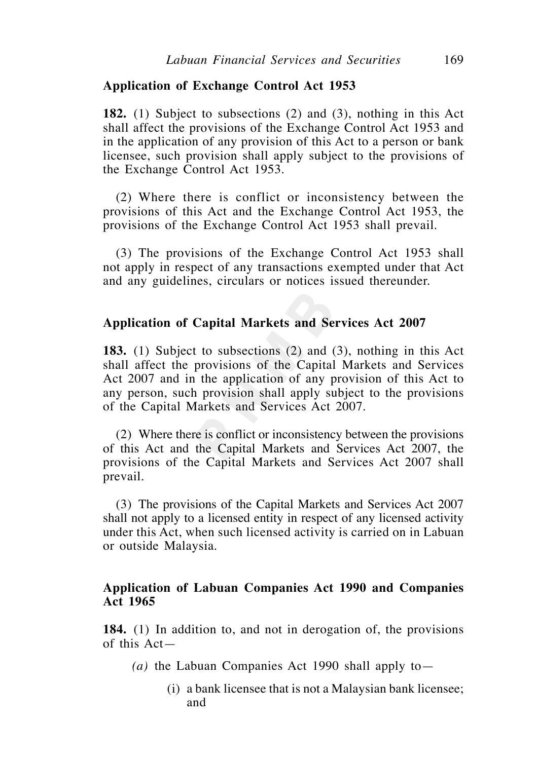**Application of Exchange Control Act 1953**

**182.** (1) Subject to subsections (2) and (3), nothing in this Act shall affect the provisions of the Exchange Control Act 1953 and in the application of any provision of this Act to a person or bank licensee, such provision shall apply subject to the provisions of the Exchange Control Act 1953.

(2) Where there is conflict or inconsistency between the provisions of this Act and the Exchange Control Act 1953, the provisions of the Exchange Control Act 1953 shall prevail.

(3) The provisions of the Exchange Control Act 1953 shall not apply in respect of any transactions exempted under that Act and any guidelines, circulars or notices issued thereunder.

**Application of Capital Markets and Services Act 2007**

**183.** (1) Subject to subsections (2) and (3), nothing in this Act shall affect the provisions of the Capital Markets and Services Act 2007 and in the application of any provision of this Act to any person, such provision shall apply subject to the provisions of the Capital Markets and Services Act 2007.

(2) Where there is conflict or inconsistency between the provisions of this Act and the Capital Markets and Services Act 2007, the provisions of the Capital Markets and Services Act 2007 shall prevail.

(3) The provisions of the Capital Markets and Services Act 2007 shall not apply to a licensed entity in respect of any licensed activity under this Act, when such licensed activity is carried on in Labuan or outside Malaysia.

**Application of Labuan Companies Act 1990 and Companies Act 1965**

**184.** (1) In addition to, and not in derogation of, the provisions of this Act—

*(a)* the Labuan Companies Act 1990 shall apply to—

(i) a bank licensee that is not a Malaysian bank licensee; and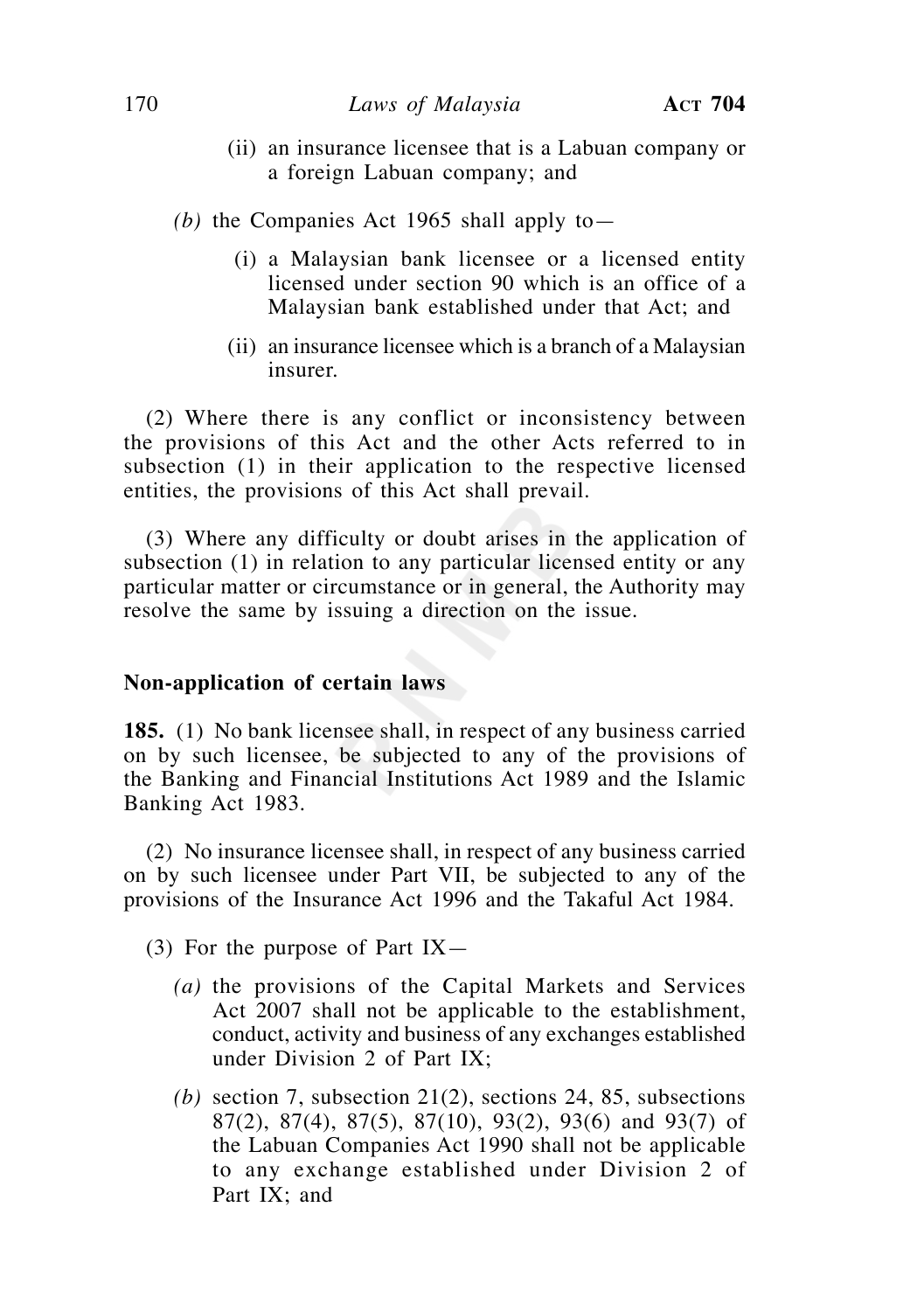(ii) an insurance licensee that is a Labuan company or a foreign Labuan company; and

*(b)* the Companies Act 1965 shall apply to—

(i) a Malaysian bank licensee or a licensed entity licensed under section 90 which is an office of a Malaysian bank established under that Act; and

(ii) an insurance licensee which is a branch of a Malaysian insurer.

(2) Where there is any conflict or inconsistency between the provisions of this Act and the other Acts referred to in subsection (1) in their application to the respective licensed entities, the provisions of this Act shall prevail.

(3) Where any difficulty or doubt arises in the application of subsection (1) in relation to any particular licensed entity or any particular matter or circumstance or in general, the Authority may resolve the same by issuing a direction on the issue.

**Non-application of certain laws**

**185.** (1) No bank licensee shall, in respect of any business carried on by such licensee, be subjected to any of the provisions of the Banking and Financial Institutions Act 1989 and the Islamic Banking Act 1983.

(2) No insurance licensee shall, in respect of any business carried on by such licensee under Part VII, be subjected to any of the provisions of the Insurance Act 1996 and the Takaful Act 1984.

(3) For the purpose of Part IX—

*(a)* the provisions of the Capital Markets and Services Act 2007 shall not be applicable to the establishment, conduct, activity and business of any exchanges established under Division 2 of Part IX;

*(b)* section 7, subsection 21(2), sections 24, 85, subsections 87(2), 87(4), 87(5), 87(10), 93(2), 93(6) and 93(7) of the Labuan Companies Act 1990 shall not be applicable to any exchange established under Division 2 of Part IX; and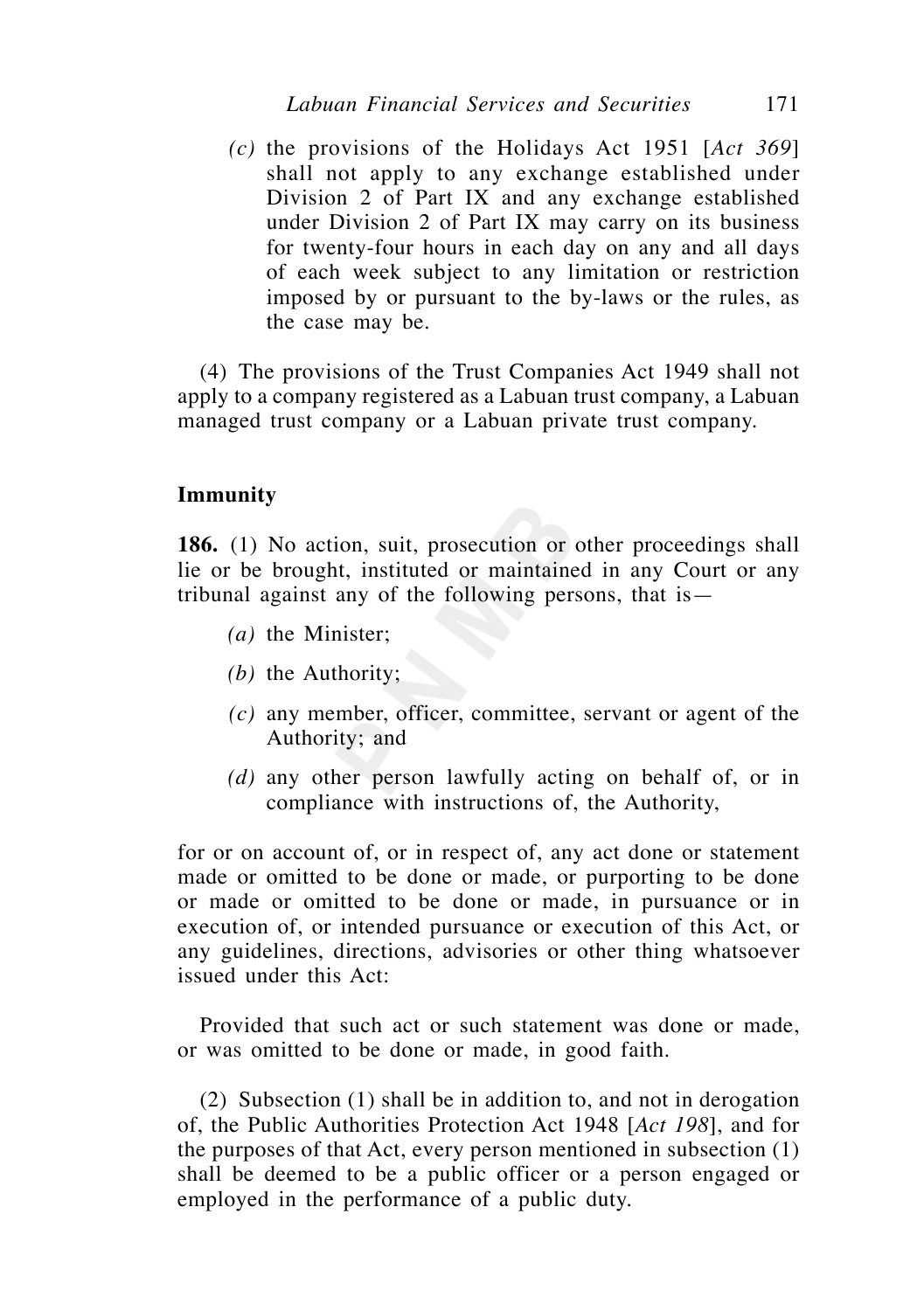*(c)* the provisions of the Holidays Act 1951 [*Act 369*] shall not apply to any exchange established under Division 2 of Part IX and any exchange established under Division 2 of Part IX may carry on its business for twenty-four hours in each day on any and all days of each week subject to any limitation or restriction imposed by or pursuant to the by-laws or the rules, as the case may be.

(4) The provisions of the Trust Companies Act 1949 shall not apply to a company registered as a Labuan trust company, a Labuan managed trust company or a Labuan private trust company.

**Immunity**

**186.** (1) No action, suit, prosecution or other proceedings shall lie or be brought, instituted or maintained in any Court or any tribunal against any of the following persons, that is—

*(a)* the Minister;

*(b)* the Authority;

*(c)* any member, officer, committee, servant or agent of the Authority; and

*(d)* any other person lawfully acting on behalf of, or in compliance with instructions of, the Authority,

for or on account of, or in respect of, any act done or statement made or omitted to be done or made, or purporting to be done or made or omitted to be done or made, in pursuance or in execution of, or intended pursuance or execution of this Act, or any guidelines, directions, advisories or other thing whatsoever issued under this Act:

Provided that such act or such statement was done or made, or was omitted to be done or made, in good faith.

(2) Subsection (1) shall be in addition to, and not in derogation of, the Public Authorities Protection Act 1948 [*Act 198*], and for the purposes of that Act, every person mentioned in subsection (1) shall be deemed to be a public officer or a person engaged or employed in the performance of a public duty.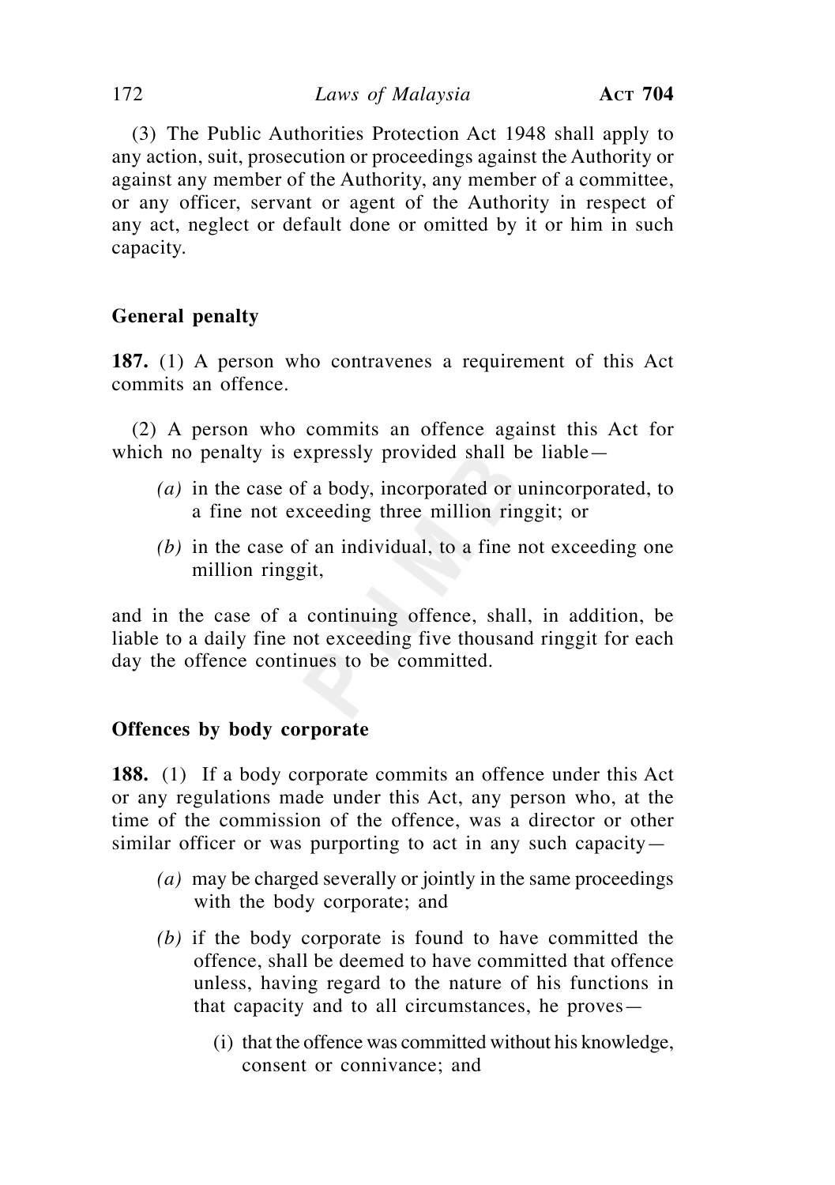(3) The Public Authorities Protection Act 1948 shall apply to any action, suit, prosecution or proceedings against the Authority or against any member of the Authority, any member of a committee, or any officer, servant or agent of the Authority in respect of any act, neglect or default done or omitted by it or him in such capacity.

**General penalty**

**187.** (1) A person who contravenes a requirement of this Act commits an offence.

(2) A person who commits an offence against this Act for which no penalty is expressly provided shall be liable—

*(a)* in the case of a body, incorporated or unincorporated, to a fine not exceeding three million ringgit; or

*(b)* in the case of an individual, to a fine not exceeding one million ringgit,

and in the case of a continuing offence, shall, in addition, be liable to a daily fine not exceeding five thousand ringgit for each day the offence continues to be committed.

**Offences by body corporate**

**188.** (1) If a body corporate commits an offence under this Act or any regulations made under this Act, any person who, at the time of the commission of the offence, was a director or other similar officer or was purporting to act in any such capacity—

*(a)* may be charged severally or jointly in the same proceedings with the body corporate; and

*(b)* if the body corporate is found to have committed the offence, shall be deemed to have committed that offence unless, having regard to the nature of his functions in that capacity and to all circumstances, he proves—

(i) that the offence was committed without his knowledge, consent or connivance; and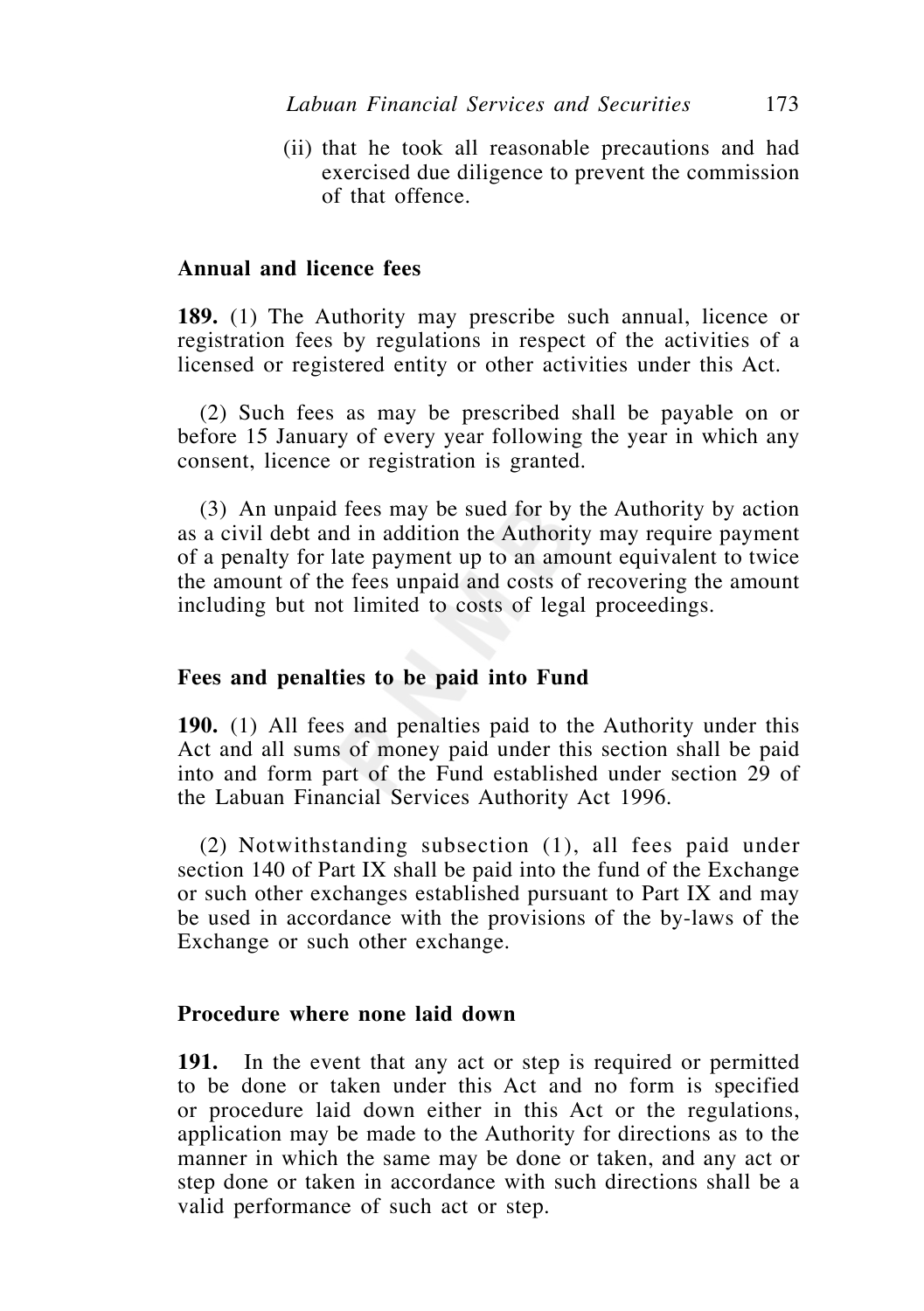(ii) that he took all reasonable precautions and had exercised due diligence to prevent the commission of that offence.

### Annual and licence fees

**189.** (1) The Authority may prescribe such annual, licence or registration fees by regulations in respect of the activities of a licensed or registered entity or other activities under this Act.

(2) Such fees as may be prescribed shall be payable on or before 15 January of every year following the year in which any consent, licence or registration is granted.

(3) An unpaid fees may be sued for by the Authority by action as a civil debt and in addition the Authority may require payment of a penalty for late payment up to an amount equivalent to twice the amount of the fees unpaid and costs of recovering the amount including but not limited to costs of legal proceedings.

### Fees and penalties to be paid into Fund

**190.** (1) All fees and penalties paid to the Authority under this Act and all sums of money paid under this section shall be paid into and form part of the Fund established under section 29 of the Labuan Financial Services Authority Act 1996.

(2) Notwithstanding subsection (1), all fees paid under section 140 of Part IX shall be paid into the fund of the Exchange or such other exchanges established pursuant to Part IX and may be used in accordance with the provisions of the by-laws of the Exchange or such other exchange.

### Procedure where none laid down

**191.** In the event that any act or step is required or permitted to be done or taken under this Act and no form is specified or procedure laid down either in this Act or the regulations, application may be made to the Authority for directions as to the manner in which the same may be done or taken, and any act or step done or taken in accordance with such directions shall be a valid performance of such act or step.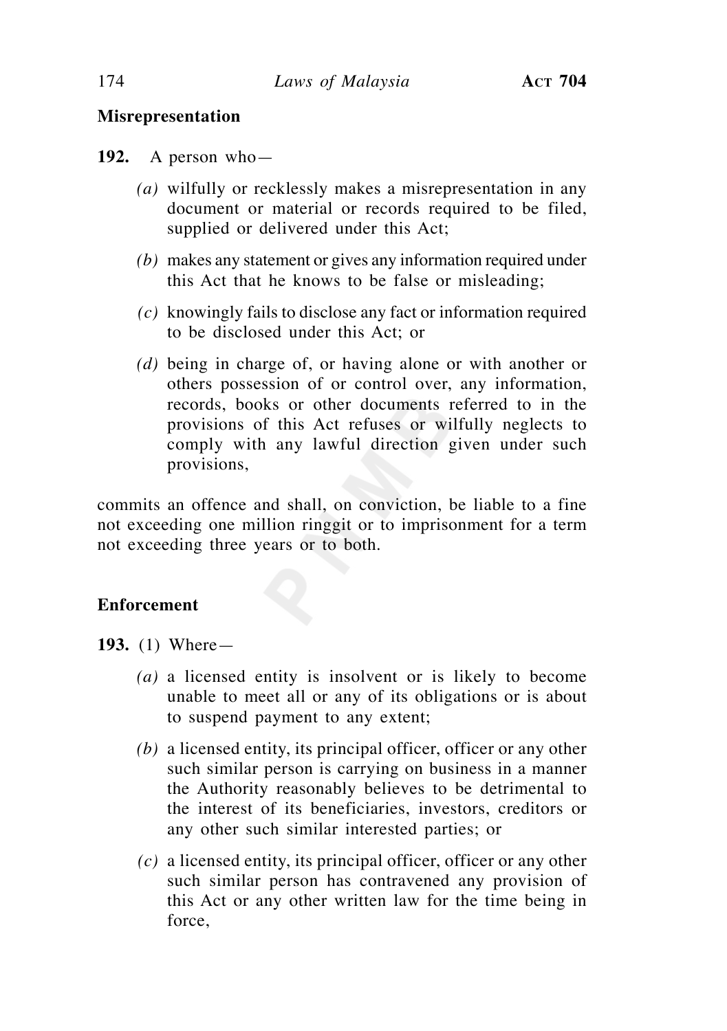**Misrepresentation**

**192.** A person who—

*(a)* wilfully or recklessly makes a misrepresentation in any document or material or records required to be filed, supplied or delivered under this Act;

*(b)* makes any statement or gives any information required under this Act that he knows to be false or misleading;

*(c)* knowingly fails to disclose any fact or information required to be disclosed under this Act; or

*(d)* being in charge of, or having alone or with another or others possession of or control over, any information, records, books or other documents referred to in the provisions of this Act refuses or wilfully neglects to comply with any lawful direction given under such provisions,

commits an offence and shall, on conviction, be liable to a fine not exceeding one million ringgit or to imprisonment for a term not exceeding three years or to both.

**Enforcement**

**193.** (1) Where—

*(a)* a licensed entity is insolvent or is likely to become unable to meet all or any of its obligations or is about to suspend payment to any extent;

*(b)* a licensed entity, its principal officer, officer or any other such similar person is carrying on business in a manner the Authority reasonably believes to be detrimental to the interest of its beneficiaries, investors, creditors or any other such similar interested parties; or

*(c)* a licensed entity, its principal officer, officer or any other such similar person has contravened any provision of this Act or any other written law for the time being in force,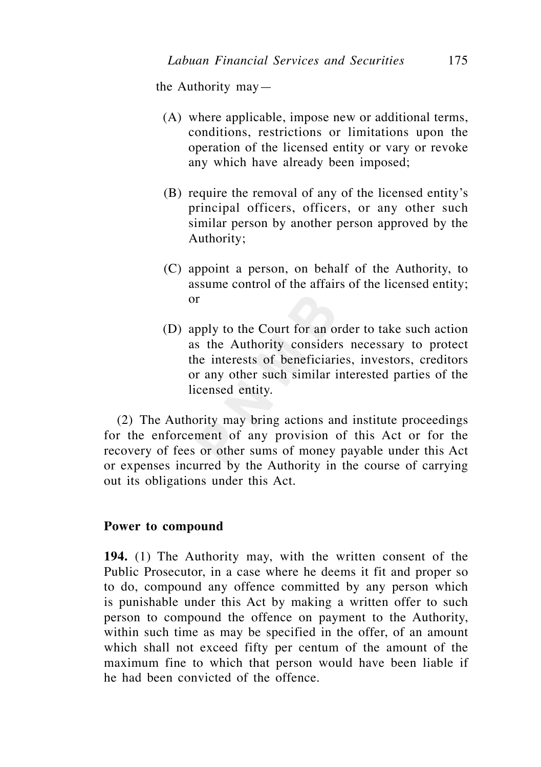the Authority may—

(A) where applicable, impose new or additional terms, conditions, restrictions or limitations upon the operation of the licensed entity or vary or revoke any which have already been imposed;

(B) require the removal of any of the licensed entity's principal officers, officers, or any other such similar person by another person approved by the Authority;

(C) appoint a person, on behalf of the Authority, to assume control of the affairs of the licensed entity; or

(D) apply to the Court for an order to take such action as the Authority considers necessary to protect the interests of beneficiaries, investors, creditors or any other such similar interested parties of the licensed entity.

(2) The Authority may bring actions and institute proceedings for the enforcement of any provision of this Act or for the recovery of fees or other sums of money payable under this Act or expenses incurred by the Authority in the course of carrying out its obligations under this Act.

**Power to compound**

**194.** (1) The Authority may, with the written consent of the Public Prosecutor, in a case where he deems it fit and proper so to do, compound any offence committed by any person which is punishable under this Act by making a written offer to such person to compound the offence on payment to the Authority, within such time as may be specified in the offer, of an amount which shall not exceed fifty per centum of the amount of the maximum fine to which that person would have been liable if he had been convicted of the offence.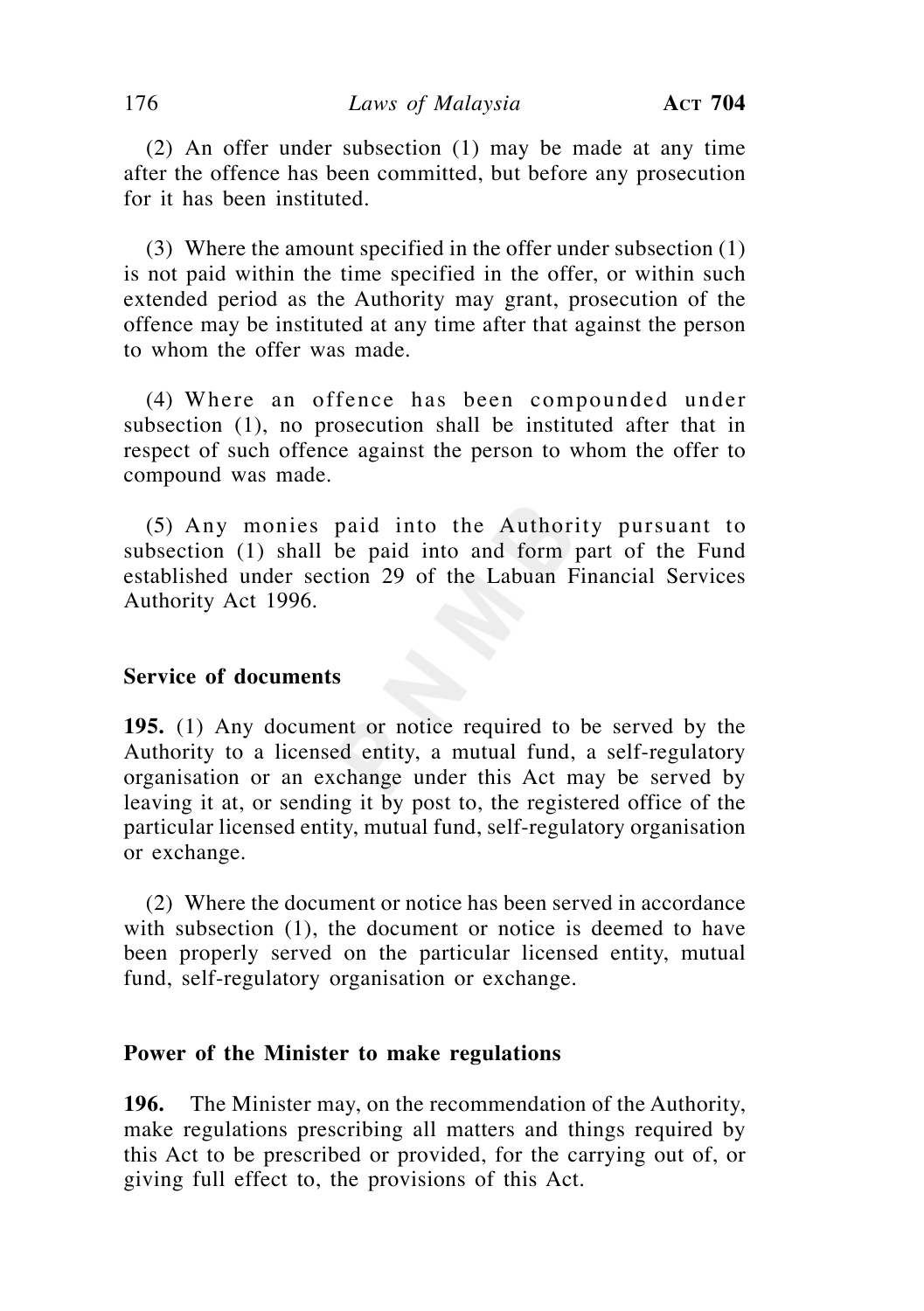(2) An offer under subsection (1) may be made at any time after the offence has been committed, but before any prosecution for it has been instituted.

(3) Where the amount specified in the offer under subsection (1) is not paid within the time specified in the offer, or within such extended period as the Authority may grant, prosecution of the offence may be instituted at any time after that against the person to whom the offer was made.

(4) Where an offence has been compounded under subsection (1), no prosecution shall be instituted after that in respect of such offence against the person to whom the offer to compound was made.

(5) Any monies paid into the Authority pursuant to subsection (1) shall be paid into and form part of the Fund established under section 29 of the Labuan Financial Services Authority Act 1996.

### Service of documents

**195.** (1) Any document or notice required to be served by the Authority to a licensed entity, a mutual fund, a self-regulatory organisation or an exchange under this Act may be served by leaving it at, or sending it by post to, the registered office of the particular licensed entity, mutual fund, self-regulatory organisation or exchange.

(2) Where the document or notice has been served in accordance with subsection (1), the document or notice is deemed to have been properly served on the particular licensed entity, mutual fund, self-regulatory organisation or exchange.

### Power of the Minister to make regulations

**196.** The Minister may, on the recommendation of the Authority, make regulations prescribing all matters and things required by this Act to be prescribed or provided, for the carrying out of, or giving full effect to, the provisions of this Act.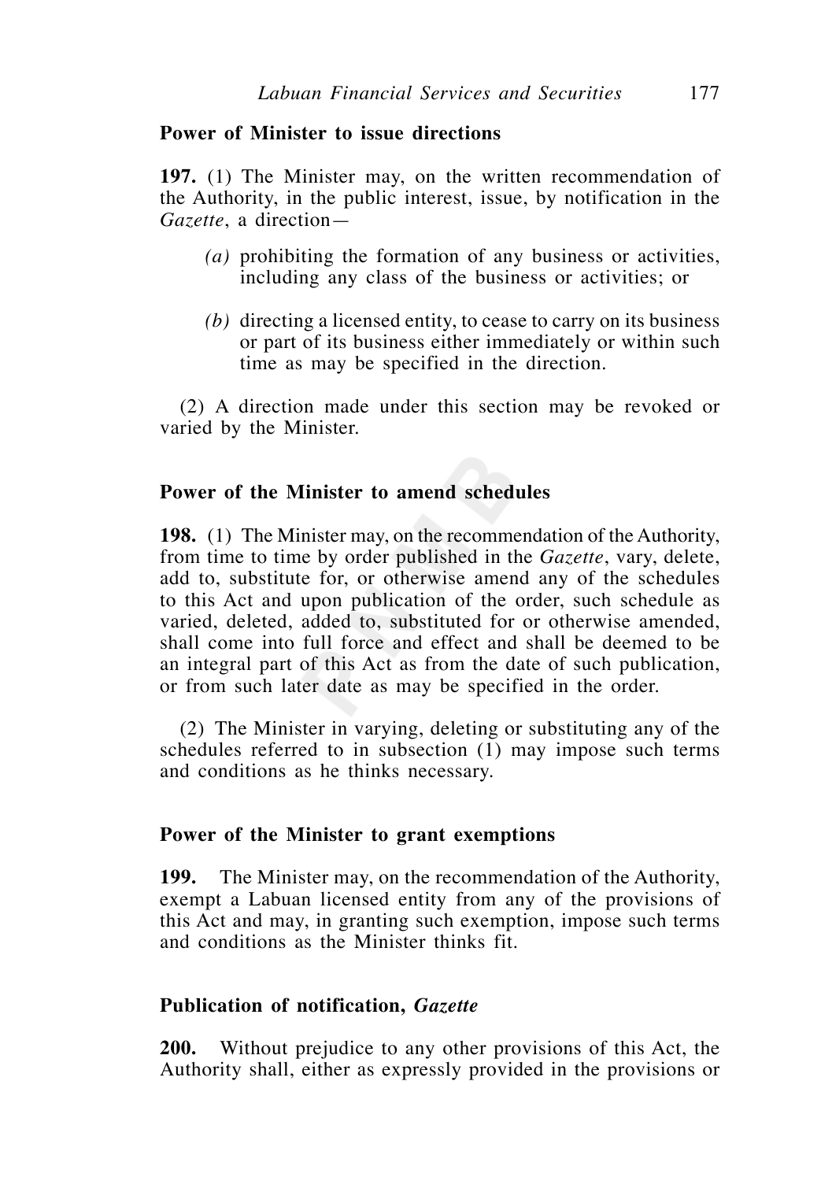**Power of Minister to issue directions**

**197.** (1) The Minister may, on the written recommendation of the Authority, in the public interest, issue, by notification in the *Gazette*, a direction—

*(a)* prohibiting the formation of any business or activities, including any class of the business or activities; or

*(b)* directing a licensed entity, to cease to carry on its business or part of its business either immediately or within such time as may be specified in the direction.

(2) A direction made under this section may be revoked or varied by the Minister.

**Power of the Minister to amend schedules**

**198.** (1) The Minister may, on the recommendation of the Authority, from time to time by order published in the *Gazette*, vary, delete, add to, substitute for, or otherwise amend any of the schedules to this Act and upon publication of the order, such schedule as varied, deleted, added to, substituted for or otherwise amended, shall come into full force and effect and shall be deemed to be an integral part of this Act as from the date of such publication, or from such later date as may be specified in the order.

(2) The Minister in varying, deleting or substituting any of the schedules referred to in subsection (1) may impose such terms and conditions as he thinks necessary.

**Power of the Minister to grant exemptions**

**199.** The Minister may, on the recommendation of the Authority, exempt a Labuan licensed entity from any of the provisions of this Act and may, in granting such exemption, impose such terms and conditions as the Minister thinks fit.

**Publication of notification, *Gazette***

**200.** Without prejudice to any other provisions of this Act, the Authority shall, either as expressly provided in the provisions or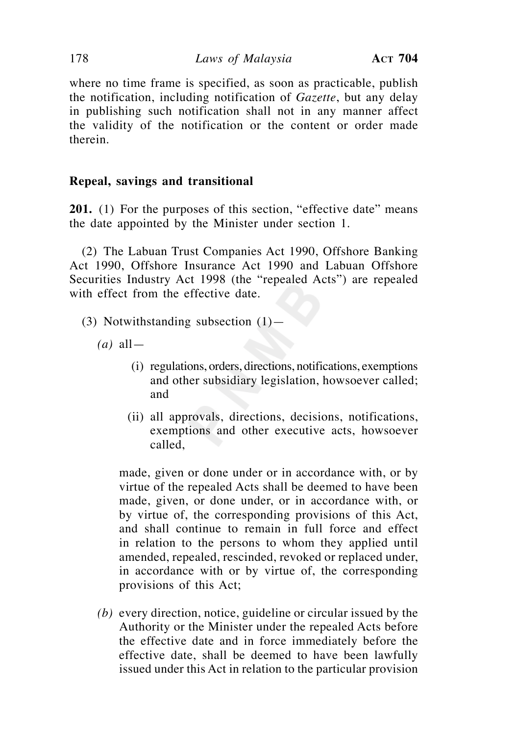where no time frame is specified, as soon as practicable, publish the notification, including notification of *Gazette*, but any delay in publishing such notification shall not in any manner affect the validity of the notification or the content or order made therein.

**Repeal, savings and transitional**

**201.** (1) For the purposes of this section, "effective date" means the date appointed by the Minister under section 1.

(2) The Labuan Trust Companies Act 1990, Offshore Banking Act 1990, Offshore Insurance Act 1990 and Labuan Offshore Securities Industry Act 1998 (the "repealed Acts") are repealed with effect from the effective date.

(3) Notwithstanding subsection (1)—

*(a)* all—

(i) regulations, orders, directions, notifications, exemptions and other subsidiary legislation, howsoever called; and

(ii) all approvals, directions, decisions, notifications, exemptions and other executive acts, howsoever called,

made, given or done under or in accordance with, or by virtue of the repealed Acts shall be deemed to have been made, given, or done under, or in accordance with, or by virtue of, the corresponding provisions of this Act, and shall continue to remain in full force and effect in relation to the persons to whom they applied until amended, repealed, rescinded, revoked or replaced under, in accordance with or by virtue of, the corresponding provisions of this Act;

*(b)* every direction, notice, guideline or circular issued by the Authority or the Minister under the repealed Acts before the effective date and in force immediately before the effective date, shall be deemed to have been lawfully issued under this Act in relation to the particular provision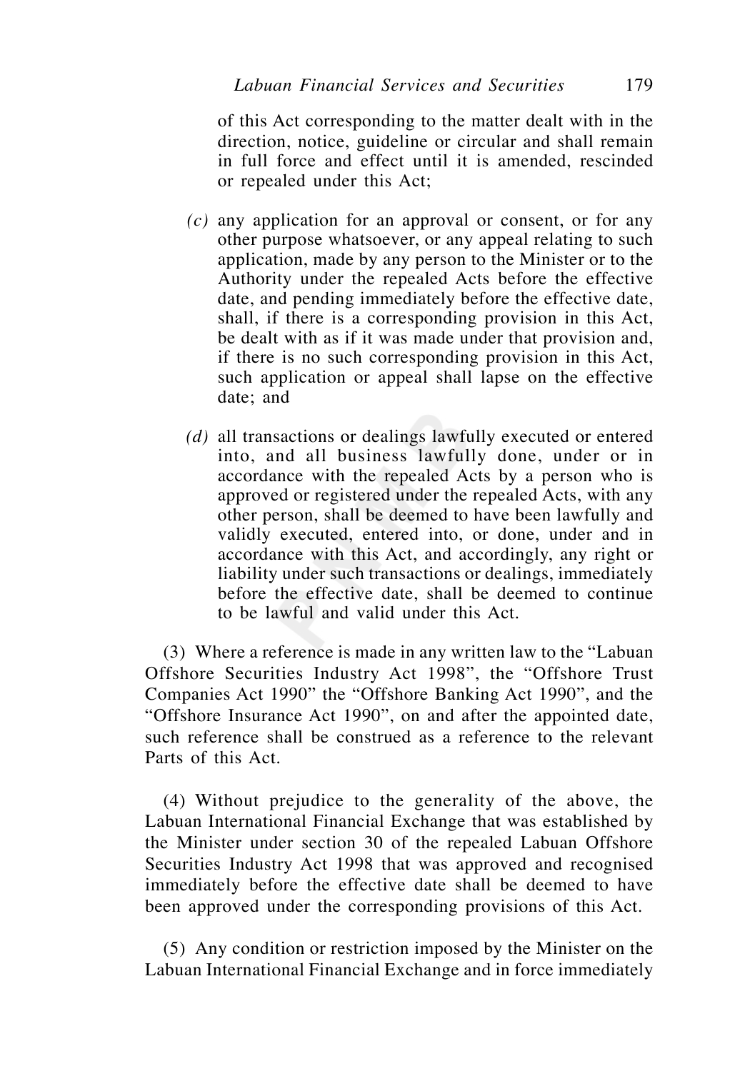of this Act corresponding to the matter dealt with in the direction, notice, guideline or circular and shall remain in full force and effect until it is amended, rescinded or repealed under this Act;

*(c)* any application for an approval or consent, or for any other purpose whatsoever, or any appeal relating to such application, made by any person to the Minister or to the Authority under the repealed Acts before the effective date, and pending immediately before the effective date, shall, if there is a corresponding provision in this Act, be dealt with as if it was made under that provision and, if there is no such corresponding provision in this Act, such application or appeal shall lapse on the effective date; and

*(d)* all transactions or dealings lawfully executed or entered into, and all business lawfully done, under or in accordance with the repealed Acts by a person who is approved or registered under the repealed Acts, with any other person, shall be deemed to have been lawfully and validly executed, entered into, or done, under and in accordance with this Act, and accordingly, any right or liability under such transactions or dealings, immediately before the effective date, shall be deemed to continue to be lawful and valid under this Act.

(3) Where a reference is made in any written law to the "Labuan Offshore Securities Industry Act 1998", the "Offshore Trust Companies Act 1990" the "Offshore Banking Act 1990", and the "Offshore Insurance Act 1990", on and after the appointed date, such reference shall be construed as a reference to the relevant Parts of this Act.

(4) Without prejudice to the generality of the above, the Labuan International Financial Exchange that was established by the Minister under section 30 of the repealed Labuan Offshore Securities Industry Act 1998 that was approved and recognised immediately before the effective date shall be deemed to have been approved under the corresponding provisions of this Act.

(5) Any condition or restriction imposed by the Minister on the Labuan International Financial Exchange and in force immediately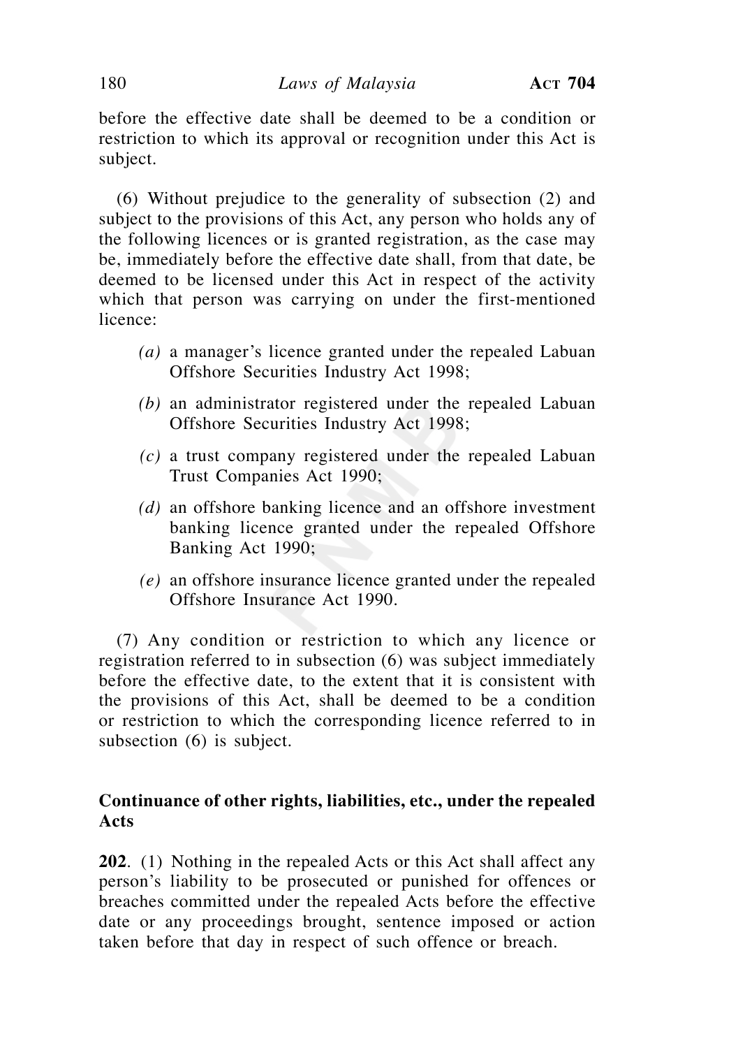before the effective date shall be deemed to be a condition or restriction to which its approval or recognition under this Act is subject.

(6) Without prejudice to the generality of subsection (2) and subject to the provisions of this Act, any person who holds any of the following licences or is granted registration, as the case may be, immediately before the effective date shall, from that date, be deemed to be licensed under this Act in respect of the activity which that person was carrying on under the first-mentioned licence:

*(a)* a manager's licence granted under the repealed Labuan Offshore Securities Industry Act 1998;

*(b)* an administrator registered under the repealed Labuan Offshore Securities Industry Act 1998;

*(c)* a trust company registered under the repealed Labuan Trust Companies Act 1990;

*(d)* an offshore banking licence and an offshore investment banking licence granted under the repealed Offshore Banking Act 1990;

*(e)* an offshore insurance licence granted under the repealed Offshore Insurance Act 1990.

(7) Any condition or restriction to which any licence or registration referred to in subsection (6) was subject immediately before the effective date, to the extent that it is consistent with the provisions of this Act, shall be deemed to be a condition or restriction to which the corresponding licence referred to in subsection (6) is subject.

**Continuance of other rights, liabilities, etc., under the repealed Acts**

**202**. (1) Nothing in the repealed Acts or this Act shall affect any person's liability to be prosecuted or punished for offences or breaches committed under the repealed Acts before the effective date or any proceedings brought, sentence imposed or action taken before that day in respect of such offence or breach.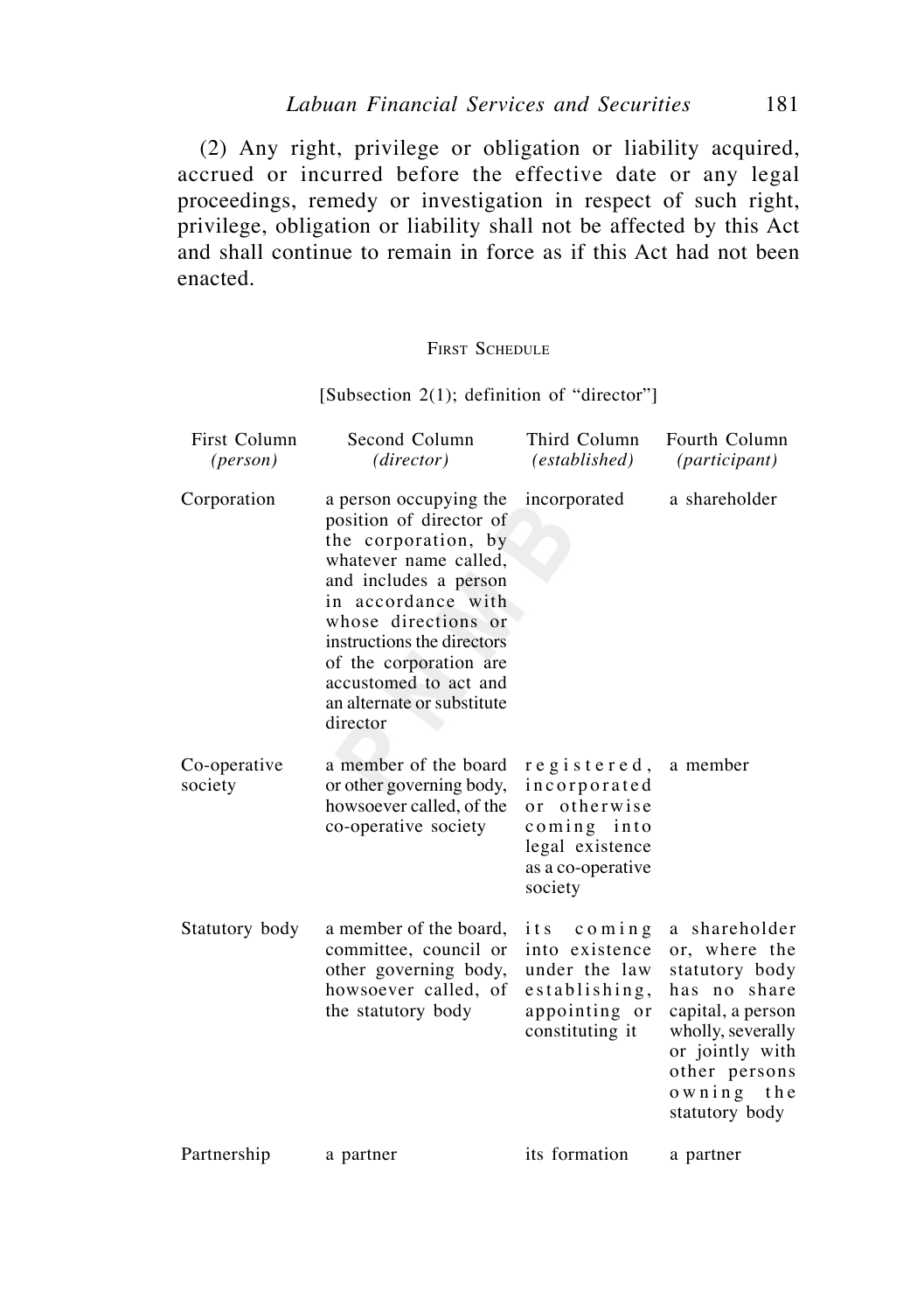(2) Any right, privilege or obligation or liability acquired, accrued or incurred before the effective date or any legal proceedings, remedy or investigation in respect of such right, privilege, obligation or liability shall not be affected by this Act and shall continue to remain in force as if this Act had not been enacted.

## First Schedule

[Subsection 2(1); definition of "director"]

| First Column *(person)* | Second Column *(director)* | Third Column *(established)* | Fourth Column *(participant)* |
|---|---|---|---|
| Corporation | a person occupying the position of director of the corporation, by whatever name called, and includes a person in accordance with whose directions or instructions the directors of the corporation are accustomed to act and an alternate or substitute director | incorporated | a shareholder |
| Co-operative society | a member of the board or other governing body, howsoever called, of the co-operative society | registered, incorporated or otherwise coming into legal existence as a co-operative society | a member |
| Statutory body | a member of the board, committee, council or other governing body, howsoever called, of the statutory body | its coming into existence under the law establishing, appointing or constituting it | a shareholder or, where the statutory body has no share capital, a person wholly, severally or jointly with other persons owning the statutory body |
| Partnership | a partner | its formation | a partner |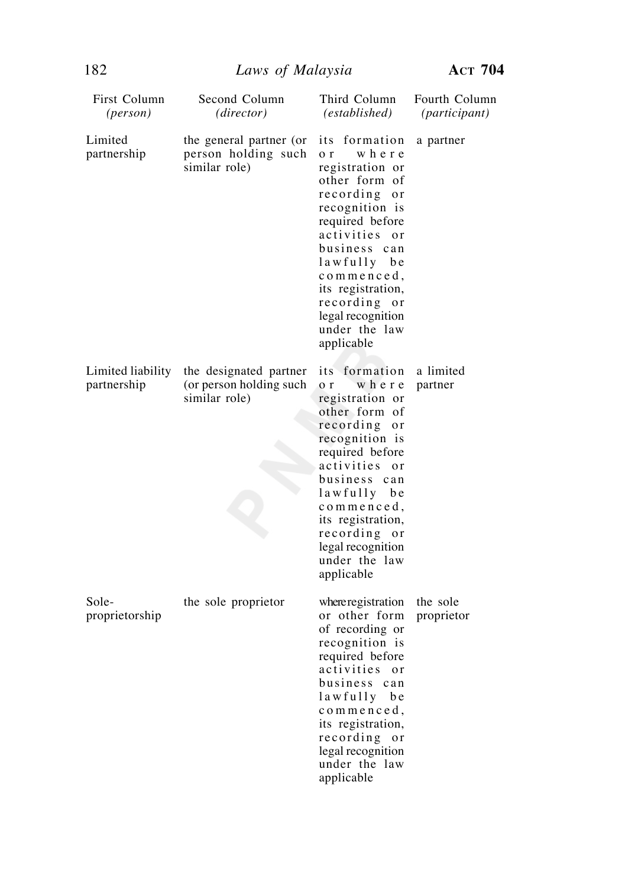| First Column *(person)* | Second Column *(director)* | Third Column *(established)* | Fourth Column *(participant)* |
|---|---|---|---|
| Limited partnership | the general partner (or person holding such similar role) | its formation or where registration or other form of recording or recognition is required before activities or business can lawfully be commenced, its registration, recording or legal recognition under the law applicable | a partner |
| Limited liability partnership | the designated partner (or person holding such similar role) | its formation or where registration or other form of recording or recognition is required before activities or business can lawfully be commenced, its registration, recording or legal recognition under the law applicable | a limited partner |
| Sole-proprietorship | the sole proprietor | where registration or other form of recording or recognition is required before activities or business can lawfully be commenced, its registration, recording or legal recognition under the law applicable | the sole proprietor |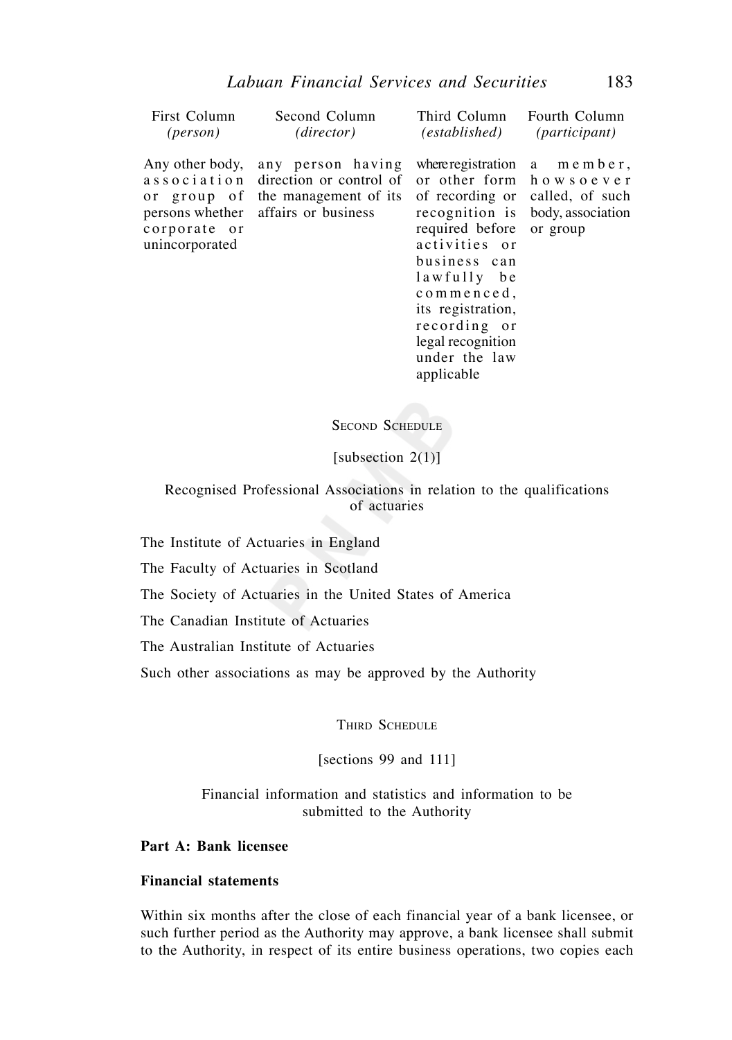| First Column *(person)* | Second Column *(director)* | Third Column *(established)* | Fourth Column *(participant)* |
|---|---|---|---|
| Any other body, association or group of persons whether corporate or unincorporated | any person having direction or control of the management of its affairs or business | where registration or other form of recording or recognition is required before activities or business can lawfully be commenced, its registration, recording or legal recognition under the law applicable | a member, howsoever called, of such body, association or group |

Second Schedule

[subsection 2(1)]

Recognised Professional Associations in relation to the qualifications of actuaries

The Institute of Actuaries in England

The Faculty of Actuaries in Scotland

The Society of Actuaries in the United States of America

The Canadian Institute of Actuaries

The Australian Institute of Actuaries

Such other associations as may be approved by the Authority

Third Schedule

[sections 99 and 111]

Financial information and statistics and information to be submitted to the Authority

**Part A: Bank licensee**

**Financial statements**

Within six months after the close of each financial year of a bank licensee, or such further period as the Authority may approve, a bank licensee shall submit to the Authority, in respect of its entire business operations, two copies each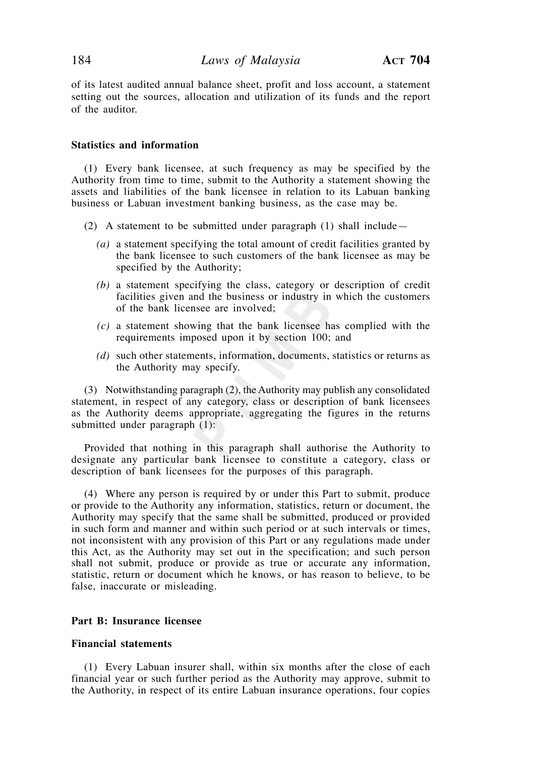of its latest audited annual balance sheet, profit and loss account, a statement setting out the sources, allocation and utilization of its funds and the report of the auditor.

**Statistics and information**

(1) Every bank licensee, at such frequency as may be specified by the Authority from time to time, submit to the Authority a statement showing the assets and liabilities of the bank licensee in relation to its Labuan banking business or Labuan investment banking business, as the case may be.

(2) A statement to be submitted under paragraph (1) shall include—

*(a)* a statement specifying the total amount of credit facilities granted by the bank licensee to such customers of the bank licensee as may be specified by the Authority;

*(b)* a statement specifying the class, category or description of credit facilities given and the business or industry in which the customers of the bank licensee are involved;

*(c)* a statement showing that the bank licensee has complied with the requirements imposed upon it by section 100; and

*(d)* such other statements, information, documents, statistics or returns as the Authority may specify.

(3) Notwithstanding paragraph (2), the Authority may publish any consolidated statement, in respect of any category, class or description of bank licensees as the Authority deems appropriate, aggregating the figures in the returns submitted under paragraph (1):

Provided that nothing in this paragraph shall authorise the Authority to designate any particular bank licensee to constitute a category, class or description of bank licensees for the purposes of this paragraph.

(4) Where any person is required by or under this Part to submit, produce or provide to the Authority any information, statistics, return or document, the Authority may specify that the same shall be submitted, produced or provided in such form and manner and within such period or at such intervals or times, not inconsistent with any provision of this Part or any regulations made under this Act, as the Authority may set out in the specification; and such person shall not submit, produce or provide as true or accurate any information, statistic, return or document which he knows, or has reason to believe, to be false, inaccurate or misleading.

**Part B: Insurance licensee**

**Financial statements**

(1) Every Labuan insurer shall, within six months after the close of each financial year or such further period as the Authority may approve, submit to the Authority, in respect of its entire Labuan insurance operations, four copies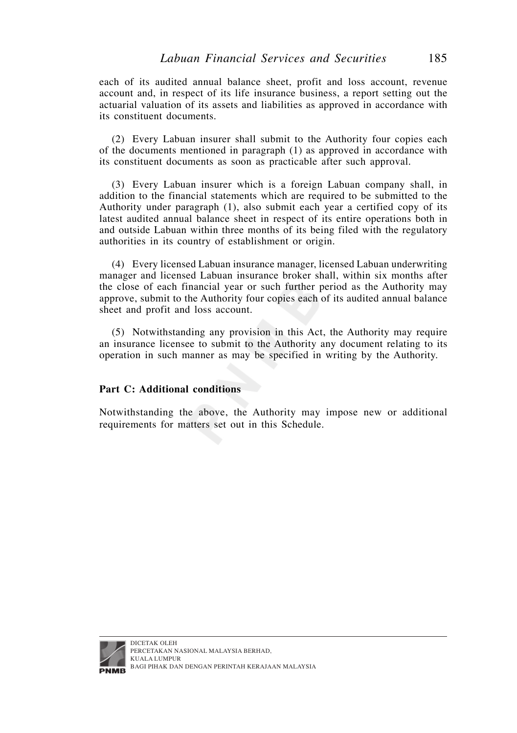each of its audited annual balance sheet, profit and loss account, revenue account and, in respect of its life insurance business, a report setting out the actuarial valuation of its assets and liabilities as approved in accordance with its constituent documents.

(2) Every Labuan insurer shall submit to the Authority four copies each of the documents mentioned in paragraph (1) as approved in accordance with its constituent documents as soon as practicable after such approval.

(3) Every Labuan insurer which is a foreign Labuan company shall, in addition to the financial statements which are required to be submitted to the Authority under paragraph (1), also submit each year a certified copy of its latest audited annual balance sheet in respect of its entire operations both in and outside Labuan within three months of its being filed with the regulatory authorities in its country of establishment or origin.

(4) Every licensed Labuan insurance manager, licensed Labuan underwriting manager and licensed Labuan insurance broker shall, within six months after the close of each financial year or such further period as the Authority may approve, submit to the Authority four copies each of its audited annual balance sheet and profit and loss account.

(5) Notwithstanding any provision in this Act, the Authority may require an insurance licensee to submit to the Authority any document relating to its operation in such manner as may be specified in writing by the Authority.

**Part C: Additional conditions**

Notwithstanding the above, the Authority may impose new or additional requirements for matters set out in this Schedule.

DICETAK OLEH
PERCETAKAN NASIONAL MALAYSIA BERHAD,
KUALA LUMPUR
BAGI PIHAK DAN DENGAN PERINTAH KERAJAAN MALAYSIA